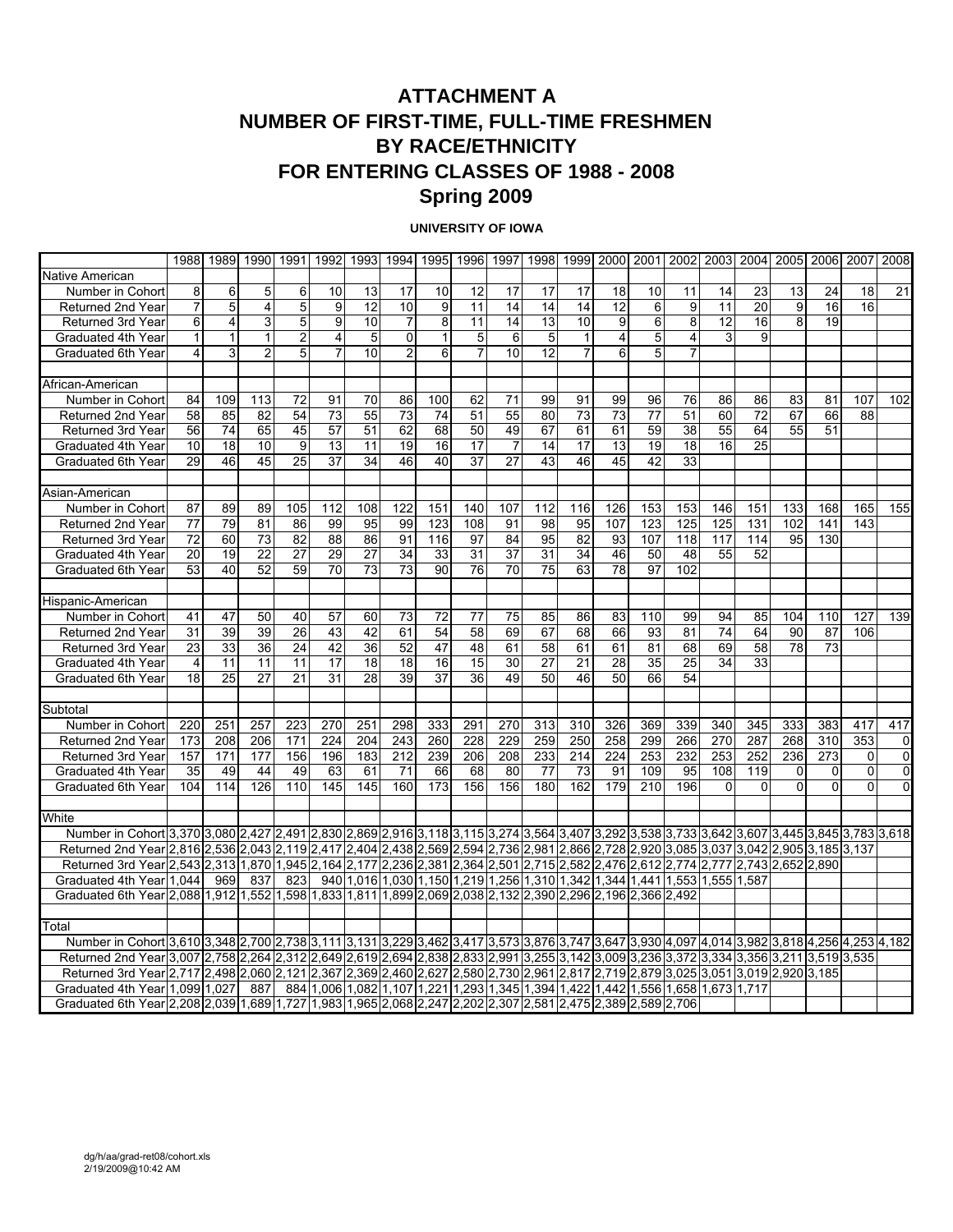# ATTACHMENT A
# NUMBER OF FIRST-TIME, FULL-TIME FRESHMEN
# BY RACE/ETHNICITY
# FOR ENTERING CLASSES OF 1988 - 2008
# Spring 2009

**UNIVERSITY OF IOWA**

| | 1988 | 1989 | 1990 | 1991 | 1992 | 1993 | 1994 | 1995 | 1996 | 1997 | 1998 | 1999 | 2000 | 2001 | 2002 | 2003 | 2004 | 2005 | 2006 | 2007 | 2008 |
|---|---|---|---|---|---|---|---|---|---|---|---|---|---|---|---|---|---|---|---|---|---|
| Native American | | | | | | | | | | | | | | | | | | | | | |
| Number in Cohort | 8 | 6 | 5 | 6 | 10 | 13 | 17 | 10 | 12 | 17 | 17 | 17 | 18 | 10 | 11 | 14 | 23 | 13 | 24 | 18 | 21 |
| Returned 2nd Year | 7 | 5 | 4 | 5 | 9 | 12 | 10 | 9 | 11 | 14 | 14 | 14 | 12 | 6 | 9 | 11 | 20 | 9 | 16 | 16 | |
| Returned 3rd Year | 6 | 4 | 3 | 5 | 9 | 10 | 7 | 8 | 11 | 14 | 13 | 10 | 9 | 6 | 8 | 12 | 16 | 8 | 19 | | |
| Graduated 4th Year | 1 | 1 | 1 | 2 | 4 | 5 | 0 | 1 | 5 | 6 | 5 | 1 | 4 | 5 | 4 | 3 | 9 | | | | |
| Graduated 6th Year | 4 | 3 | 2 | 5 | 7 | 10 | 2 | 6 | 7 | 10 | 12 | 7 | 6 | 5 | 7 | | | | | | |
| | | | | | | | | | | | | | | | | | | | | | |
| African-American | | | | | | | | | | | | | | | | | | | | | |
| Number in Cohort | 84 | 109 | 113 | 72 | 91 | 70 | 86 | 100 | 62 | 71 | 99 | 91 | 99 | 96 | 76 | 86 | 86 | 83 | 81 | 107 | 102 |
| Returned 2nd Year | 58 | 85 | 82 | 54 | 73 | 55 | 73 | 74 | 51 | 55 | 80 | 73 | 73 | 77 | 51 | 60 | 72 | 67 | 66 | 88 | |
| Returned 3rd Year | 56 | 74 | 65 | 45 | 57 | 51 | 62 | 68 | 50 | 49 | 67 | 61 | 61 | 59 | 38 | 55 | 64 | 55 | 51 | | |
| Graduated 4th Year | 10 | 18 | 10 | 9 | 13 | 11 | 19 | 16 | 17 | 7 | 14 | 17 | 13 | 19 | 18 | 16 | 25 | | | | |
| Graduated 6th Year | 29 | 46 | 45 | 25 | 37 | 34 | 46 | 40 | 37 | 27 | 43 | 46 | 45 | 42 | 33 | | | | | | |
| | | | | | | | | | | | | | | | | | | | | | |
| Asian-American | | | | | | | | | | | | | | | | | | | | | |
| Number in Cohort | 87 | 89 | 89 | 105 | 112 | 108 | 122 | 151 | 140 | 107 | 112 | 116 | 126 | 153 | 153 | 146 | 151 | 133 | 168 | 165 | 155 |
| Returned 2nd Year | 77 | 79 | 81 | 86 | 99 | 95 | 99 | 123 | 108 | 91 | 98 | 95 | 107 | 123 | 125 | 125 | 131 | 102 | 141 | 143 | |
| Returned 3rd Year | 72 | 60 | 73 | 82 | 88 | 86 | 91 | 116 | 97 | 84 | 95 | 82 | 93 | 107 | 118 | 117 | 114 | 95 | 130 | | |
| Graduated 4th Year | 20 | 19 | 22 | 27 | 29 | 27 | 34 | 33 | 31 | 37 | 31 | 34 | 46 | 50 | 48 | 55 | 52 | | | | |
| Graduated 6th Year | 53 | 40 | 52 | 59 | 70 | 73 | 73 | 90 | 76 | 70 | 75 | 63 | 78 | 97 | 102 | | | | | | |
| | | | | | | | | | | | | | | | | | | | | | |
| Hispanic-American | | | | | | | | | | | | | | | | | | | | | |
| Number in Cohort | 41 | 47 | 50 | 40 | 57 | 60 | 73 | 72 | 77 | 75 | 85 | 86 | 83 | 110 | 99 | 94 | 85 | 104 | 110 | 127 | 139 |
| Returned 2nd Year | 31 | 39 | 39 | 26 | 43 | 42 | 61 | 54 | 58 | 69 | 67 | 68 | 66 | 93 | 81 | 74 | 64 | 90 | 87 | 106 | |
| Returned 3rd Year | 23 | 33 | 36 | 24 | 42 | 36 | 52 | 47 | 48 | 61 | 58 | 61 | 61 | 81 | 68 | 69 | 58 | 78 | 73 | | |
| Graduated 4th Year | 4 | 11 | 11 | 11 | 17 | 18 | 18 | 16 | 15 | 30 | 27 | 21 | 28 | 35 | 25 | 34 | 33 | | | | |
| Graduated 6th Year | 18 | 25 | 27 | 21 | 31 | 28 | 39 | 37 | 36 | 49 | 50 | 46 | 50 | 66 | 54 | | | | | | |
| | | | | | | | | | | | | | | | | | | | | | |
| Subtotal | | | | | | | | | | | | | | | | | | | | | |
| Number in Cohort | 220 | 251 | 257 | 223 | 270 | 251 | 298 | 333 | 291 | 270 | 313 | 310 | 326 | 369 | 339 | 340 | 345 | 333 | 383 | 417 | 417 |
| Returned 2nd Year | 173 | 208 | 206 | 171 | 224 | 204 | 243 | 260 | 228 | 229 | 259 | 250 | 258 | 299 | 266 | 270 | 287 | 268 | 310 | 353 | 0 |
| Returned 3rd Year | 157 | 171 | 177 | 156 | 196 | 183 | 212 | 239 | 206 | 208 | 233 | 214 | 224 | 253 | 232 | 253 | 252 | 236 | 273 | 0 | 0 |
| Graduated 4th Year | 35 | 49 | 44 | 49 | 63 | 61 | 71 | 66 | 68 | 80 | 77 | 73 | 91 | 109 | 95 | 108 | 119 | 0 | 0 | 0 | 0 |
| Graduated 6th Year | 104 | 114 | 126 | 110 | 145 | 145 | 160 | 173 | 156 | 156 | 180 | 162 | 179 | 210 | 196 | 0 | 0 | 0 | 0 | 0 | 0 |
| | | | | | | | | | | | | | | | | | | | | | |
| White | | | | | | | | | | | | | | | | | | | | | |
| Number in Cohort | 3,370 | 3,080 | 2,427 | 2,491 | 2,830 | 2,869 | 2,916 | 3,118 | 3,115 | 3,274 | 3,564 | 3,407 | 3,292 | 3,538 | 3,733 | 3,642 | 3,607 | 3,445 | 3,845 | 3,783 | 3,618 |
| Returned 2nd Year | 2,816 | 2,536 | 2,043 | 2,119 | 2,417 | 2,404 | 2,438 | 2,569 | 2,594 | 2,736 | 2,981 | 2,866 | 2,728 | 2,920 | 3,085 | 3,037 | 3,042 | 2,905 | 3,185 | 3,137 | |
| Returned 3rd Year | 2,543 | 2,313 | 1,870 | 1,945 | 2,164 | 2,177 | 2,236 | 2,381 | 2,364 | 2,501 | 2,715 | 2,582 | 2,476 | 2,612 | 2,774 | 2,777 | 2,743 | 2,652 | 2,890 | | |
| Graduated 4th Year | 1,044 | 969 | 837 | 823 | 940 | 1,016 | 1,030 | 1,150 | 1,219 | 1,256 | 1,310 | 1,342 | 1,344 | 1,441 | 1,553 | 1,555 | 1,587 | | | | |
| Graduated 6th Year | 2,088 | 1,912 | 1,552 | 1,598 | 1,833 | 1,811 | 1,899 | 2,069 | 2,038 | 2,132 | 2,390 | 2,296 | 2,196 | 2,366 | 2,492 | | | | | | |
| | | | | | | | | | | | | | | | | | | | | | |
| Total | | | | | | | | | | | | | | | | | | | | | |
| Number in Cohort | 3,610 | 3,348 | 2,700 | 2,738 | 3,111 | 3,131 | 3,229 | 3,462 | 3,417 | 3,573 | 3,876 | 3,747 | 3,647 | 3,930 | 4,097 | 4,014 | 3,982 | 3,818 | 4,256 | 4,253 | 4,182 |
| Returned 2nd Year | 3,007 | 2,758 | 2,264 | 2,312 | 2,649 | 2,619 | 2,694 | 2,838 | 2,833 | 2,991 | 3,255 | 3,142 | 3,009 | 3,236 | 3,372 | 3,334 | 3,356 | 3,211 | 3,519 | 3,535 | |
| Returned 3rd Year | 2,717 | 2,498 | 2,060 | 2,121 | 2,367 | 2,369 | 2,460 | 2,627 | 2,580 | 2,730 | 2,961 | 2,817 | 2,719 | 2,879 | 3,025 | 3,051 | 3,019 | 2,920 | 3,185 | | |
| Graduated 4th Year | 1,099 | 1,027 | 887 | 884 | 1,006 | 1,082 | 1,107 | 1,221 | 1,293 | 1,345 | 1,394 | 1,422 | 1,442 | 1,556 | 1,658 | 1,673 | 1,717 | | | | |
| Graduated 6th Year | 2,208 | 2,039 | 1,689 | 1,727 | 1,983 | 1,965 | 2,068 | 2,247 | 2,202 | 2,307 | 2,581 | 2,475 | 2,389 | 2,589 | 2,706 | | | | | | |

dg/h/aa/grad-ret08/cohort.xls
2/19/2009@10:42 AM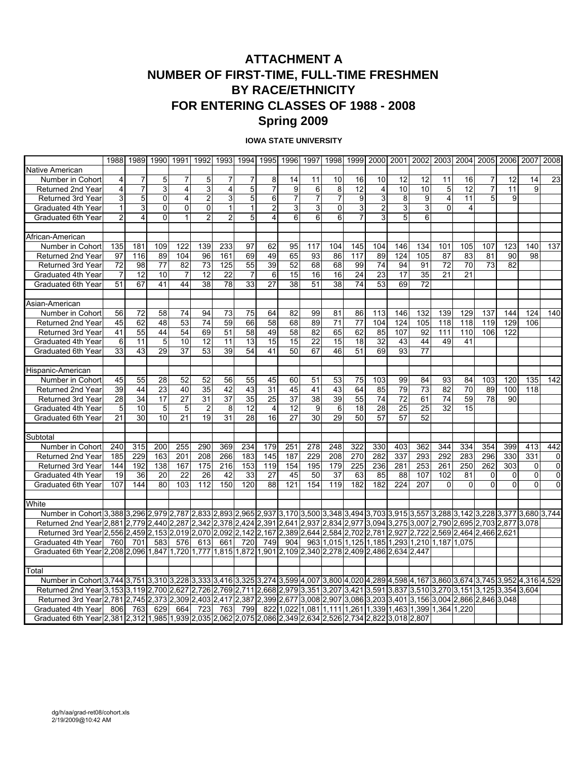# ATTACHMENT A
# NUMBER OF FIRST-TIME, FULL-TIME FRESHMEN
# BY RACE/ETHNICITY
# FOR ENTERING CLASSES OF 1988 - 2008
# Spring 2009

**IOWA STATE UNIVERSITY**

| | 1988 | 1989 | 1990 | 1991 | 1992 | 1993 | 1994 | 1995 | 1996 | 1997 | 1998 | 1999 | 2000 | 2001 | 2002 | 2003 | 2004 | 2005 | 2006 | 2007 | 2008 |
|---|---|---|---|---|---|---|---|---|---|---|---|---|---|---|---|---|---|---|---|---|---|
| Native American | | | | | | | | | | | | | | | | | | | | | |
| Number in Cohort | 4 | 7 | 5 | 7 | 5 | 7 | 7 | 8 | 14 | 11 | 10 | 16 | 10 | 12 | 12 | 11 | 16 | 7 | 12 | 14 | 23 |
| Returned 2nd Year | 4 | 7 | 3 | 4 | 3 | 4 | 5 | 7 | 9 | 6 | 8 | 12 | 4 | 10 | 10 | 5 | 12 | 7 | 11 | 9 | |
| Returned 3rd Year | 3 | 5 | 0 | 4 | 2 | 3 | 5 | 6 | 7 | 7 | 7 | 9 | 3 | 8 | 9 | 4 | 11 | 5 | 9 | | |
| Graduated 4th Year | 1 | 3 | 0 | 0 | 0 | 1 | 1 | 2 | 3 | 3 | 0 | 3 | 2 | 3 | 3 | 0 | 4 | | | | |
| Graduated 6th Year | 2 | 4 | 0 | 1 | 2 | 2 | 5 | 4 | 6 | 6 | 6 | 7 | 3 | 5 | 6 | | | | | | |
| | | | | | | | | | | | | | | | | | | | | | |
| African-American | | | | | | | | | | | | | | | | | | | | | |
| Number in Cohort | 135 | 181 | 109 | 122 | 139 | 233 | 97 | 62 | 95 | 117 | 104 | 145 | 104 | 146 | 134 | 101 | 105 | 107 | 123 | 140 | 137 |
| Returned 2nd Year | 97 | 116 | 89 | 104 | 96 | 161 | 69 | 49 | 65 | 93 | 86 | 117 | 89 | 124 | 105 | 87 | 83 | 81 | 90 | 98 | |
| Returned 3rd Year | 72 | 98 | 77 | 82 | 73 | 125 | 55 | 39 | 52 | 68 | 68 | 99 | 74 | 94 | 91 | 72 | 70 | 73 | 82 | | |
| Graduated 4th Year | 7 | 12 | 10 | 7 | 12 | 22 | 7 | 6 | 15 | 16 | 16 | 24 | 23 | 17 | 35 | 21 | 21 | | | | |
| Graduated 6th Year | 51 | 67 | 41 | 44 | 38 | 78 | 33 | 27 | 38 | 51 | 38 | 74 | 53 | 69 | 72 | | | | | | |
| | | | | | | | | | | | | | | | | | | | | | |
| Asian-American | | | | | | | | | | | | | | | | | | | | | |
| Number in Cohort | 56 | 72 | 58 | 74 | 94 | 73 | 75 | 64 | 82 | 99 | 81 | 86 | 113 | 146 | 132 | 139 | 129 | 137 | 144 | 124 | 140 |
| Returned 2nd Year | 45 | 62 | 48 | 53 | 74 | 59 | 66 | 58 | 68 | 89 | 71 | 77 | 104 | 124 | 105 | 118 | 118 | 119 | 129 | 106 | |
| Returned 3rd Year | 41 | 55 | 44 | 54 | 69 | 51 | 58 | 49 | 58 | 82 | 65 | 62 | 85 | 107 | 92 | 111 | 110 | 106 | 122 | | |
| Graduated 4th Year | 6 | 11 | 5 | 10 | 12 | 11 | 13 | 15 | 15 | 22 | 15 | 18 | 32 | 43 | 44 | 49 | 41 | | | | |
| Graduated 6th Year | 33 | 43 | 29 | 37 | 53 | 39 | 54 | 41 | 50 | 67 | 46 | 51 | 69 | 93 | 77 | | | | | | |
| | | | | | | | | | | | | | | | | | | | | | |
| Hispanic-American | | | | | | | | | | | | | | | | | | | | | |
| Number in Cohort | 45 | 55 | 28 | 52 | 52 | 56 | 55 | 45 | 60 | 51 | 53 | 75 | 103 | 99 | 84 | 93 | 84 | 103 | 120 | 135 | 142 |
| Returned 2nd Year | 39 | 44 | 23 | 40 | 35 | 42 | 43 | 31 | 45 | 41 | 43 | 64 | 85 | 79 | 73 | 82 | 70 | 89 | 100 | 118 | |
| Returned 3rd Year | 28 | 34 | 17 | 27 | 31 | 37 | 35 | 25 | 37 | 38 | 39 | 55 | 74 | 72 | 61 | 74 | 59 | 78 | 90 | | |
| Graduated 4th Year | 5 | 10 | 5 | 5 | 2 | 8 | 12 | 4 | 12 | 9 | 6 | 18 | 28 | 25 | 25 | 32 | 15 | | | | |
| Graduated 6th Year | 21 | 30 | 10 | 21 | 19 | 31 | 28 | 16 | 27 | 30 | 29 | 50 | 57 | 57 | 52 | | | | | | |
| | | | | | | | | | | | | | | | | | | | | | |
| Subtotal | | | | | | | | | | | | | | | | | | | | | |
| Number in Cohort | 240 | 315 | 200 | 255 | 290 | 369 | 234 | 179 | 251 | 278 | 248 | 322 | 330 | 403 | 362 | 344 | 334 | 354 | 399 | 413 | 442 |
| Returned 2nd Year | 185 | 229 | 163 | 201 | 208 | 266 | 183 | 145 | 187 | 229 | 208 | 270 | 282 | 337 | 293 | 292 | 283 | 296 | 330 | 331 | 0 |
| Returned 3rd Year | 144 | 192 | 138 | 167 | 175 | 216 | 153 | 119 | 154 | 195 | 179 | 225 | 236 | 281 | 253 | 261 | 250 | 262 | 303 | 0 | 0 |
| Graduated 4th Year | 19 | 36 | 20 | 22 | 26 | 42 | 33 | 27 | 45 | 50 | 37 | 63 | 85 | 88 | 107 | 102 | 81 | 0 | 0 | 0 | 0 |
| Graduated 6th Year | 107 | 144 | 80 | 103 | 112 | 150 | 120 | 88 | 121 | 154 | 119 | 182 | 182 | 224 | 207 | 0 | 0 | 0 | 0 | 0 | 0 |
| | | | | | | | | | | | | | | | | | | | | | |
| White | | | | | | | | | | | | | | | | | | | | | |
| Number in Cohort | 3,388 | 3,296 | 2,979 | 2,787 | 2,833 | 2,893 | 2,965 | 2,937 | 3,170 | 3,500 | 3,348 | 3,494 | 3,703 | 3,915 | 3,557 | 3,288 | 3,142 | 3,228 | 3,377 | 3,680 | 3,744 |
| Returned 2nd Year | 2,881 | 2,779 | 2,440 | 2,287 | 2,342 | 2,378 | 2,424 | 2,391 | 2,641 | 2,937 | 2,834 | 2,977 | 3,094 | 3,275 | 3,007 | 2,790 | 2,695 | 2,703 | 2,877 | 3,078 | |
| Returned 3rd Year | 2,556 | 2,459 | 2,153 | 2,019 | 2,070 | 2,092 | 2,142 | 2,167 | 2,389 | 2,644 | 2,584 | 2,702 | 2,781 | 2,927 | 2,722 | 2,569 | 2,464 | 2,466 | 2,621 | | |
| Graduated 4th Year | 760 | 701 | 583 | 576 | 613 | 661 | 720 | 749 | 904 | 963 | 1,015 | 1,125 | 1,185 | 1,293 | 1,210 | 1,187 | 1,075 | | | | |
| Graduated 6th Year | 2,208 | 2,096 | 1,847 | 1,720 | 1,777 | 1,815 | 1,872 | 1,901 | 2,109 | 2,340 | 2,278 | 2,409 | 2,486 | 2,634 | 2,447 | | | | | | |
| | | | | | | | | | | | | | | | | | | | | | |
| Total | | | | | | | | | | | | | | | | | | | | | |
| Number in Cohort | 3,744 | 3,751 | 3,310 | 3,228 | 3,333 | 3,416 | 3,325 | 3,274 | 3,599 | 4,007 | 3,800 | 4,020 | 4,289 | 4,598 | 4,167 | 3,860 | 3,674 | 3,745 | 3,952 | 4,316 | 4,529 |
| Returned 2nd Year | 3,153 | 3,119 | 2,700 | 2,627 | 2,726 | 2,769 | 2,711 | 2,668 | 2,979 | 3,351 | 3,207 | 3,421 | 3,591 | 3,837 | 3,510 | 3,270 | 3,151 | 3,125 | 3,354 | 3,604 | |
| Returned 3rd Year | 2,781 | 2,745 | 2,373 | 2,309 | 2,403 | 2,417 | 2,387 | 2,399 | 2,677 | 3,008 | 2,907 | 3,086 | 3,203 | 3,401 | 3,156 | 3,004 | 2,866 | 2,846 | 3,048 | | |
| Graduated 4th Year | 806 | 763 | 629 | 664 | 723 | 763 | 799 | 822 | 1,022 | 1,081 | 1,111 | 1,261 | 1,339 | 1,463 | 1,399 | 1,364 | 1,220 | | | | |
| Graduated 6th Year | 2,381 | 2,312 | 1,985 | 1,939 | 2,035 | 2,062 | 2,075 | 2,086 | 2,349 | 2,634 | 2,526 | 2,734 | 2,822 | 3,018 | 2,807 | | | | | | |

dg/h/aa/grad-ret08/cohort.xls
2/19/2009@10:42 AM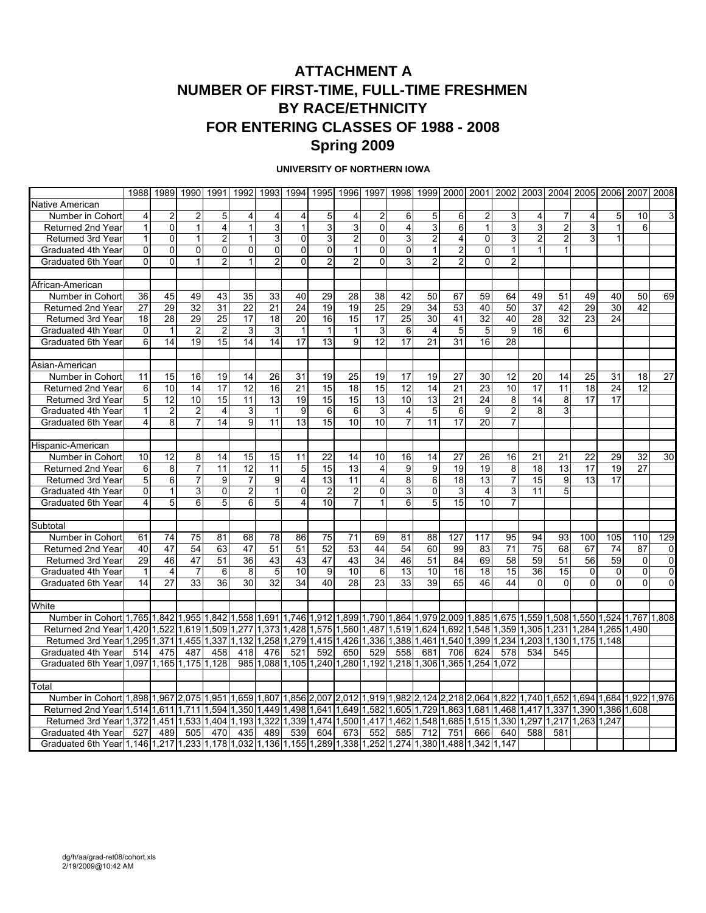# ATTACHMENT A
# NUMBER OF FIRST-TIME, FULL-TIME FRESHMEN
# BY RACE/ETHNICITY
# FOR ENTERING CLASSES OF 1988 - 2008
# Spring 2009

**UNIVERSITY OF NORTHERN IOWA**

| | 1988 | 1989 | 1990 | 1991 | 1992 | 1993 | 1994 | 1995 | 1996 | 1997 | 1998 | 1999 | 2000 | 2001 | 2002 | 2003 | 2004 | 2005 | 2006 | 2007 | 2008 |
|---|---|---|---|---|---|---|---|---|---|---|---|---|---|---|---|---|---|---|---|---|---|
| Native American | | | | | | | | | | | | | | | | | | | | | |
| Number in Cohort | 4 | 2 | 2 | 5 | 4 | 4 | 4 | 5 | 4 | 2 | 6 | 5 | 6 | 2 | 3 | 4 | 7 | 4 | 5 | 10 | 3 |
| Returned 2nd Year | 1 | 0 | 1 | 4 | 1 | 3 | 1 | 3 | 3 | 0 | 4 | 3 | 6 | 1 | 3 | 3 | 2 | 3 | 1 | 6 | |
| Returned 3rd Year | 1 | 0 | 1 | 2 | 1 | 3 | 0 | 3 | 2 | 0 | 3 | 2 | 4 | 0 | 3 | 2 | 2 | 3 | 1 | | |
| Graduated 4th Year | 0 | 0 | 0 | 0 | 0 | 0 | 0 | 0 | 1 | 0 | 0 | 1 | 2 | 0 | 1 | 1 | 1 | | | | |
| Graduated 6th Year | 0 | 0 | 1 | 2 | 1 | 2 | 0 | 2 | 2 | 0 | 3 | 2 | 2 | 0 | 2 | | | | | | |
| | | | | | | | | | | | | | | | | | | | | | |
| African-American | | | | | | | | | | | | | | | | | | | | | |
| Number in Cohort | 36 | 45 | 49 | 43 | 35 | 33 | 40 | 29 | 28 | 38 | 42 | 50 | 67 | 59 | 64 | 49 | 51 | 49 | 40 | 50 | 69 |
| Returned 2nd Year | 27 | 29 | 32 | 31 | 22 | 21 | 24 | 19 | 19 | 25 | 29 | 34 | 53 | 40 | 50 | 37 | 42 | 29 | 30 | 42 | |
| Returned 3rd Year | 18 | 28 | 29 | 25 | 17 | 18 | 20 | 16 | 15 | 17 | 25 | 30 | 41 | 32 | 40 | 28 | 32 | 23 | 24 | | |
| Graduated 4th Year | 0 | 1 | 2 | 2 | 3 | 3 | 1 | 1 | 1 | 3 | 6 | 4 | 5 | 5 | 9 | 16 | 6 | | | | |
| Graduated 6th Year | 6 | 14 | 19 | 15 | 14 | 14 | 17 | 13 | 9 | 12 | 17 | 21 | 31 | 16 | 28 | | | | | | |
| | | | | | | | | | | | | | | | | | | | | | |
| Asian-American | | | | | | | | | | | | | | | | | | | | | |
| Number in Cohort | 11 | 15 | 16 | 19 | 14 | 26 | 31 | 19 | 25 | 19 | 17 | 19 | 27 | 30 | 12 | 20 | 14 | 25 | 31 | 18 | 27 |
| Returned 2nd Year | 6 | 10 | 14 | 17 | 12 | 16 | 21 | 15 | 18 | 15 | 12 | 14 | 21 | 23 | 10 | 17 | 11 | 18 | 24 | 12 | |
| Returned 3rd Year | 5 | 12 | 10 | 15 | 11 | 13 | 19 | 15 | 15 | 13 | 10 | 13 | 21 | 24 | 8 | 14 | 8 | 17 | 17 | | |
| Graduated 4th Year | 1 | 2 | 2 | 4 | 3 | 1 | 9 | 6 | 6 | 3 | 4 | 5 | 6 | 9 | 2 | 8 | 3 | | | | |
| Graduated 6th Year | 4 | 8 | 7 | 14 | 9 | 11 | 13 | 15 | 10 | 10 | 7 | 11 | 17 | 20 | 7 | | | | | | |
| | | | | | | | | | | | | | | | | | | | | | |
| Hispanic-American | | | | | | | | | | | | | | | | | | | | | |
| Number in Cohort | 10 | 12 | 8 | 14 | 15 | 15 | 11 | 22 | 14 | 10 | 16 | 14 | 27 | 26 | 16 | 21 | 21 | 22 | 29 | 32 | 30 |
| Returned 2nd Year | 6 | 8 | 7 | 11 | 12 | 11 | 5 | 15 | 13 | 4 | 9 | 9 | 19 | 19 | 8 | 18 | 13 | 17 | 19 | 27 | |
| Returned 3rd Year | 5 | 6 | 7 | 9 | 7 | 9 | 4 | 13 | 11 | 4 | 8 | 6 | 18 | 13 | 7 | 15 | 9 | 13 | 17 | | |
| Graduated 4th Year | 0 | 1 | 3 | 0 | 2 | 1 | 0 | 2 | 2 | 0 | 3 | 0 | 3 | 4 | 3 | 11 | 5 | | | | |
| Graduated 6th Year | 4 | 5 | 6 | 5 | 6 | 5 | 4 | 10 | 7 | 1 | 6 | 5 | 15 | 10 | 7 | | | | | | |
| | | | | | | | | | | | | | | | | | | | | | |
| Subtotal | | | | | | | | | | | | | | | | | | | | | |
| Number in Cohort | 61 | 74 | 75 | 81 | 68 | 78 | 86 | 75 | 71 | 69 | 81 | 88 | 127 | 117 | 95 | 94 | 93 | 100 | 105 | 110 | 129 |
| Returned 2nd Year | 40 | 47 | 54 | 63 | 47 | 51 | 51 | 52 | 53 | 44 | 54 | 60 | 99 | 83 | 71 | 75 | 68 | 67 | 74 | 87 | 0 |
| Returned 3rd Year | 29 | 46 | 47 | 51 | 36 | 43 | 43 | 47 | 43 | 34 | 46 | 51 | 84 | 69 | 58 | 59 | 51 | 56 | 59 | 0 | 0 |
| Graduated 4th Year | 1 | 4 | 7 | 6 | 8 | 5 | 10 | 9 | 10 | 6 | 13 | 10 | 16 | 18 | 15 | 36 | 15 | 0 | 0 | 0 | 0 |
| Graduated 6th Year | 14 | 27 | 33 | 36 | 30 | 32 | 34 | 40 | 28 | 23 | 33 | 39 | 65 | 46 | 44 | 0 | 0 | 0 | 0 | 0 | 0 |
| | | | | | | | | | | | | | | | | | | | | | |
| White | | | | | | | | | | | | | | | | | | | | | |
| Number in Cohort | 1,765 | 1,842 | 1,955 | 1,842 | 1,558 | 1,691 | 1,746 | 1,912 | 1,899 | 1,790 | 1,864 | 1,979 | 2,009 | 1,885 | 1,675 | 1,559 | 1,508 | 1,550 | 1,524 | 1,767 | 1,808 |
| Returned 2nd Year | 1,420 | 1,522 | 1,619 | 1,509 | 1,277 | 1,373 | 1,428 | 1,575 | 1,560 | 1,487 | 1,519 | 1,624 | 1,692 | 1,548 | 1,359 | 1,305 | 1,231 | 1,284 | 1,265 | 1,490 | |
| Returned 3rd Year | 1,295 | 1,371 | 1,455 | 1,337 | 1,132 | 1,258 | 1,279 | 1,415 | 1,426 | 1,336 | 1,388 | 1,461 | 1,540 | 1,399 | 1,234 | 1,203 | 1,130 | 1,175 | 1,148 | | |
| Graduated 4th Year | 514 | 475 | 487 | 458 | 418 | 476 | 521 | 592 | 650 | 529 | 558 | 681 | 706 | 624 | 578 | 534 | 545 | | | | |
| Graduated 6th Year | 1,097 | 1,165 | 1,175 | 1,128 | 985 | 1,088 | 1,105 | 1,240 | 1,280 | 1,192 | 1,218 | 1,306 | 1,365 | 1,254 | 1,072 | | | | | | |
| | | | | | | | | | | | | | | | | | | | | | |
| Total | | | | | | | | | | | | | | | | | | | | | |
| Number in Cohort | 1,898 | 1,967 | 2,075 | 1,951 | 1,659 | 1,807 | 1,856 | 2,007 | 2,012 | 1,919 | 1,982 | 2,124 | 2,218 | 2,064 | 1,822 | 1,740 | 1,652 | 1,694 | 1,684 | 1,922 | 1,976 |
| Returned 2nd Year | 1,514 | 1,611 | 1,711 | 1,594 | 1,350 | 1,449 | 1,498 | 1,641 | 1,649 | 1,582 | 1,605 | 1,729 | 1,863 | 1,681 | 1,468 | 1,417 | 1,337 | 1,390 | 1,386 | 1,608 | |
| Returned 3rd Year | 1,372 | 1,451 | 1,533 | 1,404 | 1,193 | 1,322 | 1,339 | 1,474 | 1,500 | 1,417 | 1,462 | 1,548 | 1,685 | 1,515 | 1,330 | 1,297 | 1,217 | 1,263 | 1,247 | | |
| Graduated 4th Year | 527 | 489 | 505 | 470 | 435 | 489 | 539 | 604 | 673 | 552 | 585 | 712 | 751 | 666 | 640 | 588 | 581 | | | | |
| Graduated 6th Year | 1,146 | 1,217 | 1,233 | 1,178 | 1,032 | 1,136 | 1,155 | 1,289 | 1,338 | 1,252 | 1,274 | 1,380 | 1,488 | 1,342 | 1,147 | | | | | | |

dg/h/aa/grad-ret08/cohort.xls
2/19/2009@10:42 AM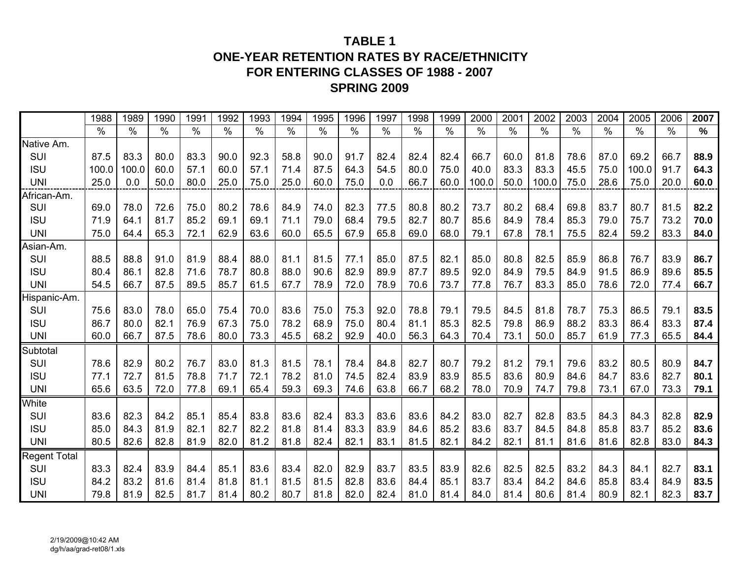# TABLE 1
## ONE-YEAR RETENTION RATES BY RACE/ETHNICITY
## FOR ENTERING CLASSES OF 1988 - 2007
## SPRING 2009

| | 1988 | 1989 | 1990 | 1991 | 1992 | 1993 | 1994 | 1995 | 1996 | 1997 | 1998 | 1999 | 2000 | 2001 | 2002 | 2003 | 2004 | 2005 | 2006 | **2007** |
|---|---|---|---|---|---|---|---|---|---|---|---|---|---|---|---|---|---|---|---|---|
| | % | % | % | % | % | % | % | % | % | % | % | % | % | % | % | % | % | % | % | **%** |
| Native Am. | | | | | | | | | | | | | | | | | | | | |
| SUI | 87.5 | 83.3 | 80.0 | 83.3 | 90.0 | 92.3 | 58.8 | 90.0 | 91.7 | 82.4 | 82.4 | 82.4 | 66.7 | 60.0 | 81.8 | 78.6 | 87.0 | 69.2 | 66.7 | **88.9** |
| ISU | 100.0 | 100.0 | 60.0 | 57.1 | 60.0 | 57.1 | 71.4 | 87.5 | 64.3 | 54.5 | 80.0 | 75.0 | 40.0 | 83.3 | 83.3 | 45.5 | 75.0 | 100.0 | 91.7 | **64.3** |
| UNI | 25.0 | 0.0 | 50.0 | 80.0 | 25.0 | 75.0 | 25.0 | 60.0 | 75.0 | 0.0 | 66.7 | 60.0 | 100.0 | 50.0 | 100.0 | 75.0 | 28.6 | 75.0 | 20.0 | **60.0** |
| African-Am. | | | | | | | | | | | | | | | | | | | | |
| SUI | 69.0 | 78.0 | 72.6 | 75.0 | 80.2 | 78.6 | 84.9 | 74.0 | 82.3 | 77.5 | 80.8 | 80.2 | 73.7 | 80.2 | 68.4 | 69.8 | 83.7 | 80.7 | 81.5 | **82.2** |
| ISU | 71.9 | 64.1 | 81.7 | 85.2 | 69.1 | 69.1 | 71.1 | 79.0 | 68.4 | 79.5 | 82.7 | 80.7 | 85.6 | 84.9 | 78.4 | 85.3 | 79.0 | 75.7 | 73.2 | **70.0** |
| UNI | 75.0 | 64.4 | 65.3 | 72.1 | 62.9 | 63.6 | 60.0 | 65.5 | 67.9 | 65.8 | 69.0 | 68.0 | 79.1 | 67.8 | 78.1 | 75.5 | 82.4 | 59.2 | 83.3 | **84.0** |
| Asian-Am. | | | | | | | | | | | | | | | | | | | | |
| SUI | 88.5 | 88.8 | 91.0 | 81.9 | 88.4 | 88.0 | 81.1 | 81.5 | 77.1 | 85.0 | 87.5 | 82.1 | 85.0 | 80.8 | 82.5 | 85.9 | 86.8 | 76.7 | 83.9 | **86.7** |
| ISU | 80.4 | 86.1 | 82.8 | 71.6 | 78.7 | 80.8 | 88.0 | 90.6 | 82.9 | 89.9 | 87.7 | 89.5 | 92.0 | 84.9 | 79.5 | 84.9 | 91.5 | 86.9 | 89.6 | **85.5** |
| UNI | 54.5 | 66.7 | 87.5 | 89.5 | 85.7 | 61.5 | 67.7 | 78.9 | 72.0 | 78.9 | 70.6 | 73.7 | 77.8 | 76.7 | 83.3 | 85.0 | 78.6 | 72.0 | 77.4 | **66.7** |
| Hispanic-Am. | | | | | | | | | | | | | | | | | | | | |
| SUI | 75.6 | 83.0 | 78.0 | 65.0 | 75.4 | 70.0 | 83.6 | 75.0 | 75.3 | 92.0 | 78.8 | 79.1 | 79.5 | 84.5 | 81.8 | 78.7 | 75.3 | 86.5 | 79.1 | **83.5** |
| ISU | 86.7 | 80.0 | 82.1 | 76.9 | 67.3 | 75.0 | 78.2 | 68.9 | 75.0 | 80.4 | 81.1 | 85.3 | 82.5 | 79.8 | 86.9 | 88.2 | 83.3 | 86.4 | 83.3 | **87.4** |
| UNI | 60.0 | 66.7 | 87.5 | 78.6 | 80.0 | 73.3 | 45.5 | 68.2 | 92.9 | 40.0 | 56.3 | 64.3 | 70.4 | 73.1 | 50.0 | 85.7 | 61.9 | 77.3 | 65.5 | **84.4** |
| Subtotal | | | | | | | | | | | | | | | | | | | | |
| SUI | 78.6 | 82.9 | 80.2 | 76.7 | 83.0 | 81.3 | 81.5 | 78.1 | 78.4 | 84.8 | 82.7 | 80.7 | 79.2 | 81.2 | 79.1 | 79.6 | 83.2 | 80.5 | 80.9 | **84.7** |
| ISU | 77.1 | 72.7 | 81.5 | 78.8 | 71.7 | 72.1 | 78.2 | 81.0 | 74.5 | 82.4 | 83.9 | 83.9 | 85.5 | 83.6 | 80.9 | 84.6 | 84.7 | 83.6 | 82.7 | **80.1** |
| UNI | 65.6 | 63.5 | 72.0 | 77.8 | 69.1 | 65.4 | 59.3 | 69.3 | 74.6 | 63.8 | 66.7 | 68.2 | 78.0 | 70.9 | 74.7 | 79.8 | 73.1 | 67.0 | 73.3 | **79.1** |
| White | | | | | | | | | | | | | | | | | | | | |
| SUI | 83.6 | 82.3 | 84.2 | 85.1 | 85.4 | 83.8 | 83.6 | 82.4 | 83.3 | 83.6 | 83.6 | 84.2 | 83.0 | 82.7 | 82.8 | 83.5 | 84.3 | 84.3 | 82.8 | **82.9** |
| ISU | 85.0 | 84.3 | 81.9 | 82.1 | 82.7 | 82.2 | 81.8 | 81.4 | 83.3 | 83.9 | 84.6 | 85.2 | 83.6 | 83.7 | 84.5 | 84.8 | 85.8 | 83.7 | 85.2 | **83.6** |
| UNI | 80.5 | 82.6 | 82.8 | 81.9 | 82.0 | 81.2 | 81.8 | 82.4 | 82.1 | 83.1 | 81.5 | 82.1 | 84.2 | 82.1 | 81.1 | 81.6 | 81.6 | 82.8 | 83.0 | **84.3** |
| Regent Total | | | | | | | | | | | | | | | | | | | | |
| SUI | 83.3 | 82.4 | 83.9 | 84.4 | 85.1 | 83.6 | 83.4 | 82.0 | 82.9 | 83.7 | 83.5 | 83.9 | 82.6 | 82.5 | 82.5 | 83.2 | 84.3 | 84.1 | 82.7 | **83.1** |
| ISU | 84.2 | 83.2 | 81.6 | 81.4 | 81.8 | 81.1 | 81.5 | 81.5 | 82.8 | 83.6 | 84.4 | 85.1 | 83.7 | 83.4 | 84.2 | 84.6 | 85.8 | 83.4 | 84.9 | **83.5** |
| UNI | 79.8 | 81.9 | 82.5 | 81.7 | 81.4 | 80.2 | 80.7 | 81.8 | 82.0 | 82.4 | 81.0 | 81.4 | 84.0 | 81.4 | 80.6 | 81.4 | 80.9 | 82.1 | 82.3 | **83.7** |

2/19/2009@10:42 AM
dg/h/aa/grad-ret08/1.xls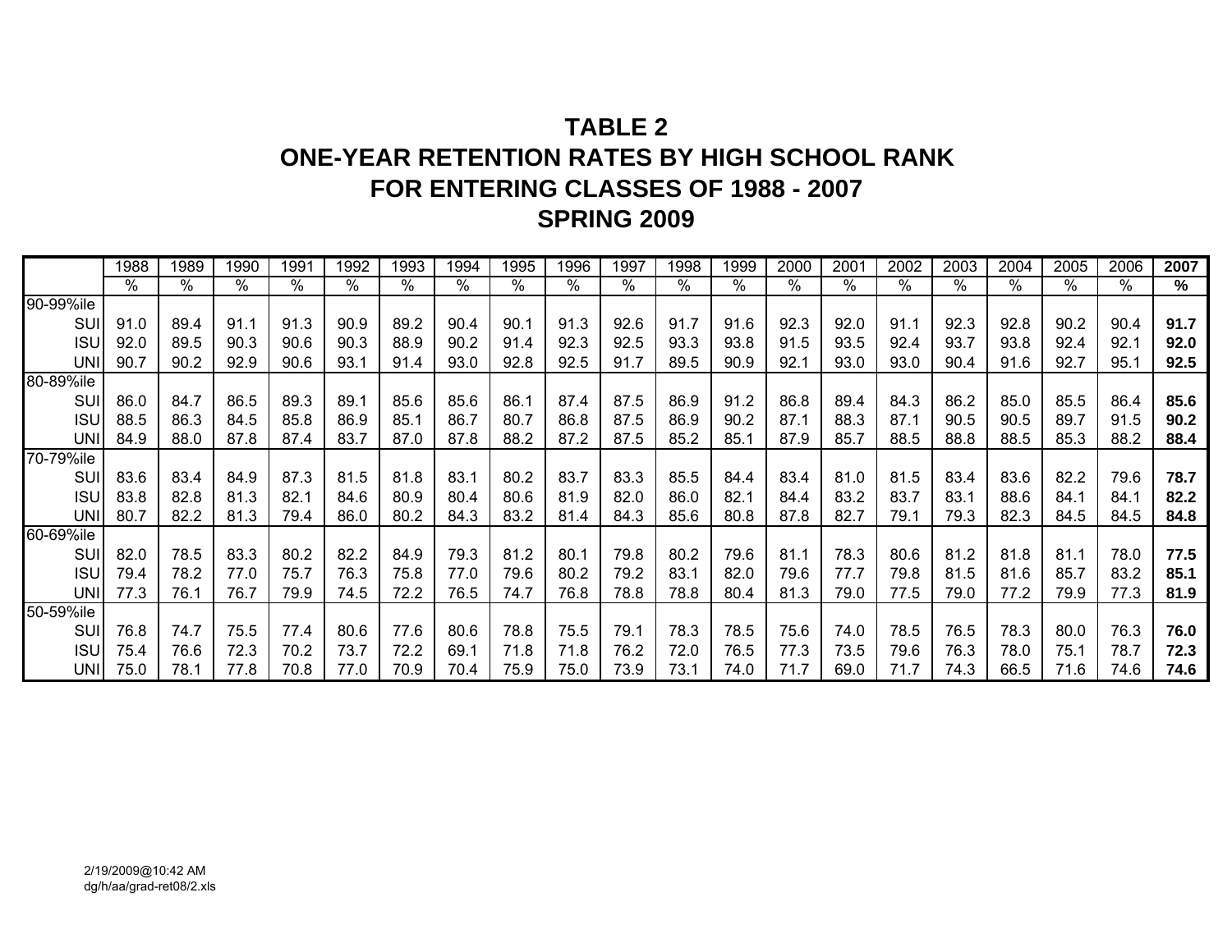# TABLE 2
# ONE-YEAR RETENTION RATES BY HIGH SCHOOL RANK
# FOR ENTERING CLASSES OF 1988 - 2007
# SPRING 2009

| | 1988 | 1989 | 1990 | 1991 | 1992 | 1993 | 1994 | 1995 | 1996 | 1997 | 1998 | 1999 | 2000 | 2001 | 2002 | 2003 | 2004 | 2005 | 2006 | **2007** |
|---|---|---|---|---|---|---|---|---|---|---|---|---|---|---|---|---|---|---|---|---|
| | % | % | % | % | % | % | % | % | % | % | % | % | % | % | % | % | % | % | % | **%** |
| 90-99%ile | | | | | | | | | | | | | | | | | | | | |
| SUI | 91.0 | 89.4 | 91.1 | 91.3 | 90.9 | 89.2 | 90.4 | 90.1 | 91.3 | 92.6 | 91.7 | 91.6 | 92.3 | 92.0 | 91.1 | 92.3 | 92.8 | 90.2 | 90.4 | **91.7** |
| ISU | 92.0 | 89.5 | 90.3 | 90.6 | 90.3 | 88.9 | 90.2 | 91.4 | 92.3 | 92.5 | 93.3 | 93.8 | 91.5 | 93.5 | 92.4 | 93.7 | 93.8 | 92.4 | 92.1 | **92.0** |
| UNI | 90.7 | 90.2 | 92.9 | 90.6 | 93.1 | 91.4 | 93.0 | 92.8 | 92.5 | 91.7 | 89.5 | 90.9 | 92.1 | 93.0 | 93.0 | 90.4 | 91.6 | 92.7 | 95.1 | **92.5** |
| 80-89%ile | | | | | | | | | | | | | | | | | | | | |
| SUI | 86.0 | 84.7 | 86.5 | 89.3 | 89.1 | 85.6 | 85.6 | 86.1 | 87.4 | 87.5 | 86.9 | 91.2 | 86.8 | 89.4 | 84.3 | 86.2 | 85.0 | 85.5 | 86.4 | **85.6** |
| ISU | 88.5 | 86.3 | 84.5 | 85.8 | 86.9 | 85.1 | 86.7 | 80.7 | 86.8 | 87.5 | 86.9 | 90.2 | 87.1 | 88.3 | 87.1 | 90.5 | 90.5 | 89.7 | 91.5 | **90.2** |
| UNI | 84.9 | 88.0 | 87.8 | 87.4 | 83.7 | 87.0 | 87.8 | 88.2 | 87.2 | 87.5 | 85.2 | 85.1 | 87.9 | 85.7 | 88.5 | 88.8 | 88.5 | 85.3 | 88.2 | **88.4** |
| 70-79%ile | | | | | | | | | | | | | | | | | | | | |
| SUI | 83.6 | 83.4 | 84.9 | 87.3 | 81.5 | 81.8 | 83.1 | 80.2 | 83.7 | 83.3 | 85.5 | 84.4 | 83.4 | 81.0 | 81.5 | 83.4 | 83.6 | 82.2 | 79.6 | **78.7** |
| ISU | 83.8 | 82.8 | 81.3 | 82.1 | 84.6 | 80.9 | 80.4 | 80.6 | 81.9 | 82.0 | 86.0 | 82.1 | 84.4 | 83.2 | 83.7 | 83.1 | 88.6 | 84.1 | 84.1 | **82.2** |
| UNI | 80.7 | 82.2 | 81.3 | 79.4 | 86.0 | 80.2 | 84.3 | 83.2 | 81.4 | 84.3 | 85.6 | 80.8 | 87.8 | 82.7 | 79.1 | 79.3 | 82.3 | 84.5 | 84.5 | **84.8** |
| 60-69%ile | | | | | | | | | | | | | | | | | | | | |
| SUI | 82.0 | 78.5 | 83.3 | 80.2 | 82.2 | 84.9 | 79.3 | 81.2 | 80.1 | 79.8 | 80.2 | 79.6 | 81.1 | 78.3 | 80.6 | 81.2 | 81.8 | 81.1 | 78.0 | **77.5** |
| ISU | 79.4 | 78.2 | 77.0 | 75.7 | 76.3 | 75.8 | 77.0 | 79.6 | 80.2 | 79.2 | 83.1 | 82.0 | 79.6 | 77.7 | 79.8 | 81.5 | 81.6 | 85.7 | 83.2 | **85.1** |
| UNI | 77.3 | 76.1 | 76.7 | 79.9 | 74.5 | 72.2 | 76.5 | 74.7 | 76.8 | 78.8 | 78.8 | 80.4 | 81.3 | 79.0 | 77.5 | 79.0 | 77.2 | 79.9 | 77.3 | **81.9** |
| 50-59%ile | | | | | | | | | | | | | | | | | | | | |
| SUI | 76.8 | 74.7 | 75.5 | 77.4 | 80.6 | 77.6 | 80.6 | 78.8 | 75.5 | 79.1 | 78.3 | 78.5 | 75.6 | 74.0 | 78.5 | 76.5 | 78.3 | 80.0 | 76.3 | **76.0** |
| ISU | 75.4 | 76.6 | 72.3 | 70.2 | 73.7 | 72.2 | 69.1 | 71.8 | 71.8 | 76.2 | 72.0 | 76.5 | 77.3 | 73.5 | 79.6 | 76.3 | 78.0 | 75.1 | 78.7 | **72.3** |
| UNI | 75.0 | 78.1 | 77.8 | 70.8 | 77.0 | 70.9 | 70.4 | 75.9 | 75.0 | 73.9 | 73.1 | 74.0 | 71.7 | 69.0 | 71.7 | 74.3 | 66.5 | 71.6 | 74.6 | **74.6** |

2/19/2009@10:42 AM
dg/h/aa/grad-ret08/2.xls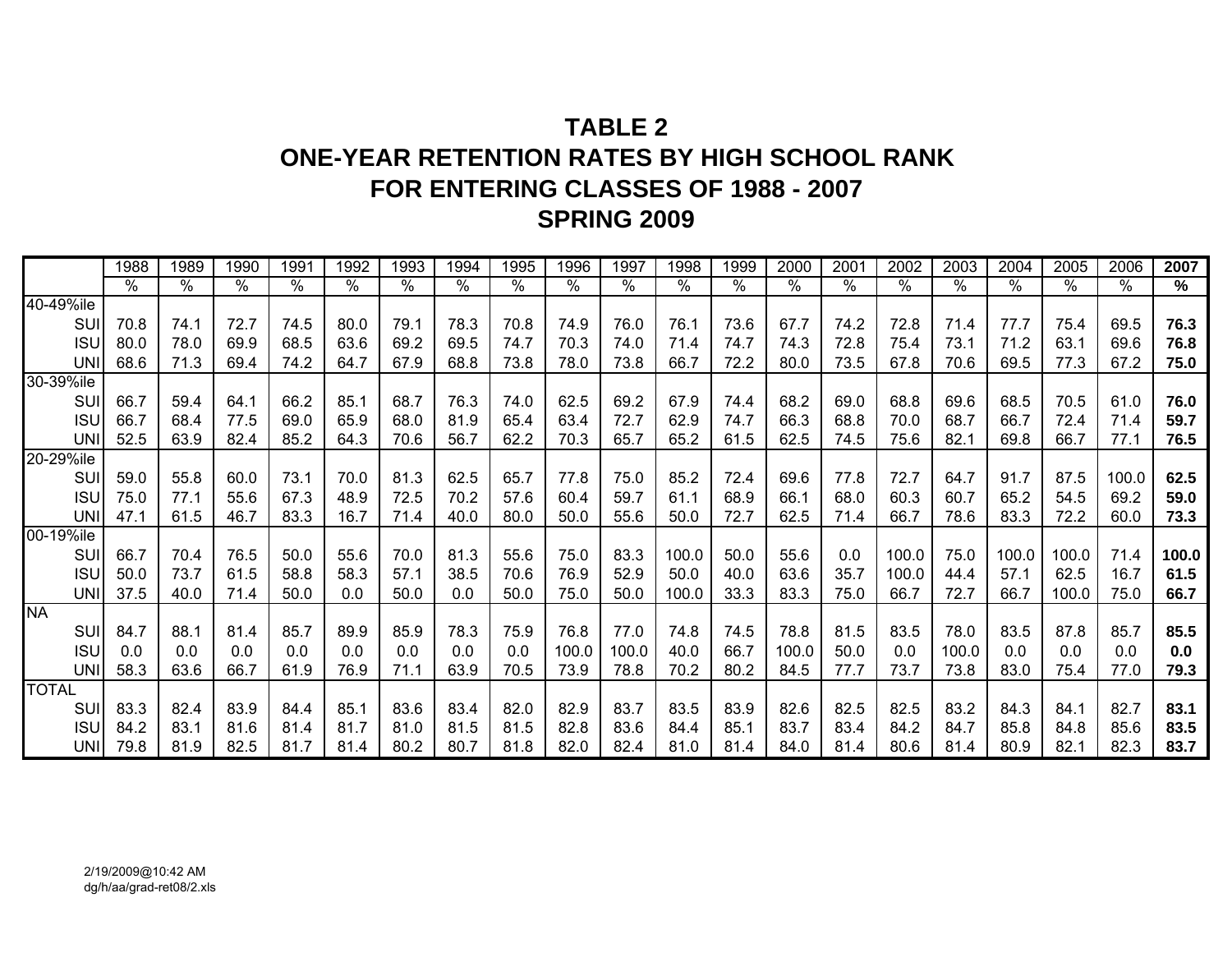# TABLE 2
# ONE-YEAR RETENTION RATES BY HIGH SCHOOL RANK
# FOR ENTERING CLASSES OF 1988 - 2007
# SPRING 2009

| | 1988 | 1989 | 1990 | 1991 | 1992 | 1993 | 1994 | 1995 | 1996 | 1997 | 1998 | 1999 | 2000 | 2001 | 2002 | 2003 | 2004 | 2005 | 2006 | **2007** |
|---|---|---|---|---|---|---|---|---|---|---|---|---|---|---|---|---|---|---|---|---|
| | % | % | % | % | % | % | % | % | % | % | % | % | % | % | % | % | % | % | % | **%** |
| 40-49%ile | | | | | | | | | | | | | | | | | | | | |
| SUI | 70.8 | 74.1 | 72.7 | 74.5 | 80.0 | 79.1 | 78.3 | 70.8 | 74.9 | 76.0 | 76.1 | 73.6 | 67.7 | 74.2 | 72.8 | 71.4 | 77.7 | 75.4 | 69.5 | **76.3** |
| ISU | 80.0 | 78.0 | 69.9 | 68.5 | 63.6 | 69.2 | 69.5 | 74.7 | 70.3 | 74.0 | 71.4 | 74.7 | 74.3 | 72.8 | 75.4 | 73.1 | 71.2 | 63.1 | 69.6 | **76.8** |
| UNI | 68.6 | 71.3 | 69.4 | 74.2 | 64.7 | 67.9 | 68.8 | 73.8 | 78.0 | 73.8 | 66.7 | 72.2 | 80.0 | 73.5 | 67.8 | 70.6 | 69.5 | 77.3 | 67.2 | **75.0** |
| 30-39%ile | | | | | | | | | | | | | | | | | | | | |
| SUI | 66.7 | 59.4 | 64.1 | 66.2 | 85.1 | 68.7 | 76.3 | 74.0 | 62.5 | 69.2 | 67.9 | 74.4 | 68.2 | 69.0 | 68.8 | 69.6 | 68.5 | 70.5 | 61.0 | **76.0** |
| ISU | 66.7 | 68.4 | 77.5 | 69.0 | 65.9 | 68.0 | 81.9 | 65.4 | 63.4 | 72.7 | 62.9 | 74.7 | 66.3 | 68.8 | 70.0 | 68.7 | 66.7 | 72.4 | 71.4 | **59.7** |
| UNI | 52.5 | 63.9 | 82.4 | 85.2 | 64.3 | 70.6 | 56.7 | 62.2 | 70.3 | 65.7 | 65.2 | 61.5 | 62.5 | 74.5 | 75.6 | 82.1 | 69.8 | 66.7 | 77.1 | **76.5** |
| 20-29%ile | | | | | | | | | | | | | | | | | | | | |
| SUI | 59.0 | 55.8 | 60.0 | 73.1 | 70.0 | 81.3 | 62.5 | 65.7 | 77.8 | 75.0 | 85.2 | 72.4 | 69.6 | 77.8 | 72.7 | 64.7 | 91.7 | 87.5 | 100.0 | **62.5** |
| ISU | 75.0 | 77.1 | 55.6 | 67.3 | 48.9 | 72.5 | 70.2 | 57.6 | 60.4 | 59.7 | 61.1 | 68.9 | 66.1 | 68.0 | 60.3 | 60.7 | 65.2 | 54.5 | 69.2 | **59.0** |
| UNI | 47.1 | 61.5 | 46.7 | 83.3 | 16.7 | 71.4 | 40.0 | 80.0 | 50.0 | 55.6 | 50.0 | 72.7 | 62.5 | 71.4 | 66.7 | 78.6 | 83.3 | 72.2 | 60.0 | **73.3** |
| 00-19%ile | | | | | | | | | | | | | | | | | | | | |
| SUI | 66.7 | 70.4 | 76.5 | 50.0 | 55.6 | 70.0 | 81.3 | 55.6 | 75.0 | 83.3 | 100.0 | 50.0 | 55.6 | 0.0 | 100.0 | 75.0 | 100.0 | 100.0 | 71.4 | **100.0** |
| ISU | 50.0 | 73.7 | 61.5 | 58.8 | 58.3 | 57.1 | 38.5 | 70.6 | 76.9 | 52.9 | 50.0 | 40.0 | 63.6 | 35.7 | 100.0 | 44.4 | 57.1 | 62.5 | 16.7 | **61.5** |
| UNI | 37.5 | 40.0 | 71.4 | 50.0 | 0.0 | 50.0 | 0.0 | 50.0 | 75.0 | 50.0 | 100.0 | 33.3 | 83.3 | 75.0 | 66.7 | 72.7 | 66.7 | 100.0 | 75.0 | **66.7** |
| NA | | | | | | | | | | | | | | | | | | | | |
| SUI | 84.7 | 88.1 | 81.4 | 85.7 | 89.9 | 85.9 | 78.3 | 75.9 | 76.8 | 77.0 | 74.8 | 74.5 | 78.8 | 81.5 | 83.5 | 78.0 | 83.5 | 87.8 | 85.7 | **85.5** |
| ISU | 0.0 | 0.0 | 0.0 | 0.0 | 0.0 | 0.0 | 0.0 | 0.0 | 100.0 | 100.0 | 40.0 | 66.7 | 100.0 | 50.0 | 0.0 | 100.0 | 0.0 | 0.0 | 0.0 | **0.0** |
| UNI | 58.3 | 63.6 | 66.7 | 61.9 | 76.9 | 71.1 | 63.9 | 70.5 | 73.9 | 78.8 | 70.2 | 80.2 | 84.5 | 77.7 | 73.7 | 73.8 | 83.0 | 75.4 | 77.0 | **79.3** |
| TOTAL | | | | | | | | | | | | | | | | | | | | |
| SUI | 83.3 | 82.4 | 83.9 | 84.4 | 85.1 | 83.6 | 83.4 | 82.0 | 82.9 | 83.7 | 83.5 | 83.9 | 82.6 | 82.5 | 82.5 | 83.2 | 84.3 | 84.1 | 82.7 | **83.1** |
| ISU | 84.2 | 83.1 | 81.6 | 81.4 | 81.7 | 81.0 | 81.5 | 81.5 | 82.8 | 83.6 | 84.4 | 85.1 | 83.7 | 83.4 | 84.2 | 84.7 | 85.8 | 84.8 | 85.6 | **83.5** |
| UNI | 79.8 | 81.9 | 82.5 | 81.7 | 81.4 | 80.2 | 80.7 | 81.8 | 82.0 | 82.4 | 81.0 | 81.4 | 84.0 | 81.4 | 80.6 | 81.4 | 80.9 | 82.1 | 82.3 | **83.7** |

2/19/2009@10:42 AM
dg/h/aa/grad-ret08/2.xls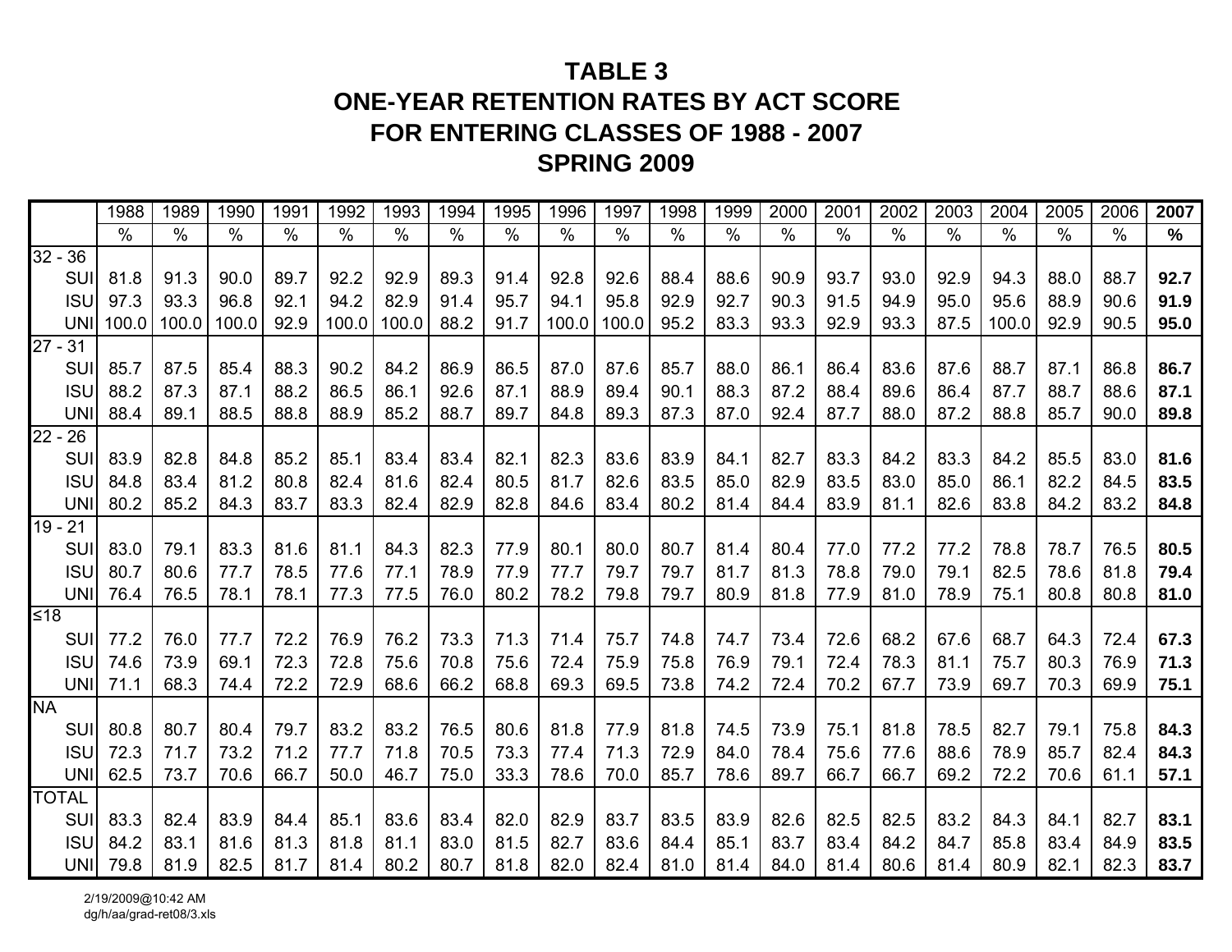# TABLE 3
# ONE-YEAR RETENTION RATES BY ACT SCORE
# FOR ENTERING CLASSES OF 1988 - 2007
# SPRING 2009

| | 1988 | 1989 | 1990 | 1991 | 1992 | 1993 | 1994 | 1995 | 1996 | 1997 | 1998 | 1999 | 2000 | 2001 | 2002 | 2003 | 2004 | 2005 | 2006 | **2007** |
|---|---|---|---|---|---|---|---|---|---|---|---|---|---|---|---|---|---|---|---|---|
| | % | % | % | % | % | % | % | % | % | % | % | % | % | % | % | % | % | % | % | **%** |
| 32 - 36 | | | | | | | | | | | | | | | | | | | | |
| SUI | 81.8 | 91.3 | 90.0 | 89.7 | 92.2 | 92.9 | 89.3 | 91.4 | 92.8 | 92.6 | 88.4 | 88.6 | 90.9 | 93.7 | 93.0 | 92.9 | 94.3 | 88.0 | 88.7 | **92.7** |
| ISU | 97.3 | 93.3 | 96.8 | 92.1 | 94.2 | 82.9 | 91.4 | 95.7 | 94.1 | 95.8 | 92.9 | 92.7 | 90.3 | 91.5 | 94.9 | 95.0 | 95.6 | 88.9 | 90.6 | **91.9** |
| UNI | 100.0 | 100.0 | 100.0 | 92.9 | 100.0 | 100.0 | 88.2 | 91.7 | 100.0 | 100.0 | 95.2 | 83.3 | 93.3 | 92.9 | 93.3 | 87.5 | 100.0 | 92.9 | 90.5 | **95.0** |
| 27 - 31 | | | | | | | | | | | | | | | | | | | | |
| SUI | 85.7 | 87.5 | 85.4 | 88.3 | 90.2 | 84.2 | 86.9 | 86.5 | 87.0 | 87.6 | 85.7 | 88.0 | 86.1 | 86.4 | 83.6 | 87.6 | 88.7 | 87.1 | 86.8 | **86.7** |
| ISU | 88.2 | 87.3 | 87.1 | 88.2 | 86.5 | 86.1 | 92.6 | 87.1 | 88.9 | 89.4 | 90.1 | 88.3 | 87.2 | 88.4 | 89.6 | 86.4 | 87.7 | 88.7 | 88.6 | **87.1** |
| UNI | 88.4 | 89.1 | 88.5 | 88.8 | 88.9 | 85.2 | 88.7 | 89.7 | 84.8 | 89.3 | 87.3 | 87.0 | 92.4 | 87.7 | 88.0 | 87.2 | 88.8 | 85.7 | 90.0 | **89.8** |
| 22 - 26 | | | | | | | | | | | | | | | | | | | | |
| SUI | 83.9 | 82.8 | 84.8 | 85.2 | 85.1 | 83.4 | 83.4 | 82.1 | 82.3 | 83.6 | 83.9 | 84.1 | 82.7 | 83.3 | 84.2 | 83.3 | 84.2 | 85.5 | 83.0 | **81.6** |
| ISU | 84.8 | 83.4 | 81.2 | 80.8 | 82.4 | 81.6 | 82.4 | 80.5 | 81.7 | 82.6 | 83.5 | 85.0 | 82.9 | 83.5 | 83.0 | 85.0 | 86.1 | 82.2 | 84.5 | **83.5** |
| UNI | 80.2 | 85.2 | 84.3 | 83.7 | 83.3 | 82.4 | 82.9 | 82.8 | 84.6 | 83.4 | 80.2 | 81.4 | 84.4 | 83.9 | 81.1 | 82.6 | 83.8 | 84.2 | 83.2 | **84.8** |
| 19 - 21 | | | | | | | | | | | | | | | | | | | | |
| SUI | 83.0 | 79.1 | 83.3 | 81.6 | 81.1 | 84.3 | 82.3 | 77.9 | 80.1 | 80.0 | 80.7 | 81.4 | 80.4 | 77.0 | 77.2 | 77.2 | 78.8 | 78.7 | 76.5 | **80.5** |
| ISU | 80.7 | 80.6 | 77.7 | 78.5 | 77.6 | 77.1 | 78.9 | 77.9 | 77.7 | 79.7 | 79.7 | 81.7 | 81.3 | 78.8 | 79.0 | 79.1 | 82.5 | 78.6 | 81.8 | **79.4** |
| UNI | 76.4 | 76.5 | 78.1 | 78.1 | 77.3 | 77.5 | 76.0 | 80.2 | 78.2 | 79.8 | 79.7 | 80.9 | 81.8 | 77.9 | 81.0 | 78.9 | 75.1 | 80.8 | 80.8 | **81.0** |
| ≤18 | | | | | | | | | | | | | | | | | | | | |
| SUI | 77.2 | 76.0 | 77.7 | 72.2 | 76.9 | 76.2 | 73.3 | 71.3 | 71.4 | 75.7 | 74.8 | 74.7 | 73.4 | 72.6 | 68.2 | 67.6 | 68.7 | 64.3 | 72.4 | **67.3** |
| ISU | 74.6 | 73.9 | 69.1 | 72.3 | 72.8 | 75.6 | 70.8 | 75.6 | 72.4 | 75.9 | 75.8 | 76.9 | 79.1 | 72.4 | 78.3 | 81.1 | 75.7 | 80.3 | 76.9 | **71.3** |
| UNI | 71.1 | 68.3 | 74.4 | 72.2 | 72.9 | 68.6 | 66.2 | 68.8 | 69.3 | 69.5 | 73.8 | 74.2 | 72.4 | 70.2 | 67.7 | 73.9 | 69.7 | 70.3 | 69.9 | **75.1** |
| NA | | | | | | | | | | | | | | | | | | | | |
| SUI | 80.8 | 80.7 | 80.4 | 79.7 | 83.2 | 83.2 | 76.5 | 80.6 | 81.8 | 77.9 | 81.8 | 74.5 | 73.9 | 75.1 | 81.8 | 78.5 | 82.7 | 79.1 | 75.8 | **84.3** |
| ISU | 72.3 | 71.7 | 73.2 | 71.2 | 77.7 | 71.8 | 70.5 | 73.3 | 77.4 | 71.3 | 72.9 | 84.0 | 78.4 | 75.6 | 77.6 | 88.6 | 78.9 | 85.7 | 82.4 | **84.3** |
| UNI | 62.5 | 73.7 | 70.6 | 66.7 | 50.0 | 46.7 | 75.0 | 33.3 | 78.6 | 70.0 | 85.7 | 78.6 | 89.7 | 66.7 | 66.7 | 69.2 | 72.2 | 70.6 | 61.1 | **57.1** |
| TOTAL | | | | | | | | | | | | | | | | | | | | |
| SUI | 83.3 | 82.4 | 83.9 | 84.4 | 85.1 | 83.6 | 83.4 | 82.0 | 82.9 | 83.7 | 83.5 | 83.9 | 82.6 | 82.5 | 82.5 | 83.2 | 84.3 | 84.1 | 82.7 | **83.1** |
| ISU | 84.2 | 83.1 | 81.6 | 81.3 | 81.8 | 81.1 | 83.0 | 81.5 | 82.7 | 83.6 | 84.4 | 85.1 | 83.7 | 83.4 | 84.2 | 84.7 | 85.8 | 83.4 | 84.9 | **83.5** |
| UNI | 79.8 | 81.9 | 82.5 | 81.7 | 81.4 | 80.2 | 80.7 | 81.8 | 82.0 | 82.4 | 81.0 | 81.4 | 84.0 | 81.4 | 80.6 | 81.4 | 80.9 | 82.1 | 82.3 | **83.7** |

2/19/2009@10:42 AM
dg/h/aa/grad-ret08/3.xls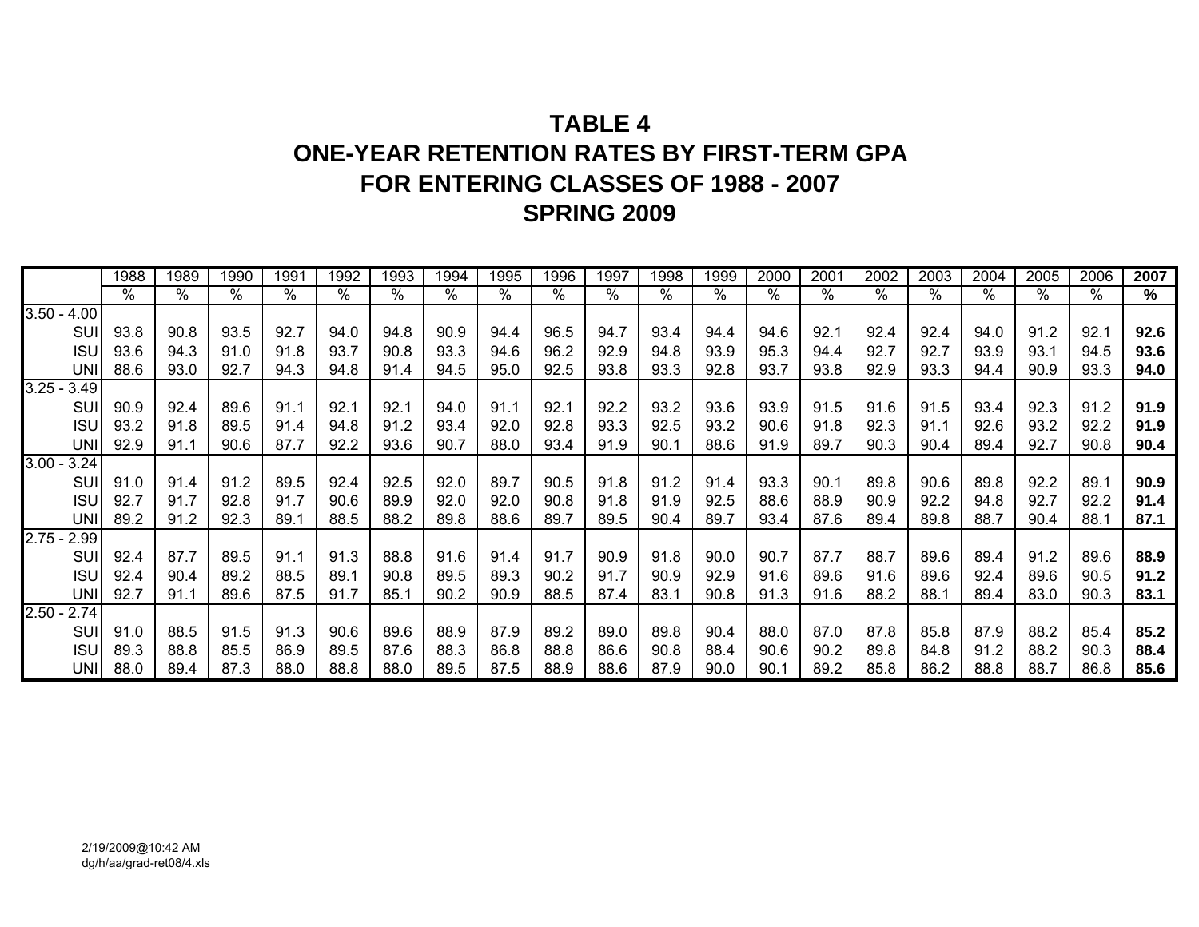# TABLE 4
# ONE-YEAR RETENTION RATES BY FIRST-TERM GPA
# FOR ENTERING CLASSES OF 1988 - 2007
# SPRING 2009

| | 1988 | 1989 | 1990 | 1991 | 1992 | 1993 | 1994 | 1995 | 1996 | 1997 | 1998 | 1999 | 2000 | 2001 | 2002 | 2003 | 2004 | 2005 | 2006 | **2007** |
|---|---|---|---|---|---|---|---|---|---|---|---|---|---|---|---|---|---|---|---|---|
| | % | % | % | % | % | % | % | % | % | % | % | % | % | % | % | % | % | % | % | **%** |
| 3.50 - 4.00 | | | | | | | | | | | | | | | | | | | | |
| SUI | 93.8 | 90.8 | 93.5 | 92.7 | 94.0 | 94.8 | 90.9 | 94.4 | 96.5 | 94.7 | 93.4 | 94.4 | 94.6 | 92.1 | 92.4 | 92.4 | 94.0 | 91.2 | 92.1 | **92.6** |
| ISU | 93.6 | 94.3 | 91.0 | 91.8 | 93.7 | 90.8 | 93.3 | 94.6 | 96.2 | 92.9 | 94.8 | 93.9 | 95.3 | 94.4 | 92.7 | 92.7 | 93.9 | 93.1 | 94.5 | **93.6** |
| UNI | 88.6 | 93.0 | 92.7 | 94.3 | 94.8 | 91.4 | 94.5 | 95.0 | 92.5 | 93.8 | 93.3 | 92.8 | 93.7 | 93.8 | 92.9 | 93.3 | 94.4 | 90.9 | 93.3 | **94.0** |
| 3.25 - 3.49 | | | | | | | | | | | | | | | | | | | | |
| SUI | 90.9 | 92.4 | 89.6 | 91.1 | 92.1 | 92.1 | 94.0 | 91.1 | 92.1 | 92.2 | 93.2 | 93.6 | 93.9 | 91.5 | 91.6 | 91.5 | 93.4 | 92.3 | 91.2 | **91.9** |
| ISU | 93.2 | 91.8 | 89.5 | 91.4 | 94.8 | 91.2 | 93.4 | 92.0 | 92.8 | 93.3 | 92.5 | 93.2 | 90.6 | 91.8 | 92.3 | 91.1 | 92.6 | 93.2 | 92.2 | **91.9** |
| UNI | 92.9 | 91.1 | 90.6 | 87.7 | 92.2 | 93.6 | 90.7 | 88.0 | 93.4 | 91.9 | 90.1 | 88.6 | 91.9 | 89.7 | 90.3 | 90.4 | 89.4 | 92.7 | 90.8 | **90.4** |
| 3.00 - 3.24 | | | | | | | | | | | | | | | | | | | | |
| SUI | 91.0 | 91.4 | 91.2 | 89.5 | 92.4 | 92.5 | 92.0 | 89.7 | 90.5 | 91.8 | 91.2 | 91.4 | 93.3 | 90.1 | 89.8 | 90.6 | 89.8 | 92.2 | 89.1 | **90.9** |
| ISU | 92.7 | 91.7 | 92.8 | 91.7 | 90.6 | 89.9 | 92.0 | 92.0 | 90.8 | 91.8 | 91.9 | 92.5 | 88.6 | 88.9 | 90.9 | 92.2 | 94.8 | 92.7 | 92.2 | **91.4** |
| UNI | 89.2 | 91.2 | 92.3 | 89.1 | 88.5 | 88.2 | 89.8 | 88.6 | 89.7 | 89.5 | 90.4 | 89.7 | 93.4 | 87.6 | 89.4 | 89.8 | 88.7 | 90.4 | 88.1 | **87.1** |
| 2.75 - 2.99 | | | | | | | | | | | | | | | | | | | | |
| SUI | 92.4 | 87.7 | 89.5 | 91.1 | 91.3 | 88.8 | 91.6 | 91.4 | 91.7 | 90.9 | 91.8 | 90.0 | 90.7 | 87.7 | 88.7 | 89.6 | 89.4 | 91.2 | 89.6 | **88.9** |
| ISU | 92.4 | 90.4 | 89.2 | 88.5 | 89.1 | 90.8 | 89.5 | 89.3 | 90.2 | 91.7 | 90.9 | 92.9 | 91.6 | 89.6 | 91.6 | 89.6 | 92.4 | 89.6 | 90.5 | **91.2** |
| UNI | 92.7 | 91.1 | 89.6 | 87.5 | 91.7 | 85.1 | 90.2 | 90.9 | 88.5 | 87.4 | 83.1 | 90.8 | 91.3 | 91.6 | 88.2 | 88.1 | 89.4 | 83.0 | 90.3 | **83.1** |
| 2.50 - 2.74 | | | | | | | | | | | | | | | | | | | | |
| SUI | 91.0 | 88.5 | 91.5 | 91.3 | 90.6 | 89.6 | 88.9 | 87.9 | 89.2 | 89.0 | 89.8 | 90.4 | 88.0 | 87.0 | 87.8 | 85.8 | 87.9 | 88.2 | 85.4 | **85.2** |
| ISU | 89.3 | 88.8 | 85.5 | 86.9 | 89.5 | 87.6 | 88.3 | 86.8 | 88.8 | 86.6 | 90.8 | 88.4 | 90.6 | 90.2 | 89.8 | 84.8 | 91.2 | 88.2 | 90.3 | **88.4** |
| UNI | 88.0 | 89.4 | 87.3 | 88.0 | 88.8 | 88.0 | 89.5 | 87.5 | 88.9 | 88.6 | 87.9 | 90.0 | 90.1 | 89.2 | 85.8 | 86.2 | 88.8 | 88.7 | 86.8 | **85.6** |

2/19/2009@10:42 AM
dg/h/aa/grad-ret08/4.xls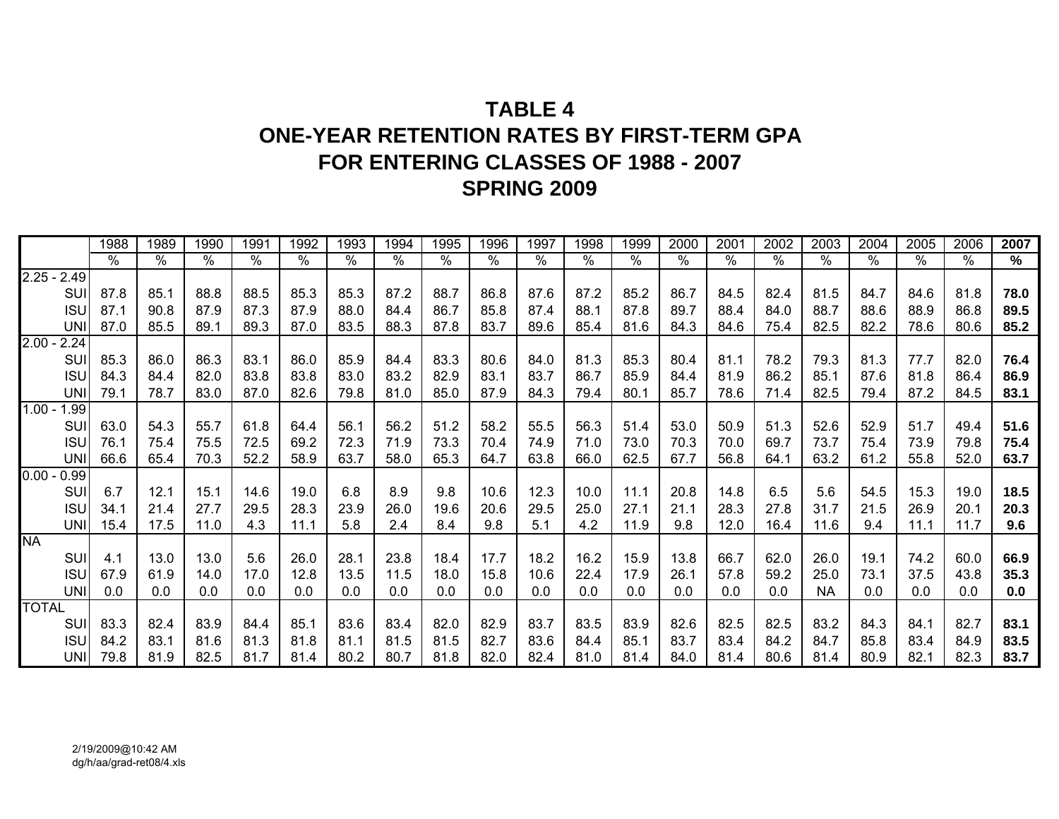# TABLE 4
# ONE-YEAR RETENTION RATES BY FIRST-TERM GPA
# FOR ENTERING CLASSES OF 1988 - 2007
# SPRING 2009

| | 1988 | 1989 | 1990 | 1991 | 1992 | 1993 | 1994 | 1995 | 1996 | 1997 | 1998 | 1999 | 2000 | 2001 | 2002 | 2003 | 2004 | 2005 | 2006 | **2007** |
|---|---|---|---|---|---|---|---|---|---|---|---|---|---|---|---|---|---|---|---|---|
| | % | % | % | % | % | % | % | % | % | % | % | % | % | % | % | % | % | % | % | **%** |
| 2.25 - 2.49 | | | | | | | | | | | | | | | | | | | | |
| SUI | 87.8 | 85.1 | 88.8 | 88.5 | 85.3 | 85.3 | 87.2 | 88.7 | 86.8 | 87.6 | 87.2 | 85.2 | 86.7 | 84.5 | 82.4 | 81.5 | 84.7 | 84.6 | 81.8 | **78.0** |
| ISU | 87.1 | 90.8 | 87.9 | 87.3 | 87.9 | 88.0 | 84.4 | 86.7 | 85.8 | 87.4 | 88.1 | 87.8 | 89.7 | 88.4 | 84.0 | 88.7 | 88.6 | 88.9 | 86.8 | **89.5** |
| UNI | 87.0 | 85.5 | 89.1 | 89.3 | 87.0 | 83.5 | 88.3 | 87.8 | 83.7 | 89.6 | 85.4 | 81.6 | 84.3 | 84.6 | 75.4 | 82.5 | 82.2 | 78.6 | 80.6 | **85.2** |
| 2.00 - 2.24 | | | | | | | | | | | | | | | | | | | | |
| SUI | 85.3 | 86.0 | 86.3 | 83.1 | 86.0 | 85.9 | 84.4 | 83.3 | 80.6 | 84.0 | 81.3 | 85.3 | 80.4 | 81.1 | 78.2 | 79.3 | 81.3 | 77.7 | 82.0 | **76.4** |
| ISU | 84.3 | 84.4 | 82.0 | 83.8 | 83.8 | 83.0 | 83.2 | 82.9 | 83.1 | 83.7 | 86.7 | 85.9 | 84.4 | 81.9 | 86.2 | 85.1 | 87.6 | 81.8 | 86.4 | **86.9** |
| UNI | 79.1 | 78.7 | 83.0 | 87.0 | 82.6 | 79.8 | 81.0 | 85.0 | 87.9 | 84.3 | 79.4 | 80.1 | 85.7 | 78.6 | 71.4 | 82.5 | 79.4 | 87.2 | 84.5 | **83.1** |
| 1.00 - 1.99 | | | | | | | | | | | | | | | | | | | | |
| SUI | 63.0 | 54.3 | 55.7 | 61.8 | 64.4 | 56.1 | 56.2 | 51.2 | 58.2 | 55.5 | 56.3 | 51.4 | 53.0 | 50.9 | 51.3 | 52.6 | 52.9 | 51.7 | 49.4 | **51.6** |
| ISU | 76.1 | 75.4 | 75.5 | 72.5 | 69.2 | 72.3 | 71.9 | 73.3 | 70.4 | 74.9 | 71.0 | 73.0 | 70.3 | 70.0 | 69.7 | 73.7 | 75.4 | 73.9 | 79.8 | **75.4** |
| UNI | 66.6 | 65.4 | 70.3 | 52.2 | 58.9 | 63.7 | 58.0 | 65.3 | 64.7 | 63.8 | 66.0 | 62.5 | 67.7 | 56.8 | 64.1 | 63.2 | 61.2 | 55.8 | 52.0 | **63.7** |
| 0.00 - 0.99 | | | | | | | | | | | | | | | | | | | | |
| SUI | 6.7 | 12.1 | 15.1 | 14.6 | 19.0 | 6.8 | 8.9 | 9.8 | 10.6 | 12.3 | 10.0 | 11.1 | 20.8 | 14.8 | 6.5 | 5.6 | 54.5 | 15.3 | 19.0 | **18.5** |
| ISU | 34.1 | 21.4 | 27.7 | 29.5 | 28.3 | 23.9 | 26.0 | 19.6 | 20.6 | 29.5 | 25.0 | 27.1 | 21.1 | 28.3 | 27.8 | 31.7 | 21.5 | 26.9 | 20.1 | **20.3** |
| UNI | 15.4 | 17.5 | 11.0 | 4.3 | 11.1 | 5.8 | 2.4 | 8.4 | 9.8 | 5.1 | 4.2 | 11.9 | 9.8 | 12.0 | 16.4 | 11.6 | 9.4 | 11.1 | 11.7 | **9.6** |
| NA | | | | | | | | | | | | | | | | | | | | |
| SUI | 4.1 | 13.0 | 13.0 | 5.6 | 26.0 | 28.1 | 23.8 | 18.4 | 17.7 | 18.2 | 16.2 | 15.9 | 13.8 | 66.7 | 62.0 | 26.0 | 19.1 | 74.2 | 60.0 | **66.9** |
| ISU | 67.9 | 61.9 | 14.0 | 17.0 | 12.8 | 13.5 | 11.5 | 18.0 | 15.8 | 10.6 | 22.4 | 17.9 | 26.1 | 57.8 | 59.2 | 25.0 | 73.1 | 37.5 | 43.8 | **35.3** |
| UNI | 0.0 | 0.0 | 0.0 | 0.0 | 0.0 | 0.0 | 0.0 | 0.0 | 0.0 | 0.0 | 0.0 | 0.0 | 0.0 | 0.0 | 0.0 | NA | 0.0 | 0.0 | 0.0 | **0.0** |
| TOTAL | | | | | | | | | | | | | | | | | | | | |
| SUI | 83.3 | 82.4 | 83.9 | 84.4 | 85.1 | 83.6 | 83.4 | 82.0 | 82.9 | 83.7 | 83.5 | 83.9 | 82.6 | 82.5 | 82.5 | 83.2 | 84.3 | 84.1 | 82.7 | **83.1** |
| ISU | 84.2 | 83.1 | 81.6 | 81.3 | 81.8 | 81.1 | 81.5 | 81.5 | 82.7 | 83.6 | 84.4 | 85.1 | 83.7 | 83.4 | 84.2 | 84.7 | 85.8 | 83.4 | 84.9 | **83.5** |
| UNI | 79.8 | 81.9 | 82.5 | 81.7 | 81.4 | 80.2 | 80.7 | 81.8 | 82.0 | 82.4 | 81.0 | 81.4 | 84.0 | 81.4 | 80.6 | 81.4 | 80.9 | 82.1 | 82.3 | **83.7** |

2/19/2009@10:42 AM
dg/h/aa/grad-ret08/4.xls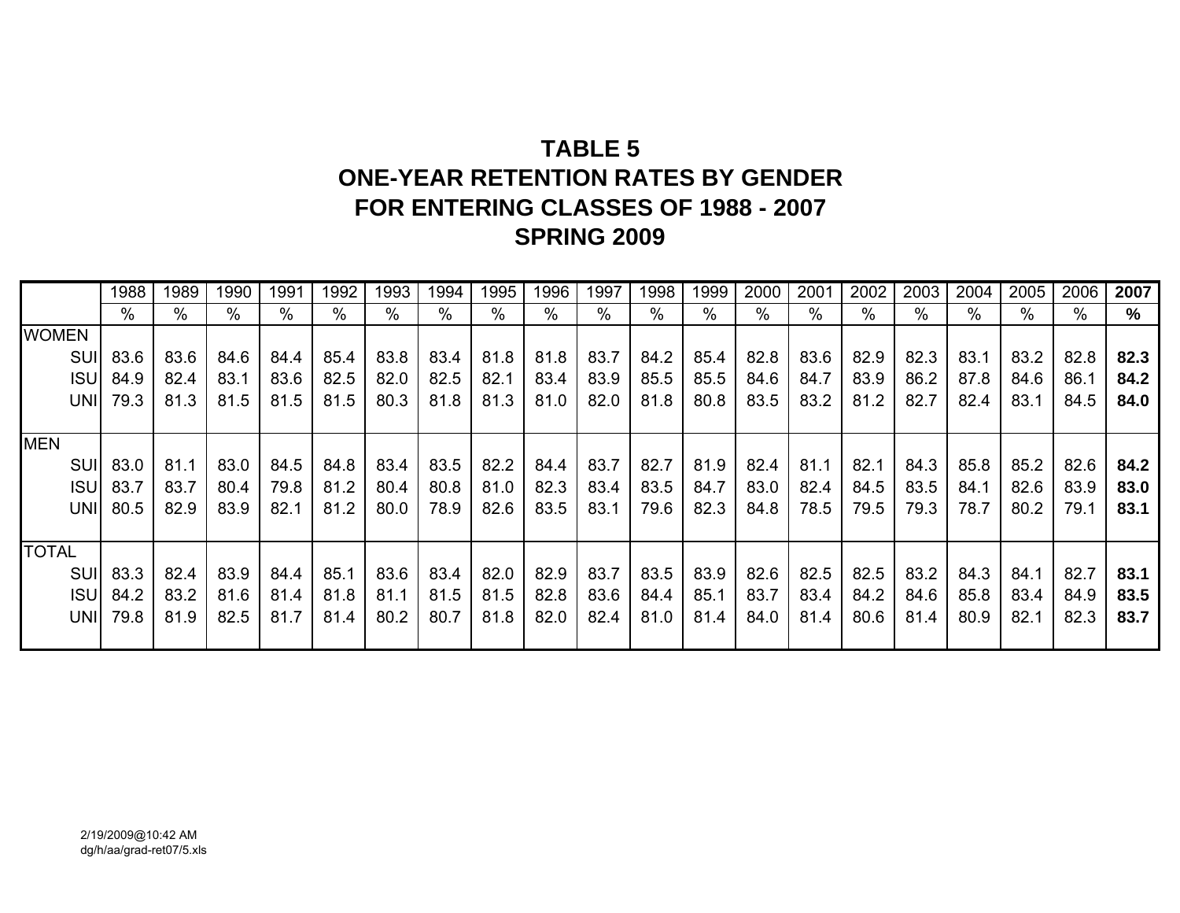# TABLE 5
## ONE-YEAR RETENTION RATES BY GENDER
## FOR ENTERING CLASSES OF 1988 - 2007
## SPRING 2009

| | 1988 | 1989 | 1990 | 1991 | 1992 | 1993 | 1994 | 1995 | 1996 | 1997 | 1998 | 1999 | 2000 | 2001 | 2002 | 2003 | 2004 | 2005 | 2006 | **2007** |
|---|---|---|---|---|---|---|---|---|---|---|---|---|---|---|---|---|---|---|---|---|
| | % | % | % | % | % | % | % | % | % | % | % | % | % | % | % | % | % | % | % | **%** |
| WOMEN | | | | | | | | | | | | | | | | | | | | |
| SUI | 83.6 | 83.6 | 84.6 | 84.4 | 85.4 | 83.8 | 83.4 | 81.8 | 81.8 | 83.7 | 84.2 | 85.4 | 82.8 | 83.6 | 82.9 | 82.3 | 83.1 | 83.2 | 82.8 | **82.3** |
| ISU | 84.9 | 82.4 | 83.1 | 83.6 | 82.5 | 82.0 | 82.5 | 82.1 | 83.4 | 83.9 | 85.5 | 85.5 | 84.6 | 84.7 | 83.9 | 86.2 | 87.8 | 84.6 | 86.1 | **84.2** |
| UNI | 79.3 | 81.3 | 81.5 | 81.5 | 81.5 | 80.3 | 81.8 | 81.3 | 81.0 | 82.0 | 81.8 | 80.8 | 83.5 | 83.2 | 81.2 | 82.7 | 82.4 | 83.1 | 84.5 | **84.0** |
| MEN | | | | | | | | | | | | | | | | | | | | |
| SUI | 83.0 | 81.1 | 83.0 | 84.5 | 84.8 | 83.4 | 83.5 | 82.2 | 84.4 | 83.7 | 82.7 | 81.9 | 82.4 | 81.1 | 82.1 | 84.3 | 85.8 | 85.2 | 82.6 | **84.2** |
| ISU | 83.7 | 83.7 | 80.4 | 79.8 | 81.2 | 80.4 | 80.8 | 81.0 | 82.3 | 83.4 | 83.5 | 84.7 | 83.0 | 82.4 | 84.5 | 83.5 | 84.1 | 82.6 | 83.9 | **83.0** |
| UNI | 80.5 | 82.9 | 83.9 | 82.1 | 81.2 | 80.0 | 78.9 | 82.6 | 83.5 | 83.1 | 79.6 | 82.3 | 84.8 | 78.5 | 79.5 | 79.3 | 78.7 | 80.2 | 79.1 | **83.1** |
| TOTAL | | | | | | | | | | | | | | | | | | | | |
| SUI | 83.3 | 82.4 | 83.9 | 84.4 | 85.1 | 83.6 | 83.4 | 82.0 | 82.9 | 83.7 | 83.5 | 83.9 | 82.6 | 82.5 | 82.5 | 83.2 | 84.3 | 84.1 | 82.7 | **83.1** |
| ISU | 84.2 | 83.2 | 81.6 | 81.4 | 81.8 | 81.1 | 81.5 | 81.5 | 82.8 | 83.6 | 84.4 | 85.1 | 83.7 | 83.4 | 84.2 | 84.6 | 85.8 | 83.4 | 84.9 | **83.5** |
| UNI | 79.8 | 81.9 | 82.5 | 81.7 | 81.4 | 80.2 | 80.7 | 81.8 | 82.0 | 82.4 | 81.0 | 81.4 | 84.0 | 81.4 | 80.6 | 81.4 | 80.9 | 82.1 | 82.3 | **83.7** |

2/19/2009@10:42 AM
dg/h/aa/grad-ret07/5.xls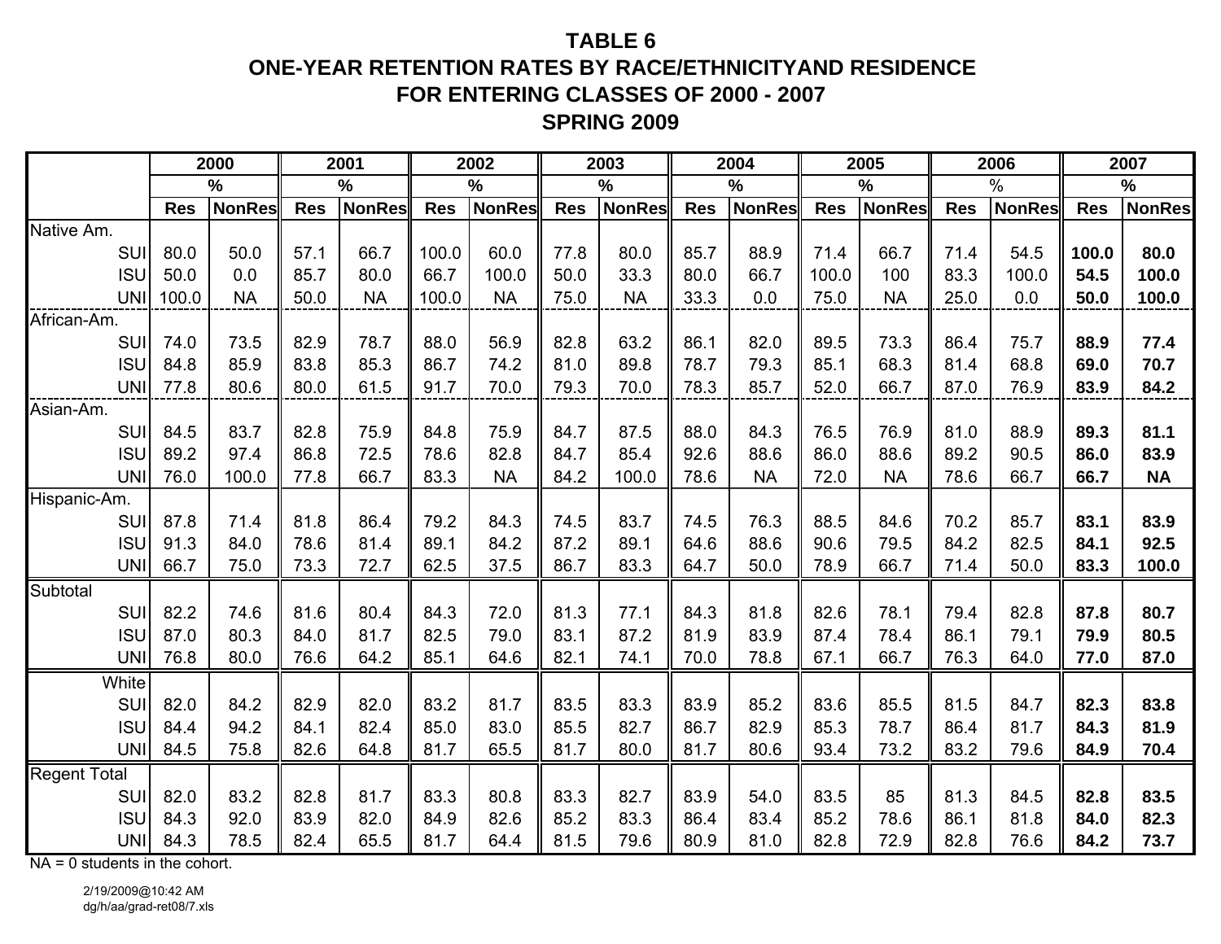# TABLE 6
## ONE-YEAR RETENTION RATES BY RACE/ETHNICITYAND RESIDENCE
## FOR ENTERING CLASSES OF 2000 - 2007
## SPRING 2009

| | 2000 | | 2001 | | 2002 | | 2003 | | 2004 | | 2005 | | 2006 | | 2007 | |
|---|---|---|---|---|---|---|---|---|---|---|---|---|---|---|---|---|
| | % | | % | | % | | % | | % | | % | | % | | % | |
| | **Res** | **NonRes** | **Res** | **NonRes** | **Res** | **NonRes** | **Res** | **NonRes** | **Res** | **NonRes** | **Res** | **NonRes** | **Res** | **NonRes** | **Res** | **NonRes** |
| Native Am. | | | | | | | | | | | | | | | | |
| SUI | 80.0 | 50.0 | 57.1 | 66.7 | 100.0 | 60.0 | 77.8 | 80.0 | 85.7 | 88.9 | 71.4 | 66.7 | 71.4 | 54.5 | **100.0** | **80.0** |
| ISU | 50.0 | 0.0 | 85.7 | 80.0 | 66.7 | 100.0 | 50.0 | 33.3 | 80.0 | 66.7 | 100.0 | 100 | 83.3 | 100.0 | **54.5** | **100.0** |
| UNI | 100.0 | NA | 50.0 | NA | 100.0 | NA | 75.0 | NA | 33.3 | 0.0 | 75.0 | NA | 25.0 | 0.0 | **50.0** | **100.0** |
| African-Am. | | | | | | | | | | | | | | | | |
| SUI | 74.0 | 73.5 | 82.9 | 78.7 | 88.0 | 56.9 | 82.8 | 63.2 | 86.1 | 82.0 | 89.5 | 73.3 | 86.4 | 75.7 | **88.9** | **77.4** |
| ISU | 84.8 | 85.9 | 83.8 | 85.3 | 86.7 | 74.2 | 81.0 | 89.8 | 78.7 | 79.3 | 85.1 | 68.3 | 81.4 | 68.8 | **69.0** | **70.7** |
| UNI | 77.8 | 80.6 | 80.0 | 61.5 | 91.7 | 70.0 | 79.3 | 70.0 | 78.3 | 85.7 | 52.0 | 66.7 | 87.0 | 76.9 | **83.9** | **84.2** |
| Asian-Am. | | | | | | | | | | | | | | | | |
| SUI | 84.5 | 83.7 | 82.8 | 75.9 | 84.8 | 75.9 | 84.7 | 87.5 | 88.0 | 84.3 | 76.5 | 76.9 | 81.0 | 88.9 | **89.3** | **81.1** |
| ISU | 89.2 | 97.4 | 86.8 | 72.5 | 78.6 | 82.8 | 84.7 | 85.4 | 92.6 | 88.6 | 86.0 | 88.6 | 89.2 | 90.5 | **86.0** | **83.9** |
| UNI | 76.0 | 100.0 | 77.8 | 66.7 | 83.3 | NA | 84.2 | 100.0 | 78.6 | NA | 72.0 | NA | 78.6 | 66.7 | **66.7** | **NA** |
| Hispanic-Am. | | | | | | | | | | | | | | | | |
| SUI | 87.8 | 71.4 | 81.8 | 86.4 | 79.2 | 84.3 | 74.5 | 83.7 | 74.5 | 76.3 | 88.5 | 84.6 | 70.2 | 85.7 | **83.1** | **83.9** |
| ISU | 91.3 | 84.0 | 78.6 | 81.4 | 89.1 | 84.2 | 87.2 | 89.1 | 64.6 | 88.6 | 90.6 | 79.5 | 84.2 | 82.5 | **84.1** | **92.5** |
| UNI | 66.7 | 75.0 | 73.3 | 72.7 | 62.5 | 37.5 | 86.7 | 83.3 | 64.7 | 50.0 | 78.9 | 66.7 | 71.4 | 50.0 | **83.3** | **100.0** |
| Subtotal | | | | | | | | | | | | | | | | |
| SUI | 82.2 | 74.6 | 81.6 | 80.4 | 84.3 | 72.0 | 81.3 | 77.1 | 84.3 | 81.8 | 82.6 | 78.1 | 79.4 | 82.8 | **87.8** | **80.7** |
| ISU | 87.0 | 80.3 | 84.0 | 81.7 | 82.5 | 79.0 | 83.1 | 87.2 | 81.9 | 83.9 | 87.4 | 78.4 | 86.1 | 79.1 | **79.9** | **80.5** |
| UNI | 76.8 | 80.0 | 76.6 | 64.2 | 85.1 | 64.6 | 82.1 | 74.1 | 70.0 | 78.8 | 67.1 | 66.7 | 76.3 | 64.0 | **77.0** | **87.0** |
| White | | | | | | | | | | | | | | | | |
| SUI | 82.0 | 84.2 | 82.9 | 82.0 | 83.2 | 81.7 | 83.5 | 83.3 | 83.9 | 85.2 | 83.6 | 85.5 | 81.5 | 84.7 | **82.3** | **83.8** |
| ISU | 84.4 | 94.2 | 84.1 | 82.4 | 85.0 | 83.0 | 85.5 | 82.7 | 86.7 | 82.9 | 85.3 | 78.7 | 86.4 | 81.7 | **84.3** | **81.9** |
| UNI | 84.5 | 75.8 | 82.6 | 64.8 | 81.7 | 65.5 | 81.7 | 80.0 | 81.7 | 80.6 | 93.4 | 73.2 | 83.2 | 79.6 | **84.9** | **70.4** |
| Regent Total | | | | | | | | | | | | | | | | |
| SUI | 82.0 | 83.2 | 82.8 | 81.7 | 83.3 | 80.8 | 83.3 | 82.7 | 83.9 | 54.0 | 83.5 | 85 | 81.3 | 84.5 | **82.8** | **83.5** |
| ISU | 84.3 | 92.0 | 83.9 | 82.0 | 84.9 | 82.6 | 85.2 | 83.3 | 86.4 | 83.4 | 85.2 | 78.6 | 86.1 | 81.8 | **84.0** | **82.3** |
| UNI | 84.3 | 78.5 | 82.4 | 65.5 | 81.7 | 64.4 | 81.5 | 79.6 | 80.9 | 81.0 | 82.8 | 72.9 | 82.8 | 76.6 | **84.2** | **73.7** |

NA = 0 students in the cohort.

2/19/2009@10:42 AM
dg/h/aa/grad-ret08/7.xls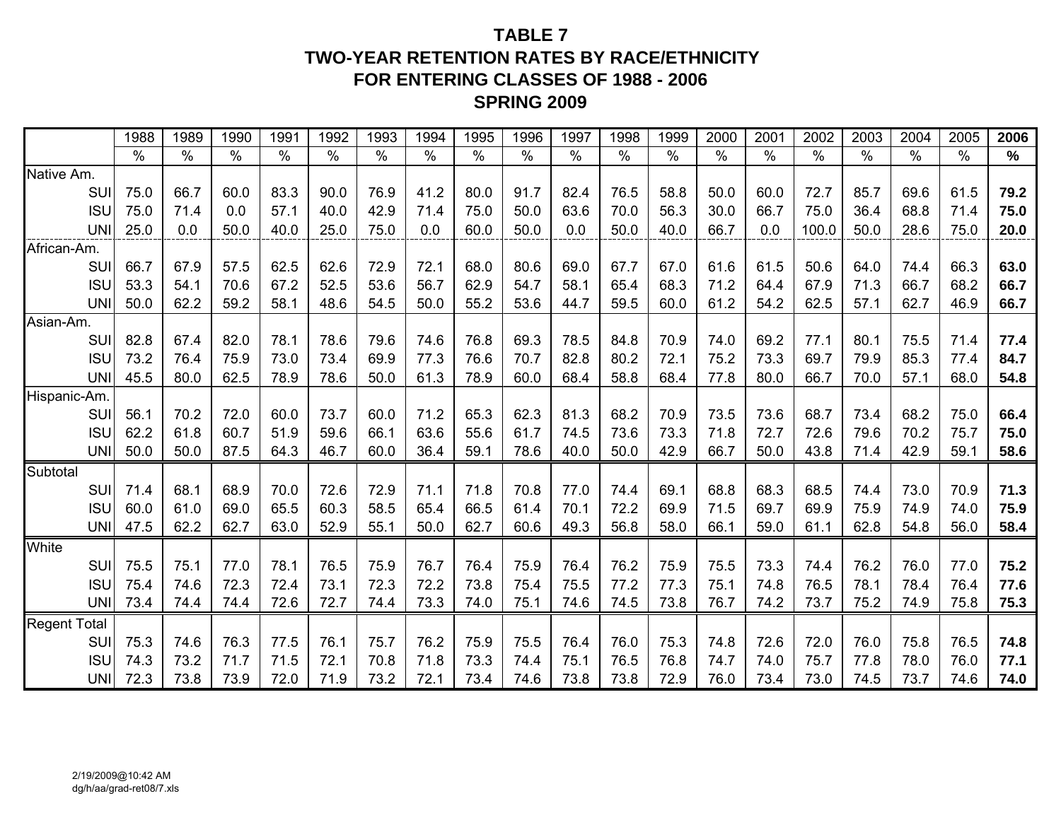# TABLE 7
## TWO-YEAR RETENTION RATES BY RACE/ETHNICITY
## FOR ENTERING CLASSES OF 1988 - 2006
## SPRING 2009

| | 1988 | 1989 | 1990 | 1991 | 1992 | 1993 | 1994 | 1995 | 1996 | 1997 | 1998 | 1999 | 2000 | 2001 | 2002 | 2003 | 2004 | 2005 | **2006** |
|---|---|---|---|---|---|---|---|---|---|---|---|---|---|---|---|---|---|---|---|
| | % | % | % | % | % | % | % | % | % | % | % | % | % | % | % | % | % | % | **%** |
| Native Am. | | | | | | | | | | | | | | | | | | | |
| SUI | 75.0 | 66.7 | 60.0 | 83.3 | 90.0 | 76.9 | 41.2 | 80.0 | 91.7 | 82.4 | 76.5 | 58.8 | 50.0 | 60.0 | 72.7 | 85.7 | 69.6 | 61.5 | **79.2** |
| ISU | 75.0 | 71.4 | 0.0 | 57.1 | 40.0 | 42.9 | 71.4 | 75.0 | 50.0 | 63.6 | 70.0 | 56.3 | 30.0 | 66.7 | 75.0 | 36.4 | 68.8 | 71.4 | **75.0** |
| UNI | 25.0 | 0.0 | 50.0 | 40.0 | 25.0 | 75.0 | 0.0 | 60.0 | 50.0 | 0.0 | 50.0 | 40.0 | 66.7 | 0.0 | 100.0 | 50.0 | 28.6 | 75.0 | **20.0** |
| African-Am. | | | | | | | | | | | | | | | | | | | |
| SUI | 66.7 | 67.9 | 57.5 | 62.5 | 62.6 | 72.9 | 72.1 | 68.0 | 80.6 | 69.0 | 67.7 | 67.0 | 61.6 | 61.5 | 50.6 | 64.0 | 74.4 | 66.3 | **63.0** |
| ISU | 53.3 | 54.1 | 70.6 | 67.2 | 52.5 | 53.6 | 56.7 | 62.9 | 54.7 | 58.1 | 65.4 | 68.3 | 71.2 | 64.4 | 67.9 | 71.3 | 66.7 | 68.2 | **66.7** |
| UNI | 50.0 | 62.2 | 59.2 | 58.1 | 48.6 | 54.5 | 50.0 | 55.2 | 53.6 | 44.7 | 59.5 | 60.0 | 61.2 | 54.2 | 62.5 | 57.1 | 62.7 | 46.9 | **66.7** |
| Asian-Am. | | | | | | | | | | | | | | | | | | | |
| SUI | 82.8 | 67.4 | 82.0 | 78.1 | 78.6 | 79.6 | 74.6 | 76.8 | 69.3 | 78.5 | 84.8 | 70.9 | 74.0 | 69.2 | 77.1 | 80.1 | 75.5 | 71.4 | **77.4** |
| ISU | 73.2 | 76.4 | 75.9 | 73.0 | 73.4 | 69.9 | 77.3 | 76.6 | 70.7 | 82.8 | 80.2 | 72.1 | 75.2 | 73.3 | 69.7 | 79.9 | 85.3 | 77.4 | **84.7** |
| UNI | 45.5 | 80.0 | 62.5 | 78.9 | 78.6 | 50.0 | 61.3 | 78.9 | 60.0 | 68.4 | 58.8 | 68.4 | 77.8 | 80.0 | 66.7 | 70.0 | 57.1 | 68.0 | **54.8** |
| Hispanic-Am. | | | | | | | | | | | | | | | | | | | |
| SUI | 56.1 | 70.2 | 72.0 | 60.0 | 73.7 | 60.0 | 71.2 | 65.3 | 62.3 | 81.3 | 68.2 | 70.9 | 73.5 | 73.6 | 68.7 | 73.4 | 68.2 | 75.0 | **66.4** |
| ISU | 62.2 | 61.8 | 60.7 | 51.9 | 59.6 | 66.1 | 63.6 | 55.6 | 61.7 | 74.5 | 73.6 | 73.3 | 71.8 | 72.7 | 72.6 | 79.6 | 70.2 | 75.7 | **75.0** |
| UNI | 50.0 | 50.0 | 87.5 | 64.3 | 46.7 | 60.0 | 36.4 | 59.1 | 78.6 | 40.0 | 50.0 | 42.9 | 66.7 | 50.0 | 43.8 | 71.4 | 42.9 | 59.1 | **58.6** |
| Subtotal | | | | | | | | | | | | | | | | | | | |
| SUI | 71.4 | 68.1 | 68.9 | 70.0 | 72.6 | 72.9 | 71.1 | 71.8 | 70.8 | 77.0 | 74.4 | 69.1 | 68.8 | 68.3 | 68.5 | 74.4 | 73.0 | 70.9 | **71.3** |
| ISU | 60.0 | 61.0 | 69.0 | 65.5 | 60.3 | 58.5 | 65.4 | 66.5 | 61.4 | 70.1 | 72.2 | 69.9 | 71.5 | 69.7 | 69.9 | 75.9 | 74.9 | 74.0 | **75.9** |
| UNI | 47.5 | 62.2 | 62.7 | 63.0 | 52.9 | 55.1 | 50.0 | 62.7 | 60.6 | 49.3 | 56.8 | 58.0 | 66.1 | 59.0 | 61.1 | 62.8 | 54.8 | 56.0 | **58.4** |
| White | | | | | | | | | | | | | | | | | | | |
| SUI | 75.5 | 75.1 | 77.0 | 78.1 | 76.5 | 75.9 | 76.7 | 76.4 | 75.9 | 76.4 | 76.2 | 75.9 | 75.5 | 73.3 | 74.4 | 76.2 | 76.0 | 77.0 | **75.2** |
| ISU | 75.4 | 74.6 | 72.3 | 72.4 | 73.1 | 72.3 | 72.2 | 73.8 | 75.4 | 75.5 | 77.2 | 77.3 | 75.1 | 74.8 | 76.5 | 78.1 | 78.4 | 76.4 | **77.6** |
| UNI | 73.4 | 74.4 | 74.4 | 72.6 | 72.7 | 74.4 | 73.3 | 74.0 | 75.1 | 74.6 | 74.5 | 73.8 | 76.7 | 74.2 | 73.7 | 75.2 | 74.9 | 75.8 | **75.3** |
| Regent Total | | | | | | | | | | | | | | | | | | | |
| SUI | 75.3 | 74.6 | 76.3 | 77.5 | 76.1 | 75.7 | 76.2 | 75.9 | 75.5 | 76.4 | 76.0 | 75.3 | 74.8 | 72.6 | 72.0 | 76.0 | 75.8 | 76.5 | **74.8** |
| ISU | 74.3 | 73.2 | 71.7 | 71.5 | 72.1 | 70.8 | 71.8 | 73.3 | 74.4 | 75.1 | 76.5 | 76.8 | 74.7 | 74.0 | 75.7 | 77.8 | 78.0 | 76.0 | **77.1** |
| UNI | 72.3 | 73.8 | 73.9 | 72.0 | 71.9 | 73.2 | 72.1 | 73.4 | 74.6 | 73.8 | 73.8 | 72.9 | 76.0 | 73.4 | 73.0 | 74.5 | 73.7 | 74.6 | **74.0** |

2/19/2009@10:42 AM
dg/h/aa/grad-ret08/7.xls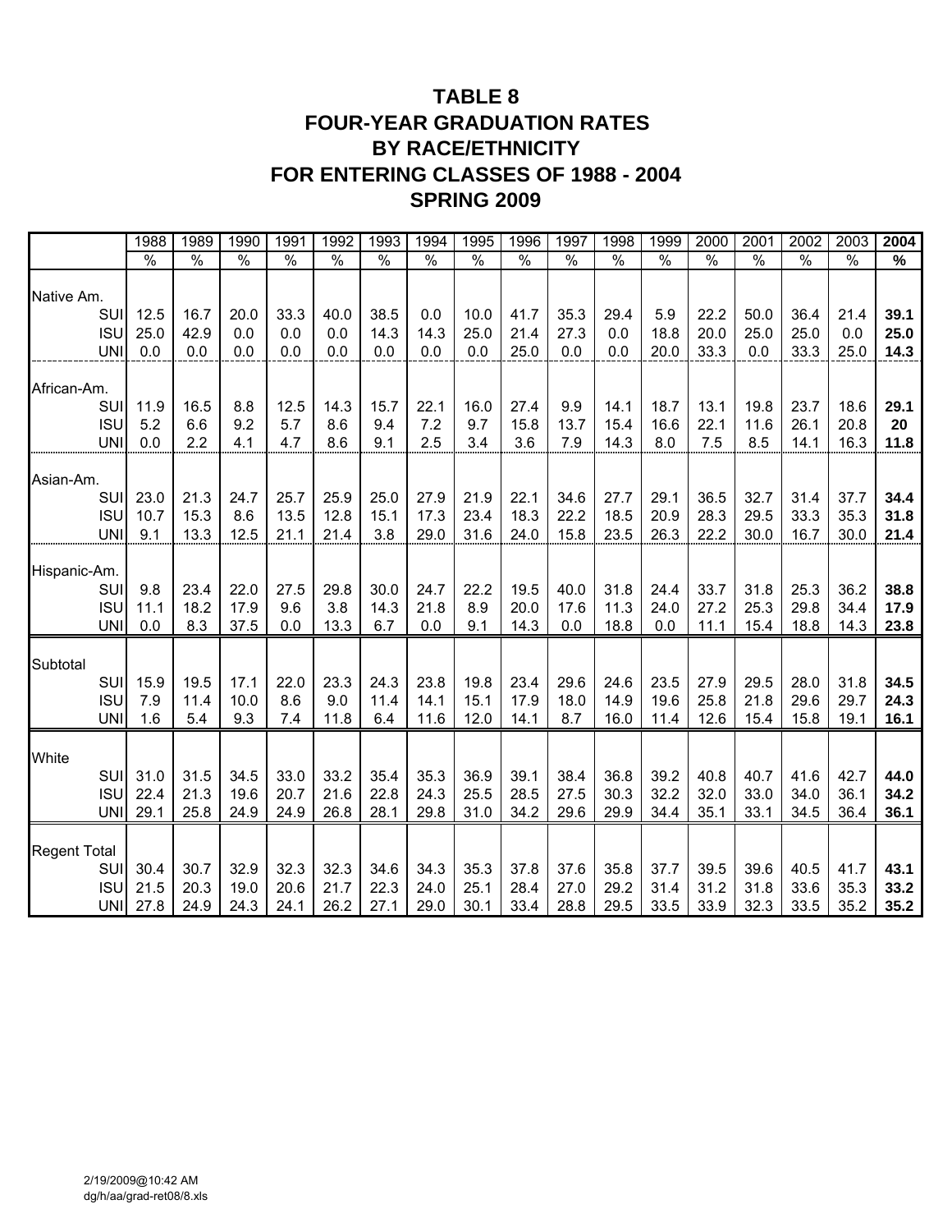# TABLE 8
# FOUR-YEAR GRADUATION RATES
# BY RACE/ETHNICITY
# FOR ENTERING CLASSES OF 1988 - 2004
# SPRING 2009

| | 1988 | 1989 | 1990 | 1991 | 1992 | 1993 | 1994 | 1995 | 1996 | 1997 | 1998 | 1999 | 2000 | 2001 | 2002 | 2003 | **2004** |
|---|---|---|---|---|---|---|---|---|---|---|---|---|---|---|---|---|---|
| | % | % | % | % | % | % | % | % | % | % | % | % | % | % | % | % | **%** |
| Native Am. | | | | | | | | | | | | | | | | | |
| SUI | 12.5 | 16.7 | 20.0 | 33.3 | 40.0 | 38.5 | 0.0 | 10.0 | 41.7 | 35.3 | 29.4 | 5.9 | 22.2 | 50.0 | 36.4 | 21.4 | **39.1** |
| ISU | 25.0 | 42.9 | 0.0 | 0.0 | 0.0 | 14.3 | 14.3 | 25.0 | 21.4 | 27.3 | 0.0 | 18.8 | 20.0 | 25.0 | 25.0 | 0.0 | **25.0** |
| UNI | 0.0 | 0.0 | 0.0 | 0.0 | 0.0 | 0.0 | 0.0 | 0.0 | 25.0 | 0.0 | 0.0 | 20.0 | 33.3 | 0.0 | 33.3 | 25.0 | **14.3** |
| African-Am. | | | | | | | | | | | | | | | | | |
| SUI | 11.9 | 16.5 | 8.8 | 12.5 | 14.3 | 15.7 | 22.1 | 16.0 | 27.4 | 9.9 | 14.1 | 18.7 | 13.1 | 19.8 | 23.7 | 18.6 | **29.1** |
| ISU | 5.2 | 6.6 | 9.2 | 5.7 | 8.6 | 9.4 | 7.2 | 9.7 | 15.8 | 13.7 | 15.4 | 16.6 | 22.1 | 11.6 | 26.1 | 20.8 | **20** |
| UNI | 0.0 | 2.2 | 4.1 | 4.7 | 8.6 | 9.1 | 2.5 | 3.4 | 3.6 | 7.9 | 14.3 | 8.0 | 7.5 | 8.5 | 14.1 | 16.3 | **11.8** |
| Asian-Am. | | | | | | | | | | | | | | | | | |
| SUI | 23.0 | 21.3 | 24.7 | 25.7 | 25.9 | 25.0 | 27.9 | 21.9 | 22.1 | 34.6 | 27.7 | 29.1 | 36.5 | 32.7 | 31.4 | 37.7 | **34.4** |
| ISU | 10.7 | 15.3 | 8.6 | 13.5 | 12.8 | 15.1 | 17.3 | 23.4 | 18.3 | 22.2 | 18.5 | 20.9 | 28.3 | 29.5 | 33.3 | 35.3 | **31.8** |
| UNI | 9.1 | 13.3 | 12.5 | 21.1 | 21.4 | 3.8 | 29.0 | 31.6 | 24.0 | 15.8 | 23.5 | 26.3 | 22.2 | 30.0 | 16.7 | 30.0 | **21.4** |
| Hispanic-Am. | | | | | | | | | | | | | | | | | |
| SUI | 9.8 | 23.4 | 22.0 | 27.5 | 29.8 | 30.0 | 24.7 | 22.2 | 19.5 | 40.0 | 31.8 | 24.4 | 33.7 | 31.8 | 25.3 | 36.2 | **38.8** |
| ISU | 11.1 | 18.2 | 17.9 | 9.6 | 3.8 | 14.3 | 21.8 | 8.9 | 20.0 | 17.6 | 11.3 | 24.0 | 27.2 | 25.3 | 29.8 | 34.4 | **17.9** |
| UNI | 0.0 | 8.3 | 37.5 | 0.0 | 13.3 | 6.7 | 0.0 | 9.1 | 14.3 | 0.0 | 18.8 | 0.0 | 11.1 | 15.4 | 18.8 | 14.3 | **23.8** |
| Subtotal | | | | | | | | | | | | | | | | | |
| SUI | 15.9 | 19.5 | 17.1 | 22.0 | 23.3 | 24.3 | 23.8 | 19.8 | 23.4 | 29.6 | 24.6 | 23.5 | 27.9 | 29.5 | 28.0 | 31.8 | **34.5** |
| ISU | 7.9 | 11.4 | 10.0 | 8.6 | 9.0 | 11.4 | 14.1 | 15.1 | 17.9 | 18.0 | 14.9 | 19.6 | 25.8 | 21.8 | 29.6 | 29.7 | **24.3** |
| UNI | 1.6 | 5.4 | 9.3 | 7.4 | 11.8 | 6.4 | 11.6 | 12.0 | 14.1 | 8.7 | 16.0 | 11.4 | 12.6 | 15.4 | 15.8 | 19.1 | **16.1** |
| White | | | | | | | | | | | | | | | | | |
| SUI | 31.0 | 31.5 | 34.5 | 33.0 | 33.2 | 35.4 | 35.3 | 36.9 | 39.1 | 38.4 | 36.8 | 39.2 | 40.8 | 40.7 | 41.6 | 42.7 | **44.0** |
| ISU | 22.4 | 21.3 | 19.6 | 20.7 | 21.6 | 22.8 | 24.3 | 25.5 | 28.5 | 27.5 | 30.3 | 32.2 | 32.0 | 33.0 | 34.0 | 36.1 | **34.2** |
| UNI | 29.1 | 25.8 | 24.9 | 24.9 | 26.8 | 28.1 | 29.8 | 31.0 | 34.2 | 29.6 | 29.9 | 34.4 | 35.1 | 33.1 | 34.5 | 36.4 | **36.1** |
| Regent Total | | | | | | | | | | | | | | | | | |
| SUI | 30.4 | 30.7 | 32.9 | 32.3 | 32.3 | 34.6 | 34.3 | 35.3 | 37.8 | 37.6 | 35.8 | 37.7 | 39.5 | 39.6 | 40.5 | 41.7 | **43.1** |
| ISU | 21.5 | 20.3 | 19.0 | 20.6 | 21.7 | 22.3 | 24.0 | 25.1 | 28.4 | 27.0 | 29.2 | 31.4 | 31.2 | 31.8 | 33.6 | 35.3 | **33.2** |
| UNI | 27.8 | 24.9 | 24.3 | 24.1 | 26.2 | 27.1 | 29.0 | 30.1 | 33.4 | 28.8 | 29.5 | 33.5 | 33.9 | 32.3 | 33.5 | 35.2 | **35.2** |

2/19/2009@10:42 AM
dg/h/aa/grad-ret08/8.xls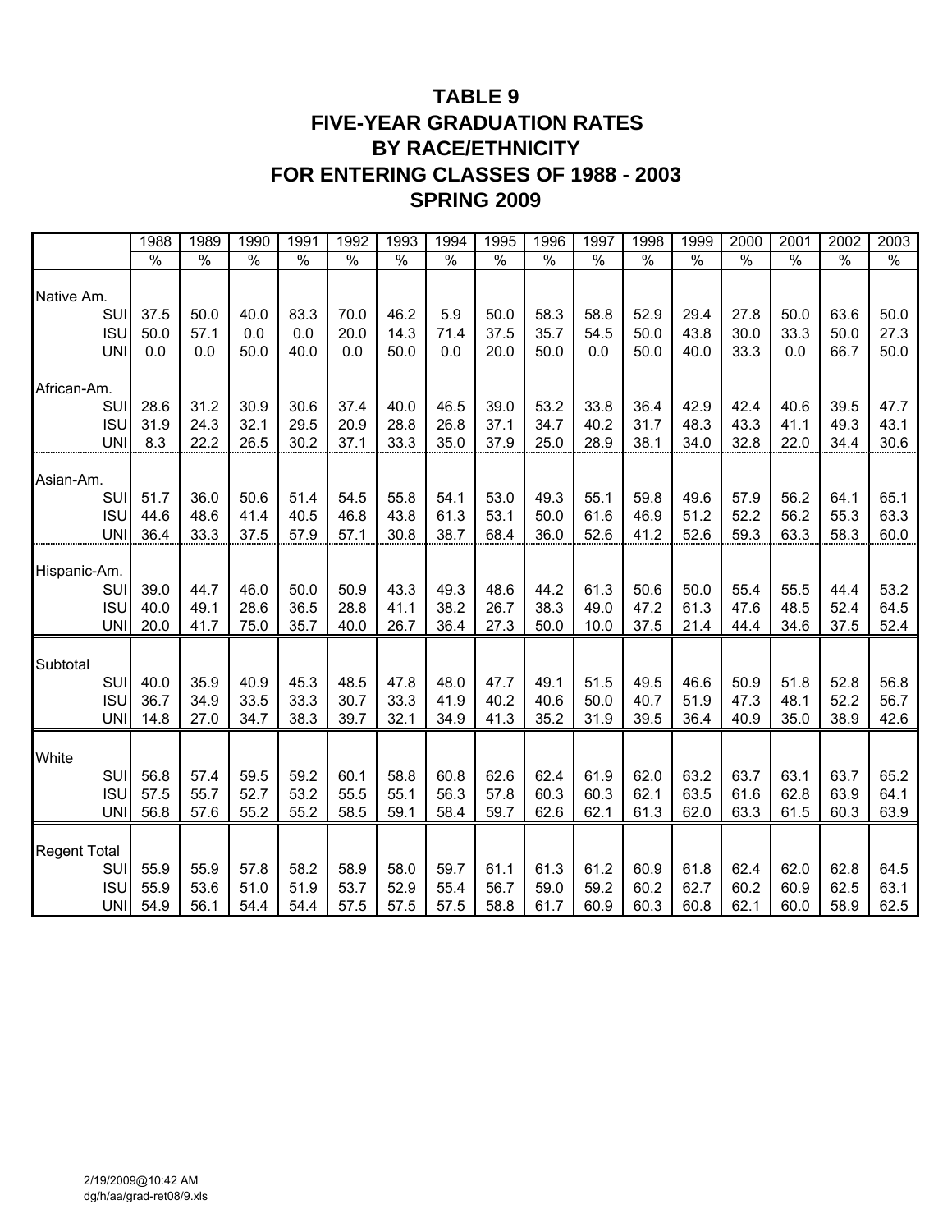# TABLE 9
# FIVE-YEAR GRADUATION RATES
# BY RACE/ETHNICITY
# FOR ENTERING CLASSES OF 1988 - 2003
# SPRING 2009

| | 1988 | 1989 | 1990 | 1991 | 1992 | 1993 | 1994 | 1995 | 1996 | 1997 | 1998 | 1999 | 2000 | 2001 | 2002 | 2003 |
|---|---|---|---|---|---|---|---|---|---|---|---|---|---|---|---|---|
| | % | % | % | % | % | % | % | % | % | % | % | % | % | % | % | % |
| **Native Am.** | | | | | | | | | | | | | | | | |
| SUI | 37.5 | 50.0 | 40.0 | 83.3 | 70.0 | 46.2 | 5.9 | 50.0 | 58.3 | 58.8 | 52.9 | 29.4 | 27.8 | 50.0 | 63.6 | 50.0 |
| ISU | 50.0 | 57.1 | 0.0 | 0.0 | 20.0 | 14.3 | 71.4 | 37.5 | 35.7 | 54.5 | 50.0 | 43.8 | 30.0 | 33.3 | 50.0 | 27.3 |
| UNI | 0.0 | 0.0 | 50.0 | 40.0 | 0.0 | 50.0 | 0.0 | 20.0 | 50.0 | 0.0 | 50.0 | 40.0 | 33.3 | 0.0 | 66.7 | 50.0 |
| **African-Am.** | | | | | | | | | | | | | | | | |
| SUI | 28.6 | 31.2 | 30.9 | 30.6 | 37.4 | 40.0 | 46.5 | 39.0 | 53.2 | 33.8 | 36.4 | 42.9 | 42.4 | 40.6 | 39.5 | 47.7 |
| ISU | 31.9 | 24.3 | 32.1 | 29.5 | 20.9 | 28.8 | 26.8 | 37.1 | 34.7 | 40.2 | 31.7 | 48.3 | 43.3 | 41.1 | 49.3 | 43.1 |
| UNI | 8.3 | 22.2 | 26.5 | 30.2 | 37.1 | 33.3 | 35.0 | 37.9 | 25.0 | 28.9 | 38.1 | 34.0 | 32.8 | 22.0 | 34.4 | 30.6 |
| **Asian-Am.** | | | | | | | | | | | | | | | | |
| SUI | 51.7 | 36.0 | 50.6 | 51.4 | 54.5 | 55.8 | 54.1 | 53.0 | 49.3 | 55.1 | 59.8 | 49.6 | 57.9 | 56.2 | 64.1 | 65.1 |
| ISU | 44.6 | 48.6 | 41.4 | 40.5 | 46.8 | 43.8 | 61.3 | 53.1 | 50.0 | 61.6 | 46.9 | 51.2 | 52.2 | 56.2 | 55.3 | 63.3 |
| UNI | 36.4 | 33.3 | 37.5 | 57.9 | 57.1 | 30.8 | 38.7 | 68.4 | 36.0 | 52.6 | 41.2 | 52.6 | 59.3 | 63.3 | 58.3 | 60.0 |
| **Hispanic-Am.** | | | | | | | | | | | | | | | | |
| SUI | 39.0 | 44.7 | 46.0 | 50.0 | 50.9 | 43.3 | 49.3 | 48.6 | 44.2 | 61.3 | 50.6 | 50.0 | 55.4 | 55.5 | 44.4 | 53.2 |
| ISU | 40.0 | 49.1 | 28.6 | 36.5 | 28.8 | 41.1 | 38.2 | 26.7 | 38.3 | 49.0 | 47.2 | 61.3 | 47.6 | 48.5 | 52.4 | 64.5 |
| UNI | 20.0 | 41.7 | 75.0 | 35.7 | 40.0 | 26.7 | 36.4 | 27.3 | 50.0 | 10.0 | 37.5 | 21.4 | 44.4 | 34.6 | 37.5 | 52.4 |
| **Subtotal** | | | | | | | | | | | | | | | | |
| SUI | 40.0 | 35.9 | 40.9 | 45.3 | 48.5 | 47.8 | 48.0 | 47.7 | 49.1 | 51.5 | 49.5 | 46.6 | 50.9 | 51.8 | 52.8 | 56.8 |
| ISU | 36.7 | 34.9 | 33.5 | 33.3 | 30.7 | 33.3 | 41.9 | 40.2 | 40.6 | 50.0 | 40.7 | 51.9 | 47.3 | 48.1 | 52.2 | 56.7 |
| UNI | 14.8 | 27.0 | 34.7 | 38.3 | 39.7 | 32.1 | 34.9 | 41.3 | 35.2 | 31.9 | 39.5 | 36.4 | 40.9 | 35.0 | 38.9 | 42.6 |
| **White** | | | | | | | | | | | | | | | | |
| SUI | 56.8 | 57.4 | 59.5 | 59.2 | 60.1 | 58.8 | 60.8 | 62.6 | 62.4 | 61.9 | 62.0 | 63.2 | 63.7 | 63.1 | 63.7 | 65.2 |
| ISU | 57.5 | 55.7 | 52.7 | 53.2 | 55.5 | 55.1 | 56.3 | 57.8 | 60.3 | 60.3 | 62.1 | 63.5 | 61.6 | 62.8 | 63.9 | 64.1 |
| UNI | 56.8 | 57.6 | 55.2 | 55.2 | 58.5 | 59.1 | 58.4 | 59.7 | 62.6 | 62.1 | 61.3 | 62.0 | 63.3 | 61.5 | 60.3 | 63.9 |
| **Regent Total** | | | | | | | | | | | | | | | | |
| SUI | 55.9 | 55.9 | 57.8 | 58.2 | 58.9 | 58.0 | 59.7 | 61.1 | 61.3 | 61.2 | 60.9 | 61.8 | 62.4 | 62.0 | 62.8 | 64.5 |
| ISU | 55.9 | 53.6 | 51.0 | 51.9 | 53.7 | 52.9 | 55.4 | 56.7 | 59.0 | 59.2 | 60.2 | 62.7 | 60.2 | 60.9 | 62.5 | 63.1 |
| UNI | 54.9 | 56.1 | 54.4 | 54.4 | 57.5 | 57.5 | 57.5 | 58.8 | 61.7 | 60.9 | 60.3 | 60.8 | 62.1 | 60.0 | 58.9 | 62.5 |

2/19/2009@10:42 AM
dg/h/aa/grad-ret08/9.xls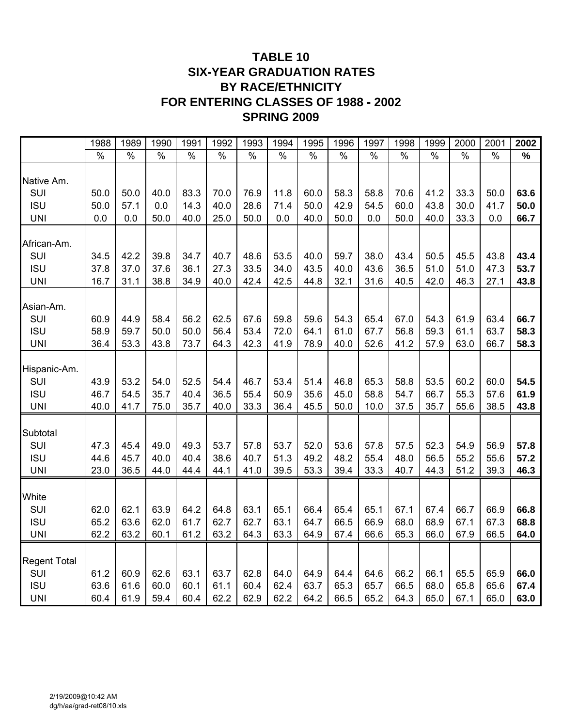# TABLE 10
# SIX-YEAR GRADUATION RATES BY RACE/ETHNICITY FOR ENTERING CLASSES OF 1988 - 2002
## SPRING 2009

| | 1988 | 1989 | 1990 | 1991 | 1992 | 1993 | 1994 | 1995 | 1996 | 1997 | 1998 | 1999 | 2000 | 2001 | **2002** |
|---|---|---|---|---|---|---|---|---|---|---|---|---|---|---|---|
| | % | % | % | % | % | % | % | % | % | % | % | % | % | % | **%** |
| Native Am. | | | | | | | | | | | | | | | |
| SUI | 50.0 | 50.0 | 40.0 | 83.3 | 70.0 | 76.9 | 11.8 | 60.0 | 58.3 | 58.8 | 70.6 | 41.2 | 33.3 | 50.0 | **63.6** |
| ISU | 50.0 | 57.1 | 0.0 | 14.3 | 40.0 | 28.6 | 71.4 | 50.0 | 42.9 | 54.5 | 60.0 | 43.8 | 30.0 | 41.7 | **50.0** |
| UNI | 0.0 | 0.0 | 50.0 | 40.0 | 25.0 | 50.0 | 0.0 | 40.0 | 50.0 | 0.0 | 50.0 | 40.0 | 33.3 | 0.0 | **66.7** |
| African-Am. | | | | | | | | | | | | | | | |
| SUI | 34.5 | 42.2 | 39.8 | 34.7 | 40.7 | 48.6 | 53.5 | 40.0 | 59.7 | 38.0 | 43.4 | 50.5 | 45.5 | 43.8 | **43.4** |
| ISU | 37.8 | 37.0 | 37.6 | 36.1 | 27.3 | 33.5 | 34.0 | 43.5 | 40.0 | 43.6 | 36.5 | 51.0 | 51.0 | 47.3 | **53.7** |
| UNI | 16.7 | 31.1 | 38.8 | 34.9 | 40.0 | 42.4 | 42.5 | 44.8 | 32.1 | 31.6 | 40.5 | 42.0 | 46.3 | 27.1 | **43.8** |
| Asian-Am. | | | | | | | | | | | | | | | |
| SUI | 60.9 | 44.9 | 58.4 | 56.2 | 62.5 | 67.6 | 59.8 | 59.6 | 54.3 | 65.4 | 67.0 | 54.3 | 61.9 | 63.4 | **66.7** |
| ISU | 58.9 | 59.7 | 50.0 | 50.0 | 56.4 | 53.4 | 72.0 | 64.1 | 61.0 | 67.7 | 56.8 | 59.3 | 61.1 | 63.7 | **58.3** |
| UNI | 36.4 | 53.3 | 43.8 | 73.7 | 64.3 | 42.3 | 41.9 | 78.9 | 40.0 | 52.6 | 41.2 | 57.9 | 63.0 | 66.7 | **58.3** |
| Hispanic-Am. | | | | | | | | | | | | | | | |
| SUI | 43.9 | 53.2 | 54.0 | 52.5 | 54.4 | 46.7 | 53.4 | 51.4 | 46.8 | 65.3 | 58.8 | 53.5 | 60.2 | 60.0 | **54.5** |
| ISU | 46.7 | 54.5 | 35.7 | 40.4 | 36.5 | 55.4 | 50.9 | 35.6 | 45.0 | 58.8 | 54.7 | 66.7 | 55.3 | 57.6 | **61.9** |
| UNI | 40.0 | 41.7 | 75.0 | 35.7 | 40.0 | 33.3 | 36.4 | 45.5 | 50.0 | 10.0 | 37.5 | 35.7 | 55.6 | 38.5 | **43.8** |
| Subtotal | | | | | | | | | | | | | | | |
| SUI | 47.3 | 45.4 | 49.0 | 49.3 | 53.7 | 57.8 | 53.7 | 52.0 | 53.6 | 57.8 | 57.5 | 52.3 | 54.9 | 56.9 | **57.8** |
| ISU | 44.6 | 45.7 | 40.0 | 40.4 | 38.6 | 40.7 | 51.3 | 49.2 | 48.2 | 55.4 | 48.0 | 56.5 | 55.2 | 55.6 | **57.2** |
| UNI | 23.0 | 36.5 | 44.0 | 44.4 | 44.1 | 41.0 | 39.5 | 53.3 | 39.4 | 33.3 | 40.7 | 44.3 | 51.2 | 39.3 | **46.3** |
| White | | | | | | | | | | | | | | | |
| SUI | 62.0 | 62.1 | 63.9 | 64.2 | 64.8 | 63.1 | 65.1 | 66.4 | 65.4 | 65.1 | 67.1 | 67.4 | 66.7 | 66.9 | **66.8** |
| ISU | 65.2 | 63.6 | 62.0 | 61.7 | 62.7 | 62.7 | 63.1 | 64.7 | 66.5 | 66.9 | 68.0 | 68.9 | 67.1 | 67.3 | **68.8** |
| UNI | 62.2 | 63.2 | 60.1 | 61.2 | 63.2 | 64.3 | 63.3 | 64.9 | 67.4 | 66.6 | 65.3 | 66.0 | 67.9 | 66.5 | **64.0** |
| Regent Total | | | | | | | | | | | | | | | |
| SUI | 61.2 | 60.9 | 62.6 | 63.1 | 63.7 | 62.8 | 64.0 | 64.9 | 64.4 | 64.6 | 66.2 | 66.1 | 65.5 | 65.9 | **66.0** |
| ISU | 63.6 | 61.6 | 60.0 | 60.1 | 61.1 | 60.4 | 62.4 | 63.7 | 65.3 | 65.7 | 66.5 | 68.0 | 65.8 | 65.6 | **67.4** |
| UNI | 60.4 | 61.9 | 59.4 | 60.4 | 62.2 | 62.9 | 62.2 | 64.2 | 66.5 | 65.2 | 64.3 | 65.0 | 67.1 | 65.0 | **63.0** |

2/19/2009@10:42 AM
dg/h/aa/grad-ret08/10.xls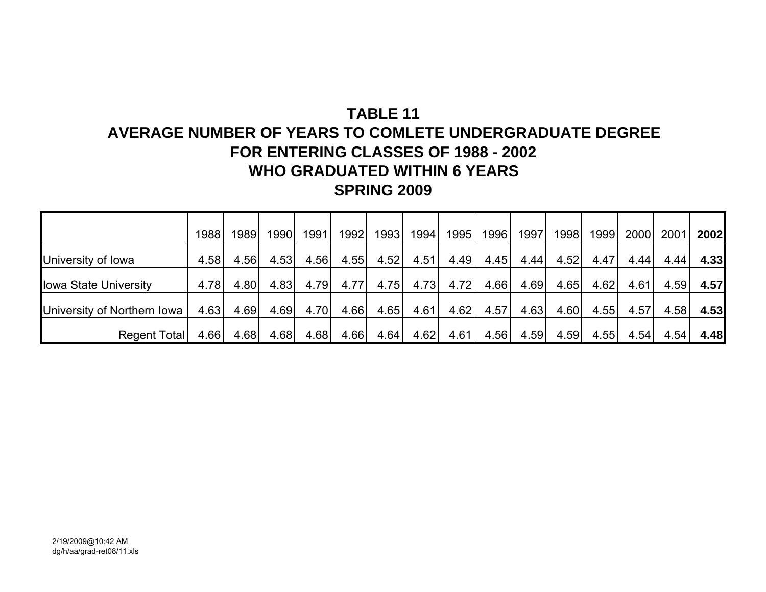# TABLE 11
## AVERAGE NUMBER OF YEARS TO COMLETE UNDERGRADUATE DEGREE
## FOR ENTERING CLASSES OF 1988 - 2002
## WHO GRADUATED WITHIN 6 YEARS
## SPRING 2009

| | 1988 | 1989 | 1990 | 1991 | 1992 | 1993 | 1994 | 1995 | 1996 | 1997 | 1998 | 1999 | 2000 | 2001 | **2002** |
|---|---|---|---|---|---|---|---|---|---|---|---|---|---|---|---|
| University of Iowa | 4.58 | 4.56 | 4.53 | 4.56 | 4.55 | 4.52 | 4.51 | 4.49 | 4.45 | 4.44 | 4.52 | 4.47 | 4.44 | 4.44 | **4.33** |
| Iowa State University | 4.78 | 4.80 | 4.83 | 4.79 | 4.77 | 4.75 | 4.73 | 4.72 | 4.66 | 4.69 | 4.65 | 4.62 | 4.61 | 4.59 | **4.57** |
| University of Northern Iowa | 4.63 | 4.69 | 4.69 | 4.70 | 4.66 | 4.65 | 4.61 | 4.62 | 4.57 | 4.63 | 4.60 | 4.55 | 4.57 | 4.58 | **4.53** |
| Regent Total | 4.66 | 4.68 | 4.68 | 4.68 | 4.66 | 4.64 | 4.62 | 4.61 | 4.56 | 4.59 | 4.59 | 4.55 | 4.54 | 4.54 | **4.48** |

2/19/2009@10:42 AM
dg/h/aa/grad-ret08/11.xls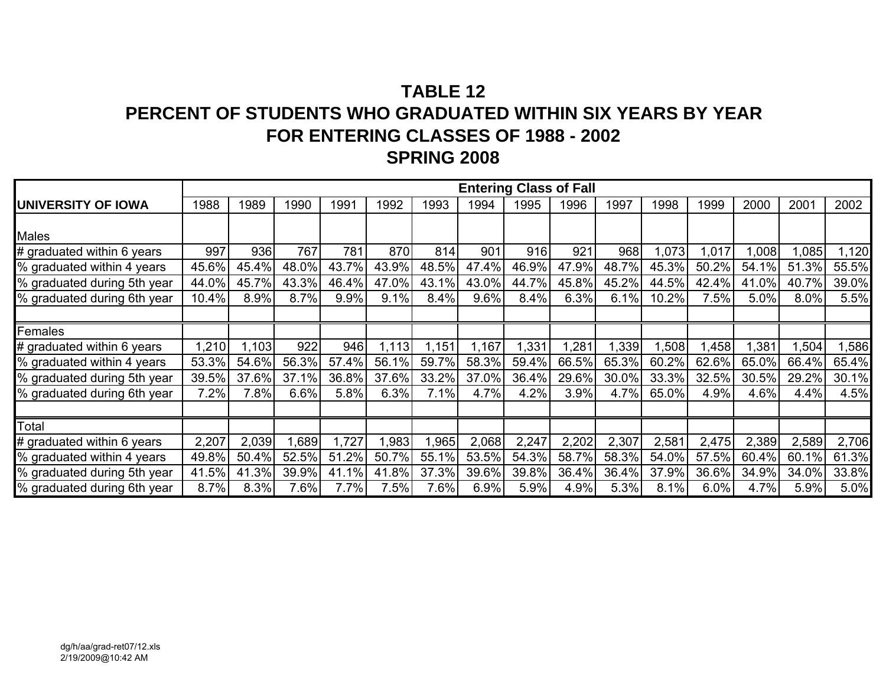# TABLE 12
# PERCENT OF STUDENTS WHO GRADUATED WITHIN SIX YEARS BY YEAR
# FOR ENTERING CLASSES OF 1988 - 2002
# SPRING 2008

| | Entering Class of Fall | | | | | | | | | | | | | | |
|---|---|---|---|---|---|---|---|---|---|---|---|---|---|---|---|
| **UNIVERSITY OF IOWA** | 1988 | 1989 | 1990 | 1991 | 1992 | 1993 | 1994 | 1995 | 1996 | 1997 | 1998 | 1999 | 2000 | 2001 | 2002 |
| Males | | | | | | | | | | | | | | | |
| # graduated within 6 years | 997 | 936 | 767 | 781 | 870 | 814 | 901 | 916 | 921 | 968 | 1,073 | 1,017 | 1,008 | 1,085 | 1,120 |
| % graduated within 4 years | 45.6% | 45.4% | 48.0% | 43.7% | 43.9% | 48.5% | 47.4% | 46.9% | 47.9% | 48.7% | 45.3% | 50.2% | 54.1% | 51.3% | 55.5% |
| % graduated during 5th year | 44.0% | 45.7% | 43.3% | 46.4% | 47.0% | 43.1% | 43.0% | 44.7% | 45.8% | 45.2% | 44.5% | 42.4% | 41.0% | 40.7% | 39.0% |
| % graduated during 6th year | 10.4% | 8.9% | 8.7% | 9.9% | 9.1% | 8.4% | 9.6% | 8.4% | 6.3% | 6.1% | 10.2% | 7.5% | 5.0% | 8.0% | 5.5% |
| | | | | | | | | | | | | | | | |
| Females | | | | | | | | | | | | | | | |
| # graduated within 6 years | 1,210 | 1,103 | 922 | 946 | 1,113 | 1,151 | 1,167 | 1,331 | 1,281 | 1,339 | 1,508 | 1,458 | 1,381 | 1,504 | 1,586 |
| % graduated within 4 years | 53.3% | 54.6% | 56.3% | 57.4% | 56.1% | 59.7% | 58.3% | 59.4% | 66.5% | 65.3% | 60.2% | 62.6% | 65.0% | 66.4% | 65.4% |
| % graduated during 5th year | 39.5% | 37.6% | 37.1% | 36.8% | 37.6% | 33.2% | 37.0% | 36.4% | 29.6% | 30.0% | 33.3% | 32.5% | 30.5% | 29.2% | 30.1% |
| % graduated during 6th year | 7.2% | 7.8% | 6.6% | 5.8% | 6.3% | 7.1% | 4.7% | 4.2% | 3.9% | 4.7% | 65.0% | 4.9% | 4.6% | 4.4% | 4.5% |
| | | | | | | | | | | | | | | | |
| Total | | | | | | | | | | | | | | | |
| # graduated within 6 years | 2,207 | 2,039 | 1,689 | 1,727 | 1,983 | 1,965 | 2,068 | 2,247 | 2,202 | 2,307 | 2,581 | 2,475 | 2,389 | 2,589 | 2,706 |
| % graduated within 4 years | 49.8% | 50.4% | 52.5% | 51.2% | 50.7% | 55.1% | 53.5% | 54.3% | 58.7% | 58.3% | 54.0% | 57.5% | 60.4% | 60.1% | 61.3% |
| % graduated during 5th year | 41.5% | 41.3% | 39.9% | 41.1% | 41.8% | 37.3% | 39.6% | 39.8% | 36.4% | 36.4% | 37.9% | 36.6% | 34.9% | 34.0% | 33.8% |
| % graduated during 6th year | 8.7% | 8.3% | 7.6% | 7.7% | 7.5% | 7.6% | 6.9% | 5.9% | 4.9% | 5.3% | 8.1% | 6.0% | 4.7% | 5.9% | 5.0% |

dg/h/aa/grad-ret07/12.xls
2/19/2009@10:42 AM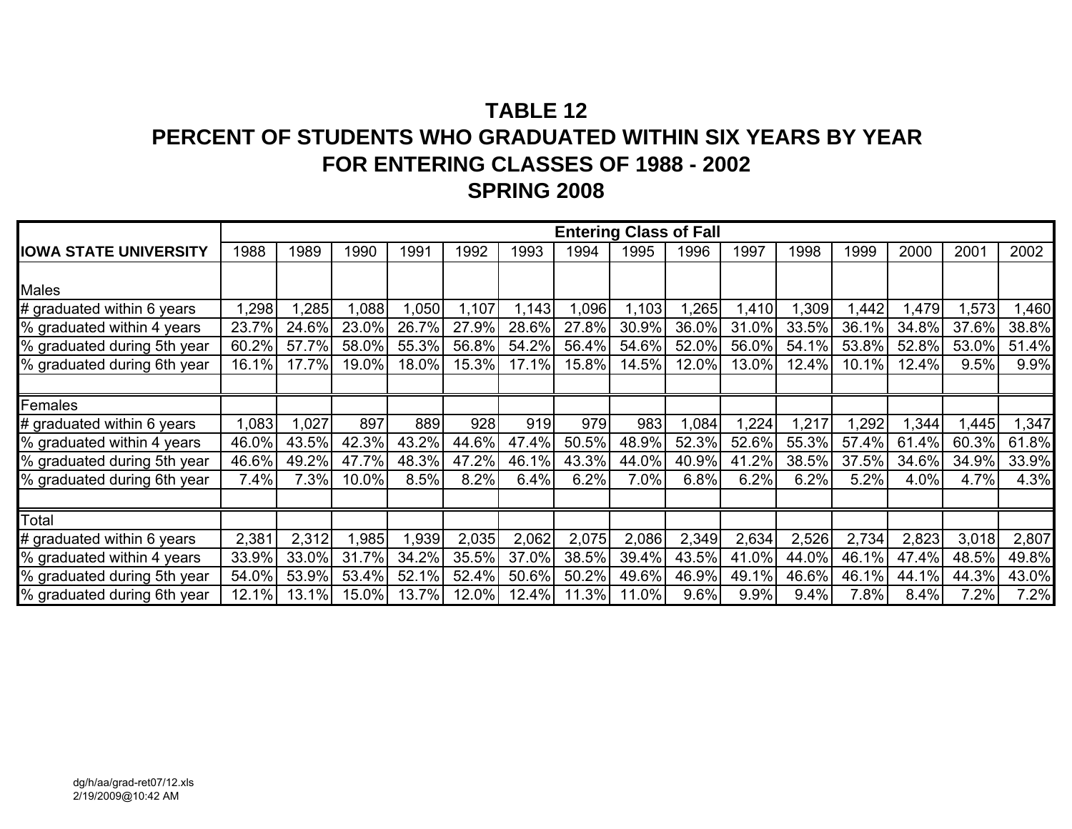# TABLE 12
# PERCENT OF STUDENTS WHO GRADUATED WITHIN SIX YEARS BY YEAR
# FOR ENTERING CLASSES OF 1988 - 2002
# SPRING 2008

| | Entering Class of Fall | | | | | | | | | | | | | | |
|---|---|---|---|---|---|---|---|---|---|---|---|---|---|---|---|
| **IOWA STATE UNIVERSITY** | 1988 | 1989 | 1990 | 1991 | 1992 | 1993 | 1994 | 1995 | 1996 | 1997 | 1998 | 1999 | 2000 | 2001 | 2002 |
| Males | | | | | | | | | | | | | | | |
| # graduated within 6 years | 1,298 | 1,285 | 1,088 | 1,050 | 1,107 | 1,143 | 1,096 | 1,103 | 1,265 | 1,410 | 1,309 | 1,442 | 1,479 | 1,573 | 1,460 |
| % graduated within 4 years | 23.7% | 24.6% | 23.0% | 26.7% | 27.9% | 28.6% | 27.8% | 30.9% | 36.0% | 31.0% | 33.5% | 36.1% | 34.8% | 37.6% | 38.8% |
| % graduated during 5th year | 60.2% | 57.7% | 58.0% | 55.3% | 56.8% | 54.2% | 56.4% | 54.6% | 52.0% | 56.0% | 54.1% | 53.8% | 52.8% | 53.0% | 51.4% |
| % graduated during 6th year | 16.1% | 17.7% | 19.0% | 18.0% | 15.3% | 17.1% | 15.8% | 14.5% | 12.0% | 13.0% | 12.4% | 10.1% | 12.4% | 9.5% | 9.9% |
| | | | | | | | | | | | | | | | |
| Females | | | | | | | | | | | | | | | |
| # graduated within 6 years | 1,083 | 1,027 | 897 | 889 | 928 | 919 | 979 | 983 | 1,084 | 1,224 | 1,217 | 1,292 | 1,344 | 1,445 | 1,347 |
| % graduated within 4 years | 46.0% | 43.5% | 42.3% | 43.2% | 44.6% | 47.4% | 50.5% | 48.9% | 52.3% | 52.6% | 55.3% | 57.4% | 61.4% | 60.3% | 61.8% |
| % graduated during 5th year | 46.6% | 49.2% | 47.7% | 48.3% | 47.2% | 46.1% | 43.3% | 44.0% | 40.9% | 41.2% | 38.5% | 37.5% | 34.6% | 34.9% | 33.9% |
| % graduated during 6th year | 7.4% | 7.3% | 10.0% | 8.5% | 8.2% | 6.4% | 6.2% | 7.0% | 6.8% | 6.2% | 6.2% | 5.2% | 4.0% | 4.7% | 4.3% |
| | | | | | | | | | | | | | | | |
| Total | | | | | | | | | | | | | | | |
| # graduated within 6 years | 2,381 | 2,312 | 1,985 | 1,939 | 2,035 | 2,062 | 2,075 | 2,086 | 2,349 | 2,634 | 2,526 | 2,734 | 2,823 | 3,018 | 2,807 |
| % graduated within 4 years | 33.9% | 33.0% | 31.7% | 34.2% | 35.5% | 37.0% | 38.5% | 39.4% | 43.5% | 41.0% | 44.0% | 46.1% | 47.4% | 48.5% | 49.8% |
| % graduated during 5th year | 54.0% | 53.9% | 53.4% | 52.1% | 52.4% | 50.6% | 50.2% | 49.6% | 46.9% | 49.1% | 46.6% | 46.1% | 44.1% | 44.3% | 43.0% |
| % graduated during 6th year | 12.1% | 13.1% | 15.0% | 13.7% | 12.0% | 12.4% | 11.3% | 11.0% | 9.6% | 9.9% | 9.4% | 7.8% | 8.4% | 7.2% | 7.2% |

dg/h/aa/grad-ret07/12.xls
2/19/2009@10:42 AM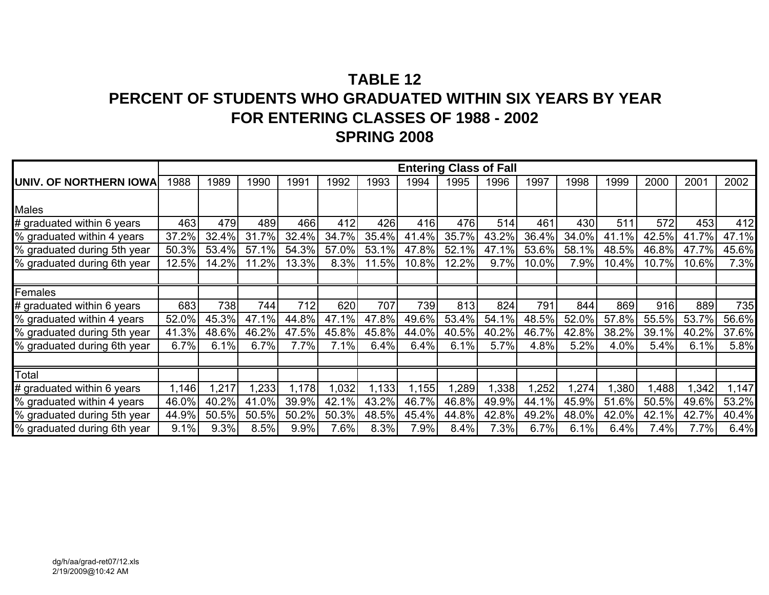# TABLE 12
# PERCENT OF STUDENTS WHO GRADUATED WITHIN SIX YEARS BY YEAR FOR ENTERING CLASSES OF 1988 - 2002
# SPRING 2008

| | Entering Class of Fall | | | | | | | | | | | | | | |
|---|---|---|---|---|---|---|---|---|---|---|---|---|---|---|---|
| **UNIV. OF NORTHERN IOWA** | 1988 | 1989 | 1990 | 1991 | 1992 | 1993 | 1994 | 1995 | 1996 | 1997 | 1998 | 1999 | 2000 | 2001 | 2002 |
| Males | | | | | | | | | | | | | | | |
| # graduated within 6 years | 463 | 479 | 489 | 466 | 412 | 426 | 416 | 476 | 514 | 461 | 430 | 511 | 572 | 453 | 412 |
| % graduated within 4 years | 37.2% | 32.4% | 31.7% | 32.4% | 34.7% | 35.4% | 41.4% | 35.7% | 43.2% | 36.4% | 34.0% | 41.1% | 42.5% | 41.7% | 47.1% |
| % graduated during 5th year | 50.3% | 53.4% | 57.1% | 54.3% | 57.0% | 53.1% | 47.8% | 52.1% | 47.1% | 53.6% | 58.1% | 48.5% | 46.8% | 47.7% | 45.6% |
| % graduated during 6th year | 12.5% | 14.2% | 11.2% | 13.3% | 8.3% | 11.5% | 10.8% | 12.2% | 9.7% | 10.0% | 7.9% | 10.4% | 10.7% | 10.6% | 7.3% |
| | | | | | | | | | | | | | | | |
| Females | | | | | | | | | | | | | | | |
| # graduated within 6 years | 683 | 738 | 744 | 712 | 620 | 707 | 739 | 813 | 824 | 791 | 844 | 869 | 916 | 889 | 735 |
| % graduated within 4 years | 52.0% | 45.3% | 47.1% | 44.8% | 47.1% | 47.8% | 49.6% | 53.4% | 54.1% | 48.5% | 52.0% | 57.8% | 55.5% | 53.7% | 56.6% |
| % graduated during 5th year | 41.3% | 48.6% | 46.2% | 47.5% | 45.8% | 45.8% | 44.0% | 40.5% | 40.2% | 46.7% | 42.8% | 38.2% | 39.1% | 40.2% | 37.6% |
| % graduated during 6th year | 6.7% | 6.1% | 6.7% | 7.7% | 7.1% | 6.4% | 6.4% | 6.1% | 5.7% | 4.8% | 5.2% | 4.0% | 5.4% | 6.1% | 5.8% |
| | | | | | | | | | | | | | | | |
| Total | | | | | | | | | | | | | | | |
| # graduated within 6 years | 1,146 | 1,217 | 1,233 | 1,178 | 1,032 | 1,133 | 1,155 | 1,289 | 1,338 | 1,252 | 1,274 | 1,380 | 1,488 | 1,342 | 1,147 |
| % graduated within 4 years | 46.0% | 40.2% | 41.0% | 39.9% | 42.1% | 43.2% | 46.7% | 46.8% | 49.9% | 44.1% | 45.9% | 51.6% | 50.5% | 49.6% | 53.2% |
| % graduated during 5th year | 44.9% | 50.5% | 50.5% | 50.2% | 50.3% | 48.5% | 45.4% | 44.8% | 42.8% | 49.2% | 48.0% | 42.0% | 42.1% | 42.7% | 40.4% |
| % graduated during 6th year | 9.1% | 9.3% | 8.5% | 9.9% | 7.6% | 8.3% | 7.9% | 8.4% | 7.3% | 6.7% | 6.1% | 6.4% | 7.4% | 7.7% | 6.4% |

dg/h/aa/grad-ret07/12.xls
2/19/2009@10:42 AM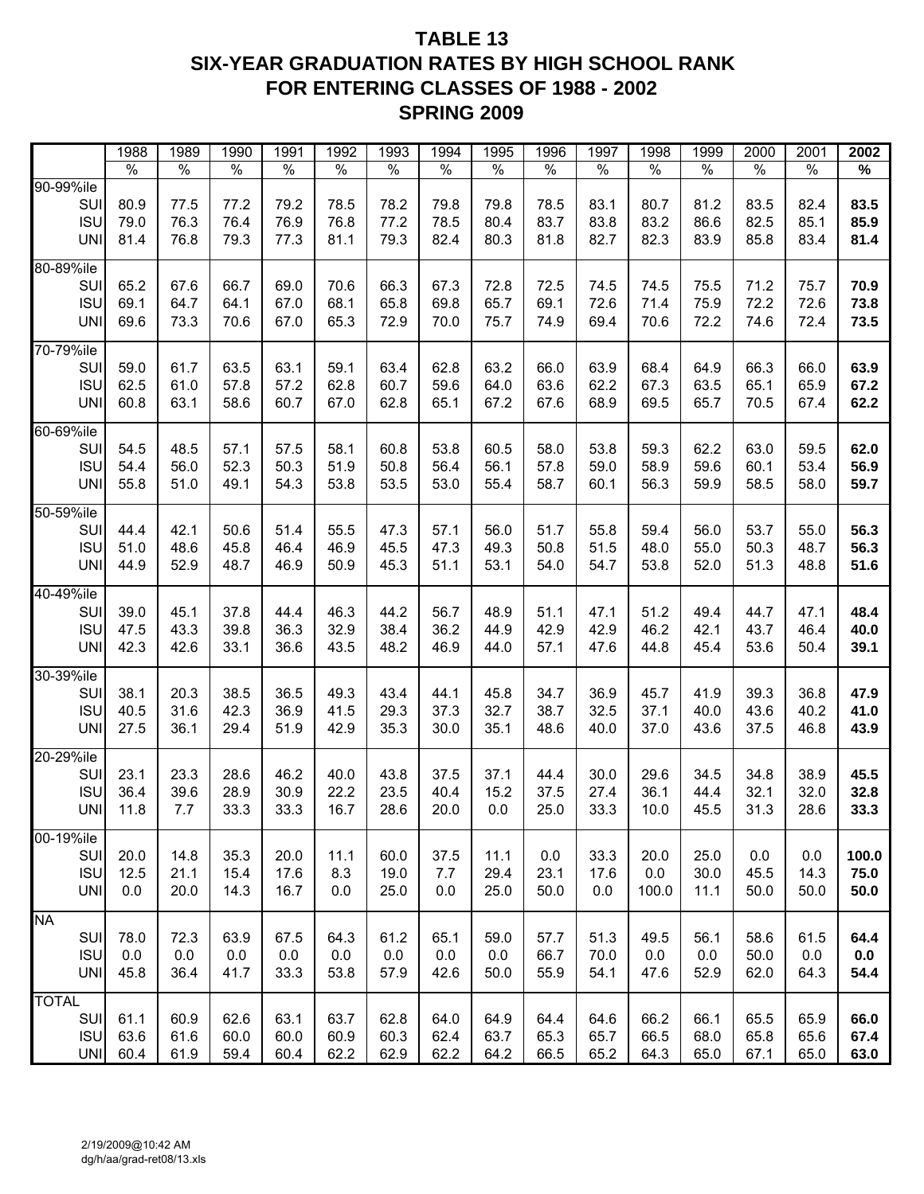# TABLE 13
# SIX-YEAR GRADUATION RATES BY HIGH SCHOOL RANK
# FOR ENTERING CLASSES OF 1988 - 2002
# SPRING 2009

| | 1988 | 1989 | 1990 | 1991 | 1992 | 1993 | 1994 | 1995 | 1996 | 1997 | 1998 | 1999 | 2000 | 2001 | **2002** |
|---|---|---|---|---|---|---|---|---|---|---|---|---|---|---|---|
| | % | % | % | % | % | % | % | % | % | % | % | % | % | % | **%** |
| 90-99%ile | | | | | | | | | | | | | | | |
| SUI | 80.9 | 77.5 | 77.2 | 79.2 | 78.5 | 78.2 | 79.8 | 79.8 | 78.5 | 83.1 | 80.7 | 81.2 | 83.5 | 82.4 | **83.5** |
| ISU | 79.0 | 76.3 | 76.4 | 76.9 | 76.8 | 77.2 | 78.5 | 80.4 | 83.7 | 83.8 | 83.2 | 86.6 | 82.5 | 85.1 | **85.9** |
| UNI | 81.4 | 76.8 | 79.3 | 77.3 | 81.1 | 79.3 | 82.4 | 80.3 | 81.8 | 82.7 | 82.3 | 83.9 | 85.8 | 83.4 | **81.4** |
| 80-89%ile | | | | | | | | | | | | | | | |
| SUI | 65.2 | 67.6 | 66.7 | 69.0 | 70.6 | 66.3 | 67.3 | 72.8 | 72.5 | 74.5 | 74.5 | 75.5 | 71.2 | 75.7 | **70.9** |
| ISU | 69.1 | 64.7 | 64.1 | 67.0 | 68.1 | 65.8 | 69.8 | 65.7 | 69.1 | 72.6 | 71.4 | 75.9 | 72.2 | 72.6 | **73.8** |
| UNI | 69.6 | 73.3 | 70.6 | 67.0 | 65.3 | 72.9 | 70.0 | 75.7 | 74.9 | 69.4 | 70.6 | 72.2 | 74.6 | 72.4 | **73.5** |
| 70-79%ile | | | | | | | | | | | | | | | |
| SUI | 59.0 | 61.7 | 63.5 | 63.1 | 59.1 | 63.4 | 62.8 | 63.2 | 66.0 | 63.9 | 68.4 | 64.9 | 66.3 | 66.0 | **63.9** |
| ISU | 62.5 | 61.0 | 57.8 | 57.2 | 62.8 | 60.7 | 59.6 | 64.0 | 63.6 | 62.2 | 67.3 | 63.5 | 65.1 | 65.9 | **67.2** |
| UNI | 60.8 | 63.1 | 58.6 | 60.7 | 67.0 | 62.8 | 65.1 | 67.2 | 67.6 | 68.9 | 69.5 | 65.7 | 70.5 | 67.4 | **62.2** |
| 60-69%ile | | | | | | | | | | | | | | | |
| SUI | 54.5 | 48.5 | 57.1 | 57.5 | 58.1 | 60.8 | 53.8 | 60.5 | 58.0 | 53.8 | 59.3 | 62.2 | 63.0 | 59.5 | **62.0** |
| ISU | 54.4 | 56.0 | 52.3 | 50.3 | 51.9 | 50.8 | 56.4 | 56.1 | 57.8 | 59.0 | 58.9 | 59.6 | 60.1 | 53.4 | **56.9** |
| UNI | 55.8 | 51.0 | 49.1 | 54.3 | 53.8 | 53.5 | 53.0 | 55.4 | 58.7 | 60.1 | 56.3 | 59.9 | 58.5 | 58.0 | **59.7** |
| 50-59%ile | | | | | | | | | | | | | | | |
| SUI | 44.4 | 42.1 | 50.6 | 51.4 | 55.5 | 47.3 | 57.1 | 56.0 | 51.7 | 55.8 | 59.4 | 56.0 | 53.7 | 55.0 | **56.3** |
| ISU | 51.0 | 48.6 | 45.8 | 46.4 | 46.9 | 45.5 | 47.3 | 49.3 | 50.8 | 51.5 | 48.0 | 55.0 | 50.3 | 48.7 | **56.3** |
| UNI | 44.9 | 52.9 | 48.7 | 46.9 | 50.9 | 45.3 | 51.1 | 53.1 | 54.0 | 54.7 | 53.8 | 52.0 | 51.3 | 48.8 | **51.6** |
| 40-49%ile | | | | | | | | | | | | | | | |
| SUI | 39.0 | 45.1 | 37.8 | 44.4 | 46.3 | 44.2 | 56.7 | 48.9 | 51.1 | 47.1 | 51.2 | 49.4 | 44.7 | 47.1 | **48.4** |
| ISU | 47.5 | 43.3 | 39.8 | 36.3 | 32.9 | 38.4 | 36.2 | 44.9 | 42.9 | 42.9 | 46.2 | 42.1 | 43.7 | 46.4 | **40.0** |
| UNI | 42.3 | 42.6 | 33.1 | 36.6 | 43.5 | 48.2 | 46.9 | 44.0 | 57.1 | 47.6 | 44.8 | 45.4 | 53.6 | 50.4 | **39.1** |
| 30-39%ile | | | | | | | | | | | | | | | |
| SUI | 38.1 | 20.3 | 38.5 | 36.5 | 49.3 | 43.4 | 44.1 | 45.8 | 34.7 | 36.9 | 45.7 | 41.9 | 39.3 | 36.8 | **47.9** |
| ISU | 40.5 | 31.6 | 42.3 | 36.9 | 41.5 | 29.3 | 37.3 | 32.7 | 38.7 | 32.5 | 37.1 | 40.0 | 43.6 | 40.2 | **41.0** |
| UNI | 27.5 | 36.1 | 29.4 | 51.9 | 42.9 | 35.3 | 30.0 | 35.1 | 48.6 | 40.0 | 37.0 | 43.6 | 37.5 | 46.8 | **43.9** |
| 20-29%ile | | | | | | | | | | | | | | | |
| SUI | 23.1 | 23.3 | 28.6 | 46.2 | 40.0 | 43.8 | 37.5 | 37.1 | 44.4 | 30.0 | 29.6 | 34.5 | 34.8 | 38.9 | **45.5** |
| ISU | 36.4 | 39.6 | 28.9 | 30.9 | 22.2 | 23.5 | 40.4 | 15.2 | 37.5 | 27.4 | 36.1 | 44.4 | 32.1 | 32.0 | **32.8** |
| UNI | 11.8 | 7.7 | 33.3 | 33.3 | 16.7 | 28.6 | 20.0 | 0.0 | 25.0 | 33.3 | 10.0 | 45.5 | 31.3 | 28.6 | **33.3** |
| 00-19%ile | | | | | | | | | | | | | | | |
| SUI | 20.0 | 14.8 | 35.3 | 20.0 | 11.1 | 60.0 | 37.5 | 11.1 | 0.0 | 33.3 | 20.0 | 25.0 | 0.0 | 0.0 | **100.0** |
| ISU | 12.5 | 21.1 | 15.4 | 17.6 | 8.3 | 19.0 | 7.7 | 29.4 | 23.1 | 17.6 | 0.0 | 30.0 | 45.5 | 14.3 | **75.0** |
| UNI | 0.0 | 20.0 | 14.3 | 16.7 | 0.0 | 25.0 | 0.0 | 25.0 | 50.0 | 0.0 | 100.0 | 11.1 | 50.0 | 50.0 | **50.0** |
| NA | | | | | | | | | | | | | | | |
| SUI | 78.0 | 72.3 | 63.9 | 67.5 | 64.3 | 61.2 | 65.1 | 59.0 | 57.7 | 51.3 | 49.5 | 56.1 | 58.6 | 61.5 | **64.4** |
| ISU | 0.0 | 0.0 | 0.0 | 0.0 | 0.0 | 0.0 | 0.0 | 0.0 | 66.7 | 70.0 | 0.0 | 0.0 | 50.0 | 0.0 | **0.0** |
| UNI | 45.8 | 36.4 | 41.7 | 33.3 | 53.8 | 57.9 | 42.6 | 50.0 | 55.9 | 54.1 | 47.6 | 52.9 | 62.0 | 64.3 | **54.4** |
| TOTAL | | | | | | | | | | | | | | | |
| SUI | 61.1 | 60.9 | 62.6 | 63.1 | 63.7 | 62.8 | 64.0 | 64.9 | 64.4 | 64.6 | 66.2 | 66.1 | 65.5 | 65.9 | **66.0** |
| ISU | 63.6 | 61.6 | 60.0 | 60.0 | 60.9 | 60.3 | 62.4 | 63.7 | 65.3 | 65.7 | 66.5 | 68.0 | 65.8 | 65.6 | **67.4** |
| UNI | 60.4 | 61.9 | 59.4 | 60.4 | 62.2 | 62.9 | 62.2 | 64.2 | 66.5 | 65.2 | 64.3 | 65.0 | 67.1 | 65.0 | **63.0** |

2/19/2009@10:42 AM
dg/h/aa/grad-ret08/13.xls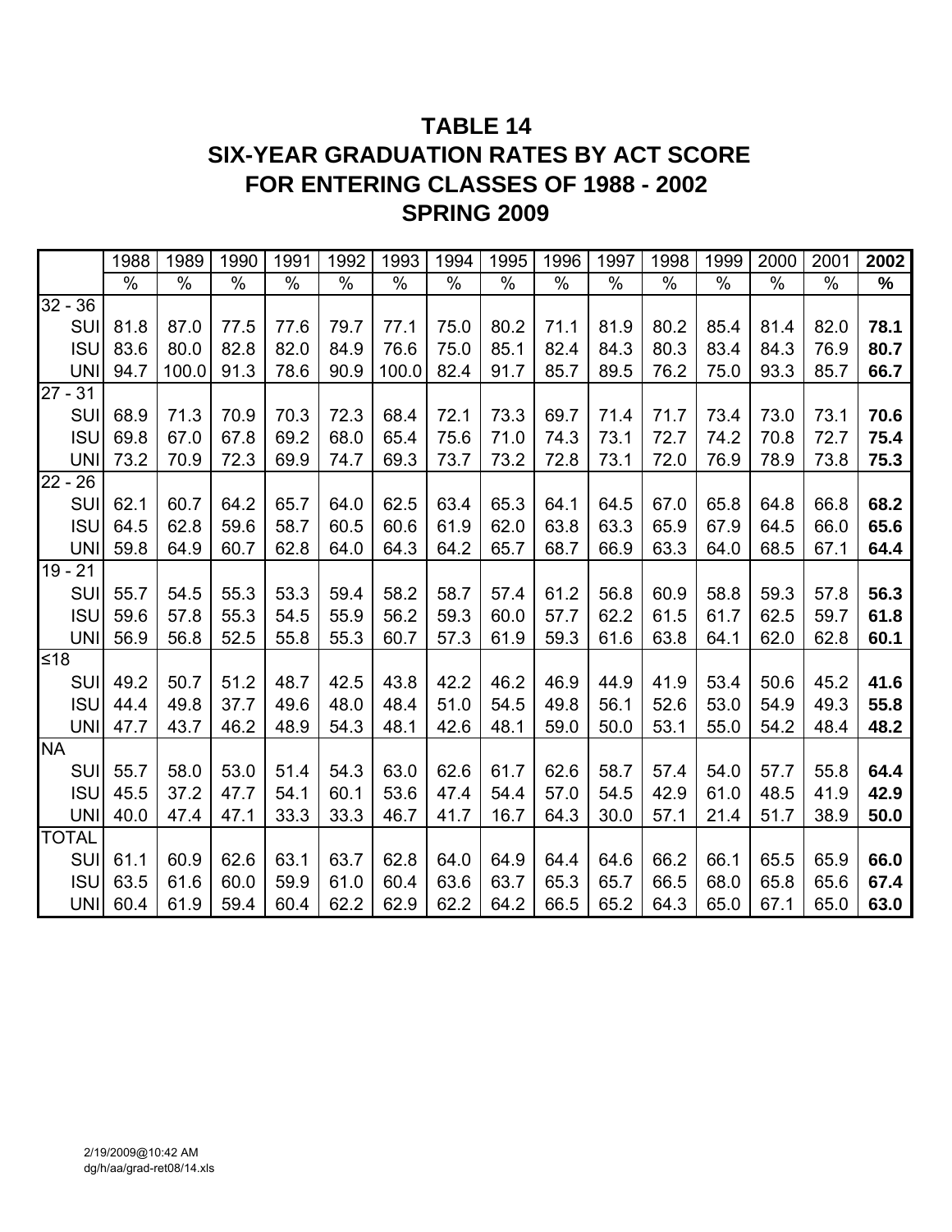# TABLE 14
# SIX-YEAR GRADUATION RATES BY ACT SCORE FOR ENTERING CLASSES OF 1988 - 2002
# SPRING 2009

| | 1988 | 1989 | 1990 | 1991 | 1992 | 1993 | 1994 | 1995 | 1996 | 1997 | 1998 | 1999 | 2000 | 2001 | **2002** |
|---|---|---|---|---|---|---|---|---|---|---|---|---|---|---|---|
| | % | % | % | % | % | % | % | % | % | % | % | % | % | % | **%** |
| 32 - 36 | | | | | | | | | | | | | | | |
| SUI | 81.8 | 87.0 | 77.5 | 77.6 | 79.7 | 77.1 | 75.0 | 80.2 | 71.1 | 81.9 | 80.2 | 85.4 | 81.4 | 82.0 | **78.1** |
| ISU | 83.6 | 80.0 | 82.8 | 82.0 | 84.9 | 76.6 | 75.0 | 85.1 | 82.4 | 84.3 | 80.3 | 83.4 | 84.3 | 76.9 | **80.7** |
| UNI | 94.7 | 100.0 | 91.3 | 78.6 | 90.9 | 100.0 | 82.4 | 91.7 | 85.7 | 89.5 | 76.2 | 75.0 | 93.3 | 85.7 | **66.7** |
| 27 - 31 | | | | | | | | | | | | | | | |
| SUI | 68.9 | 71.3 | 70.9 | 70.3 | 72.3 | 68.4 | 72.1 | 73.3 | 69.7 | 71.4 | 71.7 | 73.4 | 73.0 | 73.1 | **70.6** |
| ISU | 69.8 | 67.0 | 67.8 | 69.2 | 68.0 | 65.4 | 75.6 | 71.0 | 74.3 | 73.1 | 72.7 | 74.2 | 70.8 | 72.7 | **75.4** |
| UNI | 73.2 | 70.9 | 72.3 | 69.9 | 74.7 | 69.3 | 73.7 | 73.2 | 72.8 | 73.1 | 72.0 | 76.9 | 78.9 | 73.8 | **75.3** |
| 22 - 26 | | | | | | | | | | | | | | | |
| SUI | 62.1 | 60.7 | 64.2 | 65.7 | 64.0 | 62.5 | 63.4 | 65.3 | 64.1 | 64.5 | 67.0 | 65.8 | 64.8 | 66.8 | **68.2** |
| ISU | 64.5 | 62.8 | 59.6 | 58.7 | 60.5 | 60.6 | 61.9 | 62.0 | 63.8 | 63.3 | 65.9 | 67.9 | 64.5 | 66.0 | **65.6** |
| UNI | 59.8 | 64.9 | 60.7 | 62.8 | 64.0 | 64.3 | 64.2 | 65.7 | 68.7 | 66.9 | 63.3 | 64.0 | 68.5 | 67.1 | **64.4** |
| 19 - 21 | | | | | | | | | | | | | | | |
| SUI | 55.7 | 54.5 | 55.3 | 53.3 | 59.4 | 58.2 | 58.7 | 57.4 | 61.2 | 56.8 | 60.9 | 58.8 | 59.3 | 57.8 | **56.3** |
| ISU | 59.6 | 57.8 | 55.3 | 54.5 | 55.9 | 56.2 | 59.3 | 60.0 | 57.7 | 62.2 | 61.5 | 61.7 | 62.5 | 59.7 | **61.8** |
| UNI | 56.9 | 56.8 | 52.5 | 55.8 | 55.3 | 60.7 | 57.3 | 61.9 | 59.3 | 61.6 | 63.8 | 64.1 | 62.0 | 62.8 | **60.1** |
| ≤18 | | | | | | | | | | | | | | | |
| SUI | 49.2 | 50.7 | 51.2 | 48.7 | 42.5 | 43.8 | 42.2 | 46.2 | 46.9 | 44.9 | 41.9 | 53.4 | 50.6 | 45.2 | **41.6** |
| ISU | 44.4 | 49.8 | 37.7 | 49.6 | 48.0 | 48.4 | 51.0 | 54.5 | 49.8 | 56.1 | 52.6 | 53.0 | 54.9 | 49.3 | **55.8** |
| UNI | 47.7 | 43.7 | 46.2 | 48.9 | 54.3 | 48.1 | 42.6 | 48.1 | 59.0 | 50.0 | 53.1 | 55.0 | 54.2 | 48.4 | **48.2** |
| NA | | | | | | | | | | | | | | | |
| SUI | 55.7 | 58.0 | 53.0 | 51.4 | 54.3 | 63.0 | 62.6 | 61.7 | 62.6 | 58.7 | 57.4 | 54.0 | 57.7 | 55.8 | **64.4** |
| ISU | 45.5 | 37.2 | 47.7 | 54.1 | 60.1 | 53.6 | 47.4 | 54.4 | 57.0 | 54.5 | 42.9 | 61.0 | 48.5 | 41.9 | **42.9** |
| UNI | 40.0 | 47.4 | 47.1 | 33.3 | 33.3 | 46.7 | 41.7 | 16.7 | 64.3 | 30.0 | 57.1 | 21.4 | 51.7 | 38.9 | **50.0** |
| TOTAL | | | | | | | | | | | | | | | |
| SUI | 61.1 | 60.9 | 62.6 | 63.1 | 63.7 | 62.8 | 64.0 | 64.9 | 64.4 | 64.6 | 66.2 | 66.1 | 65.5 | 65.9 | **66.0** |
| ISU | 63.5 | 61.6 | 60.0 | 59.9 | 61.0 | 60.4 | 63.6 | 63.7 | 65.3 | 65.7 | 66.5 | 68.0 | 65.8 | 65.6 | **67.4** |
| UNI | 60.4 | 61.9 | 59.4 | 60.4 | 62.2 | 62.9 | 62.2 | 64.2 | 66.5 | 65.2 | 64.3 | 65.0 | 67.1 | 65.0 | **63.0** |

2/19/2009@10:42 AM
dg/h/aa/grad-ret08/14.xls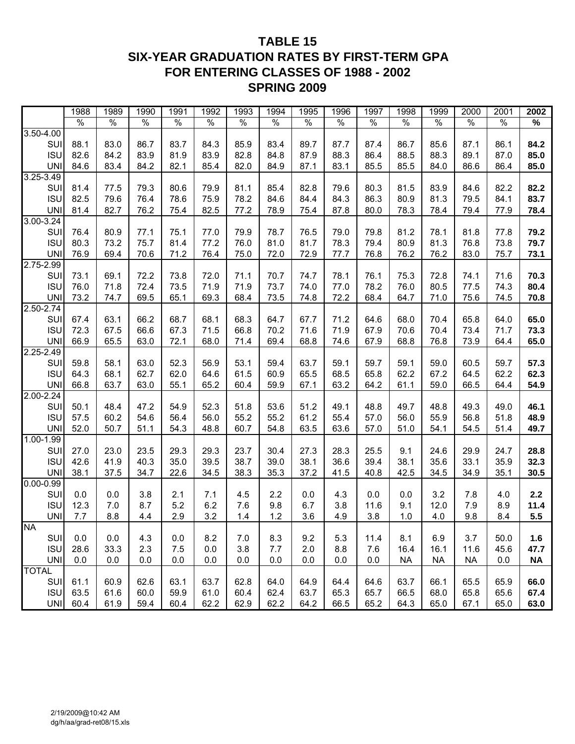# TABLE 15
## SIX-YEAR GRADUATION RATES BY FIRST-TERM GPA
## FOR ENTERING CLASSES OF 1988 - 2002
## SPRING 2009

| | 1988 | 1989 | 1990 | 1991 | 1992 | 1993 | 1994 | 1995 | 1996 | 1997 | 1998 | 1999 | 2000 | 2001 | **2002** |
|---|---|---|---|---|---|---|---|---|---|---|---|---|---|---|---|
| | % | % | % | % | % | % | % | % | % | % | % | % | % | % | **%** |
| 3.50-4.00 | | | | | | | | | | | | | | | |
| SUI | 88.1 | 83.0 | 86.7 | 83.7 | 84.3 | 85.9 | 83.4 | 89.7 | 87.7 | 87.4 | 86.7 | 85.6 | 87.1 | 86.1 | **84.2** |
| ISU | 82.6 | 84.2 | 83.9 | 81.9 | 83.9 | 82.8 | 84.8 | 87.9 | 88.3 | 86.4 | 88.5 | 88.3 | 89.1 | 87.0 | **85.0** |
| UNI | 84.6 | 83.4 | 84.2 | 82.1 | 85.4 | 82.0 | 84.9 | 87.1 | 83.1 | 85.5 | 85.5 | 84.0 | 86.6 | 86.4 | **85.0** |
| 3.25-3.49 | | | | | | | | | | | | | | | |
| SUI | 81.4 | 77.5 | 79.3 | 80.6 | 79.9 | 81.1 | 85.4 | 82.8 | 79.6 | 80.3 | 81.5 | 83.9 | 84.6 | 82.2 | **82.2** |
| ISU | 82.5 | 79.6 | 76.4 | 78.6 | 75.9 | 78.2 | 84.6 | 84.4 | 84.3 | 86.3 | 80.9 | 81.3 | 79.5 | 84.1 | **83.7** |
| UNI | 81.4 | 82.7 | 76.2 | 75.4 | 82.5 | 77.2 | 78.9 | 75.4 | 87.8 | 80.0 | 78.3 | 78.4 | 79.4 | 77.9 | **78.4** |
| 3.00-3.24 | | | | | | | | | | | | | | | |
| SUI | 76.4 | 80.9 | 77.1 | 75.1 | 77.0 | 79.9 | 78.7 | 76.5 | 79.0 | 79.8 | 81.2 | 78.1 | 81.8 | 77.8 | **79.2** |
| ISU | 80.3 | 73.2 | 75.7 | 81.4 | 77.2 | 76.0 | 81.0 | 81.7 | 78.3 | 79.4 | 80.9 | 81.3 | 76.8 | 73.8 | **79.7** |
| UNI | 76.9 | 69.4 | 70.6 | 71.2 | 76.4 | 75.0 | 72.0 | 72.9 | 77.7 | 76.8 | 76.2 | 76.2 | 83.0 | 75.7 | **73.1** |
| 2.75-2.99 | | | | | | | | | | | | | | | |
| SUI | 73.1 | 69.1 | 72.2 | 73.8 | 72.0 | 71.1 | 70.7 | 74.7 | 78.1 | 76.1 | 75.3 | 72.8 | 74.1 | 71.6 | **70.3** |
| ISU | 76.0 | 71.8 | 72.4 | 73.5 | 71.9 | 71.9 | 73.7 | 74.0 | 77.0 | 78.2 | 76.0 | 80.5 | 77.5 | 74.3 | **80.4** |
| UNI | 73.2 | 74.7 | 69.5 | 65.1 | 69.3 | 68.4 | 73.5 | 74.8 | 72.2 | 68.4 | 64.7 | 71.0 | 75.6 | 74.5 | **70.8** |
| 2.50-2.74 | | | | | | | | | | | | | | | |
| SUI | 67.4 | 63.1 | 66.2 | 68.7 | 68.1 | 68.3 | 64.7 | 67.7 | 71.2 | 64.6 | 68.0 | 70.4 | 65.8 | 64.0 | **65.0** |
| ISU | 72.3 | 67.5 | 66.6 | 67.3 | 71.5 | 66.8 | 70.2 | 71.6 | 71.9 | 67.9 | 70.6 | 70.4 | 73.4 | 71.7 | **73.3** |
| UNI | 66.9 | 65.5 | 63.0 | 72.1 | 68.0 | 71.4 | 69.4 | 68.8 | 74.6 | 67.9 | 68.8 | 76.8 | 73.9 | 64.4 | **65.0** |
| 2.25-2.49 | | | | | | | | | | | | | | | |
| SUI | 59.8 | 58.1 | 63.0 | 52.3 | 56.9 | 53.1 | 59.4 | 63.7 | 59.1 | 59.7 | 59.1 | 59.0 | 60.5 | 59.7 | **57.3** |
| ISU | 64.3 | 68.1 | 62.7 | 62.0 | 64.6 | 61.5 | 60.9 | 65.5 | 68.5 | 65.8 | 62.2 | 67.2 | 64.5 | 62.2 | **62.3** |
| UNI | 66.8 | 63.7 | 63.0 | 55.1 | 65.2 | 60.4 | 59.9 | 67.1 | 63.2 | 64.2 | 61.1 | 59.0 | 66.5 | 64.4 | **54.9** |
| 2.00-2.24 | | | | | | | | | | | | | | | |
| SUI | 50.1 | 48.4 | 47.2 | 54.9 | 52.3 | 51.8 | 53.6 | 51.2 | 49.1 | 48.8 | 49.7 | 48.8 | 49.3 | 49.0 | **46.1** |
| ISU | 57.5 | 60.2 | 54.6 | 56.4 | 56.0 | 55.2 | 55.2 | 61.2 | 55.4 | 57.0 | 56.0 | 55.9 | 56.8 | 51.8 | **48.9** |
| UNI | 52.0 | 50.7 | 51.1 | 54.3 | 48.8 | 60.7 | 54.8 | 63.5 | 63.6 | 57.0 | 51.0 | 54.1 | 54.5 | 51.4 | **49.7** |
| 1.00-1.99 | | | | | | | | | | | | | | | |
| SUI | 27.0 | 23.0 | 23.5 | 29.3 | 29.3 | 23.7 | 30.4 | 27.3 | 28.3 | 25.5 | 9.1 | 24.6 | 29.9 | 24.7 | **28.8** |
| ISU | 42.6 | 41.9 | 40.3 | 35.0 | 39.5 | 38.7 | 39.0 | 38.1 | 36.6 | 39.4 | 38.1 | 35.6 | 33.1 | 35.9 | **32.3** |
| UNI | 38.1 | 37.5 | 34.7 | 22.6 | 34.5 | 38.3 | 35.3 | 37.2 | 41.5 | 40.8 | 42.5 | 34.5 | 34.9 | 35.1 | **30.5** |
| 0.00-0.99 | | | | | | | | | | | | | | | |
| SUI | 0.0 | 0.0 | 3.8 | 2.1 | 7.1 | 4.5 | 2.2 | 0.0 | 4.3 | 0.0 | 0.0 | 3.2 | 7.8 | 4.0 | **2.2** |
| ISU | 12.3 | 7.0 | 8.7 | 5.2 | 6.2 | 7.6 | 9.8 | 6.7 | 3.8 | 11.6 | 9.1 | 12.0 | 7.9 | 8.9 | **11.4** |
| UNI | 7.7 | 8.8 | 4.4 | 2.9 | 3.2 | 1.4 | 1.2 | 3.6 | 4.9 | 3.8 | 1.0 | 4.0 | 9.8 | 8.4 | **5.5** |
| NA | | | | | | | | | | | | | | | |
| SUI | 0.0 | 0.0 | 4.3 | 0.0 | 8.2 | 7.0 | 8.3 | 9.2 | 5.3 | 11.4 | 8.1 | 6.9 | 3.7 | 50.0 | **1.6** |
| ISU | 28.6 | 33.3 | 2.3 | 7.5 | 0.0 | 3.8 | 7.7 | 2.0 | 8.8 | 7.6 | 16.4 | 16.1 | 11.6 | 45.6 | **47.7** |
| UNI | 0.0 | 0.0 | 0.0 | 0.0 | 0.0 | 0.0 | 0.0 | 0.0 | 0.0 | 0.0 | NA | NA | NA | 0.0 | **NA** |
| TOTAL | | | | | | | | | | | | | | | |
| SUI | 61.1 | 60.9 | 62.6 | 63.1 | 63.7 | 62.8 | 64.0 | 64.9 | 64.4 | 64.6 | 63.7 | 66.1 | 65.5 | 65.9 | **66.0** |
| ISU | 63.5 | 61.6 | 60.0 | 59.9 | 61.0 | 60.4 | 62.4 | 63.7 | 65.3 | 65.7 | 66.5 | 68.0 | 65.8 | 65.6 | **67.4** |
| UNI | 60.4 | 61.9 | 59.4 | 60.4 | 62.2 | 62.9 | 62.2 | 64.2 | 66.5 | 65.2 | 64.3 | 65.0 | 67.1 | 65.0 | **63.0** |

2/19/2009@10:42 AM
dg/h/aa/grad-ret08/15.xls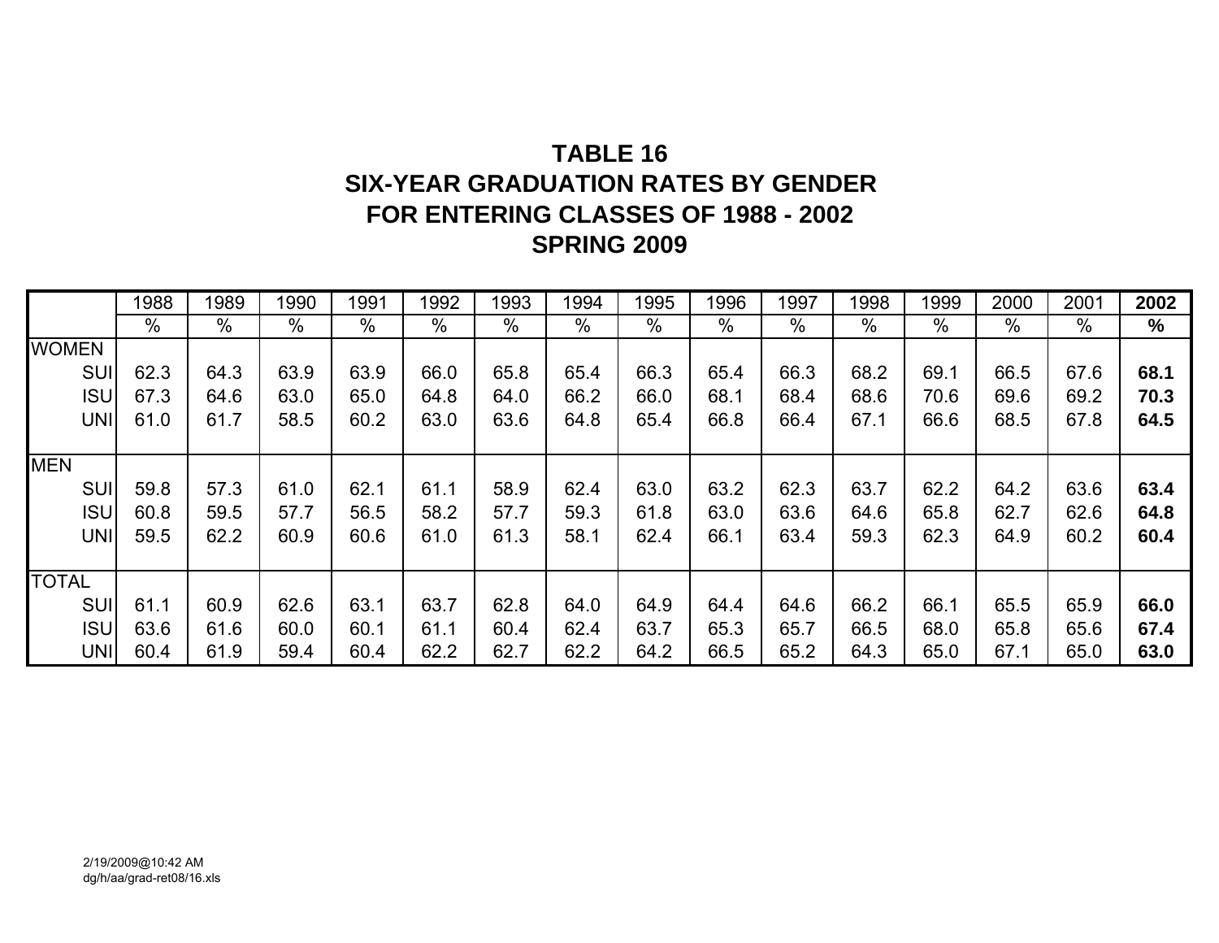# TABLE 16
# SIX-YEAR GRADUATION RATES BY GENDER
# FOR ENTERING CLASSES OF 1988 - 2002
# SPRING 2009

| | 1988 | 1989 | 1990 | 1991 | 1992 | 1993 | 1994 | 1995 | 1996 | 1997 | 1998 | 1999 | 2000 | 2001 | **2002** |
|---|---|---|---|---|---|---|---|---|---|---|---|---|---|---|---|
| | % | % | % | % | % | % | % | % | % | % | % | % | % | % | **%** |
| WOMEN | | | | | | | | | | | | | | | |
| SUI | 62.3 | 64.3 | 63.9 | 63.9 | 66.0 | 65.8 | 65.4 | 66.3 | 65.4 | 66.3 | 68.2 | 69.1 | 66.5 | 67.6 | **68.1** |
| ISU | 67.3 | 64.6 | 63.0 | 65.0 | 64.8 | 64.0 | 66.2 | 66.0 | 68.1 | 68.4 | 68.6 | 70.6 | 69.6 | 69.2 | **70.3** |
| UNI | 61.0 | 61.7 | 58.5 | 60.2 | 63.0 | 63.6 | 64.8 | 65.4 | 66.8 | 66.4 | 67.1 | 66.6 | 68.5 | 67.8 | **64.5** |
| MEN | | | | | | | | | | | | | | | |
| SUI | 59.8 | 57.3 | 61.0 | 62.1 | 61.1 | 58.9 | 62.4 | 63.0 | 63.2 | 62.3 | 63.7 | 62.2 | 64.2 | 63.6 | **63.4** |
| ISU | 60.8 | 59.5 | 57.7 | 56.5 | 58.2 | 57.7 | 59.3 | 61.8 | 63.0 | 63.6 | 64.6 | 65.8 | 62.7 | 62.6 | **64.8** |
| UNI | 59.5 | 62.2 | 60.9 | 60.6 | 61.0 | 61.3 | 58.1 | 62.4 | 66.1 | 63.4 | 59.3 | 62.3 | 64.9 | 60.2 | **60.4** |
| TOTAL | | | | | | | | | | | | | | | |
| SUI | 61.1 | 60.9 | 62.6 | 63.1 | 63.7 | 62.8 | 64.0 | 64.9 | 64.4 | 64.6 | 66.2 | 66.1 | 65.5 | 65.9 | **66.0** |
| ISU | 63.6 | 61.6 | 60.0 | 60.1 | 61.1 | 60.4 | 62.4 | 63.7 | 65.3 | 65.7 | 66.5 | 68.0 | 65.8 | 65.6 | **67.4** |
| UNI | 60.4 | 61.9 | 59.4 | 60.4 | 62.2 | 62.7 | 62.2 | 64.2 | 66.5 | 65.2 | 64.3 | 65.0 | 67.1 | 65.0 | **63.0** |

2/19/2009@10:42 AM
dg/h/aa/grad-ret08/16.xls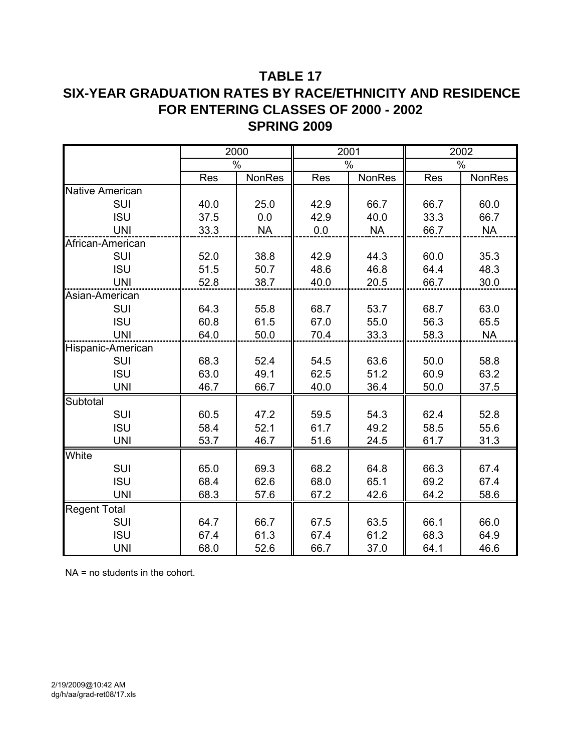# TABLE 17
# SIX-YEAR GRADUATION RATES BY RACE/ETHNICITY AND RESIDENCE FOR ENTERING CLASSES OF 2000 - 2002
# SPRING 2009

| | 2000 | | 2001 | | 2002 | |
|---|---|---|---|---|---|---|
| | % | | % | | % | |
| | Res | NonRes | Res | NonRes | Res | NonRes |
| Native American | | | | | | |
| SUI | 40.0 | 25.0 | 42.9 | 66.7 | 66.7 | 60.0 |
| ISU | 37.5 | 0.0 | 42.9 | 40.0 | 33.3 | 66.7 |
| UNI | 33.3 | NA | 0.0 | NA | 66.7 | NA |
| African-American | | | | | | |
| SUI | 52.0 | 38.8 | 42.9 | 44.3 | 60.0 | 35.3 |
| ISU | 51.5 | 50.7 | 48.6 | 46.8 | 64.4 | 48.3 |
| UNI | 52.8 | 38.7 | 40.0 | 20.5 | 66.7 | 30.0 |
| Asian-American | | | | | | |
| SUI | 64.3 | 55.8 | 68.7 | 53.7 | 68.7 | 63.0 |
| ISU | 60.8 | 61.5 | 67.0 | 55.0 | 56.3 | 65.5 |
| UNI | 64.0 | 50.0 | 70.4 | 33.3 | 58.3 | NA |
| Hispanic-American | | | | | | |
| SUI | 68.3 | 52.4 | 54.5 | 63.6 | 50.0 | 58.8 |
| ISU | 63.0 | 49.1 | 62.5 | 51.2 | 60.9 | 63.2 |
| UNI | 46.7 | 66.7 | 40.0 | 36.4 | 50.0 | 37.5 |
| Subtotal | | | | | | |
| SUI | 60.5 | 47.2 | 59.5 | 54.3 | 62.4 | 52.8 |
| ISU | 58.4 | 52.1 | 61.7 | 49.2 | 58.5 | 55.6 |
| UNI | 53.7 | 46.7 | 51.6 | 24.5 | 61.7 | 31.3 |
| White | | | | | | |
| SUI | 65.0 | 69.3 | 68.2 | 64.8 | 66.3 | 67.4 |
| ISU | 68.4 | 62.6 | 68.0 | 65.1 | 69.2 | 67.4 |
| UNI | 68.3 | 57.6 | 67.2 | 42.6 | 64.2 | 58.6 |
| Regent Total | | | | | | |
| SUI | 64.7 | 66.7 | 67.5 | 63.5 | 66.1 | 66.0 |
| ISU | 67.4 | 61.3 | 67.4 | 61.2 | 68.3 | 64.9 |
| UNI | 68.0 | 52.6 | 66.7 | 37.0 | 64.1 | 46.6 |

NA = no students in the cohort.

2/19/2009@10:42 AM
dg/h/aa/grad-ret08/17.xls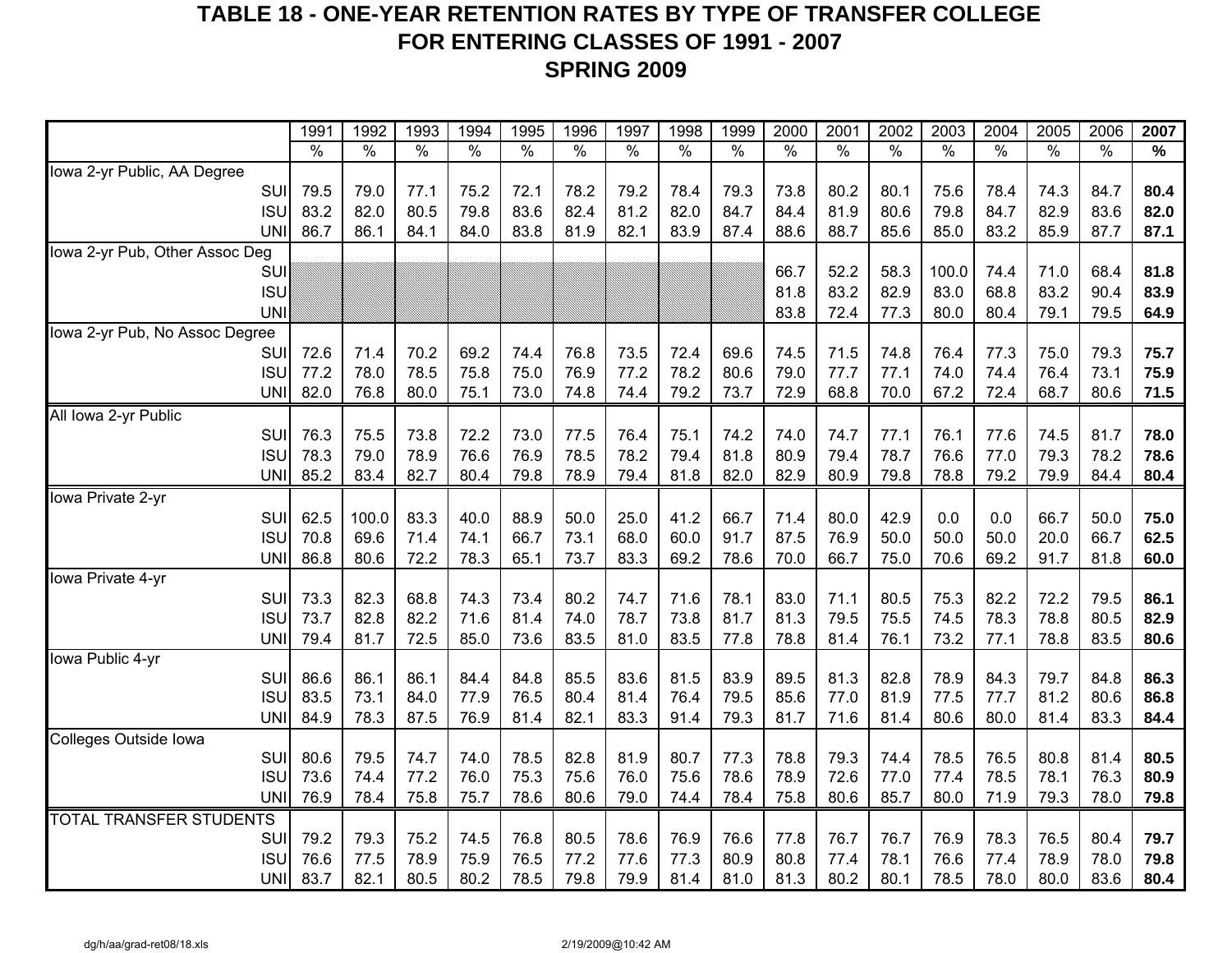# TABLE 18 - ONE-YEAR RETENTION RATES BY TYPE OF TRANSFER COLLEGE
## FOR ENTERING CLASSES OF 1991 - 2007
## SPRING 2009

| | 1991 | 1992 | 1993 | 1994 | 1995 | 1996 | 1997 | 1998 | 1999 | 2000 | 2001 | 2002 | 2003 | 2004 | 2005 | 2006 | **2007** |
|---|---|---|---|---|---|---|---|---|---|---|---|---|---|---|---|---|---|
| | % | % | % | % | % | % | % | % | % | % | % | % | % | % | % | % | **%** |
| Iowa 2-yr Public, AA Degree | | | | | | | | | | | | | | | | | |
| SUI | 79.5 | 79.0 | 77.1 | 75.2 | 72.1 | 78.2 | 79.2 | 78.4 | 79.3 | 73.8 | 80.2 | 80.1 | 75.6 | 78.4 | 74.3 | 84.7 | **80.4** |
| ISU | 83.2 | 82.0 | 80.5 | 79.8 | 83.6 | 82.4 | 81.2 | 82.0 | 84.7 | 84.4 | 81.9 | 80.6 | 79.8 | 84.7 | 82.9 | 83.6 | **82.0** |
| UNI | 86.7 | 86.1 | 84.1 | 84.0 | 83.8 | 81.9 | 82.1 | 83.9 | 87.4 | 88.6 | 88.7 | 85.6 | 85.0 | 83.2 | 85.9 | 87.7 | **87.1** |
| Iowa 2-yr Pub, Other Assoc Deg | | | | | | | | | | | | | | | | | |
| SUI | | | | | | | | | | 66.7 | 52.2 | 58.3 | 100.0 | 74.4 | 71.0 | 68.4 | **81.8** |
| ISU | | | | | | | | | | 81.8 | 83.2 | 82.9 | 83.0 | 68.8 | 83.2 | 90.4 | **83.9** |
| UNI | | | | | | | | | | 83.8 | 72.4 | 77.3 | 80.0 | 80.4 | 79.1 | 79.5 | **64.9** |
| Iowa 2-yr Pub, No Assoc Degree | | | | | | | | | | | | | | | | | |
| SUI | 72.6 | 71.4 | 70.2 | 69.2 | 74.4 | 76.8 | 73.5 | 72.4 | 69.6 | 74.5 | 71.5 | 74.8 | 76.4 | 77.3 | 75.0 | 79.3 | **75.7** |
| ISU | 77.2 | 78.0 | 78.5 | 75.8 | 75.0 | 76.9 | 77.2 | 78.2 | 80.6 | 79.0 | 77.7 | 77.1 | 74.0 | 74.4 | 76.4 | 73.1 | **75.9** |
| UNI | 82.0 | 76.8 | 80.0 | 75.1 | 73.0 | 74.8 | 74.4 | 79.2 | 73.7 | 72.9 | 68.8 | 70.0 | 67.2 | 72.4 | 68.7 | 80.6 | **71.5** |
| All Iowa 2-yr Public | | | | | | | | | | | | | | | | | |
| SUI | 76.3 | 75.5 | 73.8 | 72.2 | 73.0 | 77.5 | 76.4 | 75.1 | 74.2 | 74.0 | 74.7 | 77.1 | 76.1 | 77.6 | 74.5 | 81.7 | **78.0** |
| ISU | 78.3 | 79.0 | 78.9 | 76.6 | 76.9 | 78.5 | 78.2 | 79.4 | 81.8 | 80.9 | 79.4 | 78.7 | 76.6 | 77.0 | 79.3 | 78.2 | **78.6** |
| UNI | 85.2 | 83.4 | 82.7 | 80.4 | 79.8 | 78.9 | 79.4 | 81.8 | 82.0 | 82.9 | 80.9 | 79.8 | 78.8 | 79.2 | 79.9 | 84.4 | **80.4** |
| Iowa Private 2-yr | | | | | | | | | | | | | | | | | |
| SUI | 62.5 | 100.0 | 83.3 | 40.0 | 88.9 | 50.0 | 25.0 | 41.2 | 66.7 | 71.4 | 80.0 | 42.9 | 0.0 | 0.0 | 66.7 | 50.0 | **75.0** |
| ISU | 70.8 | 69.6 | 71.4 | 74.1 | 66.7 | 73.1 | 68.0 | 60.0 | 91.7 | 87.5 | 76.9 | 50.0 | 50.0 | 50.0 | 20.0 | 66.7 | **62.5** |
| UNI | 86.8 | 80.6 | 72.2 | 78.3 | 65.1 | 73.7 | 83.3 | 69.2 | 78.6 | 70.0 | 66.7 | 75.0 | 70.6 | 69.2 | 91.7 | 81.8 | **60.0** |
| Iowa Private 4-yr | | | | | | | | | | | | | | | | | |
| SUI | 73.3 | 82.3 | 68.8 | 74.3 | 73.4 | 80.2 | 74.7 | 71.6 | 78.1 | 83.0 | 71.1 | 80.5 | 75.3 | 82.2 | 72.2 | 79.5 | **86.1** |
| ISU | 73.7 | 82.8 | 82.2 | 71.6 | 81.4 | 74.0 | 78.7 | 73.8 | 81.7 | 81.3 | 79.5 | 75.5 | 74.5 | 78.3 | 78.8 | 80.5 | **82.9** |
| UNI | 79.4 | 81.7 | 72.5 | 85.0 | 73.6 | 83.5 | 81.0 | 83.5 | 77.8 | 78.8 | 81.4 | 76.1 | 73.2 | 77.1 | 78.8 | 83.5 | **80.6** |
| Iowa Public 4-yr | | | | | | | | | | | | | | | | | |
| SUI | 86.6 | 86.1 | 86.1 | 84.4 | 84.8 | 85.5 | 83.6 | 81.5 | 83.9 | 89.5 | 81.3 | 82.8 | 78.9 | 84.3 | 79.7 | 84.8 | **86.3** |
| ISU | 83.5 | 73.1 | 84.0 | 77.9 | 76.5 | 80.4 | 81.4 | 76.4 | 79.5 | 85.6 | 77.0 | 81.9 | 77.5 | 77.7 | 81.2 | 80.6 | **86.8** |
| UNI | 84.9 | 78.3 | 87.5 | 76.9 | 81.4 | 82.1 | 83.3 | 91.4 | 79.3 | 81.7 | 71.6 | 81.4 | 80.6 | 80.0 | 81.4 | 83.3 | **84.4** |
| Colleges Outside Iowa | | | | | | | | | | | | | | | | | |
| SUI | 80.6 | 79.5 | 74.7 | 74.0 | 78.5 | 82.8 | 81.9 | 80.7 | 77.3 | 78.8 | 79.3 | 74.4 | 78.5 | 76.5 | 80.8 | 81.4 | **80.5** |
| ISU | 73.6 | 74.4 | 77.2 | 76.0 | 75.3 | 75.6 | 76.0 | 75.6 | 78.6 | 78.9 | 72.6 | 77.0 | 77.4 | 78.5 | 78.1 | 76.3 | **80.9** |
| UNI | 76.9 | 78.4 | 75.8 | 75.7 | 78.6 | 80.6 | 79.0 | 74.4 | 78.4 | 75.8 | 80.6 | 85.7 | 80.0 | 71.9 | 79.3 | 78.0 | **79.8** |
| TOTAL TRANSFER STUDENTS | | | | | | | | | | | | | | | | | |
| SUI | 79.2 | 79.3 | 75.2 | 74.5 | 76.8 | 80.5 | 78.6 | 76.9 | 76.6 | 77.8 | 76.7 | 76.7 | 76.9 | 78.3 | 76.5 | 80.4 | **79.7** |
| ISU | 76.6 | 77.5 | 78.9 | 75.9 | 76.5 | 77.2 | 77.6 | 77.3 | 80.9 | 80.8 | 77.4 | 78.1 | 76.6 | 77.4 | 78.9 | 78.0 | **79.8** |
| UNI | 83.7 | 82.1 | 80.5 | 80.2 | 78.5 | 79.8 | 79.9 | 81.4 | 81.0 | 81.3 | 80.2 | 80.1 | 78.5 | 78.0 | 80.0 | 83.6 | **80.4** |

dg/h/aa/grad-ret08/18.xls 2/19/2009@10:42 AM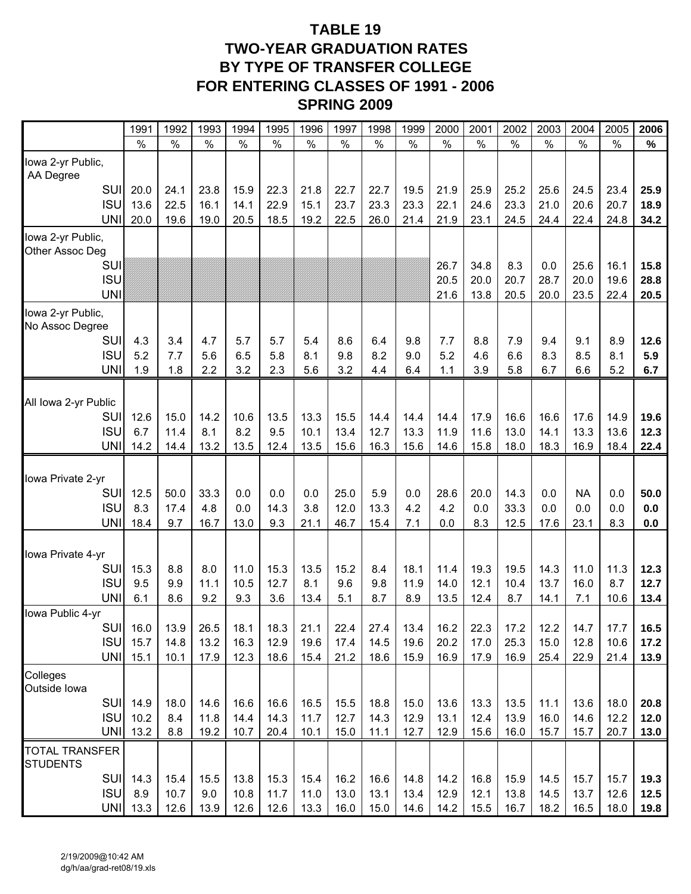# TABLE 19
# TWO-YEAR GRADUATION RATES BY TYPE OF TRANSFER COLLEGE FOR ENTERING CLASSES OF 1991 - 2006
## SPRING 2009

| | 1991 | 1992 | 1993 | 1994 | 1995 | 1996 | 1997 | 1998 | 1999 | 2000 | 2001 | 2002 | 2003 | 2004 | 2005 | **2006** |
|---|---|---|---|---|---|---|---|---|---|---|---|---|---|---|---|---|
| | % | % | % | % | % | % | % | % | % | % | % | % | % | % | % | **%** |
| Iowa 2-yr Public, AA Degree | | | | | | | | | | | | | | | | |
| SUI | 20.0 | 24.1 | 23.8 | 15.9 | 22.3 | 21.8 | 22.7 | 22.7 | 19.5 | 21.9 | 25.9 | 25.2 | 25.6 | 24.5 | 23.4 | **25.9** |
| ISU | 13.6 | 22.5 | 16.1 | 14.1 | 22.9 | 15.1 | 23.7 | 23.3 | 23.3 | 22.1 | 24.6 | 23.3 | 21.0 | 20.6 | 20.7 | **18.9** |
| UNI | 20.0 | 19.6 | 19.0 | 20.5 | 18.5 | 19.2 | 22.5 | 26.0 | 21.4 | 21.9 | 23.1 | 24.5 | 24.4 | 22.4 | 24.8 | **34.2** |
| Iowa 2-yr Public, Other Assoc Deg | | | | | | | | | | | | | | | | |
| SUI | | | | | | | | | | 26.7 | 34.8 | 8.3 | 0.0 | 25.6 | 16.1 | **15.8** |
| ISU | | | | | | | | | | 20.5 | 20.0 | 20.7 | 28.7 | 20.0 | 19.6 | **28.8** |
| UNI | | | | | | | | | | 21.6 | 13.8 | 20.5 | 20.0 | 23.5 | 22.4 | **20.5** |
| Iowa 2-yr Public, No Assoc Degree | | | | | | | | | | | | | | | | |
| SUI | 4.3 | 3.4 | 4.7 | 5.7 | 5.7 | 5.4 | 8.6 | 6.4 | 9.8 | 7.7 | 8.8 | 7.9 | 9.4 | 9.1 | 8.9 | **12.6** |
| ISU | 5.2 | 7.7 | 5.6 | 6.5 | 5.8 | 8.1 | 9.8 | 8.2 | 9.0 | 5.2 | 4.6 | 6.6 | 8.3 | 8.5 | 8.1 | **5.9** |
| UNI | 1.9 | 1.8 | 2.2 | 3.2 | 2.3 | 5.6 | 3.2 | 4.4 | 6.4 | 1.1 | 3.9 | 5.8 | 6.7 | 6.6 | 5.2 | **6.7** |
| All Iowa 2-yr Public | | | | | | | | | | | | | | | | |
| SUI | 12.6 | 15.0 | 14.2 | 10.6 | 13.5 | 13.3 | 15.5 | 14.4 | 14.4 | 14.4 | 17.9 | 16.6 | 16.6 | 17.6 | 14.9 | **19.6** |
| ISU | 6.7 | 11.4 | 8.1 | 8.2 | 9.5 | 10.1 | 13.4 | 12.7 | 13.3 | 11.9 | 11.6 | 13.0 | 14.1 | 13.3 | 13.6 | **12.3** |
| UNI | 14.2 | 14.4 | 13.2 | 13.5 | 12.4 | 13.5 | 15.6 | 16.3 | 15.6 | 14.6 | 15.8 | 18.0 | 18.3 | 16.9 | 18.4 | **22.4** |
| Iowa Private 2-yr | | | | | | | | | | | | | | | | |
| SUI | 12.5 | 50.0 | 33.3 | 0.0 | 0.0 | 0.0 | 25.0 | 5.9 | 0.0 | 28.6 | 20.0 | 14.3 | 0.0 | NA | 0.0 | **50.0** |
| ISU | 8.3 | 17.4 | 4.8 | 0.0 | 14.3 | 3.8 | 12.0 | 13.3 | 4.2 | 4.2 | 0.0 | 33.3 | 0.0 | 0.0 | 0.0 | **0.0** |
| UNI | 18.4 | 9.7 | 16.7 | 13.0 | 9.3 | 21.1 | 46.7 | 15.4 | 7.1 | 0.0 | 8.3 | 12.5 | 17.6 | 23.1 | 8.3 | **0.0** |
| Iowa Private 4-yr | | | | | | | | | | | | | | | | |
| SUI | 15.3 | 8.8 | 8.0 | 11.0 | 15.3 | 13.5 | 15.2 | 8.4 | 18.1 | 11.4 | 19.3 | 19.5 | 14.3 | 11.0 | 11.3 | **12.3** |
| ISU | 9.5 | 9.9 | 11.1 | 10.5 | 12.7 | 8.1 | 9.6 | 9.8 | 11.9 | 14.0 | 12.1 | 10.4 | 13.7 | 16.0 | 8.7 | **12.7** |
| UNI | 6.1 | 8.6 | 9.2 | 9.3 | 3.6 | 13.4 | 5.1 | 8.7 | 8.9 | 13.5 | 12.4 | 8.7 | 14.1 | 7.1 | 10.6 | **13.4** |
| Iowa Public 4-yr | | | | | | | | | | | | | | | | |
| SUI | 16.0 | 13.9 | 26.5 | 18.1 | 18.3 | 21.1 | 22.4 | 27.4 | 13.4 | 16.2 | 22.3 | 17.2 | 12.2 | 14.7 | 17.7 | **16.5** |
| ISU | 15.7 | 14.8 | 13.2 | 16.3 | 12.9 | 19.6 | 17.4 | 14.5 | 19.6 | 20.2 | 17.0 | 25.3 | 15.0 | 12.8 | 10.6 | **17.2** |
| UNI | 15.1 | 10.1 | 17.9 | 12.3 | 18.6 | 15.4 | 21.2 | 18.6 | 15.9 | 16.9 | 17.9 | 16.9 | 25.4 | 22.9 | 21.4 | **13.9** |
| Colleges Outside Iowa | | | | | | | | | | | | | | | | |
| SUI | 14.9 | 18.0 | 14.6 | 16.6 | 16.6 | 16.5 | 15.5 | 18.8 | 15.0 | 13.6 | 13.3 | 13.5 | 11.1 | 13.6 | 18.0 | **20.8** |
| ISU | 10.2 | 8.4 | 11.8 | 14.4 | 14.3 | 11.7 | 12.7 | 14.3 | 12.9 | 13.1 | 12.4 | 13.9 | 16.0 | 14.6 | 12.2 | **12.0** |
| UNI | 13.2 | 8.8 | 19.2 | 10.7 | 20.4 | 10.1 | 15.0 | 11.1 | 12.7 | 12.9 | 15.6 | 16.0 | 15.7 | 15.7 | 20.7 | **13.0** |
| TOTAL TRANSFER STUDENTS | | | | | | | | | | | | | | | | |
| SUI | 14.3 | 15.4 | 15.5 | 13.8 | 15.3 | 15.4 | 16.2 | 16.6 | 14.8 | 14.2 | 16.8 | 15.9 | 14.5 | 15.7 | 15.7 | **19.3** |
| ISU | 8.9 | 10.7 | 9.0 | 10.8 | 11.7 | 11.0 | 13.0 | 13.1 | 13.4 | 12.9 | 12.1 | 13.8 | 14.5 | 13.7 | 12.6 | **12.5** |
| UNI | 13.3 | 12.6 | 13.9 | 12.6 | 12.6 | 13.3 | 16.0 | 15.0 | 14.6 | 14.2 | 15.5 | 16.7 | 18.2 | 16.5 | 18.0 | **19.8** |

2/19/2009@10:42 AM
dg/h/aa/grad-ret08/19.xls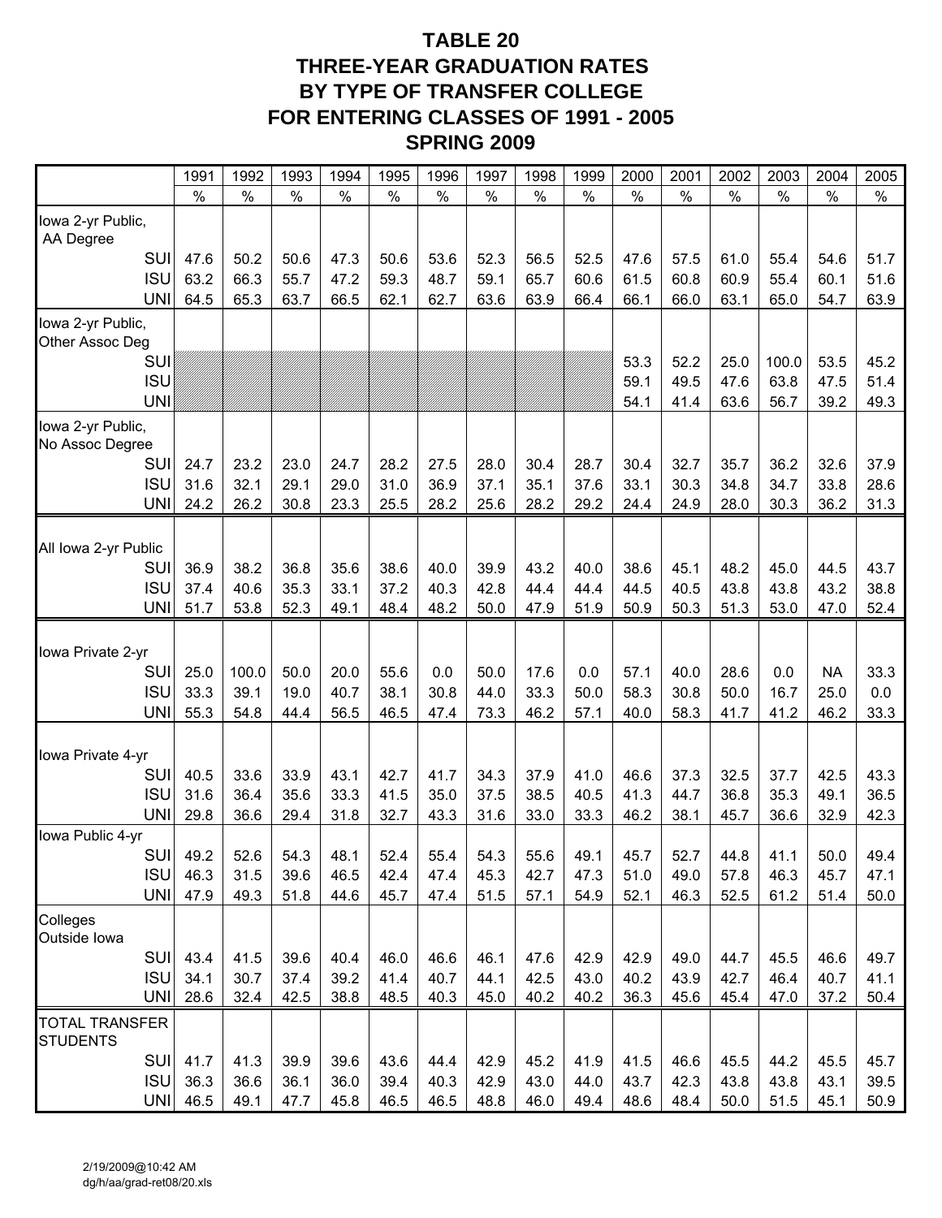# TABLE 20
# THREE-YEAR GRADUATION RATES BY TYPE OF TRANSFER COLLEGE FOR ENTERING CLASSES OF 1991 - 2005
# SPRING 2009

| | 1991 | 1992 | 1993 | 1994 | 1995 | 1996 | 1997 | 1998 | 1999 | 2000 | 2001 | 2002 | 2003 | 2004 | 2005 |
|---|---|---|---|---|---|---|---|---|---|---|---|---|---|---|---|
| | % | % | % | % | % | % | % | % | % | % | % | % | % | % | % |
| Iowa 2-yr Public, AA Degree | | | | | | | | | | | | | | | |
| SUI | 47.6 | 50.2 | 50.6 | 47.3 | 50.6 | 53.6 | 52.3 | 56.5 | 52.5 | 47.6 | 57.5 | 61.0 | 55.4 | 54.6 | 51.7 |
| ISU | 63.2 | 66.3 | 55.7 | 47.2 | 59.3 | 48.7 | 59.1 | 65.7 | 60.6 | 61.5 | 60.8 | 60.9 | 55.4 | 60.1 | 51.6 |
| UNI | 64.5 | 65.3 | 63.7 | 66.5 | 62.1 | 62.7 | 63.6 | 63.9 | 66.4 | 66.1 | 66.0 | 63.1 | 65.0 | 54.7 | 63.9 |
| Iowa 2-yr Public, Other Assoc Deg | | | | | | | | | | | | | | | |
| SUI | | | | | | | | | | 53.3 | 52.2 | 25.0 | 100.0 | 53.5 | 45.2 |
| ISU | | | | | | | | | | 59.1 | 49.5 | 47.6 | 63.8 | 47.5 | 51.4 |
| UNI | | | | | | | | | | 54.1 | 41.4 | 63.6 | 56.7 | 39.2 | 49.3 |
| Iowa 2-yr Public, No Assoc Degree | | | | | | | | | | | | | | | |
| SUI | 24.7 | 23.2 | 23.0 | 24.7 | 28.2 | 27.5 | 28.0 | 30.4 | 28.7 | 30.4 | 32.7 | 35.7 | 36.2 | 32.6 | 37.9 |
| ISU | 31.6 | 32.1 | 29.1 | 29.0 | 31.0 | 36.9 | 37.1 | 35.1 | 37.6 | 33.1 | 30.3 | 34.8 | 34.7 | 33.8 | 28.6 |
| UNI | 24.2 | 26.2 | 30.8 | 23.3 | 25.5 | 28.2 | 25.6 | 28.2 | 29.2 | 24.4 | 24.9 | 28.0 | 30.3 | 36.2 | 31.3 |
| All Iowa 2-yr Public | | | | | | | | | | | | | | | |
| SUI | 36.9 | 38.2 | 36.8 | 35.6 | 38.6 | 40.0 | 39.9 | 43.2 | 40.0 | 38.6 | 45.1 | 48.2 | 45.0 | 44.5 | 43.7 |
| ISU | 37.4 | 40.6 | 35.3 | 33.1 | 37.2 | 40.3 | 42.8 | 44.4 | 44.4 | 44.5 | 40.5 | 43.8 | 43.8 | 43.2 | 38.8 |
| UNI | 51.7 | 53.8 | 52.3 | 49.1 | 48.4 | 48.2 | 50.0 | 47.9 | 51.9 | 50.9 | 50.3 | 51.3 | 53.0 | 47.0 | 52.4 |
| Iowa Private 2-yr | | | | | | | | | | | | | | | |
| SUI | 25.0 | 100.0 | 50.0 | 20.0 | 55.6 | 0.0 | 50.0 | 17.6 | 0.0 | 57.1 | 40.0 | 28.6 | 0.0 | NA | 33.3 |
| ISU | 33.3 | 39.1 | 19.0 | 40.7 | 38.1 | 30.8 | 44.0 | 33.3 | 50.0 | 58.3 | 30.8 | 50.0 | 16.7 | 25.0 | 0.0 |
| UNI | 55.3 | 54.8 | 44.4 | 56.5 | 46.5 | 47.4 | 73.3 | 46.2 | 57.1 | 40.0 | 58.3 | 41.7 | 41.2 | 46.2 | 33.3 |
| Iowa Private 4-yr | | | | | | | | | | | | | | | |
| SUI | 40.5 | 33.6 | 33.9 | 43.1 | 42.7 | 41.7 | 34.3 | 37.9 | 41.0 | 46.6 | 37.3 | 32.5 | 37.7 | 42.5 | 43.3 |
| ISU | 31.6 | 36.4 | 35.6 | 33.3 | 41.5 | 35.0 | 37.5 | 38.5 | 40.5 | 41.3 | 44.7 | 36.8 | 35.3 | 49.1 | 36.5 |
| UNI | 29.8 | 36.6 | 29.4 | 31.8 | 32.7 | 43.3 | 31.6 | 33.0 | 33.3 | 46.2 | 38.1 | 45.7 | 36.6 | 32.9 | 42.3 |
| Iowa Public 4-yr | | | | | | | | | | | | | | | |
| SUI | 49.2 | 52.6 | 54.3 | 48.1 | 52.4 | 55.4 | 54.3 | 55.6 | 49.1 | 45.7 | 52.7 | 44.8 | 41.1 | 50.0 | 49.4 |
| ISU | 46.3 | 31.5 | 39.6 | 46.5 | 42.4 | 47.4 | 45.3 | 42.7 | 47.3 | 51.0 | 49.0 | 57.8 | 46.3 | 45.7 | 47.1 |
| UNI | 47.9 | 49.3 | 51.8 | 44.6 | 45.7 | 47.4 | 51.5 | 57.1 | 54.9 | 52.1 | 46.3 | 52.5 | 61.2 | 51.4 | 50.0 |
| Colleges Outside Iowa | | | | | | | | | | | | | | | |
| SUI | 43.4 | 41.5 | 39.6 | 40.4 | 46.0 | 46.6 | 46.1 | 47.6 | 42.9 | 42.9 | 49.0 | 44.7 | 45.5 | 46.6 | 49.7 |
| ISU | 34.1 | 30.7 | 37.4 | 39.2 | 41.4 | 40.7 | 44.1 | 42.5 | 43.0 | 40.2 | 43.9 | 42.7 | 46.4 | 40.7 | 41.1 |
| UNI | 28.6 | 32.4 | 42.5 | 38.8 | 48.5 | 40.3 | 45.0 | 40.2 | 40.2 | 36.3 | 45.6 | 45.4 | 47.0 | 37.2 | 50.4 |
| TOTAL TRANSFER STUDENTS | | | | | | | | | | | | | | | |
| SUI | 41.7 | 41.3 | 39.9 | 39.6 | 43.6 | 44.4 | 42.9 | 45.2 | 41.9 | 41.5 | 46.6 | 45.5 | 44.2 | 45.5 | 45.7 |
| ISU | 36.3 | 36.6 | 36.1 | 36.0 | 39.4 | 40.3 | 42.9 | 43.0 | 44.0 | 43.7 | 42.3 | 43.8 | 43.8 | 43.1 | 39.5 |
| UNI | 46.5 | 49.1 | 47.7 | 45.8 | 46.5 | 46.5 | 48.8 | 46.0 | 49.4 | 48.6 | 48.4 | 50.0 | 51.5 | 45.1 | 50.9 |

2/19/2009@10:42 AM
dg/h/aa/grad-ret08/20.xls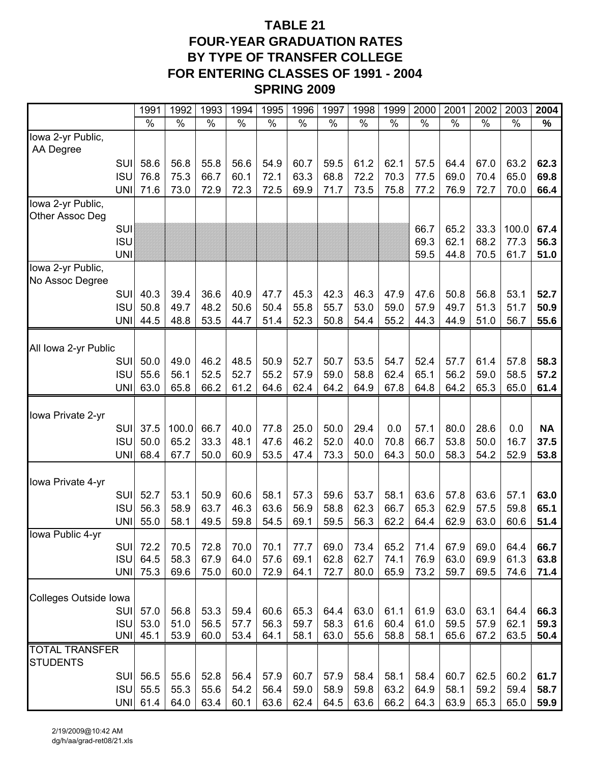# TABLE 21
# FOUR-YEAR GRADUATION RATES BY TYPE OF TRANSFER COLLEGE FOR ENTERING CLASSES OF 1991 - 2004
## SPRING 2009

| | 1991 | 1992 | 1993 | 1994 | 1995 | 1996 | 1997 | 1998 | 1999 | 2000 | 2001 | 2002 | 2003 | **2004** |
|---|---|---|---|---|---|---|---|---|---|---|---|---|---|---|
| | % | % | % | % | % | % | % | % | % | % | % | % | % | **%** |
| Iowa 2-yr Public, AA Degree | | | | | | | | | | | | | | |
| SUI | 58.6 | 56.8 | 55.8 | 56.6 | 54.9 | 60.7 | 59.5 | 61.2 | 62.1 | 57.5 | 64.4 | 67.0 | 63.2 | **62.3** |
| ISU | 76.8 | 75.3 | 66.7 | 60.1 | 72.1 | 63.3 | 68.8 | 72.2 | 70.3 | 77.5 | 69.0 | 70.4 | 65.0 | **69.8** |
| UNI | 71.6 | 73.0 | 72.9 | 72.3 | 72.5 | 69.9 | 71.7 | 73.5 | 75.8 | 77.2 | 76.9 | 72.7 | 70.0 | **66.4** |
| Iowa 2-yr Public, Other Assoc Deg | | | | | | | | | | | | | | |
| SUI | | | | | | | | | | 66.7 | 65.2 | 33.3 | 100.0 | **67.4** |
| ISU | | | | | | | | | | 69.3 | 62.1 | 68.2 | 77.3 | **56.3** |
| UNI | | | | | | | | | | 59.5 | 44.8 | 70.5 | 61.7 | **51.0** |
| Iowa 2-yr Public, No Assoc Degree | | | | | | | | | | | | | | |
| SUI | 40.3 | 39.4 | 36.6 | 40.9 | 47.7 | 45.3 | 42.3 | 46.3 | 47.9 | 47.6 | 50.8 | 56.8 | 53.1 | **52.7** |
| ISU | 50.8 | 49.7 | 48.2 | 50.6 | 50.4 | 55.8 | 55.7 | 53.0 | 59.0 | 57.9 | 49.7 | 51.3 | 51.7 | **50.9** |
| UNI | 44.5 | 48.8 | 53.5 | 44.7 | 51.4 | 52.3 | 50.8 | 54.4 | 55.2 | 44.3 | 44.9 | 51.0 | 56.7 | **55.6** |
| All Iowa 2-yr Public | | | | | | | | | | | | | | |
| SUI | 50.0 | 49.0 | 46.2 | 48.5 | 50.9 | 52.7 | 50.7 | 53.5 | 54.7 | 52.4 | 57.7 | 61.4 | 57.8 | **58.3** |
| ISU | 55.6 | 56.1 | 52.5 | 52.7 | 55.2 | 57.9 | 59.0 | 58.8 | 62.4 | 65.1 | 56.2 | 59.0 | 58.5 | **57.2** |
| UNI | 63.0 | 65.8 | 66.2 | 61.2 | 64.6 | 62.4 | 64.2 | 64.9 | 67.8 | 64.8 | 64.2 | 65.3 | 65.0 | **61.4** |
| Iowa Private 2-yr | | | | | | | | | | | | | | |
| SUI | 37.5 | 100.0 | 66.7 | 40.0 | 77.8 | 25.0 | 50.0 | 29.4 | 0.0 | 57.1 | 80.0 | 28.6 | 0.0 | **NA** |
| ISU | 50.0 | 65.2 | 33.3 | 48.1 | 47.6 | 46.2 | 52.0 | 40.0 | 70.8 | 66.7 | 53.8 | 50.0 | 16.7 | **37.5** |
| UNI | 68.4 | 67.7 | 50.0 | 60.9 | 53.5 | 47.4 | 73.3 | 50.0 | 64.3 | 50.0 | 58.3 | 54.2 | 52.9 | **53.8** |
| Iowa Private 4-yr | | | | | | | | | | | | | | |
| SUI | 52.7 | 53.1 | 50.9 | 60.6 | 58.1 | 57.3 | 59.6 | 53.7 | 58.1 | 63.6 | 57.8 | 63.6 | 57.1 | **63.0** |
| ISU | 56.3 | 58.9 | 63.7 | 46.3 | 63.6 | 56.9 | 58.8 | 62.3 | 66.7 | 65.3 | 62.9 | 57.5 | 59.8 | **65.1** |
| UNI | 55.0 | 58.1 | 49.5 | 59.8 | 54.5 | 69.1 | 59.5 | 56.3 | 62.2 | 64.4 | 62.9 | 63.0 | 60.6 | **51.4** |
| Iowa Public 4-yr | | | | | | | | | | | | | | |
| SUI | 72.2 | 70.5 | 72.8 | 70.0 | 70.1 | 77.7 | 69.0 | 73.4 | 65.2 | 71.4 | 67.9 | 69.0 | 64.4 | **66.7** |
| ISU | 64.5 | 58.3 | 67.9 | 64.0 | 57.6 | 69.1 | 62.8 | 62.7 | 74.1 | 76.9 | 63.0 | 69.9 | 61.3 | **63.8** |
| UNI | 75.3 | 69.6 | 75.0 | 60.0 | 72.9 | 64.1 | 72.7 | 80.0 | 65.9 | 73.2 | 59.7 | 69.5 | 74.6 | **71.4** |
| Colleges Outside Iowa | | | | | | | | | | | | | | |
| SUI | 57.0 | 56.8 | 53.3 | 59.4 | 60.6 | 65.3 | 64.4 | 63.0 | 61.1 | 61.9 | 63.0 | 63.1 | 64.4 | **66.3** |
| ISU | 53.0 | 51.0 | 56.5 | 57.7 | 56.3 | 59.7 | 58.3 | 61.6 | 60.4 | 61.0 | 59.5 | 57.9 | 62.1 | **59.3** |
| UNI | 45.1 | 53.9 | 60.0 | 53.4 | 64.1 | 58.1 | 63.0 | 55.6 | 58.8 | 58.1 | 65.6 | 67.2 | 63.5 | **50.4** |
| TOTAL TRANSFER STUDENTS | | | | | | | | | | | | | | |
| SUI | 56.5 | 55.6 | 52.8 | 56.4 | 57.9 | 60.7 | 57.9 | 58.4 | 58.1 | 58.4 | 60.7 | 62.5 | 60.2 | **61.7** |
| ISU | 55.5 | 55.3 | 55.6 | 54.2 | 56.4 | 59.0 | 58.9 | 59.8 | 63.2 | 64.9 | 58.1 | 59.2 | 59.4 | **58.7** |
| UNI | 61.4 | 64.0 | 63.4 | 60.1 | 63.6 | 62.4 | 64.5 | 63.6 | 66.2 | 64.3 | 63.9 | 65.3 | 65.0 | **59.9** |

2/19/2009@10:42 AM
dg/h/aa/grad-ret08/21.xls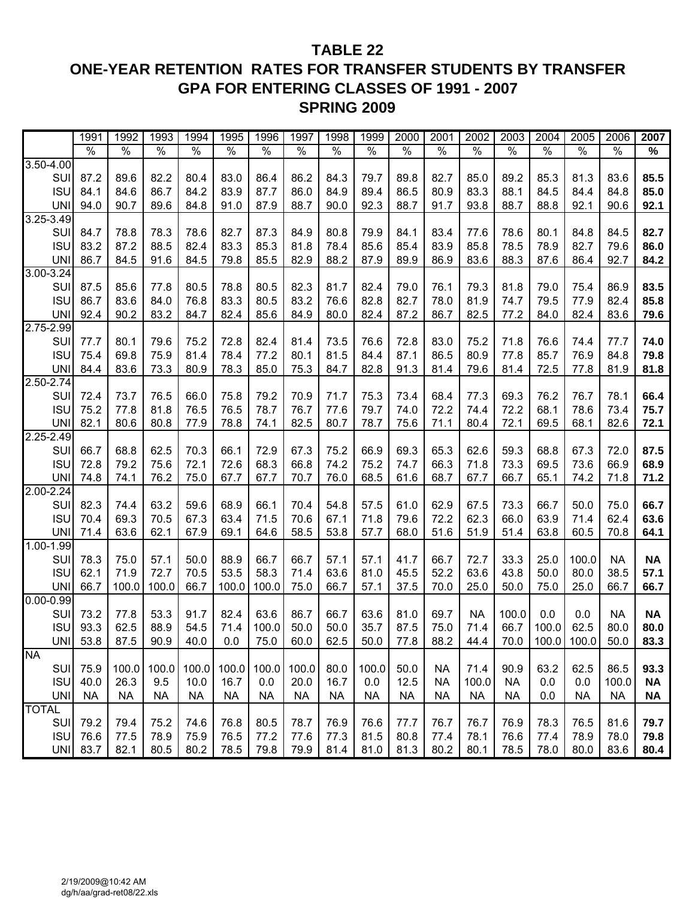# TABLE 22

# ONE-YEAR RETENTION RATES FOR TRANSFER STUDENTS BY TRANSFER GPA FOR ENTERING CLASSES OF 1991 - 2007

# SPRING 2009

| | 1991 | 1992 | 1993 | 1994 | 1995 | 1996 | 1997 | 1998 | 1999 | 2000 | 2001 | 2002 | 2003 | 2004 | 2005 | 2006 | **2007** |
|---|---|---|---|---|---|---|---|---|---|---|---|---|---|---|---|---|---|
| | % | % | % | % | % | % | % | % | % | % | % | % | % | % | % | % | **%** |
| 3.50-4.00 | | | | | | | | | | | | | | | | | |
| SUI | 87.2 | 89.6 | 82.2 | 80.4 | 83.0 | 86.4 | 86.2 | 84.3 | 79.7 | 89.8 | 82.7 | 85.0 | 89.2 | 85.3 | 81.3 | 83.6 | **85.5** |
| ISU | 84.1 | 84.6 | 86.7 | 84.2 | 83.9 | 87.7 | 86.0 | 84.9 | 89.4 | 86.5 | 80.9 | 83.3 | 88.1 | 84.5 | 84.4 | 84.8 | **85.0** |
| UNI | 94.0 | 90.7 | 89.6 | 84.8 | 91.0 | 87.9 | 88.7 | 90.0 | 92.3 | 88.7 | 91.7 | 93.8 | 88.7 | 88.8 | 92.1 | 90.6 | **92.1** |
| 3.25-3.49 | | | | | | | | | | | | | | | | | |
| SUI | 84.7 | 78.8 | 78.3 | 78.6 | 82.7 | 87.3 | 84.9 | 80.8 | 79.9 | 84.1 | 83.4 | 77.6 | 78.6 | 80.1 | 84.8 | 84.5 | **82.7** |
| ISU | 83.2 | 87.2 | 88.5 | 82.4 | 83.3 | 85.3 | 81.8 | 78.4 | 85.6 | 85.4 | 83.9 | 85.8 | 78.5 | 78.9 | 82.7 | 79.6 | **86.0** |
| UNI | 86.7 | 84.5 | 91.6 | 84.5 | 79.8 | 85.5 | 82.9 | 88.2 | 87.9 | 89.9 | 86.9 | 83.6 | 88.3 | 87.6 | 86.4 | 92.7 | **84.2** |
| 3.00-3.24 | | | | | | | | | | | | | | | | | |
| SUI | 87.5 | 85.6 | 77.8 | 80.5 | 78.8 | 80.5 | 82.3 | 81.7 | 82.4 | 79.0 | 76.1 | 79.3 | 81.8 | 79.0 | 75.4 | 86.9 | **83.5** |
| ISU | 86.7 | 83.6 | 84.0 | 76.8 | 83.3 | 80.5 | 83.2 | 76.6 | 82.8 | 82.7 | 78.0 | 81.9 | 74.7 | 79.5 | 77.9 | 82.4 | **85.8** |
| UNI | 92.4 | 90.2 | 83.2 | 84.7 | 82.4 | 85.6 | 84.9 | 80.0 | 82.4 | 87.2 | 86.7 | 82.5 | 77.2 | 84.0 | 82.4 | 83.6 | **79.6** |
| 2.75-2.99 | | | | | | | | | | | | | | | | | |
| SUI | 77.7 | 80.1 | 79.6 | 75.2 | 72.8 | 82.4 | 81.4 | 73.5 | 76.6 | 72.8 | 83.0 | 75.2 | 71.8 | 76.6 | 74.4 | 77.7 | **74.0** |
| ISU | 75.4 | 69.8 | 75.9 | 81.4 | 78.4 | 77.2 | 80.1 | 81.5 | 84.4 | 87.1 | 86.5 | 80.9 | 77.8 | 85.7 | 76.9 | 84.8 | **79.8** |
| UNI | 84.4 | 83.6 | 73.3 | 80.9 | 78.3 | 85.0 | 75.3 | 84.7 | 82.8 | 91.3 | 81.4 | 79.6 | 81.4 | 72.5 | 77.8 | 81.9 | **81.8** |
| 2.50-2.74 | | | | | | | | | | | | | | | | | |
| SUI | 72.4 | 73.7 | 76.5 | 66.0 | 75.8 | 79.2 | 70.9 | 71.7 | 75.3 | 73.4 | 68.4 | 77.3 | 69.3 | 76.2 | 76.7 | 78.1 | **66.4** |
| ISU | 75.2 | 77.8 | 81.8 | 76.5 | 76.5 | 78.7 | 76.7 | 77.6 | 79.7 | 74.0 | 72.2 | 74.4 | 72.2 | 68.1 | 78.6 | 73.4 | **75.7** |
| UNI | 82.1 | 80.6 | 80.8 | 77.9 | 78.8 | 74.1 | 82.5 | 80.7 | 78.7 | 75.6 | 71.1 | 80.4 | 72.1 | 69.5 | 68.1 | 82.6 | **72.1** |
| 2.25-2.49 | | | | | | | | | | | | | | | | | |
| SUI | 66.7 | 68.8 | 62.5 | 70.3 | 66.1 | 72.9 | 67.3 | 75.2 | 66.9 | 69.3 | 65.3 | 62.6 | 59.3 | 68.8 | 67.3 | 72.0 | **87.5** |
| ISU | 72.8 | 79.2 | 75.6 | 72.1 | 72.6 | 68.3 | 66.8 | 74.2 | 75.2 | 74.7 | 66.3 | 71.8 | 73.3 | 69.5 | 73.6 | 66.9 | **68.9** |
| UNI | 74.8 | 74.1 | 76.2 | 75.0 | 67.7 | 67.7 | 70.7 | 76.0 | 68.5 | 61.6 | 68.7 | 67.7 | 66.7 | 65.1 | 74.2 | 71.8 | **71.2** |
| 2.00-2.24 | | | | | | | | | | | | | | | | | |
| SUI | 82.3 | 74.4 | 63.2 | 59.6 | 68.9 | 66.1 | 70.4 | 54.8 | 57.5 | 61.0 | 62.9 | 67.5 | 73.3 | 66.7 | 50.0 | 75.0 | **66.7** |
| ISU | 70.4 | 69.3 | 70.5 | 67.3 | 63.4 | 71.5 | 70.6 | 67.1 | 71.8 | 79.6 | 72.2 | 62.3 | 66.0 | 63.9 | 71.4 | 62.4 | **63.6** |
| UNI | 71.4 | 63.6 | 62.1 | 67.9 | 69.1 | 64.6 | 58.5 | 53.8 | 57.7 | 68.0 | 51.6 | 51.9 | 51.4 | 63.8 | 60.5 | 70.8 | **64.1** |
| 1.00-1.99 | | | | | | | | | | | | | | | | | |
| SUI | 78.3 | 75.0 | 57.1 | 50.0 | 88.9 | 66.7 | 66.7 | 57.1 | 57.1 | 41.7 | 66.7 | 72.7 | 33.3 | 25.0 | 100.0 | NA | **NA** |
| ISU | 62.1 | 71.9 | 72.7 | 70.5 | 53.5 | 58.3 | 71.4 | 63.6 | 81.0 | 45.5 | 52.2 | 63.6 | 43.8 | 50.0 | 80.0 | 38.5 | **57.1** |
| UNI | 66.7 | 100.0 | 100.0 | 66.7 | 100.0 | 100.0 | 75.0 | 66.7 | 57.1 | 37.5 | 70.0 | 25.0 | 50.0 | 75.0 | 25.0 | 66.7 | **66.7** |
| 0.00-0.99 | | | | | | | | | | | | | | | | | |
| SUI | 73.2 | 77.8 | 53.3 | 91.7 | 82.4 | 63.6 | 86.7 | 66.7 | 63.6 | 81.0 | 69.7 | NA | 100.0 | 0.0 | 0.0 | NA | **NA** |
| ISU | 93.3 | 62.5 | 88.9 | 54.5 | 71.4 | 100.0 | 50.0 | 50.0 | 35.7 | 87.5 | 75.0 | 71.4 | 66.7 | 100.0 | 62.5 | 80.0 | **80.0** |
| UNI | 53.8 | 87.5 | 90.9 | 40.0 | 0.0 | 75.0 | 60.0 | 62.5 | 50.0 | 77.8 | 88.2 | 44.4 | 70.0 | 100.0 | 100.0 | 50.0 | **83.3** |
| NA | | | | | | | | | | | | | | | | | |
| SUI | 75.9 | 100.0 | 100.0 | 100.0 | 100.0 | 100.0 | 100.0 | 80.0 | 100.0 | 50.0 | NA | 71.4 | 90.9 | 63.2 | 62.5 | 86.5 | **93.3** |
| ISU | 40.0 | 26.3 | 9.5 | 10.0 | 16.7 | 0.0 | 20.0 | 16.7 | 0.0 | 12.5 | NA | 100.0 | NA | 0.0 | 0.0 | 100.0 | **NA** |
| UNI | NA | NA | NA | NA | NA | NA | NA | NA | NA | NA | NA | NA | NA | 0.0 | NA | NA | **NA** |
| TOTAL | | | | | | | | | | | | | | | | | |
| SUI | 79.2 | 79.4 | 75.2 | 74.6 | 76.8 | 80.5 | 78.7 | 76.9 | 76.6 | 77.7 | 76.7 | 76.7 | 76.9 | 78.3 | 76.5 | 81.6 | **79.7** |
| ISU | 76.6 | 77.5 | 78.9 | 75.9 | 76.5 | 77.2 | 77.6 | 77.3 | 81.5 | 80.8 | 77.4 | 78.1 | 76.6 | 77.4 | 78.9 | 78.0 | **79.8** |
| UNI | 83.7 | 82.1 | 80.5 | 80.2 | 78.5 | 79.8 | 79.9 | 81.4 | 81.0 | 81.3 | 80.2 | 80.1 | 78.5 | 78.0 | 80.0 | 83.6 | **80.4** |

2/19/2009@10:42 AM
dg/h/aa/grad-ret08/22.xls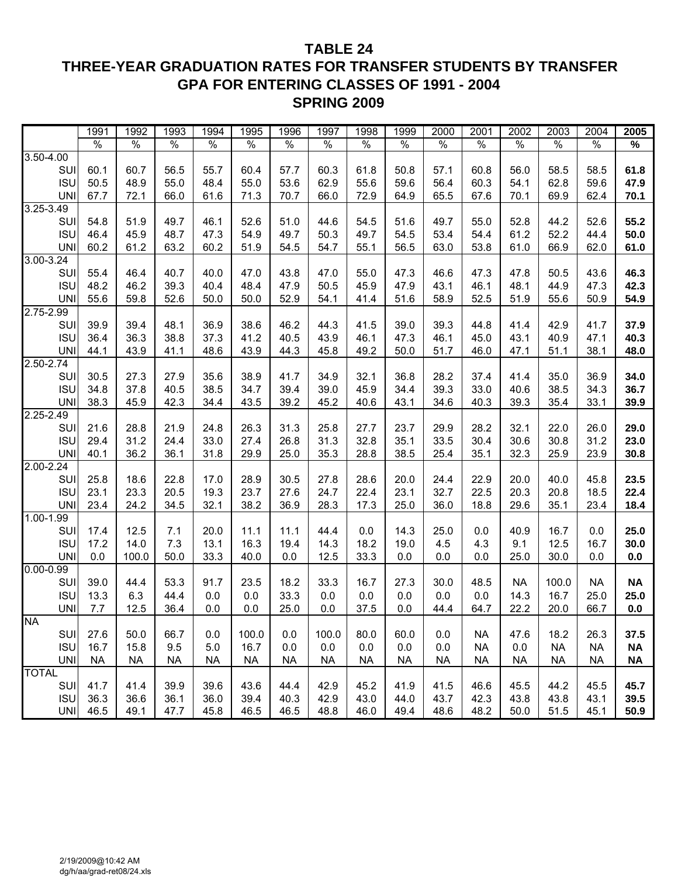# TABLE 24
# THREE-YEAR GRADUATION RATES FOR TRANSFER STUDENTS BY TRANSFER GPA FOR ENTERING CLASSES OF 1991 - 2004
# SPRING 2009

| | 1991 | 1992 | 1993 | 1994 | 1995 | 1996 | 1997 | 1998 | 1999 | 2000 | 2001 | 2002 | 2003 | 2004 | **2005** |
|---|---|---|---|---|---|---|---|---|---|---|---|---|---|---|---|
| | % | % | % | % | % | % | % | % | % | % | % | % | % | % | **%** |
| 3.50-4.00 | | | | | | | | | | | | | | | |
| SUI | 60.1 | 60.7 | 56.5 | 55.7 | 60.4 | 57.7 | 60.3 | 61.8 | 50.8 | 57.1 | 60.8 | 56.0 | 58.5 | 58.5 | **61.8** |
| ISU | 50.5 | 48.9 | 55.0 | 48.4 | 55.0 | 53.6 | 62.9 | 55.6 | 59.6 | 56.4 | 60.3 | 54.1 | 62.8 | 59.6 | **47.9** |
| UNI | 67.7 | 72.1 | 66.0 | 61.6 | 71.3 | 70.7 | 66.0 | 72.9 | 64.9 | 65.5 | 67.6 | 70.1 | 69.9 | 62.4 | **70.1** |
| 3.25-3.49 | | | | | | | | | | | | | | | |
| SUI | 54.8 | 51.9 | 49.7 | 46.1 | 52.6 | 51.0 | 44.6 | 54.5 | 51.6 | 49.7 | 55.0 | 52.8 | 44.2 | 52.6 | **55.2** |
| ISU | 46.4 | 45.9 | 48.7 | 47.3 | 54.9 | 49.7 | 50.3 | 49.7 | 54.5 | 53.4 | 54.4 | 61.2 | 52.2 | 44.4 | **50.0** |
| UNI | 60.2 | 61.2 | 63.2 | 60.2 | 51.9 | 54.5 | 54.7 | 55.1 | 56.5 | 63.0 | 53.8 | 61.0 | 66.9 | 62.0 | **61.0** |
| 3.00-3.24 | | | | | | | | | | | | | | | |
| SUI | 55.4 | 46.4 | 40.7 | 40.0 | 47.0 | 43.8 | 47.0 | 55.0 | 47.3 | 46.6 | 47.3 | 47.8 | 50.5 | 43.6 | **46.3** |
| ISU | 48.2 | 46.2 | 39.3 | 40.4 | 48.4 | 47.9 | 50.5 | 45.9 | 47.9 | 43.1 | 46.1 | 48.1 | 44.9 | 47.3 | **42.3** |
| UNI | 55.6 | 59.8 | 52.6 | 50.0 | 50.0 | 52.9 | 54.1 | 41.4 | 51.6 | 58.9 | 52.5 | 51.9 | 55.6 | 50.9 | **54.9** |
| 2.75-2.99 | | | | | | | | | | | | | | | |
| SUI | 39.9 | 39.4 | 48.1 | 36.9 | 38.6 | 46.2 | 44.3 | 41.5 | 39.0 | 39.3 | 44.8 | 41.4 | 42.9 | 41.7 | **37.9** |
| ISU | 36.4 | 36.3 | 38.8 | 37.3 | 41.2 | 40.5 | 43.9 | 46.1 | 47.3 | 46.1 | 45.0 | 43.1 | 40.9 | 47.1 | **40.3** |
| UNI | 44.1 | 43.9 | 41.1 | 48.6 | 43.9 | 44.3 | 45.8 | 49.2 | 50.0 | 51.7 | 46.0 | 47.1 | 51.1 | 38.1 | **48.0** |
| 2.50-2.74 | | | | | | | | | | | | | | | |
| SUI | 30.5 | 27.3 | 27.9 | 35.6 | 38.9 | 41.7 | 34.9 | 32.1 | 36.8 | 28.2 | 37.4 | 41.4 | 35.0 | 36.9 | **34.0** |
| ISU | 34.8 | 37.8 | 40.5 | 38.5 | 34.7 | 39.4 | 39.0 | 45.9 | 34.4 | 39.3 | 33.0 | 40.6 | 38.5 | 34.3 | **36.7** |
| UNI | 38.3 | 45.9 | 42.3 | 34.4 | 43.5 | 39.2 | 45.2 | 40.6 | 43.1 | 34.6 | 40.3 | 39.3 | 35.4 | 33.1 | **39.9** |
| 2.25-2.49 | | | | | | | | | | | | | | | |
| SUI | 21.6 | 28.8 | 21.9 | 24.8 | 26.3 | 31.3 | 25.8 | 27.7 | 23.7 | 29.9 | 28.2 | 32.1 | 22.0 | 26.0 | **29.0** |
| ISU | 29.4 | 31.2 | 24.4 | 33.0 | 27.4 | 26.8 | 31.3 | 32.8 | 35.1 | 33.5 | 30.4 | 30.6 | 30.8 | 31.2 | **23.0** |
| UNI | 40.1 | 36.2 | 36.1 | 31.8 | 29.9 | 25.0 | 35.3 | 28.8 | 38.5 | 25.4 | 35.1 | 32.3 | 25.9 | 23.9 | **30.8** |
| 2.00-2.24 | | | | | | | | | | | | | | | |
| SUI | 25.8 | 18.6 | 22.8 | 17.0 | 28.9 | 30.5 | 27.8 | 28.6 | 20.0 | 24.4 | 22.9 | 20.0 | 40.0 | 45.8 | **23.5** |
| ISU | 23.1 | 23.3 | 20.5 | 19.3 | 23.7 | 27.6 | 24.7 | 22.4 | 23.1 | 32.7 | 22.5 | 20.3 | 20.8 | 18.5 | **22.4** |
| UNI | 23.4 | 24.2 | 34.5 | 32.1 | 38.2 | 36.9 | 28.3 | 17.3 | 25.0 | 36.0 | 18.8 | 29.6 | 35.1 | 23.4 | **18.4** |
| 1.00-1.99 | | | | | | | | | | | | | | | |
| SUI | 17.4 | 12.5 | 7.1 | 20.0 | 11.1 | 11.1 | 44.4 | 0.0 | 14.3 | 25.0 | 0.0 | 40.9 | 16.7 | 0.0 | **25.0** |
| ISU | 17.2 | 14.0 | 7.3 | 13.1 | 16.3 | 19.4 | 14.3 | 18.2 | 19.0 | 4.5 | 4.3 | 9.1 | 12.5 | 16.7 | **30.0** |
| UNI | 0.0 | 100.0 | 50.0 | 33.3 | 40.0 | 0.0 | 12.5 | 33.3 | 0.0 | 0.0 | 0.0 | 25.0 | 30.0 | 0.0 | **0.0** |
| 0.00-0.99 | | | | | | | | | | | | | | | |
| SUI | 39.0 | 44.4 | 53.3 | 91.7 | 23.5 | 18.2 | 33.3 | 16.7 | 27.3 | 30.0 | 48.5 | NA | 100.0 | NA | **NA** |
| ISU | 13.3 | 6.3 | 44.4 | 0.0 | 0.0 | 33.3 | 0.0 | 0.0 | 0.0 | 0.0 | 0.0 | 14.3 | 16.7 | 25.0 | **25.0** |
| UNI | 7.7 | 12.5 | 36.4 | 0.0 | 0.0 | 25.0 | 0.0 | 37.5 | 0.0 | 44.4 | 64.7 | 22.2 | 20.0 | 66.7 | **0.0** |
| NA | | | | | | | | | | | | | | | |
| SUI | 27.6 | 50.0 | 66.7 | 0.0 | 100.0 | 0.0 | 100.0 | 80.0 | 60.0 | 0.0 | NA | 47.6 | 18.2 | 26.3 | **37.5** |
| ISU | 16.7 | 15.8 | 9.5 | 5.0 | 16.7 | 0.0 | 0.0 | 0.0 | 0.0 | 0.0 | NA | 0.0 | NA | NA | **NA** |
| UNI | NA | NA | NA | NA | NA | NA | NA | NA | NA | NA | NA | NA | NA | NA | **NA** |
| TOTAL | | | | | | | | | | | | | | | |
| SUI | 41.7 | 41.4 | 39.9 | 39.6 | 43.6 | 44.4 | 42.9 | 45.2 | 41.9 | 41.5 | 46.6 | 45.5 | 44.2 | 45.5 | **45.7** |
| ISU | 36.3 | 36.6 | 36.1 | 36.0 | 39.4 | 40.3 | 42.9 | 43.0 | 44.0 | 43.7 | 42.3 | 43.8 | 43.8 | 43.1 | **39.5** |
| UNI | 46.5 | 49.1 | 47.7 | 45.8 | 46.5 | 46.5 | 48.8 | 46.0 | 49.4 | 48.6 | 48.2 | 50.0 | 51.5 | 45.1 | **50.9** |

2/19/2009@10:42 AM
dg/h/aa/grad-ret08/24.xls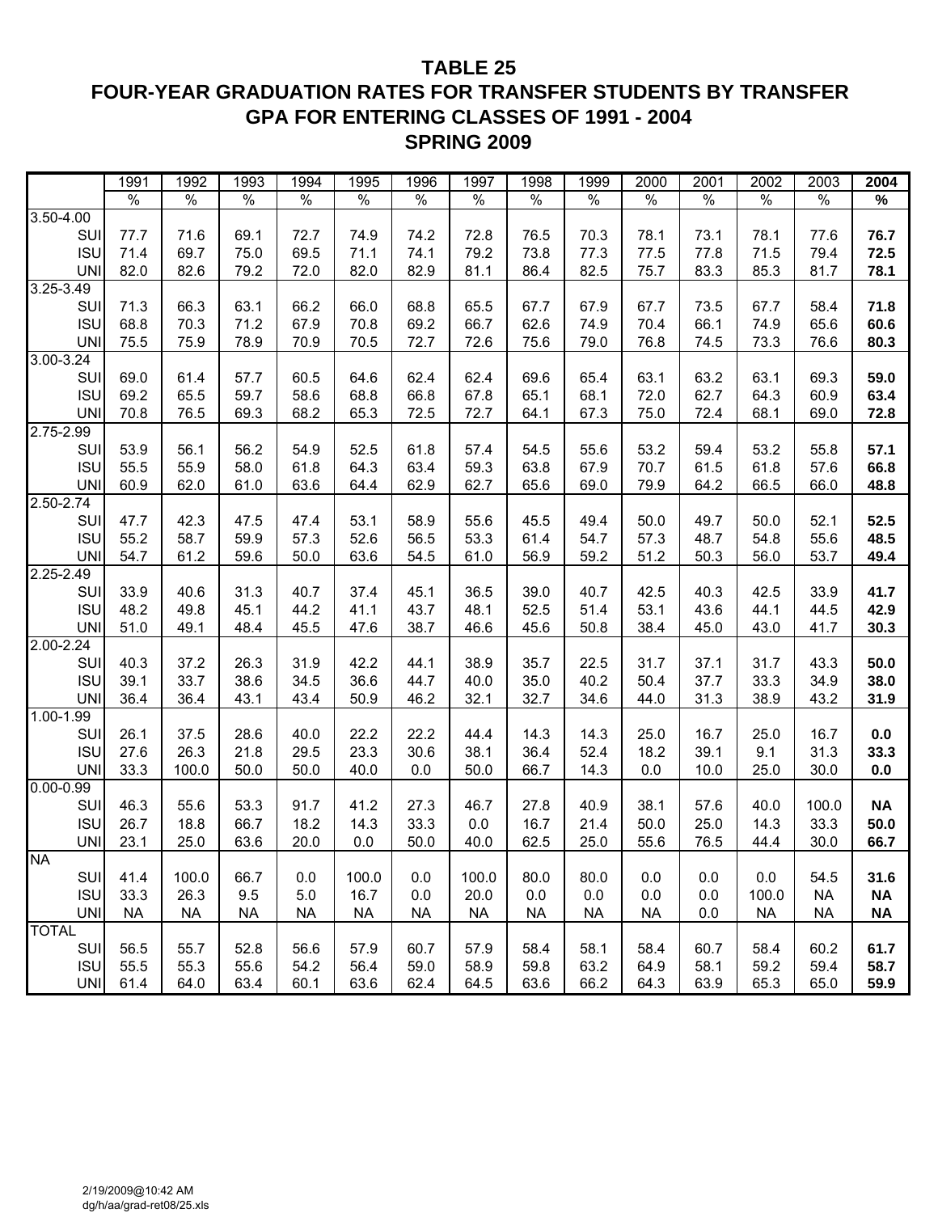# TABLE 25
# FOUR-YEAR GRADUATION RATES FOR TRANSFER STUDENTS BY TRANSFER GPA FOR ENTERING CLASSES OF 1991 - 2004
# SPRING 2009

| | 1991 | 1992 | 1993 | 1994 | 1995 | 1996 | 1997 | 1998 | 1999 | 2000 | 2001 | 2002 | 2003 | **2004** |
|---|---|---|---|---|---|---|---|---|---|---|---|---|---|---|
| | % | % | % | % | % | % | % | % | % | % | % | % | % | **%** |
| 3.50-4.00 | | | | | | | | | | | | | | |
| SUI | 77.7 | 71.6 | 69.1 | 72.7 | 74.9 | 74.2 | 72.8 | 76.5 | 70.3 | 78.1 | 73.1 | 78.1 | 77.6 | **76.7** |
| ISU | 71.4 | 69.7 | 75.0 | 69.5 | 71.1 | 74.1 | 79.2 | 73.8 | 77.3 | 77.5 | 77.8 | 71.5 | 79.4 | **72.5** |
| UNI | 82.0 | 82.6 | 79.2 | 72.0 | 82.0 | 82.9 | 81.1 | 86.4 | 82.5 | 75.7 | 83.3 | 85.3 | 81.7 | **78.1** |
| 3.25-3.49 | | | | | | | | | | | | | | |
| SUI | 71.3 | 66.3 | 63.1 | 66.2 | 66.0 | 68.8 | 65.5 | 67.7 | 67.9 | 67.7 | 73.5 | 67.7 | 58.4 | **71.8** |
| ISU | 68.8 | 70.3 | 71.2 | 67.9 | 70.8 | 69.2 | 66.7 | 62.6 | 74.9 | 70.4 | 66.1 | 74.9 | 65.6 | **60.6** |
| UNI | 75.5 | 75.9 | 78.9 | 70.9 | 70.5 | 72.7 | 72.6 | 75.6 | 79.0 | 76.8 | 74.5 | 73.3 | 76.6 | **80.3** |
| 3.00-3.24 | | | | | | | | | | | | | | |
| SUI | 69.0 | 61.4 | 57.7 | 60.5 | 64.6 | 62.4 | 62.4 | 69.6 | 65.4 | 63.1 | 63.2 | 63.1 | 69.3 | **59.0** |
| ISU | 69.2 | 65.5 | 59.7 | 58.6 | 68.8 | 66.8 | 67.8 | 65.1 | 68.1 | 72.0 | 62.7 | 64.3 | 60.9 | **63.4** |
| UNI | 70.8 | 76.5 | 69.3 | 68.2 | 65.3 | 72.5 | 72.7 | 64.1 | 67.3 | 75.0 | 72.4 | 68.1 | 69.0 | **72.8** |
| 2.75-2.99 | | | | | | | | | | | | | | |
| SUI | 53.9 | 56.1 | 56.2 | 54.9 | 52.5 | 61.8 | 57.4 | 54.5 | 55.6 | 53.2 | 59.4 | 53.2 | 55.8 | **57.1** |
| ISU | 55.5 | 55.9 | 58.0 | 61.8 | 64.3 | 63.4 | 59.3 | 63.8 | 67.9 | 70.7 | 61.5 | 61.8 | 57.6 | **66.8** |
| UNI | 60.9 | 62.0 | 61.0 | 63.6 | 64.4 | 62.9 | 62.7 | 65.6 | 69.0 | 79.9 | 64.2 | 66.5 | 66.0 | **48.8** |
| 2.50-2.74 | | | | | | | | | | | | | | |
| SUI | 47.7 | 42.3 | 47.5 | 47.4 | 53.1 | 58.9 | 55.6 | 45.5 | 49.4 | 50.0 | 49.7 | 50.0 | 52.1 | **52.5** |
| ISU | 55.2 | 58.7 | 59.9 | 57.3 | 52.6 | 56.5 | 53.3 | 61.4 | 54.7 | 57.3 | 48.7 | 54.8 | 55.6 | **48.5** |
| UNI | 54.7 | 61.2 | 59.6 | 50.0 | 63.6 | 54.5 | 61.0 | 56.9 | 59.2 | 51.2 | 50.3 | 56.0 | 53.7 | **49.4** |
| 2.25-2.49 | | | | | | | | | | | | | | |
| SUI | 33.9 | 40.6 | 31.3 | 40.7 | 37.4 | 45.1 | 36.5 | 39.0 | 40.7 | 42.5 | 40.3 | 42.5 | 33.9 | **41.7** |
| ISU | 48.2 | 49.8 | 45.1 | 44.2 | 41.1 | 43.7 | 48.1 | 52.5 | 51.4 | 53.1 | 43.6 | 44.1 | 44.5 | **42.9** |
| UNI | 51.0 | 49.1 | 48.4 | 45.5 | 47.6 | 38.7 | 46.6 | 45.6 | 50.8 | 38.4 | 45.0 | 43.0 | 41.7 | **30.3** |
| 2.00-2.24 | | | | | | | | | | | | | | |
| SUI | 40.3 | 37.2 | 26.3 | 31.9 | 42.2 | 44.1 | 38.9 | 35.7 | 22.5 | 31.7 | 37.1 | 31.7 | 43.3 | **50.0** |
| ISU | 39.1 | 33.7 | 38.6 | 34.5 | 36.6 | 44.7 | 40.0 | 35.0 | 40.2 | 50.4 | 37.7 | 33.3 | 34.9 | **38.0** |
| UNI | 36.4 | 36.4 | 43.1 | 43.4 | 50.9 | 46.2 | 32.1 | 32.7 | 34.6 | 44.0 | 31.3 | 38.9 | 43.2 | **31.9** |
| 1.00-1.99 | | | | | | | | | | | | | | |
| SUI | 26.1 | 37.5 | 28.6 | 40.0 | 22.2 | 22.2 | 44.4 | 14.3 | 14.3 | 25.0 | 16.7 | 25.0 | 16.7 | **0.0** |
| ISU | 27.6 | 26.3 | 21.8 | 29.5 | 23.3 | 30.6 | 38.1 | 36.4 | 52.4 | 18.2 | 39.1 | 9.1 | 31.3 | **33.3** |
| UNI | 33.3 | 100.0 | 50.0 | 50.0 | 40.0 | 0.0 | 50.0 | 66.7 | 14.3 | 0.0 | 10.0 | 25.0 | 30.0 | **0.0** |
| 0.00-0.99 | | | | | | | | | | | | | | |
| SUI | 46.3 | 55.6 | 53.3 | 91.7 | 41.2 | 27.3 | 46.7 | 27.8 | 40.9 | 38.1 | 57.6 | 40.0 | 100.0 | **NA** |
| ISU | 26.7 | 18.8 | 66.7 | 18.2 | 14.3 | 33.3 | 0.0 | 16.7 | 21.4 | 50.0 | 25.0 | 14.3 | 33.3 | **50.0** |
| UNI | 23.1 | 25.0 | 63.6 | 20.0 | 0.0 | 50.0 | 40.0 | 62.5 | 25.0 | 55.6 | 76.5 | 44.4 | 30.0 | **66.7** |
| NA | | | | | | | | | | | | | | |
| SUI | 41.4 | 100.0 | 66.7 | 0.0 | 100.0 | 0.0 | 100.0 | 80.0 | 80.0 | 0.0 | 0.0 | 0.0 | 54.5 | **31.6** |
| ISU | 33.3 | 26.3 | 9.5 | 5.0 | 16.7 | 0.0 | 20.0 | 0.0 | 0.0 | 0.0 | 0.0 | 100.0 | NA | **NA** |
| UNI | NA | NA | NA | NA | NA | NA | NA | NA | NA | NA | 0.0 | NA | NA | **NA** |
| TOTAL | | | | | | | | | | | | | | |
| SUI | 56.5 | 55.7 | 52.8 | 56.6 | 57.9 | 60.7 | 57.9 | 58.4 | 58.1 | 58.4 | 60.7 | 58.4 | 60.2 | **61.7** |
| ISU | 55.5 | 55.3 | 55.6 | 54.2 | 56.4 | 59.0 | 58.9 | 59.8 | 63.2 | 64.9 | 58.1 | 59.2 | 59.4 | **58.7** |
| UNI | 61.4 | 64.0 | 63.4 | 60.1 | 63.6 | 62.4 | 64.5 | 63.6 | 66.2 | 64.3 | 63.9 | 65.3 | 65.0 | **59.9** |

2/19/2009@10:42 AM
dg/h/aa/grad-ret08/25.xls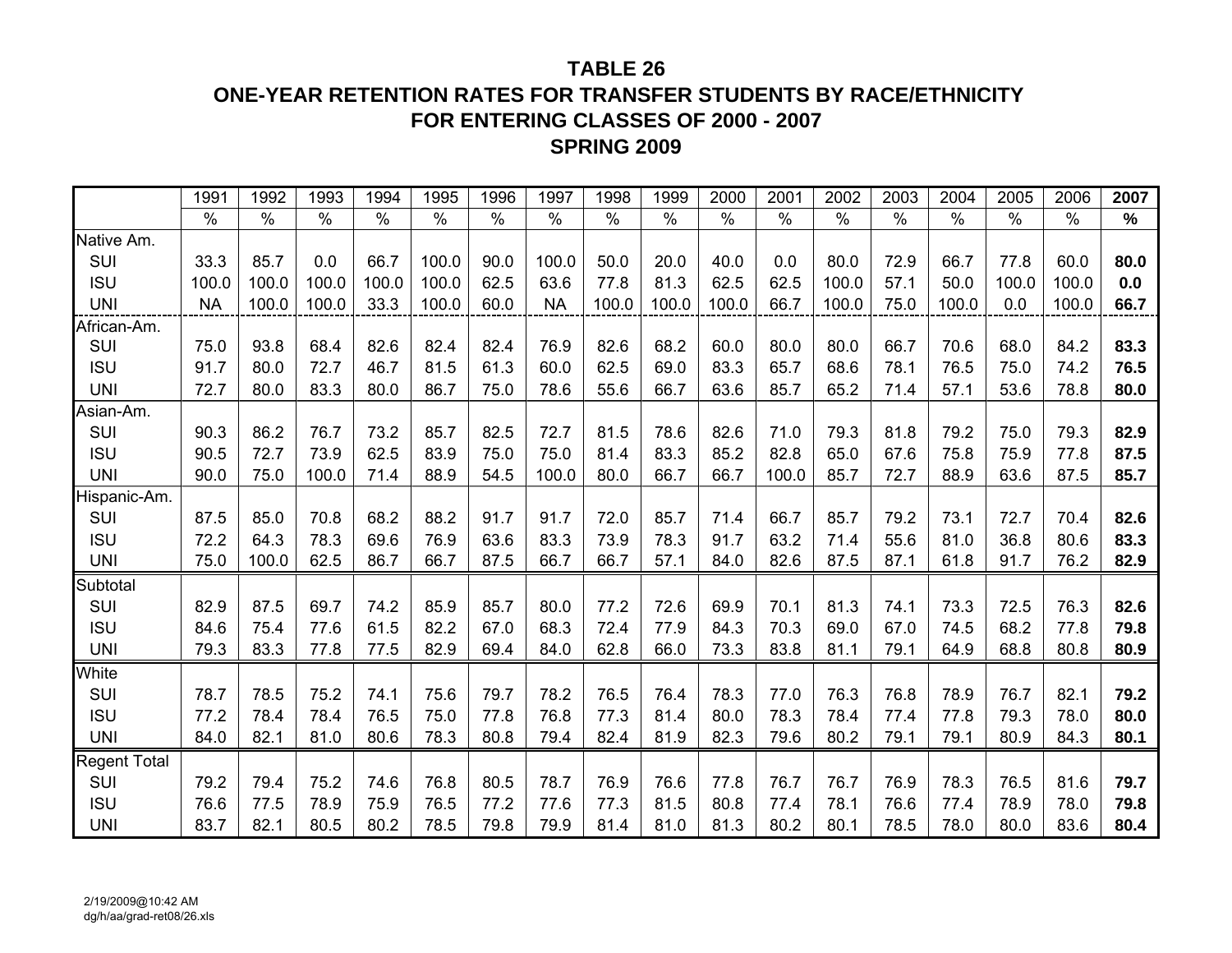# TABLE 26
## ONE-YEAR RETENTION RATES FOR TRANSFER STUDENTS BY RACE/ETHNICITY
## FOR ENTERING CLASSES OF 2000 - 2007
## SPRING 2009

| | 1991 | 1992 | 1993 | 1994 | 1995 | 1996 | 1997 | 1998 | 1999 | 2000 | 2001 | 2002 | 2003 | 2004 | 2005 | 2006 | **2007** |
|---|---|---|---|---|---|---|---|---|---|---|---|---|---|---|---|---|---|
| | % | % | % | % | % | % | % | % | % | % | % | % | % | % | % | % | **%** |
| Native Am. | | | | | | | | | | | | | | | | | |
| SUI | 33.3 | 85.7 | 0.0 | 66.7 | 100.0 | 90.0 | 100.0 | 50.0 | 20.0 | 40.0 | 0.0 | 80.0 | 72.9 | 66.7 | 77.8 | 60.0 | **80.0** |
| ISU | 100.0 | 100.0 | 100.0 | 100.0 | 100.0 | 62.5 | 63.6 | 77.8 | 81.3 | 62.5 | 62.5 | 100.0 | 57.1 | 50.0 | 100.0 | 100.0 | **0.0** |
| UNI | NA | 100.0 | 100.0 | 33.3 | 100.0 | 60.0 | NA | 100.0 | 100.0 | 100.0 | 66.7 | 100.0 | 75.0 | 100.0 | 0.0 | 100.0 | **66.7** |
| African-Am. | | | | | | | | | | | | | | | | | |
| SUI | 75.0 | 93.8 | 68.4 | 82.6 | 82.4 | 82.4 | 76.9 | 82.6 | 68.2 | 60.0 | 80.0 | 80.0 | 66.7 | 70.6 | 68.0 | 84.2 | **83.3** |
| ISU | 91.7 | 80.0 | 72.7 | 46.7 | 81.5 | 61.3 | 60.0 | 62.5 | 69.0 | 83.3 | 65.7 | 68.6 | 78.1 | 76.5 | 75.0 | 74.2 | **76.5** |
| UNI | 72.7 | 80.0 | 83.3 | 80.0 | 86.7 | 75.0 | 78.6 | 55.6 | 66.7 | 63.6 | 85.7 | 65.2 | 71.4 | 57.1 | 53.6 | 78.8 | **80.0** |
| Asian-Am. | | | | | | | | | | | | | | | | | |
| SUI | 90.3 | 86.2 | 76.7 | 73.2 | 85.7 | 82.5 | 72.7 | 81.5 | 78.6 | 82.6 | 71.0 | 79.3 | 81.8 | 79.2 | 75.0 | 79.3 | **82.9** |
| ISU | 90.5 | 72.7 | 73.9 | 62.5 | 83.9 | 75.0 | 75.0 | 81.4 | 83.3 | 85.2 | 82.8 | 65.0 | 67.6 | 75.8 | 75.9 | 77.8 | **87.5** |
| UNI | 90.0 | 75.0 | 100.0 | 71.4 | 88.9 | 54.5 | 100.0 | 80.0 | 66.7 | 66.7 | 100.0 | 85.7 | 72.7 | 88.9 | 63.6 | 87.5 | **85.7** |
| Hispanic-Am. | | | | | | | | | | | | | | | | | |
| SUI | 87.5 | 85.0 | 70.8 | 68.2 | 88.2 | 91.7 | 91.7 | 72.0 | 85.7 | 71.4 | 66.7 | 85.7 | 79.2 | 73.1 | 72.7 | 70.4 | **82.6** |
| ISU | 72.2 | 64.3 | 78.3 | 69.6 | 76.9 | 63.6 | 83.3 | 73.9 | 78.3 | 91.7 | 63.2 | 71.4 | 55.6 | 81.0 | 36.8 | 80.6 | **83.3** |
| UNI | 75.0 | 100.0 | 62.5 | 86.7 | 66.7 | 87.5 | 66.7 | 66.7 | 57.1 | 84.0 | 82.6 | 87.5 | 87.1 | 61.8 | 91.7 | 76.2 | **82.9** |
| Subtotal | | | | | | | | | | | | | | | | | |
| SUI | 82.9 | 87.5 | 69.7 | 74.2 | 85.9 | 85.7 | 80.0 | 77.2 | 72.6 | 69.9 | 70.1 | 81.3 | 74.1 | 73.3 | 72.5 | 76.3 | **82.6** |
| ISU | 84.6 | 75.4 | 77.6 | 61.5 | 82.2 | 67.0 | 68.3 | 72.4 | 77.9 | 84.3 | 70.3 | 69.0 | 67.0 | 74.5 | 68.2 | 77.8 | **79.8** |
| UNI | 79.3 | 83.3 | 77.8 | 77.5 | 82.9 | 69.4 | 84.0 | 62.8 | 66.0 | 73.3 | 83.8 | 81.1 | 79.1 | 64.9 | 68.8 | 80.8 | **80.9** |
| White | | | | | | | | | | | | | | | | | |
| SUI | 78.7 | 78.5 | 75.2 | 74.1 | 75.6 | 79.7 | 78.2 | 76.5 | 76.4 | 78.3 | 77.0 | 76.3 | 76.8 | 78.9 | 76.7 | 82.1 | **79.2** |
| ISU | 77.2 | 78.4 | 78.4 | 76.5 | 75.0 | 77.8 | 76.8 | 77.3 | 81.4 | 80.0 | 78.3 | 78.4 | 77.4 | 77.8 | 79.3 | 78.0 | **80.0** |
| UNI | 84.0 | 82.1 | 81.0 | 80.6 | 78.3 | 80.8 | 79.4 | 82.4 | 81.9 | 82.3 | 79.6 | 80.2 | 79.1 | 79.1 | 80.9 | 84.3 | **80.1** |
| Regent Total | | | | | | | | | | | | | | | | | |
| SUI | 79.2 | 79.4 | 75.2 | 74.6 | 76.8 | 80.5 | 78.7 | 76.9 | 76.6 | 77.8 | 76.7 | 76.7 | 76.9 | 78.3 | 76.5 | 81.6 | **79.7** |
| ISU | 76.6 | 77.5 | 78.9 | 75.9 | 76.5 | 77.2 | 77.6 | 77.3 | 81.5 | 80.8 | 77.4 | 78.1 | 76.6 | 77.4 | 78.9 | 78.0 | **79.8** |
| UNI | 83.7 | 82.1 | 80.5 | 80.2 | 78.5 | 79.8 | 79.9 | 81.4 | 81.0 | 81.3 | 80.2 | 80.1 | 78.5 | 78.0 | 80.0 | 83.6 | **80.4** |

2/19/2009@10:42 AM
dg/h/aa/grad-ret08/26.xls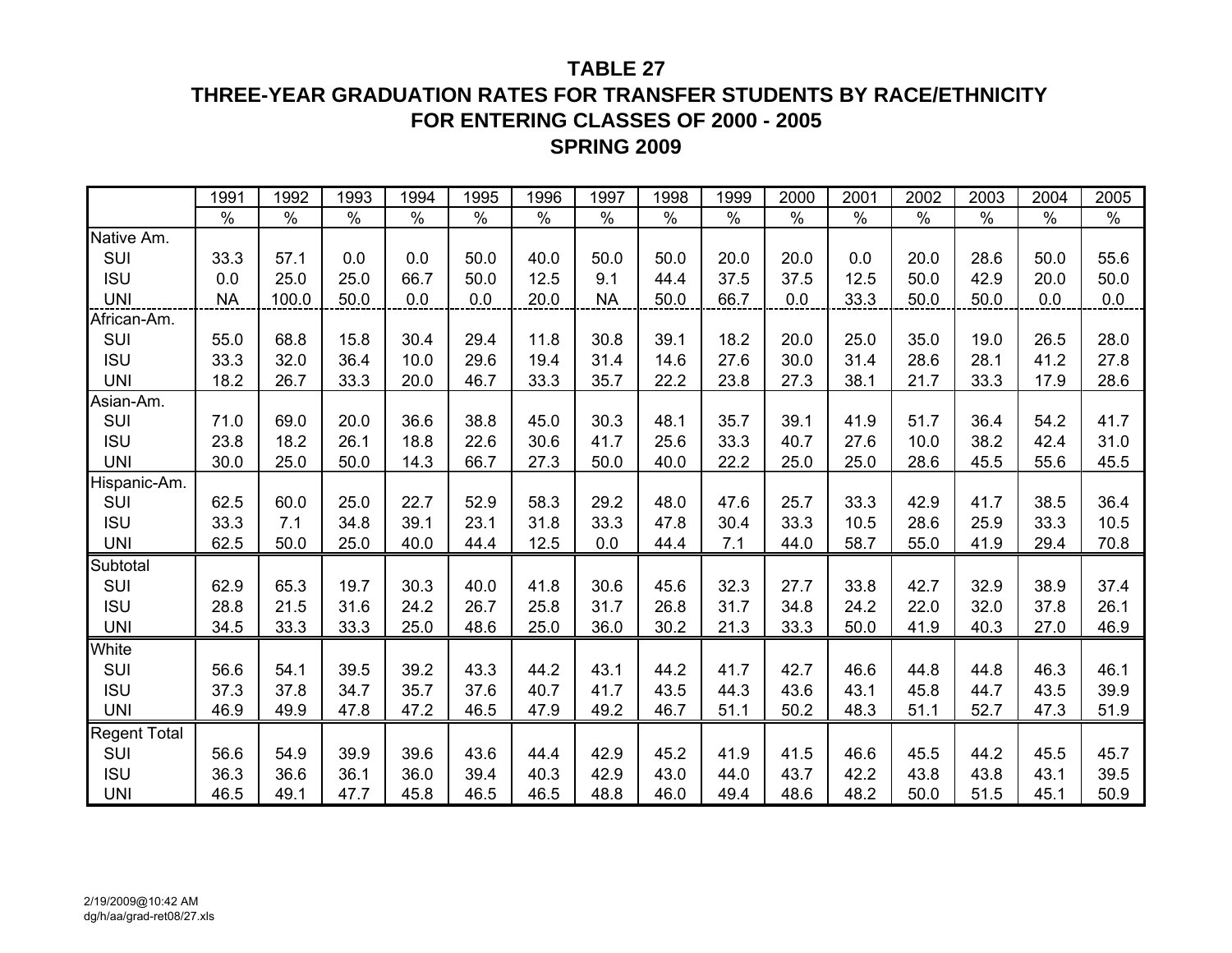# TABLE 27

## THREE-YEAR GRADUATION RATES FOR TRANSFER STUDENTS BY RACE/ETHNICITY FOR ENTERING CLASSES OF 2000 - 2005

## SPRING 2009

| | 1991 | 1992 | 1993 | 1994 | 1995 | 1996 | 1997 | 1998 | 1999 | 2000 | 2001 | 2002 | 2003 | 2004 | 2005 |
|---|---|---|---|---|---|---|---|---|---|---|---|---|---|---|---|
| | % | % | % | % | % | % | % | % | % | % | % | % | % | % | % |
| Native Am. | | | | | | | | | | | | | | | |
| SUI | 33.3 | 57.1 | 0.0 | 0.0 | 50.0 | 40.0 | 50.0 | 50.0 | 20.0 | 20.0 | 0.0 | 20.0 | 28.6 | 50.0 | 55.6 |
| ISU | 0.0 | 25.0 | 25.0 | 66.7 | 50.0 | 12.5 | 9.1 | 44.4 | 37.5 | 37.5 | 12.5 | 50.0 | 42.9 | 20.0 | 50.0 |
| UNI | NA | 100.0 | 50.0 | 0.0 | 0.0 | 20.0 | NA | 50.0 | 66.7 | 0.0 | 33.3 | 50.0 | 50.0 | 0.0 | 0.0 |
| African-Am. | | | | | | | | | | | | | | | |
| SUI | 55.0 | 68.8 | 15.8 | 30.4 | 29.4 | 11.8 | 30.8 | 39.1 | 18.2 | 20.0 | 25.0 | 35.0 | 19.0 | 26.5 | 28.0 |
| ISU | 33.3 | 32.0 | 36.4 | 10.0 | 29.6 | 19.4 | 31.4 | 14.6 | 27.6 | 30.0 | 31.4 | 28.6 | 28.1 | 41.2 | 27.8 |
| UNI | 18.2 | 26.7 | 33.3 | 20.0 | 46.7 | 33.3 | 35.7 | 22.2 | 23.8 | 27.3 | 38.1 | 21.7 | 33.3 | 17.9 | 28.6 |
| Asian-Am. | | | | | | | | | | | | | | | |
| SUI | 71.0 | 69.0 | 20.0 | 36.6 | 38.8 | 45.0 | 30.3 | 48.1 | 35.7 | 39.1 | 41.9 | 51.7 | 36.4 | 54.2 | 41.7 |
| ISU | 23.8 | 18.2 | 26.1 | 18.8 | 22.6 | 30.6 | 41.7 | 25.6 | 33.3 | 40.7 | 27.6 | 10.0 | 38.2 | 42.4 | 31.0 |
| UNI | 30.0 | 25.0 | 50.0 | 14.3 | 66.7 | 27.3 | 50.0 | 40.0 | 22.2 | 25.0 | 25.0 | 28.6 | 45.5 | 55.6 | 45.5 |
| Hispanic-Am. | | | | | | | | | | | | | | | |
| SUI | 62.5 | 60.0 | 25.0 | 22.7 | 52.9 | 58.3 | 29.2 | 48.0 | 47.6 | 25.7 | 33.3 | 42.9 | 41.7 | 38.5 | 36.4 |
| ISU | 33.3 | 7.1 | 34.8 | 39.1 | 23.1 | 31.8 | 33.3 | 47.8 | 30.4 | 33.3 | 10.5 | 28.6 | 25.9 | 33.3 | 10.5 |
| UNI | 62.5 | 50.0 | 25.0 | 40.0 | 44.4 | 12.5 | 0.0 | 44.4 | 7.1 | 44.0 | 58.7 | 55.0 | 41.9 | 29.4 | 70.8 |
| Subtotal | | | | | | | | | | | | | | | |
| SUI | 62.9 | 65.3 | 19.7 | 30.3 | 40.0 | 41.8 | 30.6 | 45.6 | 32.3 | 27.7 | 33.8 | 42.7 | 32.9 | 38.9 | 37.4 |
| ISU | 28.8 | 21.5 | 31.6 | 24.2 | 26.7 | 25.8 | 31.7 | 26.8 | 31.7 | 34.8 | 24.2 | 22.0 | 32.0 | 37.8 | 26.1 |
| UNI | 34.5 | 33.3 | 33.3 | 25.0 | 48.6 | 25.0 | 36.0 | 30.2 | 21.3 | 33.3 | 50.0 | 41.9 | 40.3 | 27.0 | 46.9 |
| White | | | | | | | | | | | | | | | |
| SUI | 56.6 | 54.1 | 39.5 | 39.2 | 43.3 | 44.2 | 43.1 | 44.2 | 41.7 | 42.7 | 46.6 | 44.8 | 44.8 | 46.3 | 46.1 |
| ISU | 37.3 | 37.8 | 34.7 | 35.7 | 37.6 | 40.7 | 41.7 | 43.5 | 44.3 | 43.6 | 43.1 | 45.8 | 44.7 | 43.5 | 39.9 |
| UNI | 46.9 | 49.9 | 47.8 | 47.2 | 46.5 | 47.9 | 49.2 | 46.7 | 51.1 | 50.2 | 48.3 | 51.1 | 52.7 | 47.3 | 51.9 |
| Regent Total | | | | | | | | | | | | | | | |
| SUI | 56.6 | 54.9 | 39.9 | 39.6 | 43.6 | 44.4 | 42.9 | 45.2 | 41.9 | 41.5 | 46.6 | 45.5 | 44.2 | 45.5 | 45.7 |
| ISU | 36.3 | 36.6 | 36.1 | 36.0 | 39.4 | 40.3 | 42.9 | 43.0 | 44.0 | 43.7 | 42.2 | 43.8 | 43.8 | 43.1 | 39.5 |
| UNI | 46.5 | 49.1 | 47.7 | 45.8 | 46.5 | 46.5 | 48.8 | 46.0 | 49.4 | 48.6 | 48.2 | 50.0 | 51.5 | 45.1 | 50.9 |

2/19/2009@10:42 AM
dg/h/aa/grad-ret08/27.xls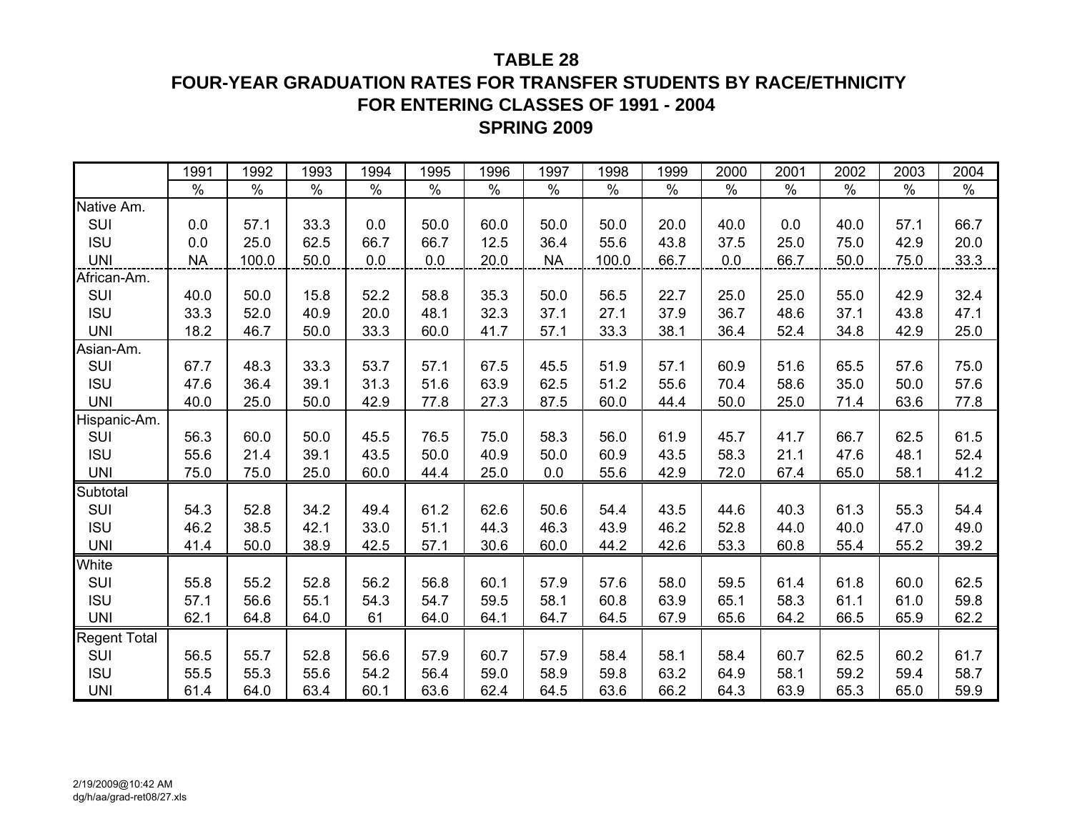# TABLE 28
## FOUR-YEAR GRADUATION RATES FOR TRANSFER STUDENTS BY RACE/ETHNICITY
## FOR ENTERING CLASSES OF 1991 - 2004
## SPRING 2009

| | 1991 | 1992 | 1993 | 1994 | 1995 | 1996 | 1997 | 1998 | 1999 | 2000 | 2001 | 2002 | 2003 | 2004 |
|---|---|---|---|---|---|---|---|---|---|---|---|---|---|---|
| | % | % | % | % | % | % | % | % | % | % | % | % | % | % |
| Native Am. | | | | | | | | | | | | | | |
| SUI | 0.0 | 57.1 | 33.3 | 0.0 | 50.0 | 60.0 | 50.0 | 50.0 | 20.0 | 40.0 | 0.0 | 40.0 | 57.1 | 66.7 |
| ISU | 0.0 | 25.0 | 62.5 | 66.7 | 66.7 | 12.5 | 36.4 | 55.6 | 43.8 | 37.5 | 25.0 | 75.0 | 42.9 | 20.0 |
| UNI | NA | 100.0 | 50.0 | 0.0 | 0.0 | 20.0 | NA | 100.0 | 66.7 | 0.0 | 66.7 | 50.0 | 75.0 | 33.3 |
| African-Am. | | | | | | | | | | | | | | |
| SUI | 40.0 | 50.0 | 15.8 | 52.2 | 58.8 | 35.3 | 50.0 | 56.5 | 22.7 | 25.0 | 25.0 | 55.0 | 42.9 | 32.4 |
| ISU | 33.3 | 52.0 | 40.9 | 20.0 | 48.1 | 32.3 | 37.1 | 27.1 | 37.9 | 36.7 | 48.6 | 37.1 | 43.8 | 47.1 |
| UNI | 18.2 | 46.7 | 50.0 | 33.3 | 60.0 | 41.7 | 57.1 | 33.3 | 38.1 | 36.4 | 52.4 | 34.8 | 42.9 | 25.0 |
| Asian-Am. | | | | | | | | | | | | | | |
| SUI | 67.7 | 48.3 | 33.3 | 53.7 | 57.1 | 67.5 | 45.5 | 51.9 | 57.1 | 60.9 | 51.6 | 65.5 | 57.6 | 75.0 |
| ISU | 47.6 | 36.4 | 39.1 | 31.3 | 51.6 | 63.9 | 62.5 | 51.2 | 55.6 | 70.4 | 58.6 | 35.0 | 50.0 | 57.6 |
| UNI | 40.0 | 25.0 | 50.0 | 42.9 | 77.8 | 27.3 | 87.5 | 60.0 | 44.4 | 50.0 | 25.0 | 71.4 | 63.6 | 77.8 |
| Hispanic-Am. | | | | | | | | | | | | | | |
| SUI | 56.3 | 60.0 | 50.0 | 45.5 | 76.5 | 75.0 | 58.3 | 56.0 | 61.9 | 45.7 | 41.7 | 66.7 | 62.5 | 61.5 |
| ISU | 55.6 | 21.4 | 39.1 | 43.5 | 50.0 | 40.9 | 50.0 | 60.9 | 43.5 | 58.3 | 21.1 | 47.6 | 48.1 | 52.4 |
| UNI | 75.0 | 75.0 | 25.0 | 60.0 | 44.4 | 25.0 | 0.0 | 55.6 | 42.9 | 72.0 | 67.4 | 65.0 | 58.1 | 41.2 |
| Subtotal | | | | | | | | | | | | | | |
| SUI | 54.3 | 52.8 | 34.2 | 49.4 | 61.2 | 62.6 | 50.6 | 54.4 | 43.5 | 44.6 | 40.3 | 61.3 | 55.3 | 54.4 |
| ISU | 46.2 | 38.5 | 42.1 | 33.0 | 51.1 | 44.3 | 46.3 | 43.9 | 46.2 | 52.8 | 44.0 | 40.0 | 47.0 | 49.0 |
| UNI | 41.4 | 50.0 | 38.9 | 42.5 | 57.1 | 30.6 | 60.0 | 44.2 | 42.6 | 53.3 | 60.8 | 55.4 | 55.2 | 39.2 |
| White | | | | | | | | | | | | | | |
| SUI | 55.8 | 55.2 | 52.8 | 56.2 | 56.8 | 60.1 | 57.9 | 57.6 | 58.0 | 59.5 | 61.4 | 61.8 | 60.0 | 62.5 |
| ISU | 57.1 | 56.6 | 55.1 | 54.3 | 54.7 | 59.5 | 58.1 | 60.8 | 63.9 | 65.1 | 58.3 | 61.1 | 61.0 | 59.8 |
| UNI | 62.1 | 64.8 | 64.0 | 61 | 64.0 | 64.1 | 64.7 | 64.5 | 67.9 | 65.6 | 64.2 | 66.5 | 65.9 | 62.2 |
| Regent Total | | | | | | | | | | | | | | |
| SUI | 56.5 | 55.7 | 52.8 | 56.6 | 57.9 | 60.7 | 57.9 | 58.4 | 58.1 | 58.4 | 60.7 | 62.5 | 60.2 | 61.7 |
| ISU | 55.5 | 55.3 | 55.6 | 54.2 | 56.4 | 59.0 | 58.9 | 59.8 | 63.2 | 64.9 | 58.1 | 59.2 | 59.4 | 58.7 |
| UNI | 61.4 | 64.0 | 63.4 | 60.1 | 63.6 | 62.4 | 64.5 | 63.6 | 66.2 | 64.3 | 63.9 | 65.3 | 65.0 | 59.9 |

2/19/2009@10:42 AM
dg/h/aa/grad-ret08/27.xls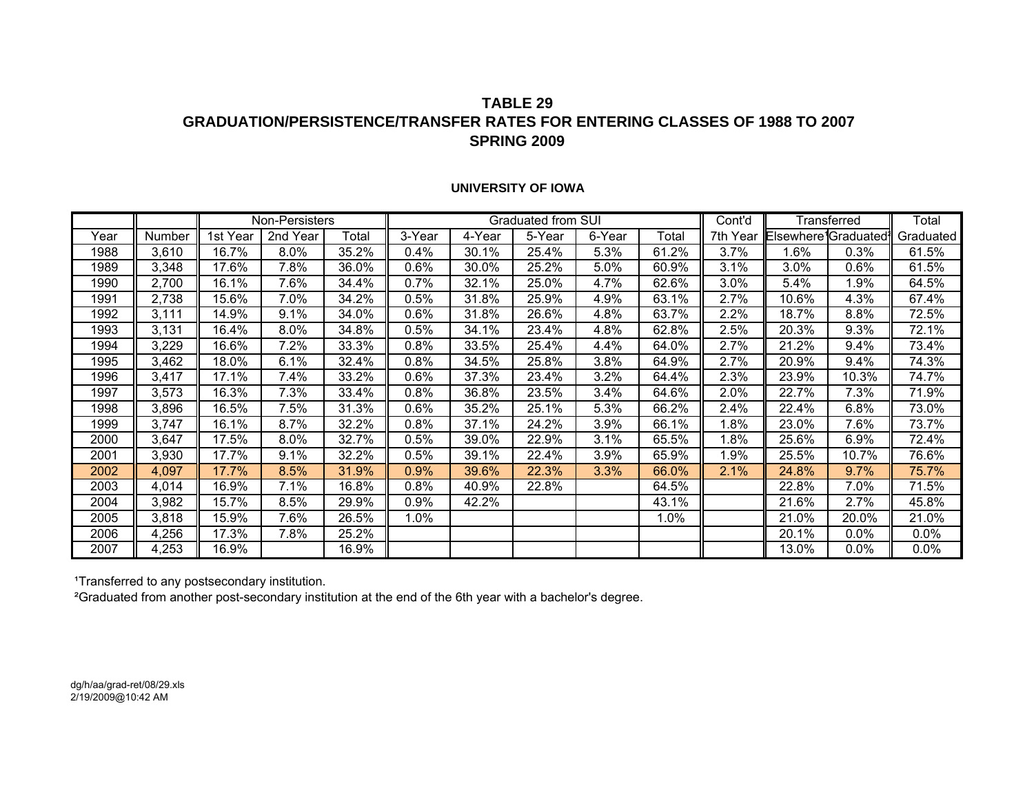# TABLE 29
## GRADUATION/PERSISTENCE/TRANSFER RATES FOR ENTERING CLASSES OF 1988 TO 2007
## SPRING 2009

### UNIVERSITY OF IOWA

| | | Non-Persisters | | | Graduated from SUI | | | | | Cont'd | Transferred | | Total |
|---|---|---|---|---|---|---|---|---|---|---|---|---|---|
| Year | Number | 1st Year | 2nd Year | Total | 3-Year | 4-Year | 5-Year | 6-Year | Total | 7th Year | Elsewhere[1] | Graduated[2] | Graduated |
| 1988 | 3,610 | 16.7% | 8.0% | 35.2% | 0.4% | 30.1% | 25.4% | 5.3% | 61.2% | 3.7% | 1.6% | 0.3% | 61.5% |
| 1989 | 3,348 | 17.6% | 7.8% | 36.0% | 0.6% | 30.0% | 25.2% | 5.0% | 60.9% | 3.1% | 3.0% | 0.6% | 61.5% |
| 1990 | 2,700 | 16.1% | 7.6% | 34.4% | 0.7% | 32.1% | 25.0% | 4.7% | 62.6% | 3.0% | 5.4% | 1.9% | 64.5% |
| 1991 | 2,738 | 15.6% | 7.0% | 34.2% | 0.5% | 31.8% | 25.9% | 4.9% | 63.1% | 2.7% | 10.6% | 4.3% | 67.4% |
| 1992 | 3,111 | 14.9% | 9.1% | 34.0% | 0.6% | 31.8% | 26.6% | 4.8% | 63.7% | 2.2% | 18.7% | 8.8% | 72.5% |
| 1993 | 3,131 | 16.4% | 8.0% | 34.8% | 0.5% | 34.1% | 23.4% | 4.8% | 62.8% | 2.5% | 20.3% | 9.3% | 72.1% |
| 1994 | 3,229 | 16.6% | 7.2% | 33.3% | 0.8% | 33.5% | 25.4% | 4.4% | 64.0% | 2.7% | 21.2% | 9.4% | 73.4% |
| 1995 | 3,462 | 18.0% | 6.1% | 32.4% | 0.8% | 34.5% | 25.8% | 3.8% | 64.9% | 2.7% | 20.9% | 9.4% | 74.3% |
| 1996 | 3,417 | 17.1% | 7.4% | 33.2% | 0.6% | 37.3% | 23.4% | 3.2% | 64.4% | 2.3% | 23.9% | 10.3% | 74.7% |
| 1997 | 3,573 | 16.3% | 7.3% | 33.4% | 0.8% | 36.8% | 23.5% | 3.4% | 64.6% | 2.0% | 22.7% | 7.3% | 71.9% |
| 1998 | 3,896 | 16.5% | 7.5% | 31.3% | 0.6% | 35.2% | 25.1% | 5.3% | 66.2% | 2.4% | 22.4% | 6.8% | 73.0% |
| 1999 | 3,747 | 16.1% | 8.7% | 32.2% | 0.8% | 37.1% | 24.2% | 3.9% | 66.1% | 1.8% | 23.0% | 7.6% | 73.7% |
| 2000 | 3,647 | 17.5% | 8.0% | 32.7% | 0.5% | 39.0% | 22.9% | 3.1% | 65.5% | 1.8% | 25.6% | 6.9% | 72.4% |
| 2001 | 3,930 | 17.7% | 9.1% | 32.2% | 0.5% | 39.1% | 22.4% | 3.9% | 65.9% | 1.9% | 25.5% | 10.7% | 76.6% |
| 2002 | 4,097 | 17.7% | 8.5% | 31.9% | 0.9% | 39.6% | 22.3% | 3.3% | 66.0% | 2.1% | 24.8% | 9.7% | 75.7% |
| 2003 | 4,014 | 16.9% | 7.1% | 16.8% | 0.8% | 40.9% | 22.8% | | 64.5% | | 22.8% | 7.0% | 71.5% |
| 2004 | 3,982 | 15.7% | 8.5% | 29.9% | 0.9% | 42.2% | | | 43.1% | | 21.6% | 2.7% | 45.8% |
| 2005 | 3,818 | 15.9% | 7.6% | 26.5% | 1.0% | | | | 1.0% | | 21.0% | 20.0% | 21.0% |
| 2006 | 4,256 | 17.3% | 7.8% | 25.2% | | | | | | | 20.1% | 0.0% | 0.0% |
| 2007 | 4,253 | 16.9% | | 16.9% | | | | | | | 13.0% | 0.0% | 0.0% |

[1]Transferred to any postsecondary institution.

[2]Graduated from another post-secondary institution at the end of the 6th year with a bachelor's degree.

dg/h/aa/grad-ret/08/29.xls
2/19/2009@10:42 AM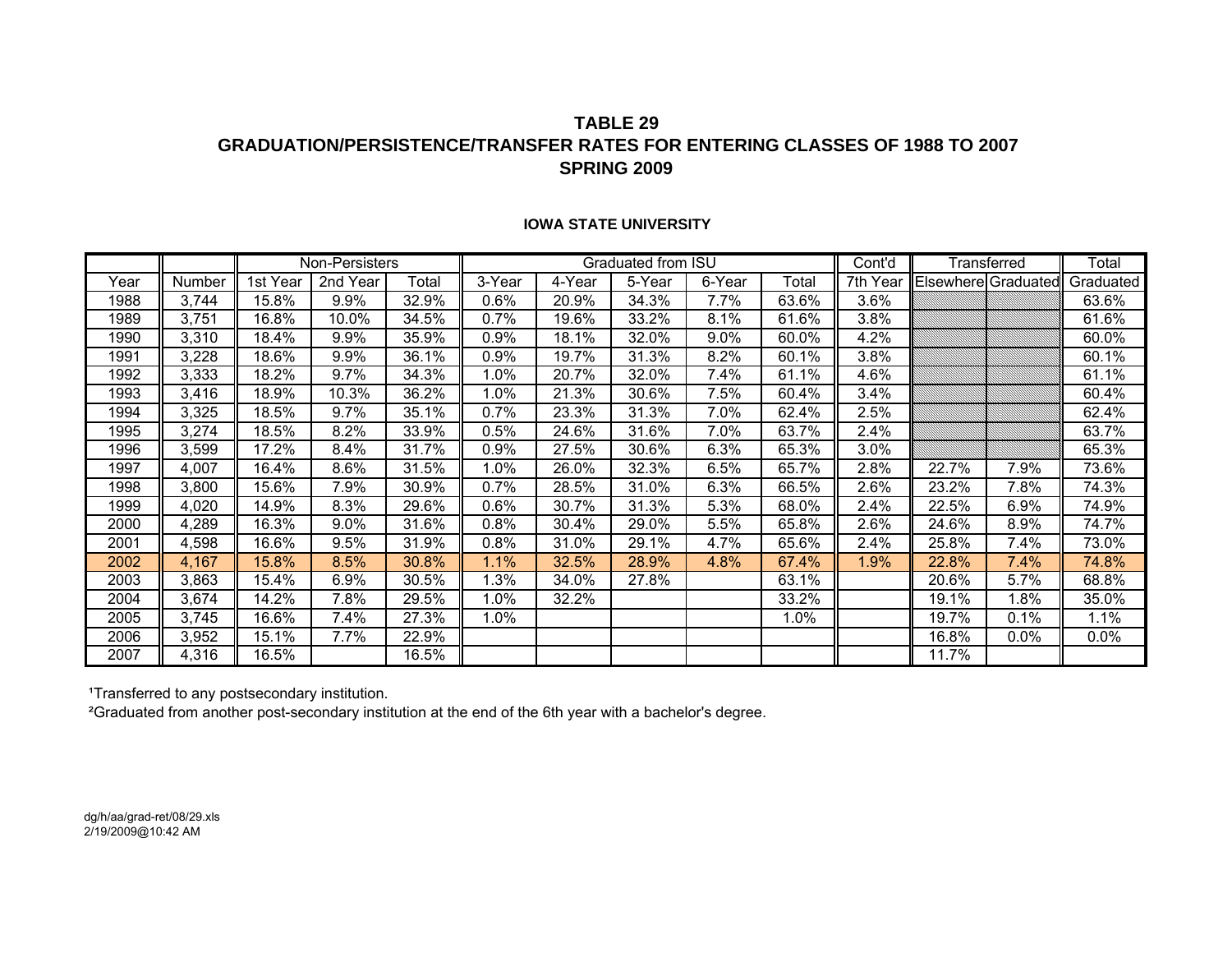## TABLE 29
## GRADUATION/PERSISTENCE/TRANSFER RATES FOR ENTERING CLASSES OF 1988 TO 2007
## SPRING 2009

### IOWA STATE UNIVERSITY

| | | Non-Persisters | | | Graduated from ISU | | | | | Cont'd | Transferred | | Total |
|---|---|---|---|---|---|---|---|---|---|---|---|---|---|
| Year | Number | 1st Year | 2nd Year | Total | 3-Year | 4-Year | 5-Year | 6-Year | Total | 7th Year | Elsewhere | Graduated | Graduated |
| 1988 | 3,744 | 15.8% | 9.9% | 32.9% | 0.6% | 20.9% | 34.3% | 7.7% | 63.6% | 3.6% | | | 63.6% |
| 1989 | 3,751 | 16.8% | 10.0% | 34.5% | 0.7% | 19.6% | 33.2% | 8.1% | 61.6% | 3.8% | | | 61.6% |
| 1990 | 3,310 | 18.4% | 9.9% | 35.9% | 0.9% | 18.1% | 32.0% | 9.0% | 60.0% | 4.2% | | | 60.0% |
| 1991 | 3,228 | 18.6% | 9.9% | 36.1% | 0.9% | 19.7% | 31.3% | 8.2% | 60.1% | 3.8% | | | 60.1% |
| 1992 | 3,333 | 18.2% | 9.7% | 34.3% | 1.0% | 20.7% | 32.0% | 7.4% | 61.1% | 4.6% | | | 61.1% |
| 1993 | 3,416 | 18.9% | 10.3% | 36.2% | 1.0% | 21.3% | 30.6% | 7.5% | 60.4% | 3.4% | | | 60.4% |
| 1994 | 3,325 | 18.5% | 9.7% | 35.1% | 0.7% | 23.3% | 31.3% | 7.0% | 62.4% | 2.5% | | | 62.4% |
| 1995 | 3,274 | 18.5% | 8.2% | 33.9% | 0.5% | 24.6% | 31.6% | 7.0% | 63.7% | 2.4% | | | 63.7% |
| 1996 | 3,599 | 17.2% | 8.4% | 31.7% | 0.9% | 27.5% | 30.6% | 6.3% | 65.3% | 3.0% | | | 65.3% |
| 1997 | 4,007 | 16.4% | 8.6% | 31.5% | 1.0% | 26.0% | 32.3% | 6.5% | 65.7% | 2.8% | 22.7% | 7.9% | 73.6% |
| 1998 | 3,800 | 15.6% | 7.9% | 30.9% | 0.7% | 28.5% | 31.0% | 6.3% | 66.5% | 2.6% | 23.2% | 7.8% | 74.3% |
| 1999 | 4,020 | 14.9% | 8.3% | 29.6% | 0.6% | 30.7% | 31.3% | 5.3% | 68.0% | 2.4% | 22.5% | 6.9% | 74.9% |
| 2000 | 4,289 | 16.3% | 9.0% | 31.6% | 0.8% | 30.4% | 29.0% | 5.5% | 65.8% | 2.6% | 24.6% | 8.9% | 74.7% |
| 2001 | 4,598 | 16.6% | 9.5% | 31.9% | 0.8% | 31.0% | 29.1% | 4.7% | 65.6% | 2.4% | 25.8% | 7.4% | 73.0% |
| 2002 | 4,167 | 15.8% | 8.5% | 30.8% | 1.1% | 32.5% | 28.9% | 4.8% | 67.4% | 1.9% | 22.8% | 7.4% | 74.8% |
| 2003 | 3,863 | 15.4% | 6.9% | 30.5% | 1.3% | 34.0% | 27.8% | | 63.1% | | 20.6% | 5.7% | 68.8% |
| 2004 | 3,674 | 14.2% | 7.8% | 29.5% | 1.0% | 32.2% | | | 33.2% | | 19.1% | 1.8% | 35.0% |
| 2005 | 3,745 | 16.6% | 7.4% | 27.3% | 1.0% | | | | 1.0% | | 19.7% | 0.1% | 1.1% |
| 2006 | 3,952 | 15.1% | 7.7% | 22.9% | | | | | | | 16.8% | 0.0% | 0.0% |
| 2007 | 4,316 | 16.5% | | 16.5% | | | | | | | 11.7% | | |

[1]Transferred to any postsecondary institution.

[2]Graduated from another post-secondary institution at the end of the 6th year with a bachelor's degree.

dg/h/aa/grad-ret/08/29.xls
2/19/2009@10:42 AM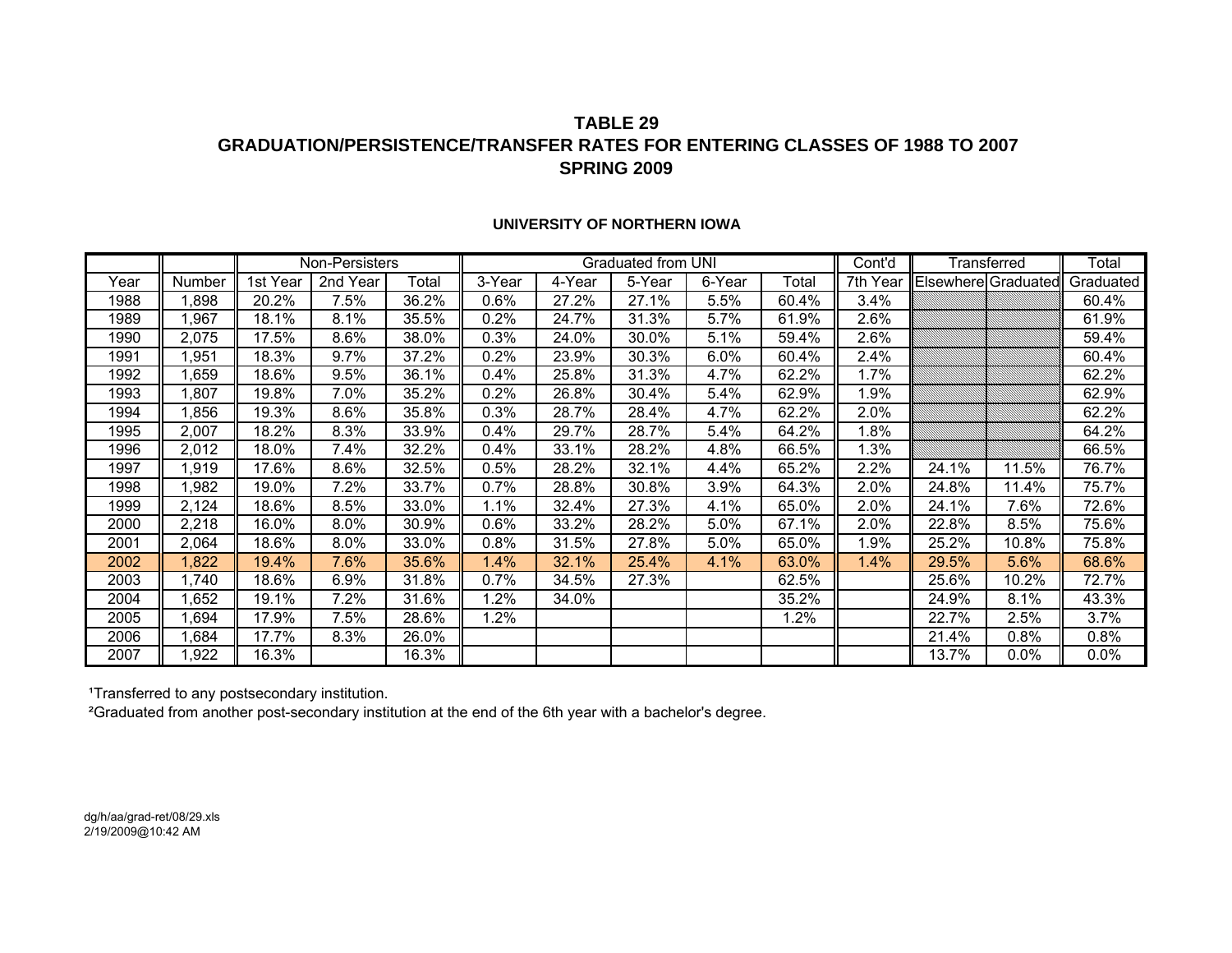# TABLE 29
## GRADUATION/PERSISTENCE/TRANSFER RATES FOR ENTERING CLASSES OF 1988 TO 2007
## SPRING 2009

### UNIVERSITY OF NORTHERN IOWA

| | | Non-Persisters | | | Graduated from UNI | | | | | Cont'd | Transferred | | Total |
|---|---|---|---|---|---|---|---|---|---|---|---|---|---|
| Year | Number | 1st Year | 2nd Year | Total | 3-Year | 4-Year | 5-Year | 6-Year | Total | 7th Year | Elsewhere | Graduated | Graduated |
| 1988 | 1,898 | 20.2% | 7.5% | 36.2% | 0.6% | 27.2% | 27.1% | 5.5% | 60.4% | 3.4% | | | 60.4% |
| 1989 | 1,967 | 18.1% | 8.1% | 35.5% | 0.2% | 24.7% | 31.3% | 5.7% | 61.9% | 2.6% | | | 61.9% |
| 1990 | 2,075 | 17.5% | 8.6% | 38.0% | 0.3% | 24.0% | 30.0% | 5.1% | 59.4% | 2.6% | | | 59.4% |
| 1991 | 1,951 | 18.3% | 9.7% | 37.2% | 0.2% | 23.9% | 30.3% | 6.0% | 60.4% | 2.4% | | | 60.4% |
| 1992 | 1,659 | 18.6% | 9.5% | 36.1% | 0.4% | 25.8% | 31.3% | 4.7% | 62.2% | 1.7% | | | 62.2% |
| 1993 | 1,807 | 19.8% | 7.0% | 35.2% | 0.2% | 26.8% | 30.4% | 5.4% | 62.9% | 1.9% | | | 62.9% |
| 1994 | 1,856 | 19.3% | 8.6% | 35.8% | 0.3% | 28.7% | 28.4% | 4.7% | 62.2% | 2.0% | | | 62.2% |
| 1995 | 2,007 | 18.2% | 8.3% | 33.9% | 0.4% | 29.7% | 28.7% | 5.4% | 64.2% | 1.8% | | | 64.2% |
| 1996 | 2,012 | 18.0% | 7.4% | 32.2% | 0.4% | 33.1% | 28.2% | 4.8% | 66.5% | 1.3% | | | 66.5% |
| 1997 | 1,919 | 17.6% | 8.6% | 32.5% | 0.5% | 28.2% | 32.1% | 4.4% | 65.2% | 2.2% | 24.1% | 11.5% | 76.7% |
| 1998 | 1,982 | 19.0% | 7.2% | 33.7% | 0.7% | 28.8% | 30.8% | 3.9% | 64.3% | 2.0% | 24.8% | 11.4% | 75.7% |
| 1999 | 2,124 | 18.6% | 8.5% | 33.0% | 1.1% | 32.4% | 27.3% | 4.1% | 65.0% | 2.0% | 24.1% | 7.6% | 72.6% |
| 2000 | 2,218 | 16.0% | 8.0% | 30.9% | 0.6% | 33.2% | 28.2% | 5.0% | 67.1% | 2.0% | 22.8% | 8.5% | 75.6% |
| 2001 | 2,064 | 18.6% | 8.0% | 33.0% | 0.8% | 31.5% | 27.8% | 5.0% | 65.0% | 1.9% | 25.2% | 10.8% | 75.8% |
| 2002 | 1,822 | 19.4% | 7.6% | 35.6% | 1.4% | 32.1% | 25.4% | 4.1% | 63.0% | 1.4% | 29.5% | 5.6% | 68.6% |
| 2003 | 1,740 | 18.6% | 6.9% | 31.8% | 0.7% | 34.5% | 27.3% | | 62.5% | | 25.6% | 10.2% | 72.7% |
| 2004 | 1,652 | 19.1% | 7.2% | 31.6% | 1.2% | 34.0% | | | 35.2% | | 24.9% | 8.1% | 43.3% |
| 2005 | 1,694 | 17.9% | 7.5% | 28.6% | 1.2% | | | | 1.2% | | 22.7% | 2.5% | 3.7% |
| 2006 | 1,684 | 17.7% | 8.3% | 26.0% | | | | | | | 21.4% | 0.8% | 0.8% |
| 2007 | 1,922 | 16.3% | | 16.3% | | | | | | | 13.7% | 0.0% | 0.0% |

[1]Transferred to any postsecondary institution.

[2]Graduated from another post-secondary institution at the end of the 6th year with a bachelor's degree.

dg/h/aa/grad-ret/08/29.xls
2/19/2009@10:42 AM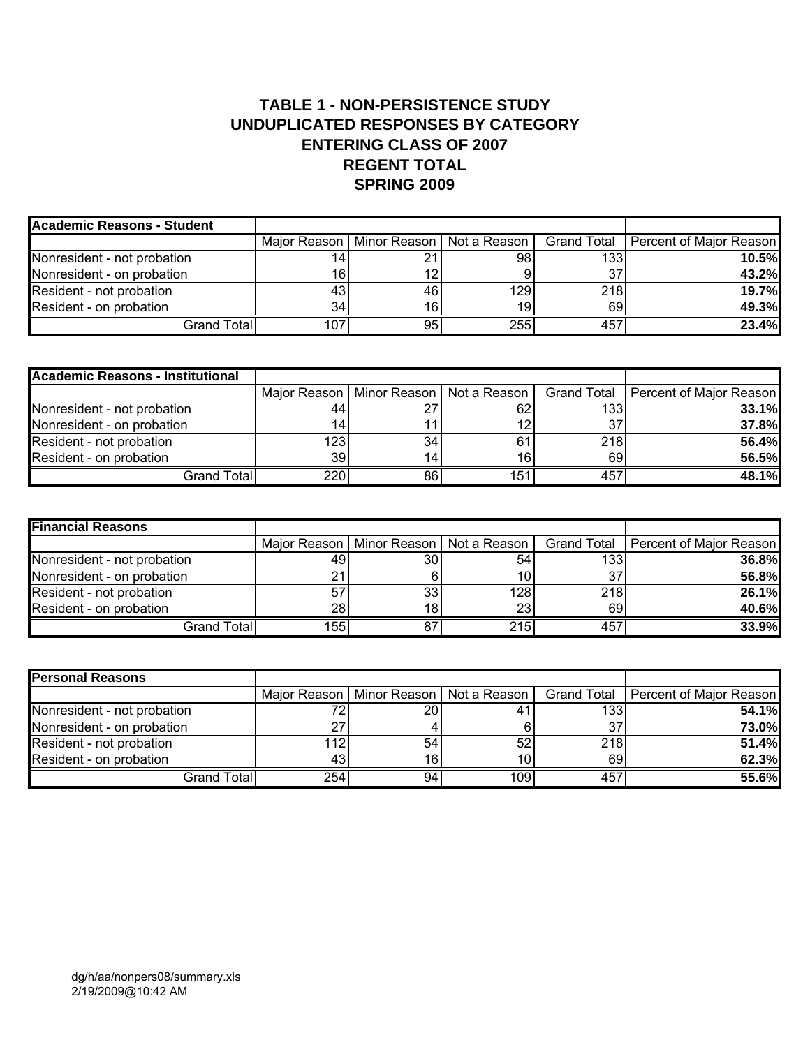# TABLE 1 - NON-PERSISTENCE STUDY
## UNDUPLICATED RESPONSES BY CATEGORY
## ENTERING CLASS OF 2007
## REGENT TOTAL
## SPRING 2009

| **Academic Reasons - Student** | | | | | |
|---|---|---|---|---|---|
| | Major Reason | Minor Reason | Not a Reason | Grand Total | Percent of Major Reason |
| Nonresident - not probation | 14 | 21 | 98 | 133 | **10.5%** |
| Nonresident - on probation | 16 | 12 | 9 | 37 | **43.2%** |
| Resident - not probation | 43 | 46 | 129 | 218 | **19.7%** |
| Resident - on probation | 34 | 16 | 19 | 69 | **49.3%** |
| Grand Total | 107 | 95 | 255 | 457 | **23.4%** |

| **Academic Reasons - Institutional** | | | | | |
|---|---|---|---|---|---|
| | Major Reason | Minor Reason | Not a Reason | Grand Total | Percent of Major Reason |
| Nonresident - not probation | 44 | 27 | 62 | 133 | **33.1%** |
| Nonresident - on probation | 14 | 11 | 12 | 37 | **37.8%** |
| Resident - not probation | 123 | 34 | 61 | 218 | **56.4%** |
| Resident - on probation | 39 | 14 | 16 | 69 | **56.5%** |
| Grand Total | 220 | 86 | 151 | 457 | **48.1%** |

| **Financial Reasons** | | | | | |
|---|---|---|---|---|---|
| | Major Reason | Minor Reason | Not a Reason | Grand Total | Percent of Major Reason |
| Nonresident - not probation | 49 | 30 | 54 | 133 | **36.8%** |
| Nonresident - on probation | 21 | 6 | 10 | 37 | **56.8%** |
| Resident - not probation | 57 | 33 | 128 | 218 | **26.1%** |
| Resident - on probation | 28 | 18 | 23 | 69 | **40.6%** |
| Grand Total | 155 | 87 | 215 | 457 | **33.9%** |

| **Personal Reasons** | | | | | |
|---|---|---|---|---|---|
| | Major Reason | Minor Reason | Not a Reason | Grand Total | Percent of Major Reason |
| Nonresident - not probation | 72 | 20 | 41 | 133 | **54.1%** |
| Nonresident - on probation | 27 | 4 | 6 | 37 | **73.0%** |
| Resident - not probation | 112 | 54 | 52 | 218 | **51.4%** |
| Resident - on probation | 43 | 16 | 10 | 69 | **62.3%** |
| Grand Total | 254 | 94 | 109 | 457 | **55.6%** |

dg/h/aa/nonpers08/summary.xls
2/19/2009@10:42 AM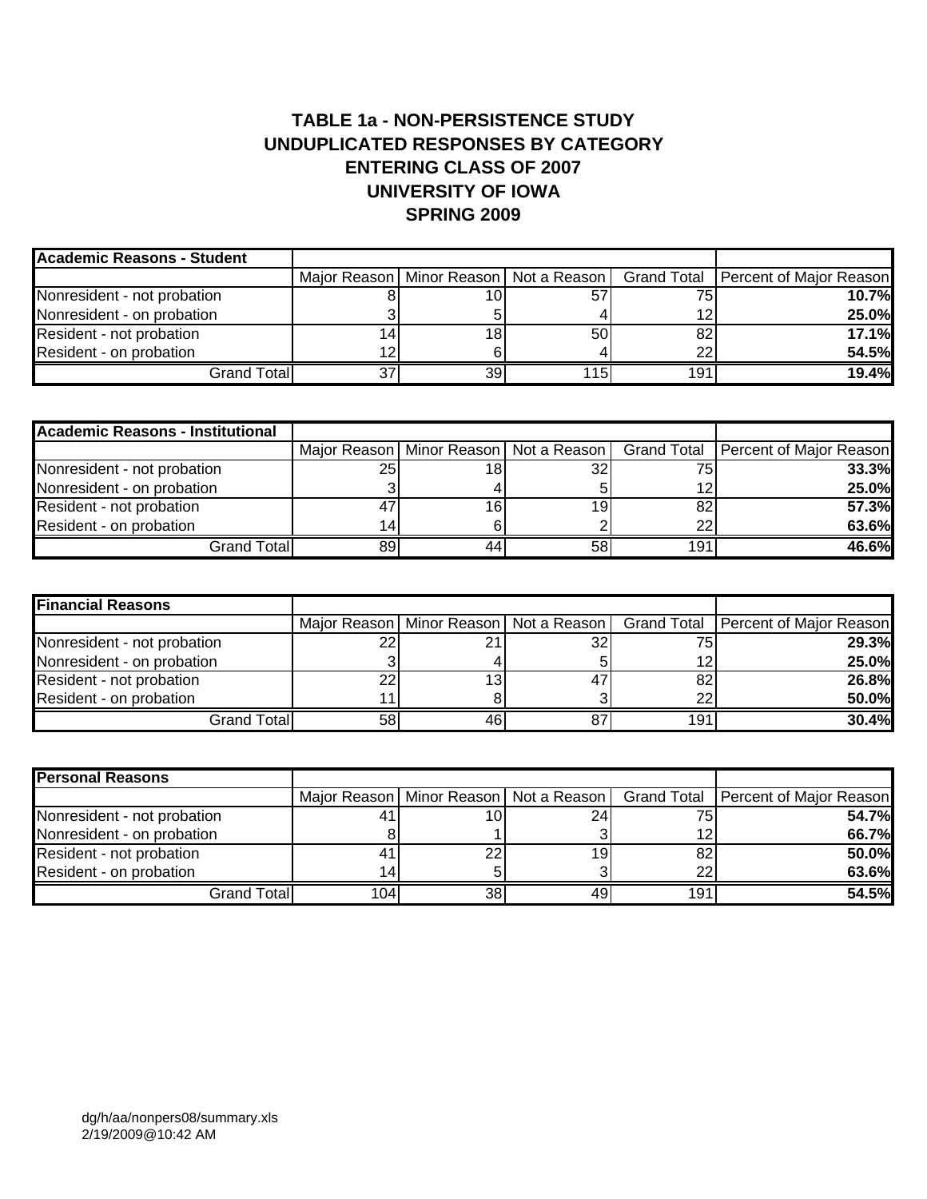# TABLE 1a - NON-PERSISTENCE STUDY
# UNDUPLICATED RESPONSES BY CATEGORY
# ENTERING CLASS OF 2007
# UNIVERSITY OF IOWA
# SPRING 2009

| **Academic Reasons - Student** | | | | | |
|---|---|---|---|---|---|
| | Major Reason | Minor Reason | Not a Reason | Grand Total | Percent of Major Reason |
| Nonresident - not probation | 8 | 10 | 57 | 75 | **10.7%** |
| Nonresident - on probation | 3 | 5 | 4 | 12 | **25.0%** |
| Resident - not probation | 14 | 18 | 50 | 82 | **17.1%** |
| Resident - on probation | 12 | 6 | 4 | 22 | **54.5%** |
| Grand Total | 37 | 39 | 115 | 191 | **19.4%** |

| **Academic Reasons - Institutional** | | | | | |
|---|---|---|---|---|---|
| | Major Reason | Minor Reason | Not a Reason | Grand Total | Percent of Major Reason |
| Nonresident - not probation | 25 | 18 | 32 | 75 | **33.3%** |
| Nonresident - on probation | 3 | 4 | 5 | 12 | **25.0%** |
| Resident - not probation | 47 | 16 | 19 | 82 | **57.3%** |
| Resident - on probation | 14 | 6 | 2 | 22 | **63.6%** |
| Grand Total | 89 | 44 | 58 | 191 | **46.6%** |

| **Financial Reasons** | | | | | |
|---|---|---|---|---|---|
| | Major Reason | Minor Reason | Not a Reason | Grand Total | Percent of Major Reason |
| Nonresident - not probation | 22 | 21 | 32 | 75 | **29.3%** |
| Nonresident - on probation | 3 | 4 | 5 | 12 | **25.0%** |
| Resident - not probation | 22 | 13 | 47 | 82 | **26.8%** |
| Resident - on probation | 11 | 8 | 3 | 22 | **50.0%** |
| Grand Total | 58 | 46 | 87 | 191 | **30.4%** |

| **Personal Reasons** | | | | | |
|---|---|---|---|---|---|
| | Major Reason | Minor Reason | Not a Reason | Grand Total | Percent of Major Reason |
| Nonresident - not probation | 41 | 10 | 24 | 75 | **54.7%** |
| Nonresident - on probation | 8 | 1 | 3 | 12 | **66.7%** |
| Resident - not probation | 41 | 22 | 19 | 82 | **50.0%** |
| Resident - on probation | 14 | 5 | 3 | 22 | **63.6%** |
| Grand Total | 104 | 38 | 49 | 191 | **54.5%** |

dg/h/aa/nonpers08/summary.xls
2/19/2009@10:42 AM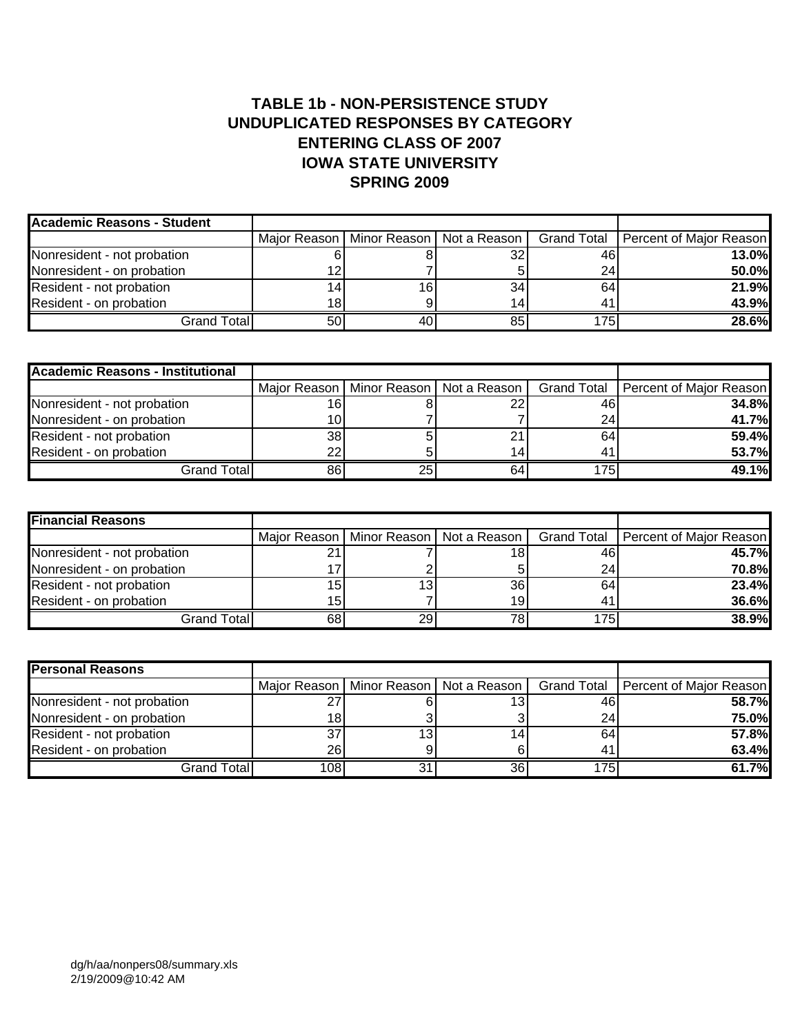# TABLE 1b - NON-PERSISTENCE STUDY
# UNDUPLICATED RESPONSES BY CATEGORY
# ENTERING CLASS OF 2007
# IOWA STATE UNIVERSITY
# SPRING 2009

| **Academic Reasons - Student** | Major Reason | Minor Reason | Not a Reason | Grand Total | Percent of Major Reason |
|---|---|---|---|---|---|
| Nonresident - not probation | 6 | 8 | 32 | 46 | **13.0%** |
| Nonresident - on probation | 12 | 7 | 5 | 24 | **50.0%** |
| Resident - not probation | 14 | 16 | 34 | 64 | **21.9%** |
| Resident - on probation | 18 | 9 | 14 | 41 | **43.9%** |
| Grand Total | 50 | 40 | 85 | 175 | **28.6%** |

| **Academic Reasons - Institutional** | Major Reason | Minor Reason | Not a Reason | Grand Total | Percent of Major Reason |
|---|---|---|---|---|---|
| Nonresident - not probation | 16 | 8 | 22 | 46 | **34.8%** |
| Nonresident - on probation | 10 | 7 | 7 | 24 | **41.7%** |
| Resident - not probation | 38 | 5 | 21 | 64 | **59.4%** |
| Resident - on probation | 22 | 5 | 14 | 41 | **53.7%** |
| Grand Total | 86 | 25 | 64 | 175 | **49.1%** |

| **Financial Reasons** | Major Reason | Minor Reason | Not a Reason | Grand Total | Percent of Major Reason |
|---|---|---|---|---|---|
| Nonresident - not probation | 21 | 7 | 18 | 46 | **45.7%** |
| Nonresident - on probation | 17 | 2 | 5 | 24 | **70.8%** |
| Resident - not probation | 15 | 13 | 36 | 64 | **23.4%** |
| Resident - on probation | 15 | 7 | 19 | 41 | **36.6%** |
| Grand Total | 68 | 29 | 78 | 175 | **38.9%** |

| **Personal Reasons** | Major Reason | Minor Reason | Not a Reason | Grand Total | Percent of Major Reason |
|---|---|---|---|---|---|
| Nonresident - not probation | 27 | 6 | 13 | 46 | **58.7%** |
| Nonresident - on probation | 18 | 3 | 3 | 24 | **75.0%** |
| Resident - not probation | 37 | 13 | 14 | 64 | **57.8%** |
| Resident - on probation | 26 | 9 | 6 | 41 | **63.4%** |
| Grand Total | 108 | 31 | 36 | 175 | **61.7%** |

dg/h/aa/nonpers08/summary.xls
2/19/2009@10:42 AM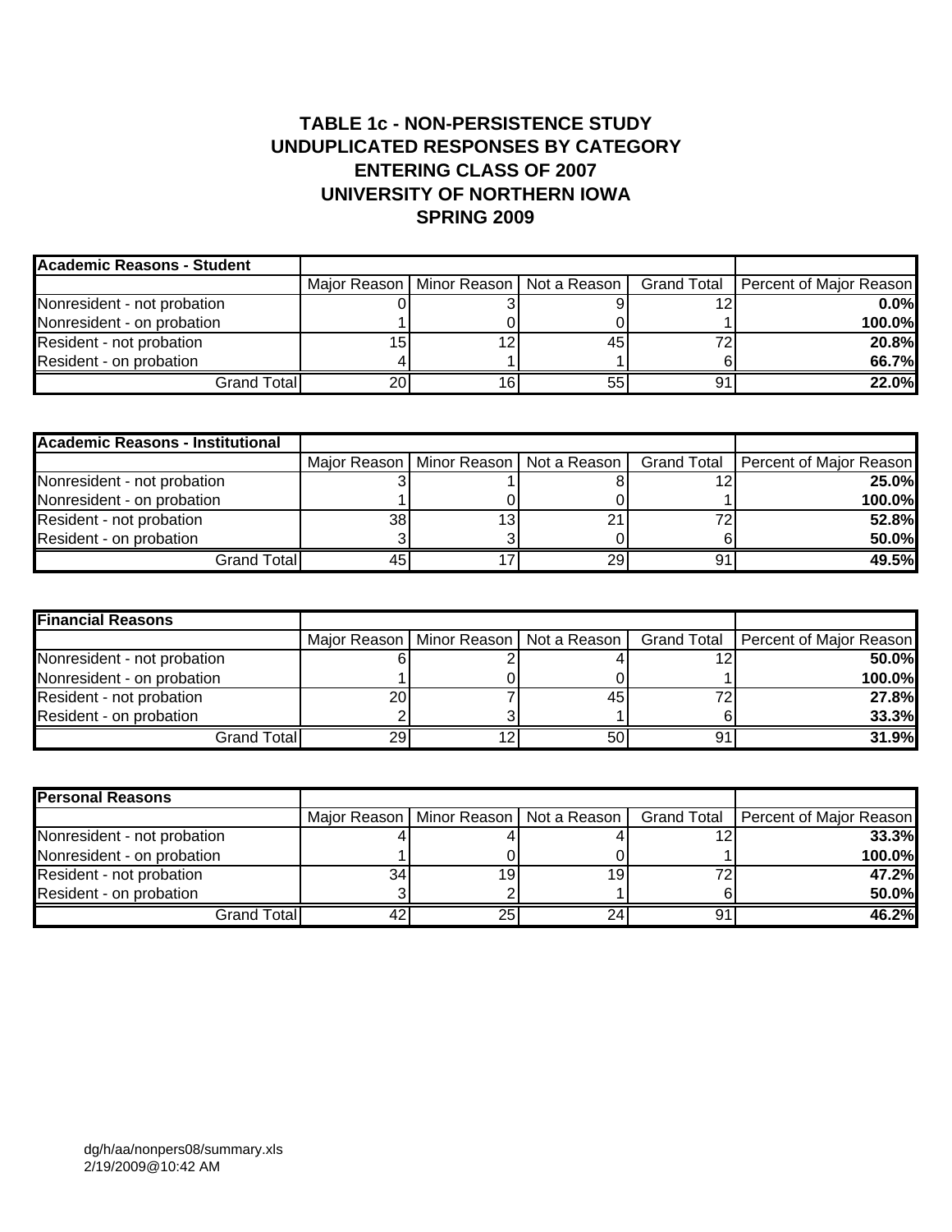**TABLE 1c - NON-PERSISTENCE STUDY**
**UNDUPLICATED RESPONSES BY CATEGORY**
**ENTERING CLASS OF 2007**
**UNIVERSITY OF NORTHERN IOWA**
**SPRING 2009**

| **Academic Reasons - Student** | Major Reason | Minor Reason | Not a Reason | Grand Total | Percent of Major Reason |
|---|---|---|---|---|---|
| Nonresident - not probation | 0 | 3 | 9 | 12 | **0.0%** |
| Nonresident - on probation | 1 | 0 | 0 | 1 | **100.0%** |
| Resident - not probation | 15 | 12 | 45 | 72 | **20.8%** |
| Resident - on probation | 4 | 1 | 1 | 6 | **66.7%** |
| Grand Total | 20 | 16 | 55 | 91 | **22.0%** |

| **Academic Reasons - Institutional** | Major Reason | Minor Reason | Not a Reason | Grand Total | Percent of Major Reason |
|---|---|---|---|---|---|
| Nonresident - not probation | 3 | 1 | 8 | 12 | **25.0%** |
| Nonresident - on probation | 1 | 0 | 0 | 1 | **100.0%** |
| Resident - not probation | 38 | 13 | 21 | 72 | **52.8%** |
| Resident - on probation | 3 | 3 | 0 | 6 | **50.0%** |
| Grand Total | 45 | 17 | 29 | 91 | **49.5%** |

| **Financial Reasons** | Major Reason | Minor Reason | Not a Reason | Grand Total | Percent of Major Reason |
|---|---|---|---|---|---|
| Nonresident - not probation | 6 | 2 | 4 | 12 | **50.0%** |
| Nonresident - on probation | 1 | 0 | 0 | 1 | **100.0%** |
| Resident - not probation | 20 | 7 | 45 | 72 | **27.8%** |
| Resident - on probation | 2 | 3 | 1 | 6 | **33.3%** |
| Grand Total | 29 | 12 | 50 | 91 | **31.9%** |

| **Personal Reasons** | Major Reason | Minor Reason | Not a Reason | Grand Total | Percent of Major Reason |
|---|---|---|---|---|---|
| Nonresident - not probation | 4 | 4 | 4 | 12 | **33.3%** |
| Nonresident - on probation | 1 | 0 | 0 | 1 | **100.0%** |
| Resident - not probation | 34 | 19 | 19 | 72 | **47.2%** |
| Resident - on probation | 3 | 2 | 1 | 6 | **50.0%** |
| Grand Total | 42 | 25 | 24 | 91 | **46.2%** |

dg/h/aa/nonpers08/summary.xls
2/19/2009@10:42 AM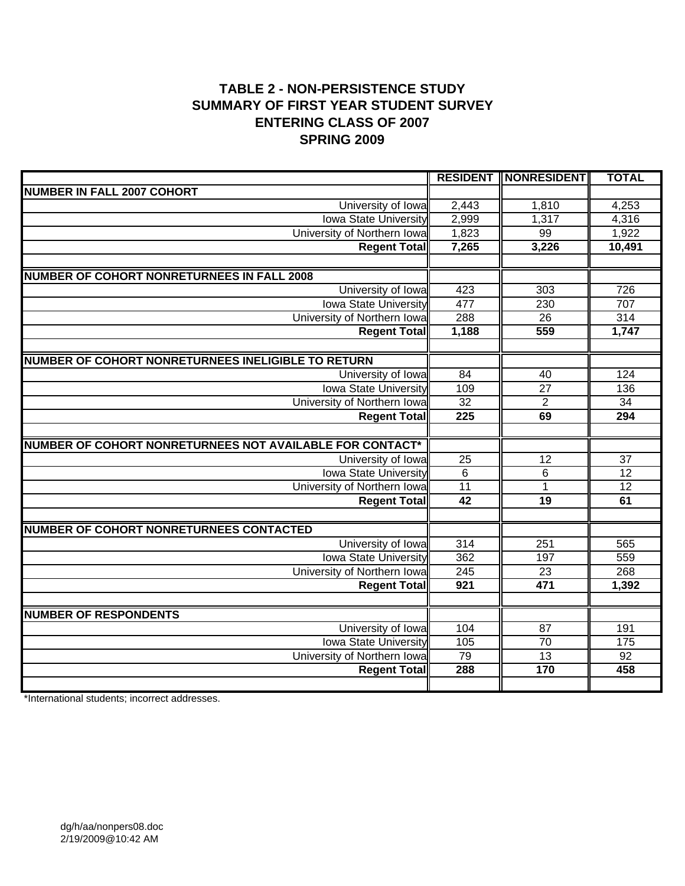# TABLE 2 - NON-PERSISTENCE STUDY
## SUMMARY OF FIRST YEAR STUDENT SURVEY
## ENTERING CLASS OF 2007
## SPRING 2009

| | RESIDENT | NONRESIDENT | TOTAL |
|---|---|---|---|
| **NUMBER IN FALL 2007 COHORT** | | | |
| University of Iowa | 2,443 | 1,810 | 4,253 |
| Iowa State University | 2,999 | 1,317 | 4,316 |
| University of Northern Iowa | 1,823 | 99 | 1,922 |
| **Regent Total** | **7,265** | **3,226** | **10,491** |
| | | | |
| **NUMBER OF COHORT NONRETURNEES IN FALL 2008** | | | |
| University of Iowa | 423 | 303 | 726 |
| Iowa State University | 477 | 230 | 707 |
| University of Northern Iowa | 288 | 26 | 314 |
| **Regent Total** | **1,188** | **559** | **1,747** |
| | | | |
| **NUMBER OF COHORT NONRETURNEES INELIGIBLE TO RETURN** | | | |
| University of Iowa | 84 | 40 | 124 |
| Iowa State University | 109 | 27 | 136 |
| University of Northern Iowa | 32 | 2 | 34 |
| **Regent Total** | **225** | **69** | **294** |
| | | | |
| **NUMBER OF COHORT NONRETURNEES NOT AVAILABLE FOR CONTACT*** | | | |
| University of Iowa | 25 | 12 | 37 |
| Iowa State University | 6 | 6 | 12 |
| University of Northern Iowa | 11 | 1 | 12 |
| **Regent Total** | **42** | **19** | **61** |
| | | | |
| **NUMBER OF COHORT NONRETURNEES CONTACTED** | | | |
| University of Iowa | 314 | 251 | 565 |
| Iowa State University | 362 | 197 | 559 |
| University of Northern Iowa | 245 | 23 | 268 |
| **Regent Total** | **921** | **471** | **1,392** |
| | | | |
| **NUMBER OF RESPONDENTS** | | | |
| University of Iowa | 104 | 87 | 191 |
| Iowa State University | 105 | 70 | 175 |
| University of Northern Iowa | 79 | 13 | 92 |
| **Regent Total** | **288** | **170** | **458** |

*International students; incorrect addresses.

dg/h/aa/nonpers08.doc
2/19/2009@10:42 AM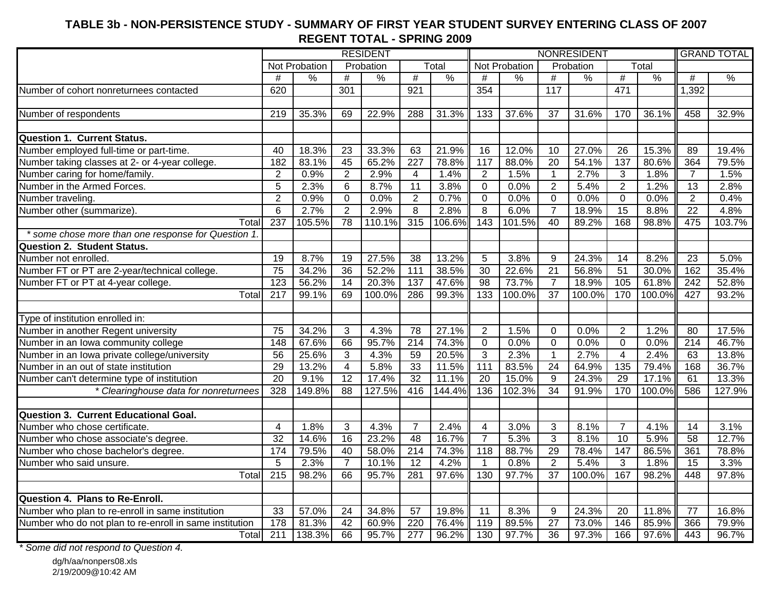# TABLE 3b - NON-PERSISTENCE STUDY - SUMMARY OF FIRST YEAR STUDENT SURVEY ENTERING CLASS OF 2007
## REGENT TOTAL - SPRING 2009

| | RESIDENT | | | | | | NONRESIDENT | | | | | | GRAND TOTAL | |
|---|---|---|---|---|---|---|---|---|---|---|---|---|---|---|
| | Not Probation | | Probation | | Total | | Not Probation | | Probation | | Total | | | |
| | # | % | # | % | # | % | # | % | # | % | # | % | # | % |
| Number of cohort nonreturnees contacted | 620 | | 301 | | 921 | | 354 | | 117 | | 471 | | 1,392 | |
| | | | | | | | | | | | | | | |
| Number of respondents | 219 | 35.3% | 69 | 22.9% | 288 | 31.3% | 133 | 37.6% | 37 | 31.6% | 170 | 36.1% | 458 | 32.9% |
| | | | | | | | | | | | | | | |
| **Question 1. Current Status.** | | | | | | | | | | | | | | |
| Number employed full-time or part-time. | 40 | 18.3% | 23 | 33.3% | 63 | 21.9% | 16 | 12.0% | 10 | 27.0% | 26 | 15.3% | 89 | 19.4% |
| Number taking classes at 2- or 4-year college. | 182 | 83.1% | 45 | 65.2% | 227 | 78.8% | 117 | 88.0% | 20 | 54.1% | 137 | 80.6% | 364 | 79.5% |
| Number caring for home/family. | 2 | 0.9% | 2 | 2.9% | 4 | 1.4% | 2 | 1.5% | 1 | 2.7% | 3 | 1.8% | 7 | 1.5% |
| Number in the Armed Forces. | 5 | 2.3% | 6 | 8.7% | 11 | 3.8% | 0 | 0.0% | 2 | 5.4% | 2 | 1.2% | 13 | 2.8% |
| Number traveling. | 2 | 0.9% | 0 | 0.0% | 2 | 0.7% | 0 | 0.0% | 0 | 0.0% | 0 | 0.0% | 2 | 0.4% |
| Number other (summarize). | 6 | 2.7% | 2 | 2.9% | 8 | 2.8% | 8 | 6.0% | 7 | 18.9% | 15 | 8.8% | 22 | 4.8% |
| Total | 237 | 105.5% | 78 | 110.1% | 315 | 106.6% | 143 | 101.5% | 40 | 89.2% | 168 | 98.8% | 475 | 103.7% |
| *\* some chose more than one response for Question 1.* | | | | | | | | | | | | | | |
| **Question 2. Student Status.** | | | | | | | | | | | | | | |
| Number not enrolled. | 19 | 8.7% | 19 | 27.5% | 38 | 13.2% | 5 | 3.8% | 9 | 24.3% | 14 | 8.2% | 23 | 5.0% |
| Number FT or PT are 2-year/technical college. | 75 | 34.2% | 36 | 52.2% | 111 | 38.5% | 30 | 22.6% | 21 | 56.8% | 51 | 30.0% | 162 | 35.4% |
| Number FT or PT at 4-year college. | 123 | 56.2% | 14 | 20.3% | 137 | 47.6% | 98 | 73.7% | 7 | 18.9% | 105 | 61.8% | 242 | 52.8% |
| Total | 217 | 99.1% | 69 | 100.0% | 286 | 99.3% | 133 | 100.0% | 37 | 100.0% | 170 | 100.0% | 427 | 93.2% |
| | | | | | | | | | | | | | | |
| Type of institution enrolled in: | | | | | | | | | | | | | | |
| Number in another Regent university | 75 | 34.2% | 3 | 4.3% | 78 | 27.1% | 2 | 1.5% | 0 | 0.0% | 2 | 1.2% | 80 | 17.5% |
| Number in an Iowa community college | 148 | 67.6% | 66 | 95.7% | 214 | 74.3% | 0 | 0.0% | 0 | 0.0% | 0 | 0.0% | 214 | 46.7% |
| Number in an Iowa private college/university | 56 | 25.6% | 3 | 4.3% | 59 | 20.5% | 3 | 2.3% | 1 | 2.7% | 4 | 2.4% | 63 | 13.8% |
| Number in an out of state institution | 29 | 13.2% | 4 | 5.8% | 33 | 11.5% | 111 | 83.5% | 24 | 64.9% | 135 | 79.4% | 168 | 36.7% |
| Number can't determine type of institution | 20 | 9.1% | 12 | 17.4% | 32 | 11.1% | 20 | 15.0% | 9 | 24.3% | 29 | 17.1% | 61 | 13.3% |
| *\* Clearinghouse data for nonreturnees* | 328 | 149.8% | 88 | 127.5% | 416 | 144.4% | 136 | 102.3% | 34 | 91.9% | 170 | 100.0% | 586 | 127.9% |
| | | | | | | | | | | | | | | |
| **Question 3. Current Educational Goal.** | | | | | | | | | | | | | | |
| Number who chose certificate. | 4 | 1.8% | 3 | 4.3% | 7 | 2.4% | 4 | 3.0% | 3 | 8.1% | 7 | 4.1% | 14 | 3.1% |
| Number who chose associate's degree. | 32 | 14.6% | 16 | 23.2% | 48 | 16.7% | 7 | 5.3% | 3 | 8.1% | 10 | 5.9% | 58 | 12.7% |
| Number who chose bachelor's degree. | 174 | 79.5% | 40 | 58.0% | 214 | 74.3% | 118 | 88.7% | 29 | 78.4% | 147 | 86.5% | 361 | 78.8% |
| Number who said unsure. | 5 | 2.3% | 7 | 10.1% | 12 | 4.2% | 1 | 0.8% | 2 | 5.4% | 3 | 1.8% | 15 | 3.3% |
| Total | 215 | 98.2% | 66 | 95.7% | 281 | 97.6% | 130 | 97.7% | 37 | 100.0% | 167 | 98.2% | 448 | 97.8% |
| | | | | | | | | | | | | | | |
| **Question 4. Plans to Re-Enroll.** | | | | | | | | | | | | | | |
| Number who plan to re-enroll in same institution | 33 | 57.0% | 24 | 34.8% | 57 | 19.8% | 11 | 8.3% | 9 | 24.3% | 20 | 11.8% | 77 | 16.8% |
| Number who do not plan to re-enroll in same institution | 178 | 81.3% | 42 | 60.9% | 220 | 76.4% | 119 | 89.5% | 27 | 73.0% | 146 | 85.9% | 366 | 79.9% |
| Total | 211 | 138.3% | 66 | 95.7% | 277 | 96.2% | 130 | 97.7% | 36 | 97.3% | 166 | 97.6% | 443 | 96.7% |

*\* Some did not respond to Question 4.*

dg/h/aa/nonpers08.xls
2/19/2009@10:42 AM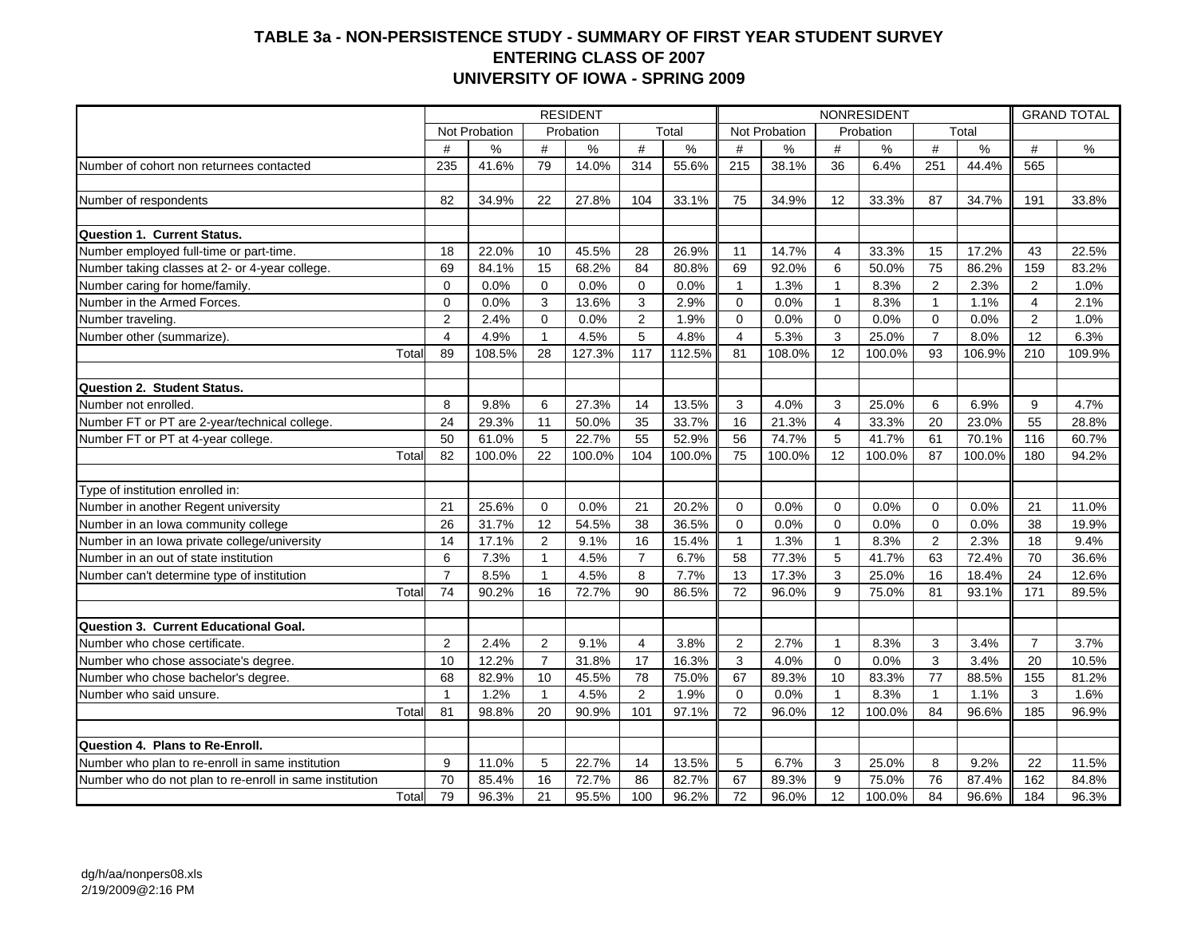# TABLE 3a - NON-PERSISTENCE STUDY - SUMMARY OF FIRST YEAR STUDENT SURVEY
## ENTERING CLASS OF 2007
## UNIVERSITY OF IOWA - SPRING 2009

| | RESIDENT | | | | | | NONRESIDENT | | | | | | GRAND TOTAL | |
|---|---|---|---|---|---|---|---|---|---|---|---|---|---|---|
| | Not Probation | | Probation | | Total | | Not Probation | | Probation | | Total | | | |
| | # | % | # | % | # | % | # | % | # | % | # | % | # | % |
| Number of cohort non returnees contacted | 235 | 41.6% | 79 | 14.0% | 314 | 55.6% | 215 | 38.1% | 36 | 6.4% | 251 | 44.4% | 565 | |
| | | | | | | | | | | | | | | |
| Number of respondents | 82 | 34.9% | 22 | 27.8% | 104 | 33.1% | 75 | 34.9% | 12 | 33.3% | 87 | 34.7% | 191 | 33.8% |
| | | | | | | | | | | | | | | |
| **Question 1. Current Status.** | | | | | | | | | | | | | | |
| Number employed full-time or part-time. | 18 | 22.0% | 10 | 45.5% | 28 | 26.9% | 11 | 14.7% | 4 | 33.3% | 15 | 17.2% | 43 | 22.5% |
| Number taking classes at 2- or 4-year college. | 69 | 84.1% | 15 | 68.2% | 84 | 80.8% | 69 | 92.0% | 6 | 50.0% | 75 | 86.2% | 159 | 83.2% |
| Number caring for home/family. | 0 | 0.0% | 0 | 0.0% | 0 | 0.0% | 1 | 1.3% | 1 | 8.3% | 2 | 2.3% | 2 | 1.0% |
| Number in the Armed Forces. | 0 | 0.0% | 3 | 13.6% | 3 | 2.9% | 0 | 0.0% | 1 | 8.3% | 1 | 1.1% | 4 | 2.1% |
| Number traveling. | 2 | 2.4% | 0 | 0.0% | 2 | 1.9% | 0 | 0.0% | 0 | 0.0% | 0 | 0.0% | 2 | 1.0% |
| Number other (summarize). | 4 | 4.9% | 1 | 4.5% | 5 | 4.8% | 4 | 5.3% | 3 | 25.0% | 7 | 8.0% | 12 | 6.3% |
| Total | 89 | 108.5% | 28 | 127.3% | 117 | 112.5% | 81 | 108.0% | 12 | 100.0% | 93 | 106.9% | 210 | 109.9% |
| | | | | | | | | | | | | | | |
| **Question 2. Student Status.** | | | | | | | | | | | | | | |
| Number not enrolled. | 8 | 9.8% | 6 | 27.3% | 14 | 13.5% | 3 | 4.0% | 3 | 25.0% | 6 | 6.9% | 9 | 4.7% |
| Number FT or PT are 2-year/technical college. | 24 | 29.3% | 11 | 50.0% | 35 | 33.7% | 16 | 21.3% | 4 | 33.3% | 20 | 23.0% | 55 | 28.8% |
| Number FT or PT at 4-year college. | 50 | 61.0% | 5 | 22.7% | 55 | 52.9% | 56 | 74.7% | 5 | 41.7% | 61 | 70.1% | 116 | 60.7% |
| Total | 82 | 100.0% | 22 | 100.0% | 104 | 100.0% | 75 | 100.0% | 12 | 100.0% | 87 | 100.0% | 180 | 94.2% |
| | | | | | | | | | | | | | | |
| Type of institution enrolled in: | | | | | | | | | | | | | | |
| Number in another Regent university | 21 | 25.6% | 0 | 0.0% | 21 | 20.2% | 0 | 0.0% | 0 | 0.0% | 0 | 0.0% | 21 | 11.0% |
| Number in an Iowa community college | 26 | 31.7% | 12 | 54.5% | 38 | 36.5% | 0 | 0.0% | 0 | 0.0% | 0 | 0.0% | 38 | 19.9% |
| Number in an Iowa private college/university | 14 | 17.1% | 2 | 9.1% | 16 | 15.4% | 1 | 1.3% | 1 | 8.3% | 2 | 2.3% | 18 | 9.4% |
| Number in an out of state institution | 6 | 7.3% | 1 | 4.5% | 7 | 6.7% | 58 | 77.3% | 5 | 41.7% | 63 | 72.4% | 70 | 36.6% |
| Number can't determine type of institution | 7 | 8.5% | 1 | 4.5% | 8 | 7.7% | 13 | 17.3% | 3 | 25.0% | 16 | 18.4% | 24 | 12.6% |
| Total | 74 | 90.2% | 16 | 72.7% | 90 | 86.5% | 72 | 96.0% | 9 | 75.0% | 81 | 93.1% | 171 | 89.5% |
| | | | | | | | | | | | | | | |
| **Question 3. Current Educational Goal.** | | | | | | | | | | | | | | |
| Number who chose certificate. | 2 | 2.4% | 2 | 9.1% | 4 | 3.8% | 2 | 2.7% | 1 | 8.3% | 3 | 3.4% | 7 | 3.7% |
| Number who chose associate's degree. | 10 | 12.2% | 7 | 31.8% | 17 | 16.3% | 3 | 4.0% | 0 | 0.0% | 3 | 3.4% | 20 | 10.5% |
| Number who chose bachelor's degree. | 68 | 82.9% | 10 | 45.5% | 78 | 75.0% | 67 | 89.3% | 10 | 83.3% | 77 | 88.5% | 155 | 81.2% |
| Number who said unsure. | 1 | 1.2% | 1 | 4.5% | 2 | 1.9% | 0 | 0.0% | 1 | 8.3% | 1 | 1.1% | 3 | 1.6% |
| Total | 81 | 98.8% | 20 | 90.9% | 101 | 97.1% | 72 | 96.0% | 12 | 100.0% | 84 | 96.6% | 185 | 96.9% |
| | | | | | | | | | | | | | | |
| **Question 4. Plans to Re-Enroll.** | | | | | | | | | | | | | | |
| Number who plan to re-enroll in same institution | 9 | 11.0% | 5 | 22.7% | 14 | 13.5% | 5 | 6.7% | 3 | 25.0% | 8 | 9.2% | 22 | 11.5% |
| Number who do not plan to re-enroll in same institution | 70 | 85.4% | 16 | 72.7% | 86 | 82.7% | 67 | 89.3% | 9 | 75.0% | 76 | 87.4% | 162 | 84.8% |
| Total | 79 | 96.3% | 21 | 95.5% | 100 | 96.2% | 72 | 96.0% | 12 | 100.0% | 84 | 96.6% | 184 | 96.3% |

dg/h/aa/nonpers08.xls
2/19/2009@2:16 PM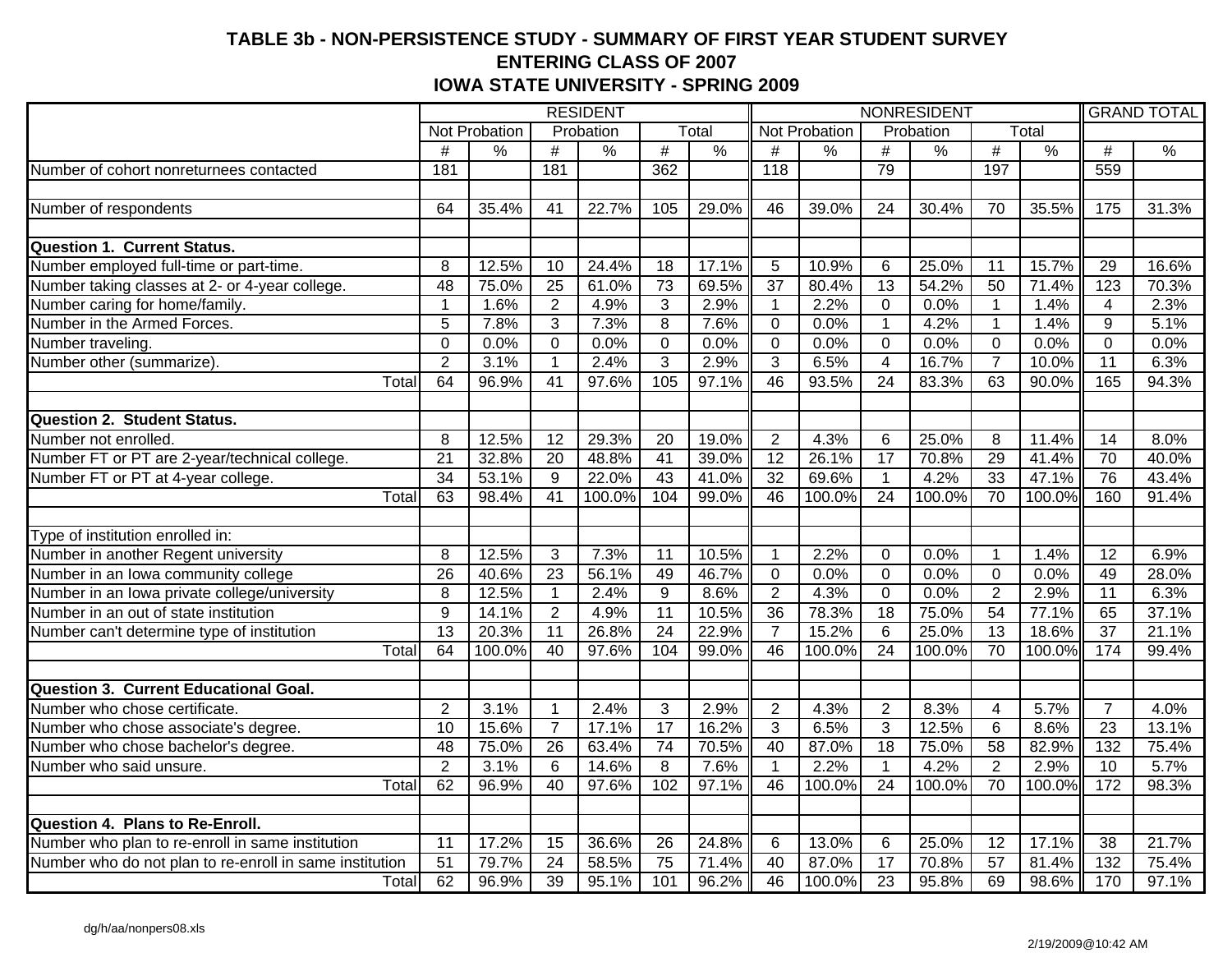# TABLE 3b - NON-PERSISTENCE STUDY - SUMMARY OF FIRST YEAR STUDENT SURVEY
## ENTERING CLASS OF 2007
## IOWA STATE UNIVERSITY - SPRING 2009

| | RESIDENT | | | | | | NONRESIDENT | | | | | | GRAND TOTAL | |
|---|---|---|---|---|---|---|---|---|---|---|---|---|---|---|
| | Not Probation | | Probation | | Total | | Not Probation | | Probation | | Total | | | |
| | # | % | # | % | # | % | # | % | # | % | # | % | # | % |
| Number of cohort nonreturnees contacted | 181 | | 181 | | 362 | | 118 | | 79 | | 197 | | 559 | |
| | | | | | | | | | | | | | | |
| Number of respondents | 64 | 35.4% | 41 | 22.7% | 105 | 29.0% | 46 | 39.0% | 24 | 30.4% | 70 | 35.5% | 175 | 31.3% |
| | | | | | | | | | | | | | | |
| **Question 1. Current Status.** | | | | | | | | | | | | | | |
| Number employed full-time or part-time. | 8 | 12.5% | 10 | 24.4% | 18 | 17.1% | 5 | 10.9% | 6 | 25.0% | 11 | 15.7% | 29 | 16.6% |
| Number taking classes at 2- or 4-year college. | 48 | 75.0% | 25 | 61.0% | 73 | 69.5% | 37 | 80.4% | 13 | 54.2% | 50 | 71.4% | 123 | 70.3% |
| Number caring for home/family. | 1 | 1.6% | 2 | 4.9% | 3 | 2.9% | 1 | 2.2% | 0 | 0.0% | 1 | 1.4% | 4 | 2.3% |
| Number in the Armed Forces. | 5 | 7.8% | 3 | 7.3% | 8 | 7.6% | 0 | 0.0% | 1 | 4.2% | 1 | 1.4% | 9 | 5.1% |
| Number traveling. | 0 | 0.0% | 0 | 0.0% | 0 | 0.0% | 0 | 0.0% | 0 | 0.0% | 0 | 0.0% | 0 | 0.0% |
| Number other (summarize). | 2 | 3.1% | 1 | 2.4% | 3 | 2.9% | 3 | 6.5% | 4 | 16.7% | 7 | 10.0% | 11 | 6.3% |
| Total | 64 | 96.9% | 41 | 97.6% | 105 | 97.1% | 46 | 93.5% | 24 | 83.3% | 63 | 90.0% | 165 | 94.3% |
| | | | | | | | | | | | | | | |
| **Question 2. Student Status.** | | | | | | | | | | | | | | |
| Number not enrolled. | 8 | 12.5% | 12 | 29.3% | 20 | 19.0% | 2 | 4.3% | 6 | 25.0% | 8 | 11.4% | 14 | 8.0% |
| Number FT or PT are 2-year/technical college. | 21 | 32.8% | 20 | 48.8% | 41 | 39.0% | 12 | 26.1% | 17 | 70.8% | 29 | 41.4% | 70 | 40.0% |
| Number FT or PT at 4-year college. | 34 | 53.1% | 9 | 22.0% | 43 | 41.0% | 32 | 69.6% | 1 | 4.2% | 33 | 47.1% | 76 | 43.4% |
| Total | 63 | 98.4% | 41 | 100.0% | 104 | 99.0% | 46 | 100.0% | 24 | 100.0% | 70 | 100.0% | 160 | 91.4% |
| | | | | | | | | | | | | | | |
| Type of institution enrolled in: | | | | | | | | | | | | | | |
| Number in another Regent university | 8 | 12.5% | 3 | 7.3% | 11 | 10.5% | 1 | 2.2% | 0 | 0.0% | 1 | 1.4% | 12 | 6.9% |
| Number in an Iowa community college | 26 | 40.6% | 23 | 56.1% | 49 | 46.7% | 0 | 0.0% | 0 | 0.0% | 0 | 0.0% | 49 | 28.0% |
| Number in an Iowa private college/university | 8 | 12.5% | 1 | 2.4% | 9 | 8.6% | 2 | 4.3% | 0 | 0.0% | 2 | 2.9% | 11 | 6.3% |
| Number in an out of state institution | 9 | 14.1% | 2 | 4.9% | 11 | 10.5% | 36 | 78.3% | 18 | 75.0% | 54 | 77.1% | 65 | 37.1% |
| Number can't determine type of institution | 13 | 20.3% | 11 | 26.8% | 24 | 22.9% | 7 | 15.2% | 6 | 25.0% | 13 | 18.6% | 37 | 21.1% |
| Total | 64 | 100.0% | 40 | 97.6% | 104 | 99.0% | 46 | 100.0% | 24 | 100.0% | 70 | 100.0% | 174 | 99.4% |
| | | | | | | | | | | | | | | |
| **Question 3. Current Educational Goal.** | | | | | | | | | | | | | | |
| Number who chose certificate. | 2 | 3.1% | 1 | 2.4% | 3 | 2.9% | 2 | 4.3% | 2 | 8.3% | 4 | 5.7% | 7 | 4.0% |
| Number who chose associate's degree. | 10 | 15.6% | 7 | 17.1% | 17 | 16.2% | 3 | 6.5% | 3 | 12.5% | 6 | 8.6% | 23 | 13.1% |
| Number who chose bachelor's degree. | 48 | 75.0% | 26 | 63.4% | 74 | 70.5% | 40 | 87.0% | 18 | 75.0% | 58 | 82.9% | 132 | 75.4% |
| Number who said unsure. | 2 | 3.1% | 6 | 14.6% | 8 | 7.6% | 1 | 2.2% | 1 | 4.2% | 2 | 2.9% | 10 | 5.7% |
| Total | 62 | 96.9% | 40 | 97.6% | 102 | 97.1% | 46 | 100.0% | 24 | 100.0% | 70 | 100.0% | 172 | 98.3% |
| | | | | | | | | | | | | | | |
| **Question 4. Plans to Re-Enroll.** | | | | | | | | | | | | | | |
| Number who plan to re-enroll in same institution | 11 | 17.2% | 15 | 36.6% | 26 | 24.8% | 6 | 13.0% | 6 | 25.0% | 12 | 17.1% | 38 | 21.7% |
| Number who do not plan to re-enroll in same institution | 51 | 79.7% | 24 | 58.5% | 75 | 71.4% | 40 | 87.0% | 17 | 70.8% | 57 | 81.4% | 132 | 75.4% |
| Total | 62 | 96.9% | 39 | 95.1% | 101 | 96.2% | 46 | 100.0% | 23 | 95.8% | 69 | 98.6% | 170 | 97.1% |

dg/h/aa/nonpers08.xls

2/19/2009@10:42 AM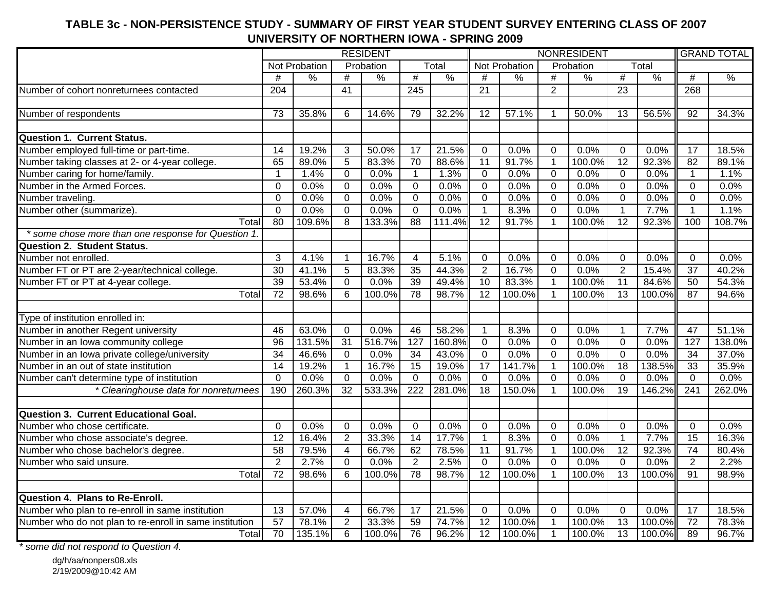## TABLE 3c - NON-PERSISTENCE STUDY - SUMMARY OF FIRST YEAR STUDENT SURVEY ENTERING CLASS OF 2007
## UNIVERSITY OF NORTHERN IOWA - SPRING 2009

| | RESIDENT | | | | | | NONRESIDENT | | | | | | GRAND TOTAL | |
|---|---|---|---|---|---|---|---|---|---|---|---|---|---|---|
| | Not Probation | | Probation | | Total | | Not Probation | | Probation | | Total | | | |
| | # | % | # | % | # | % | # | % | # | % | # | % | # | % |
| Number of cohort nonreturnees contacted | 204 | | 41 | | 245 | | 21 | | 2 | | 23 | | 268 | |
| | | | | | | | | | | | | | | |
| Number of respondents | 73 | 35.8% | 6 | 14.6% | 79 | 32.2% | 12 | 57.1% | 1 | 50.0% | 13 | 56.5% | 92 | 34.3% |
| | | | | | | | | | | | | | | |
| **Question 1. Current Status.** | | | | | | | | | | | | | | |
| Number employed full-time or part-time. | 14 | 19.2% | 3 | 50.0% | 17 | 21.5% | 0 | 0.0% | 0 | 0.0% | 0 | 0.0% | 17 | 18.5% |
| Number taking classes at 2- or 4-year college. | 65 | 89.0% | 5 | 83.3% | 70 | 88.6% | 11 | 91.7% | 1 | 100.0% | 12 | 92.3% | 82 | 89.1% |
| Number caring for home/family. | 1 | 1.4% | 0 | 0.0% | 1 | 1.3% | 0 | 0.0% | 0 | 0.0% | 0 | 0.0% | 1 | 1.1% |
| Number in the Armed Forces. | 0 | 0.0% | 0 | 0.0% | 0 | 0.0% | 0 | 0.0% | 0 | 0.0% | 0 | 0.0% | 0 | 0.0% |
| Number traveling. | 0 | 0.0% | 0 | 0.0% | 0 | 0.0% | 0 | 0.0% | 0 | 0.0% | 0 | 0.0% | 0 | 0.0% |
| Number other (summarize). | 0 | 0.0% | 0 | 0.0% | 0 | 0.0% | 1 | 8.3% | 0 | 0.0% | 1 | 7.7% | 1 | 1.1% |
| Total | 80 | 109.6% | 8 | 133.3% | 88 | 111.4% | 12 | 91.7% | 1 | 100.0% | 12 | 92.3% | 100 | 108.7% |
| *\* some chose more than one response for Question 1.* | | | | | | | | | | | | | | |
| **Question 2. Student Status.** | | | | | | | | | | | | | | |
| Number not enrolled. | 3 | 4.1% | 1 | 16.7% | 4 | 5.1% | 0 | 0.0% | 0 | 0.0% | 0 | 0.0% | 0 | 0.0% |
| Number FT or PT are 2-year/technical college. | 30 | 41.1% | 5 | 83.3% | 35 | 44.3% | 2 | 16.7% | 0 | 0.0% | 2 | 15.4% | 37 | 40.2% |
| Number FT or PT at 4-year college. | 39 | 53.4% | 0 | 0.0% | 39 | 49.4% | 10 | 83.3% | 1 | 100.0% | 11 | 84.6% | 50 | 54.3% |
| Total | 72 | 98.6% | 6 | 100.0% | 78 | 98.7% | 12 | 100.0% | 1 | 100.0% | 13 | 100.0% | 87 | 94.6% |
| | | | | | | | | | | | | | | |
| Type of institution enrolled in: | | | | | | | | | | | | | | |
| Number in another Regent university | 46 | 63.0% | 0 | 0.0% | 46 | 58.2% | 1 | 8.3% | 0 | 0.0% | 1 | 7.7% | 47 | 51.1% |
| Number in an Iowa community college | 96 | 131.5% | 31 | 516.7% | 127 | 160.8% | 0 | 0.0% | 0 | 0.0% | 0 | 0.0% | 127 | 138.0% |
| Number in an Iowa private college/university | 34 | 46.6% | 0 | 0.0% | 34 | 43.0% | 0 | 0.0% | 0 | 0.0% | 0 | 0.0% | 34 | 37.0% |
| Number in an out of state institution | 14 | 19.2% | 1 | 16.7% | 15 | 19.0% | 17 | 141.7% | 1 | 100.0% | 18 | 138.5% | 33 | 35.9% |
| Number can't determine type of institution | 0 | 0.0% | 0 | 0.0% | 0 | 0.0% | 0 | 0.0% | 0 | 0.0% | 0 | 0.0% | 0 | 0.0% |
| *\* Clearinghouse data for nonreturnees* | 190 | 260.3% | 32 | 533.3% | 222 | 281.0% | 18 | 150.0% | 1 | 100.0% | 19 | 146.2% | 241 | 262.0% |
| | | | | | | | | | | | | | | |
| **Question 3. Current Educational Goal.** | | | | | | | | | | | | | | |
| Number who chose certificate. | 0 | 0.0% | 0 | 0.0% | 0 | 0.0% | 0 | 0.0% | 0 | 0.0% | 0 | 0.0% | 0 | 0.0% |
| Number who chose associate's degree. | 12 | 16.4% | 2 | 33.3% | 14 | 17.7% | 1 | 8.3% | 0 | 0.0% | 1 | 7.7% | 15 | 16.3% |
| Number who chose bachelor's degree. | 58 | 79.5% | 4 | 66.7% | 62 | 78.5% | 11 | 91.7% | 1 | 100.0% | 12 | 92.3% | 74 | 80.4% |
| Number who said unsure. | 2 | 2.7% | 0 | 0.0% | 2 | 2.5% | 0 | 0.0% | 0 | 0.0% | 0 | 0.0% | 2 | 2.2% |
| Total | 72 | 98.6% | 6 | 100.0% | 78 | 98.7% | 12 | 100.0% | 1 | 100.0% | 13 | 100.0% | 91 | 98.9% |
| | | | | | | | | | | | | | | |
| **Question 4. Plans to Re-Enroll.** | | | | | | | | | | | | | | |
| Number who plan to re-enroll in same institution | 13 | 57.0% | 4 | 66.7% | 17 | 21.5% | 0 | 0.0% | 0 | 0.0% | 0 | 0.0% | 17 | 18.5% |
| Number who do not plan to re-enroll in same institution | 57 | 78.1% | 2 | 33.3% | 59 | 74.7% | 12 | 100.0% | 1 | 100.0% | 13 | 100.0% | 72 | 78.3% |
| Total | 70 | 135.1% | 6 | 100.0% | 76 | 96.2% | 12 | 100.0% | 1 | 100.0% | 13 | 100.0% | 89 | 96.7% |

*\* some did not respond to Question 4.*

dg/h/aa/nonpers08.xls
2/19/2009@10:42 AM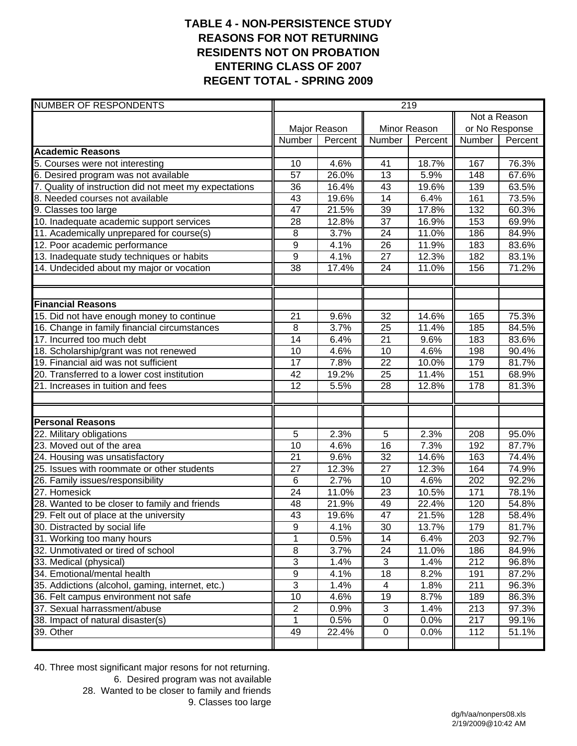# TABLE 4 - NON-PERSISTENCE STUDY
## REASONS FOR NOT RETURNING
## RESIDENTS NOT ON PROBATION
## ENTERING CLASS OF 2007
## REGENT TOTAL - SPRING 2009

| NUMBER OF RESPONDENTS | 219 | | | | | |
|---|---|---|---|---|---|---|
| | Major Reason | | Minor Reason | | Not a Reason or No Response | |
| | Number | Percent | Number | Percent | Number | Percent |
| **Academic Reasons** | | | | | | |
| 5. Courses were not interesting | 10 | 4.6% | 41 | 18.7% | 167 | 76.3% |
| 6. Desired program was not available | 57 | 26.0% | 13 | 5.9% | 148 | 67.6% |
| 7. Quality of instruction did not meet my expectations | 36 | 16.4% | 43 | 19.6% | 139 | 63.5% |
| 8. Needed courses not available | 43 | 19.6% | 14 | 6.4% | 161 | 73.5% |
| 9. Classes too large | 47 | 21.5% | 39 | 17.8% | 132 | 60.3% |
| 10. Inadequate academic support services | 28 | 12.8% | 37 | 16.9% | 153 | 69.9% |
| 11. Academically unprepared for course(s) | 8 | 3.7% | 24 | 11.0% | 186 | 84.9% |
| 12. Poor academic performance | 9 | 4.1% | 26 | 11.9% | 183 | 83.6% |
| 13. Inadequate study techniques or habits | 9 | 4.1% | 27 | 12.3% | 182 | 83.1% |
| 14. Undecided about my major or vocation | 38 | 17.4% | 24 | 11.0% | 156 | 71.2% |
| **Financial Reasons** | | | | | | |
| 15. Did not have enough money to continue | 21 | 9.6% | 32 | 14.6% | 165 | 75.3% |
| 16. Change in family financial circumstances | 8 | 3.7% | 25 | 11.4% | 185 | 84.5% |
| 17. Incurred too much debt | 14 | 6.4% | 21 | 9.6% | 183 | 83.6% |
| 18. Scholarship/grant was not renewed | 10 | 4.6% | 10 | 4.6% | 198 | 90.4% |
| 19. Financial aid was not sufficient | 17 | 7.8% | 22 | 10.0% | 179 | 81.7% |
| 20. Transferred to a lower cost institution | 42 | 19.2% | 25 | 11.4% | 151 | 68.9% |
| 21. Increases in tuition and fees | 12 | 5.5% | 28 | 12.8% | 178 | 81.3% |
| **Personal Reasons** | | | | | | |
| 22. Military obligations | 5 | 2.3% | 5 | 2.3% | 208 | 95.0% |
| 23. Moved out of the area | 10 | 4.6% | 16 | 7.3% | 192 | 87.7% |
| 24. Housing was unsatisfactory | 21 | 9.6% | 32 | 14.6% | 163 | 74.4% |
| 25. Issues with roommate or other students | 27 | 12.3% | 27 | 12.3% | 164 | 74.9% |
| 26. Family issues/responsibility | 6 | 2.7% | 10 | 4.6% | 202 | 92.2% |
| 27. Homesick | 24 | 11.0% | 23 | 10.5% | 171 | 78.1% |
| 28. Wanted to be closer to family and friends | 48 | 21.9% | 49 | 22.4% | 120 | 54.8% |
| 29. Felt out of place at the university | 43 | 19.6% | 47 | 21.5% | 128 | 58.4% |
| 30. Distracted by social life | 9 | 4.1% | 30 | 13.7% | 179 | 81.7% |
| 31. Working too many hours | 1 | 0.5% | 14 | 6.4% | 203 | 92.7% |
| 32. Unmotivated or tired of school | 8 | 3.7% | 24 | 11.0% | 186 | 84.9% |
| 33. Medical (physical) | 3 | 1.4% | 3 | 1.4% | 212 | 96.8% |
| 34. Emotional/mental health | 9 | 4.1% | 18 | 8.2% | 191 | 87.2% |
| 35. Addictions (alcohol, gaming, internet, etc.) | 3 | 1.4% | 4 | 1.8% | 211 | 96.3% |
| 36. Felt campus environment not safe | 10 | 4.6% | 19 | 8.7% | 189 | 86.3% |
| 37. Sexual harrassment/abuse | 2 | 0.9% | 3 | 1.4% | 213 | 97.3% |
| 38. Impact of natural disaster(s) | 1 | 0.5% | 0 | 0.0% | 217 | 99.1% |
| 39. Other | 49 | 22.4% | 0 | 0.0% | 112 | 51.1% |

40. Three most significant major resons for not returning.

6. Desired program was not available

28. Wanted to be closer to family and friends

9. Classes too large

dg/h/aa/nonpers08.xls
2/19/2009@10:42 AM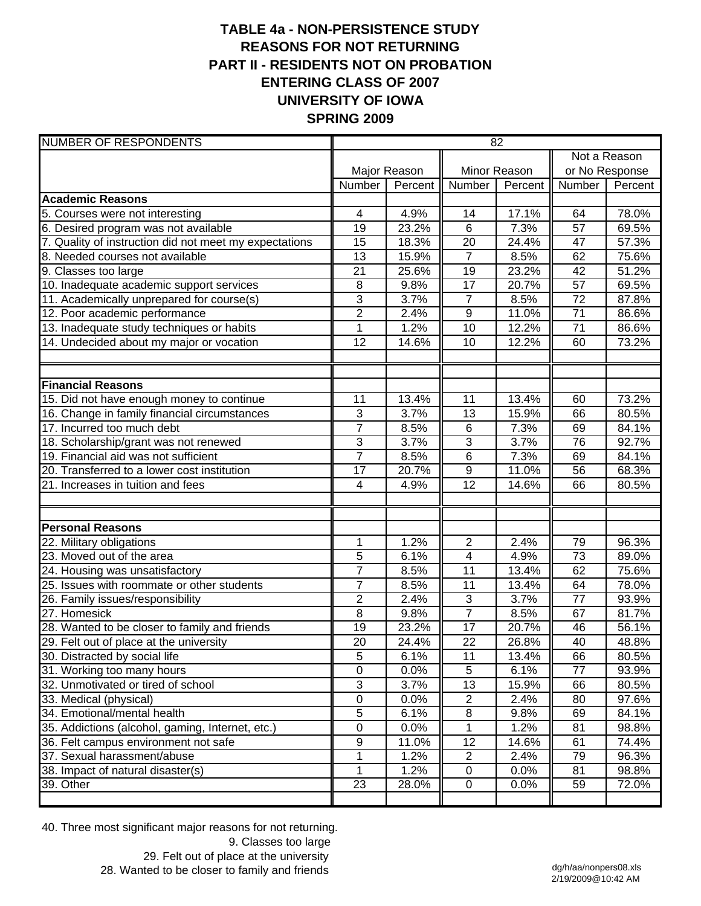# TABLE 4a - NON-PERSISTENCE STUDY
## REASONS FOR NOT RETURNING
## PART II - RESIDENTS NOT ON PROBATION
## ENTERING CLASS OF 2007
## UNIVERSITY OF IOWA
## SPRING 2009

| NUMBER OF RESPONDENTS | 82 | | | | | |
|---|---|---|---|---|---|---|
| | Major Reason | | Minor Reason | | Not a Reason or No Response | |
| | Number | Percent | Number | Percent | Number | Percent |
| **Academic Reasons** | | | | | | |
| 5. Courses were not interesting | 4 | 4.9% | 14 | 17.1% | 64 | 78.0% |
| 6. Desired program was not available | 19 | 23.2% | 6 | 7.3% | 57 | 69.5% |
| 7. Quality of instruction did not meet my expectations | 15 | 18.3% | 20 | 24.4% | 47 | 57.3% |
| 8. Needed courses not available | 13 | 15.9% | 7 | 8.5% | 62 | 75.6% |
| 9. Classes too large | 21 | 25.6% | 19 | 23.2% | 42 | 51.2% |
| 10. Inadequate academic support services | 8 | 9.8% | 17 | 20.7% | 57 | 69.5% |
| 11. Academically unprepared for course(s) | 3 | 3.7% | 7 | 8.5% | 72 | 87.8% |
| 12. Poor academic performance | 2 | 2.4% | 9 | 11.0% | 71 | 86.6% |
| 13. Inadequate study techniques or habits | 1 | 1.2% | 10 | 12.2% | 71 | 86.6% |
| 14. Undecided about my major or vocation | 12 | 14.6% | 10 | 12.2% | 60 | 73.2% |
| | | | | | | |
| **Financial Reasons** | | | | | | |
| 15. Did not have enough money to continue | 11 | 13.4% | 11 | 13.4% | 60 | 73.2% |
| 16. Change in family financial circumstances | 3 | 3.7% | 13 | 15.9% | 66 | 80.5% |
| 17. Incurred too much debt | 7 | 8.5% | 6 | 7.3% | 69 | 84.1% |
| 18. Scholarship/grant was not renewed | 3 | 3.7% | 3 | 3.7% | 76 | 92.7% |
| 19. Financial aid was not sufficient | 7 | 8.5% | 6 | 7.3% | 69 | 84.1% |
| 20. Transferred to a lower cost institution | 17 | 20.7% | 9 | 11.0% | 56 | 68.3% |
| 21. Increases in tuition and fees | 4 | 4.9% | 12 | 14.6% | 66 | 80.5% |
| | | | | | | |
| **Personal Reasons** | | | | | | |
| 22. Military obligations | 1 | 1.2% | 2 | 2.4% | 79 | 96.3% |
| 23. Moved out of the area | 5 | 6.1% | 4 | 4.9% | 73 | 89.0% |
| 24. Housing was unsatisfactory | 7 | 8.5% | 11 | 13.4% | 62 | 75.6% |
| 25. Issues with roommate or other students | 7 | 8.5% | 11 | 13.4% | 64 | 78.0% |
| 26. Family issues/responsibility | 2 | 2.4% | 3 | 3.7% | 77 | 93.9% |
| 27. Homesick | 8 | 9.8% | 7 | 8.5% | 67 | 81.7% |
| 28. Wanted to be closer to family and friends | 19 | 23.2% | 17 | 20.7% | 46 | 56.1% |
| 29. Felt out of place at the university | 20 | 24.4% | 22 | 26.8% | 40 | 48.8% |
| 30. Distracted by social life | 5 | 6.1% | 11 | 13.4% | 66 | 80.5% |
| 31. Working too many hours | 0 | 0.0% | 5 | 6.1% | 77 | 93.9% |
| 32. Unmotivated or tired of school | 3 | 3.7% | 13 | 15.9% | 66 | 80.5% |
| 33. Medical (physical) | 0 | 0.0% | 2 | 2.4% | 80 | 97.6% |
| 34. Emotional/mental health | 5 | 6.1% | 8 | 9.8% | 69 | 84.1% |
| 35. Addictions (alcohol, gaming, Internet, etc.) | 0 | 0.0% | 1 | 1.2% | 81 | 98.8% |
| 36. Felt campus environment not safe | 9 | 11.0% | 12 | 14.6% | 61 | 74.4% |
| 37. Sexual harassment/abuse | 1 | 1.2% | 2 | 2.4% | 79 | 96.3% |
| 38. Impact of natural disaster(s) | 1 | 1.2% | 0 | 0.0% | 81 | 98.8% |
| 39. Other | 23 | 28.0% | 0 | 0.0% | 59 | 72.0% |

40. Three most significant major reasons for not returning.

9. Classes too large
29. Felt out of place at the university
28. Wanted to be closer to family and friends

dg/h/aa/nonpers08.xls
2/19/2009@10:42 AM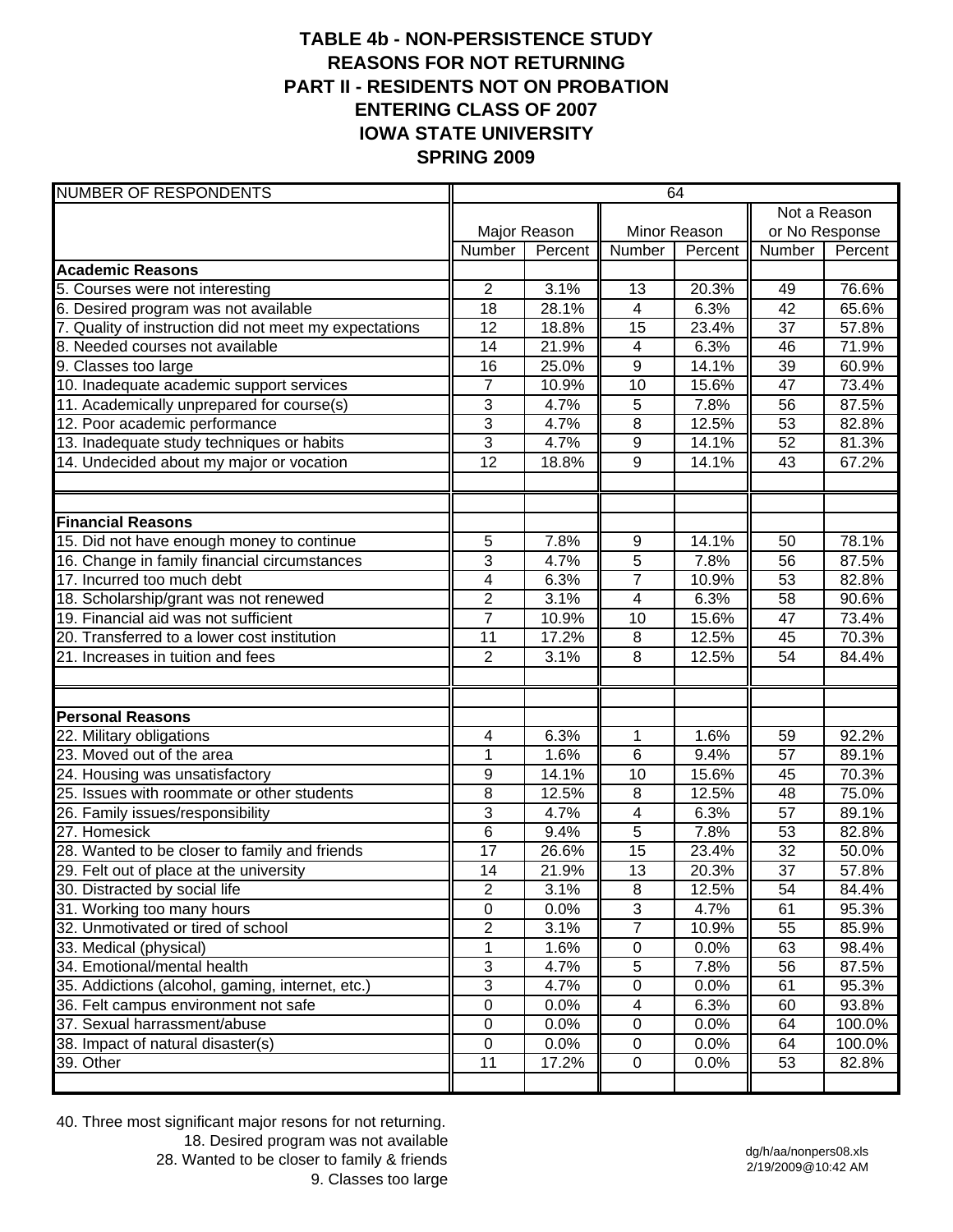# TABLE 4b - NON-PERSISTENCE STUDY
## REASONS FOR NOT RETURNING
## PART II - RESIDENTS NOT ON PROBATION
## ENTERING CLASS OF 2007
## IOWA STATE UNIVERSITY
## SPRING 2009

| NUMBER OF RESPONDENTS | 64 | | | | | |
|---|---|---|---|---|---|---|
| | Major Reason | | Minor Reason | | Not a Reason or No Response | |
| | Number | Percent | Number | Percent | Number | Percent |
| **Academic Reasons** | | | | | | |
| 5. Courses were not interesting | 2 | 3.1% | 13 | 20.3% | 49 | 76.6% |
| 6. Desired program was not available | 18 | 28.1% | 4 | 6.3% | 42 | 65.6% |
| 7. Quality of instruction did not meet my expectations | 12 | 18.8% | 15 | 23.4% | 37 | 57.8% |
| 8. Needed courses not available | 14 | 21.9% | 4 | 6.3% | 46 | 71.9% |
| 9. Classes too large | 16 | 25.0% | 9 | 14.1% | 39 | 60.9% |
| 10. Inadequate academic support services | 7 | 10.9% | 10 | 15.6% | 47 | 73.4% |
| 11. Academically unprepared for course(s) | 3 | 4.7% | 5 | 7.8% | 56 | 87.5% |
| 12. Poor academic performance | 3 | 4.7% | 8 | 12.5% | 53 | 82.8% |
| 13. Inadequate study techniques or habits | 3 | 4.7% | 9 | 14.1% | 52 | 81.3% |
| 14. Undecided about my major or vocation | 12 | 18.8% | 9 | 14.1% | 43 | 67.2% |
| | | | | | | |
| **Financial Reasons** | | | | | | |
| 15. Did not have enough money to continue | 5 | 7.8% | 9 | 14.1% | 50 | 78.1% |
| 16. Change in family financial circumstances | 3 | 4.7% | 5 | 7.8% | 56 | 87.5% |
| 17. Incurred too much debt | 4 | 6.3% | 7 | 10.9% | 53 | 82.8% |
| 18. Scholarship/grant was not renewed | 2 | 3.1% | 4 | 6.3% | 58 | 90.6% |
| 19. Financial aid was not sufficient | 7 | 10.9% | 10 | 15.6% | 47 | 73.4% |
| 20. Transferred to a lower cost institution | 11 | 17.2% | 8 | 12.5% | 45 | 70.3% |
| 21. Increases in tuition and fees | 2 | 3.1% | 8 | 12.5% | 54 | 84.4% |
| | | | | | | |
| **Personal Reasons** | | | | | | |
| 22. Military obligations | 4 | 6.3% | 1 | 1.6% | 59 | 92.2% |
| 23. Moved out of the area | 1 | 1.6% | 6 | 9.4% | 57 | 89.1% |
| 24. Housing was unsatisfactory | 9 | 14.1% | 10 | 15.6% | 45 | 70.3% |
| 25. Issues with roommate or other students | 8 | 12.5% | 8 | 12.5% | 48 | 75.0% |
| 26. Family issues/responsibility | 3 | 4.7% | 4 | 6.3% | 57 | 89.1% |
| 27. Homesick | 6 | 9.4% | 5 | 7.8% | 53 | 82.8% |
| 28. Wanted to be closer to family and friends | 17 | 26.6% | 15 | 23.4% | 32 | 50.0% |
| 29. Felt out of place at the university | 14 | 21.9% | 13 | 20.3% | 37 | 57.8% |
| 30. Distracted by social life | 2 | 3.1% | 8 | 12.5% | 54 | 84.4% |
| 31. Working too many hours | 0 | 0.0% | 3 | 4.7% | 61 | 95.3% |
| 32. Unmotivated or tired of school | 2 | 3.1% | 7 | 10.9% | 55 | 85.9% |
| 33. Medical (physical) | 1 | 1.6% | 0 | 0.0% | 63 | 98.4% |
| 34. Emotional/mental health | 3 | 4.7% | 5 | 7.8% | 56 | 87.5% |
| 35. Addictions (alcohol, gaming, internet, etc.) | 3 | 4.7% | 0 | 0.0% | 61 | 95.3% |
| 36. Felt campus environment not safe | 0 | 0.0% | 4 | 6.3% | 60 | 93.8% |
| 37. Sexual harrassment/abuse | 0 | 0.0% | 0 | 0.0% | 64 | 100.0% |
| 38. Impact of natural disaster(s) | 0 | 0.0% | 0 | 0.0% | 64 | 100.0% |
| 39. Other | 11 | 17.2% | 0 | 0.0% | 53 | 82.8% |

40. Three most significant major resons for not returning.
18. Desired program was not available
28. Wanted to be closer to family & friends
9. Classes too large

dg/h/aa/nonpers08.xls
2/19/2009@10:42 AM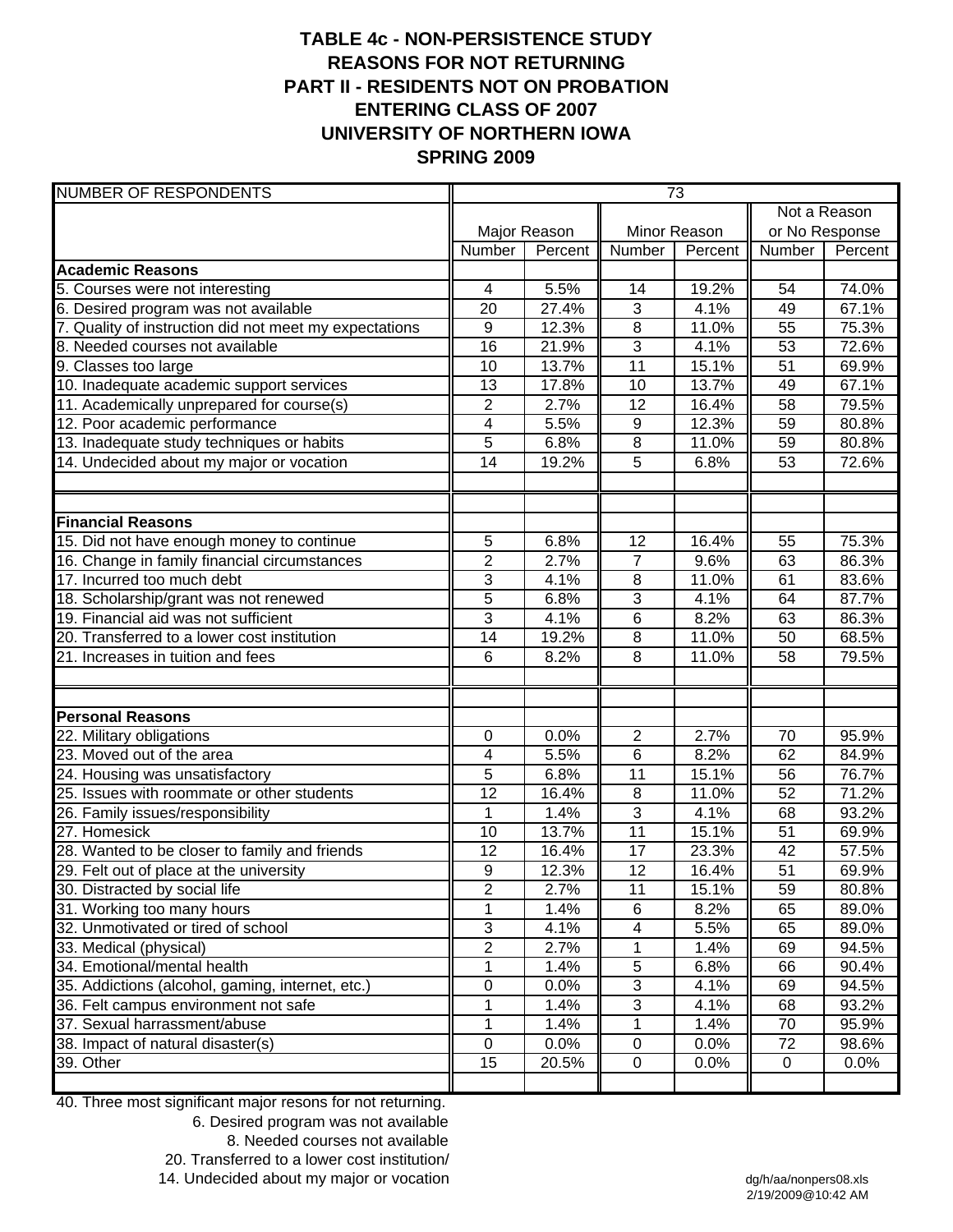# TABLE 4c - NON-PERSISTENCE STUDY
# REASONS FOR NOT RETURNING
# PART II - RESIDENTS NOT ON PROBATION
# ENTERING CLASS OF 2007
# UNIVERSITY OF NORTHERN IOWA
# SPRING 2009

| NUMBER OF RESPONDENTS | 73 | | | | | |
|---|---|---|---|---|---|---|
| | Major Reason | | Minor Reason | | Not a Reason or No Response | |
| | Number | Percent | Number | Percent | Number | Percent |
| **Academic Reasons** | | | | | | |
| 5. Courses were not interesting | 4 | 5.5% | 14 | 19.2% | 54 | 74.0% |
| 6. Desired program was not available | 20 | 27.4% | 3 | 4.1% | 49 | 67.1% |
| 7. Quality of instruction did not meet my expectations | 9 | 12.3% | 8 | 11.0% | 55 | 75.3% |
| 8. Needed courses not available | 16 | 21.9% | 3 | 4.1% | 53 | 72.6% |
| 9. Classes too large | 10 | 13.7% | 11 | 15.1% | 51 | 69.9% |
| 10. Inadequate academic support services | 13 | 17.8% | 10 | 13.7% | 49 | 67.1% |
| 11. Academically unprepared for course(s) | 2 | 2.7% | 12 | 16.4% | 58 | 79.5% |
| 12. Poor academic performance | 4 | 5.5% | 9 | 12.3% | 59 | 80.8% |
| 13. Inadequate study techniques or habits | 5 | 6.8% | 8 | 11.0% | 59 | 80.8% |
| 14. Undecided about my major or vocation | 14 | 19.2% | 5 | 6.8% | 53 | 72.6% |
| **Financial Reasons** | | | | | | |
| 15. Did not have enough money to continue | 5 | 6.8% | 12 | 16.4% | 55 | 75.3% |
| 16. Change in family financial circumstances | 2 | 2.7% | 7 | 9.6% | 63 | 86.3% |
| 17. Incurred too much debt | 3 | 4.1% | 8 | 11.0% | 61 | 83.6% |
| 18. Scholarship/grant was not renewed | 5 | 6.8% | 3 | 4.1% | 64 | 87.7% |
| 19. Financial aid was not sufficient | 3 | 4.1% | 6 | 8.2% | 63 | 86.3% |
| 20. Transferred to a lower cost institution | 14 | 19.2% | 8 | 11.0% | 50 | 68.5% |
| 21. Increases in tuition and fees | 6 | 8.2% | 8 | 11.0% | 58 | 79.5% |
| **Personal Reasons** | | | | | | |
| 22. Military obligations | 0 | 0.0% | 2 | 2.7% | 70 | 95.9% |
| 23. Moved out of the area | 4 | 5.5% | 6 | 8.2% | 62 | 84.9% |
| 24. Housing was unsatisfactory | 5 | 6.8% | 11 | 15.1% | 56 | 76.7% |
| 25. Issues with roommate or other students | 12 | 16.4% | 8 | 11.0% | 52 | 71.2% |
| 26. Family issues/responsibility | 1 | 1.4% | 3 | 4.1% | 68 | 93.2% |
| 27. Homesick | 10 | 13.7% | 11 | 15.1% | 51 | 69.9% |
| 28. Wanted to be closer to family and friends | 12 | 16.4% | 17 | 23.3% | 42 | 57.5% |
| 29. Felt out of place at the university | 9 | 12.3% | 12 | 16.4% | 51 | 69.9% |
| 30. Distracted by social life | 2 | 2.7% | 11 | 15.1% | 59 | 80.8% |
| 31. Working too many hours | 1 | 1.4% | 6 | 8.2% | 65 | 89.0% |
| 32. Unmotivated or tired of school | 3 | 4.1% | 4 | 5.5% | 65 | 89.0% |
| 33. Medical (physical) | 2 | 2.7% | 1 | 1.4% | 69 | 94.5% |
| 34. Emotional/mental health | 1 | 1.4% | 5 | 6.8% | 66 | 90.4% |
| 35. Addictions (alcohol, gaming, internet, etc.) | 0 | 0.0% | 3 | 4.1% | 69 | 94.5% |
| 36. Felt campus environment not safe | 1 | 1.4% | 3 | 4.1% | 68 | 93.2% |
| 37. Sexual harrassment/abuse | 1 | 1.4% | 1 | 1.4% | 70 | 95.9% |
| 38. Impact of natural disaster(s) | 0 | 0.0% | 0 | 0.0% | 72 | 98.6% |
| 39. Other | 15 | 20.5% | 0 | 0.0% | 0 | 0.0% |

40. Three most significant major resons for not returning.
6. Desired program was not available
8. Needed courses not available
20. Transferred to a lower cost institution/
14. Undecided about my major or vocation

dg/h/aa/nonpers08.xls
2/19/2009@10:42 AM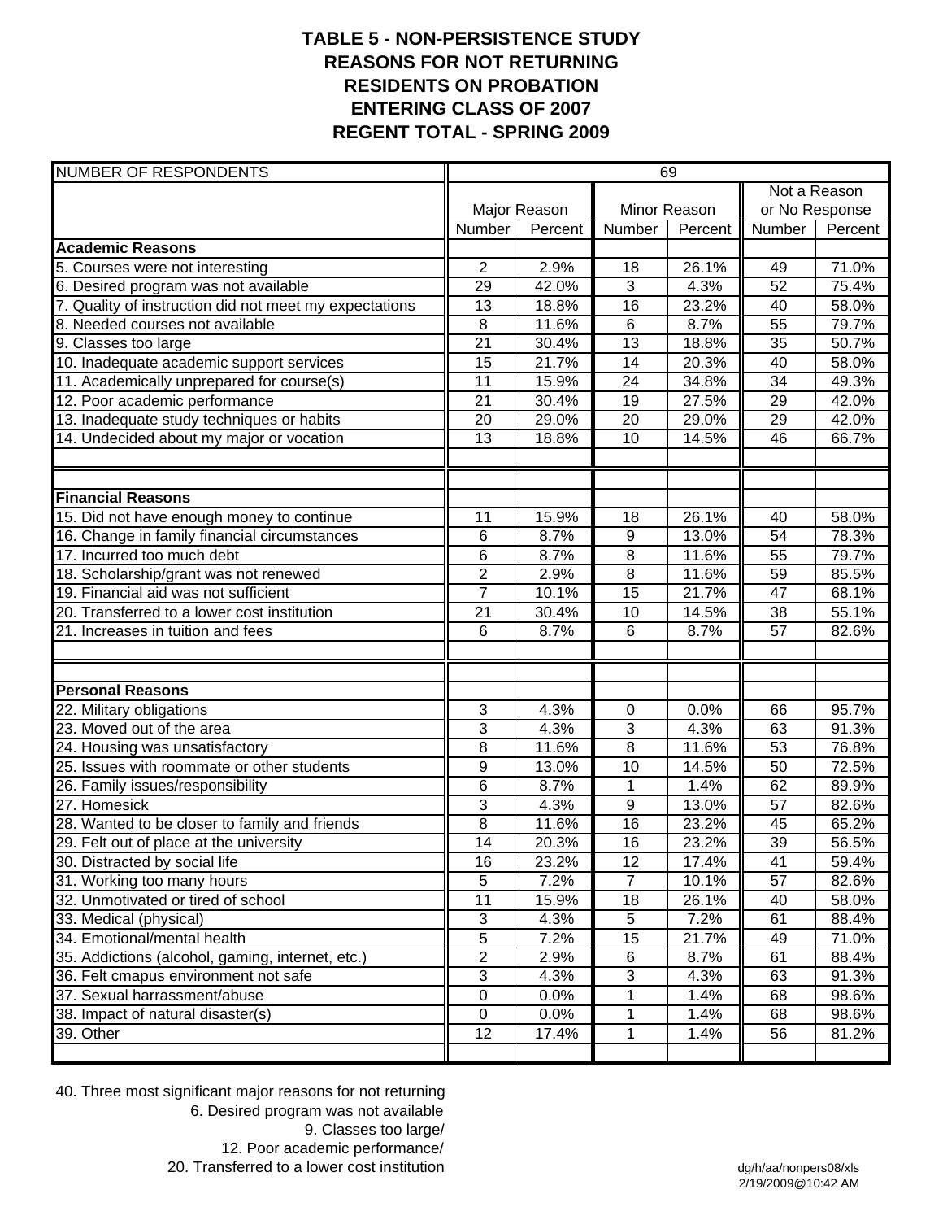# TABLE 5 - NON-PERSISTENCE STUDY
## REASONS FOR NOT RETURNING
## RESIDENTS ON PROBATION
## ENTERING CLASS OF 2007
## REGENT TOTAL - SPRING 2009

| NUMBER OF RESPONDENTS | 69 | | | | | |
|---|---|---|---|---|---|---|
| | Major Reason | | Minor Reason | | Not a Reason or No Response | |
| | Number | Percent | Number | Percent | Number | Percent |
| **Academic Reasons** | | | | | | |
| 5. Courses were not interesting | 2 | 2.9% | 18 | 26.1% | 49 | 71.0% |
| 6. Desired program was not available | 29 | 42.0% | 3 | 4.3% | 52 | 75.4% |
| 7. Quality of instruction did not meet my expectations | 13 | 18.8% | 16 | 23.2% | 40 | 58.0% |
| 8. Needed courses not available | 8 | 11.6% | 6 | 8.7% | 55 | 79.7% |
| 9. Classes too large | 21 | 30.4% | 13 | 18.8% | 35 | 50.7% |
| 10. Inadequate academic support services | 15 | 21.7% | 14 | 20.3% | 40 | 58.0% |
| 11. Academically unprepared for course(s) | 11 | 15.9% | 24 | 34.8% | 34 | 49.3% |
| 12. Poor academic performance | 21 | 30.4% | 19 | 27.5% | 29 | 42.0% |
| 13. Inadequate study techniques or habits | 20 | 29.0% | 20 | 29.0% | 29 | 42.0% |
| 14. Undecided about my major or vocation | 13 | 18.8% | 10 | 14.5% | 46 | 66.7% |
| | | | | | | |
| **Financial Reasons** | | | | | | |
| 15. Did not have enough money to continue | 11 | 15.9% | 18 | 26.1% | 40 | 58.0% |
| 16. Change in family financial circumstances | 6 | 8.7% | 9 | 13.0% | 54 | 78.3% |
| 17. Incurred too much debt | 6 | 8.7% | 8 | 11.6% | 55 | 79.7% |
| 18. Scholarship/grant was not renewed | 2 | 2.9% | 8 | 11.6% | 59 | 85.5% |
| 19. Financial aid was not sufficient | 7 | 10.1% | 15 | 21.7% | 47 | 68.1% |
| 20. Transferred to a lower cost institution | 21 | 30.4% | 10 | 14.5% | 38 | 55.1% |
| 21. Increases in tuition and fees | 6 | 8.7% | 6 | 8.7% | 57 | 82.6% |
| | | | | | | |
| **Personal Reasons** | | | | | | |
| 22. Military obligations | 3 | 4.3% | 0 | 0.0% | 66 | 95.7% |
| 23. Moved out of the area | 3 | 4.3% | 3 | 4.3% | 63 | 91.3% |
| 24. Housing was unsatisfactory | 8 | 11.6% | 8 | 11.6% | 53 | 76.8% |
| 25. Issues with roommate or other students | 9 | 13.0% | 10 | 14.5% | 50 | 72.5% |
| 26. Family issues/responsibility | 6 | 8.7% | 1 | 1.4% | 62 | 89.9% |
| 27. Homesick | 3 | 4.3% | 9 | 13.0% | 57 | 82.6% |
| 28. Wanted to be closer to family and friends | 8 | 11.6% | 16 | 23.2% | 45 | 65.2% |
| 29. Felt out of place at the university | 14 | 20.3% | 16 | 23.2% | 39 | 56.5% |
| 30. Distracted by social life | 16 | 23.2% | 12 | 17.4% | 41 | 59.4% |
| 31. Working too many hours | 5 | 7.2% | 7 | 10.1% | 57 | 82.6% |
| 32. Unmotivated or tired of school | 11 | 15.9% | 18 | 26.1% | 40 | 58.0% |
| 33. Medical (physical) | 3 | 4.3% | 5 | 7.2% | 61 | 88.4% |
| 34. Emotional/mental health | 5 | 7.2% | 15 | 21.7% | 49 | 71.0% |
| 35. Addictions (alcohol, gaming, internet, etc.) | 2 | 2.9% | 6 | 8.7% | 61 | 88.4% |
| 36. Felt cmapus environment not safe | 3 | 4.3% | 3 | 4.3% | 63 | 91.3% |
| 37. Sexual harrassment/abuse | 0 | 0.0% | 1 | 1.4% | 68 | 98.6% |
| 38. Impact of natural disaster(s) | 0 | 0.0% | 1 | 1.4% | 68 | 98.6% |
| 39. Other | 12 | 17.4% | 1 | 1.4% | 56 | 81.2% |

40. Three most significant major reasons for not returning

6. Desired program was not available

9. Classes too large/

12. Poor academic performance/

20. Transferred to a lower cost institution

dg/h/aa/nonpers08/xls
2/19/2009@10:42 AM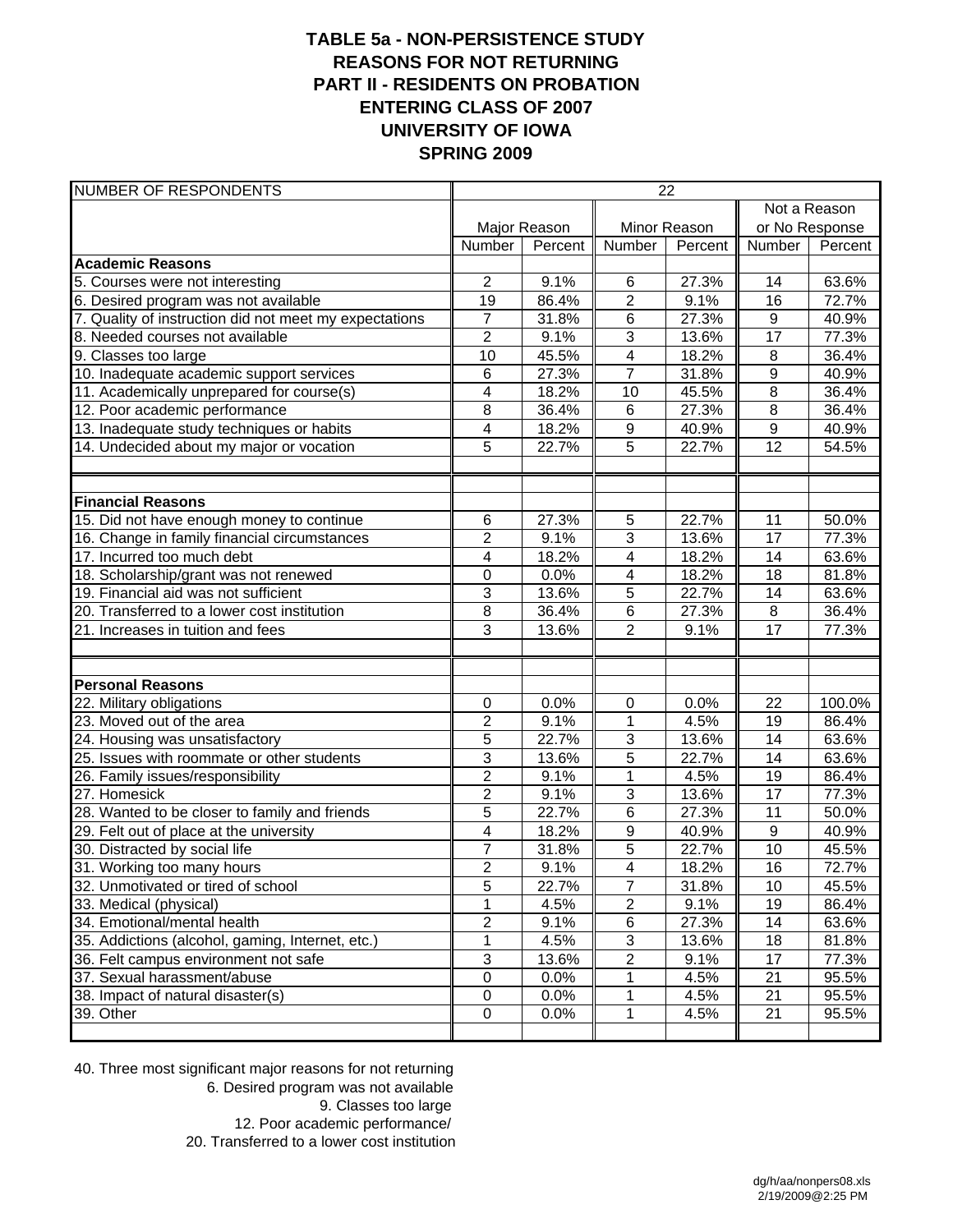# TABLE 5a - NON-PERSISTENCE STUDY
## REASONS FOR NOT RETURNING
## PART II - RESIDENTS ON PROBATION
## ENTERING CLASS OF 2007
## UNIVERSITY OF IOWA
## SPRING 2009

| NUMBER OF RESPONDENTS | 22 | | | | | |
|---|---|---|---|---|---|---|
| | Major Reason | | Minor Reason | | Not a Reason or No Response | |
| | Number | Percent | Number | Percent | Number | Percent |
| **Academic Reasons** | | | | | | |
| 5. Courses were not interesting | 2 | 9.1% | 6 | 27.3% | 14 | 63.6% |
| 6. Desired program was not available | 19 | 86.4% | 2 | 9.1% | 16 | 72.7% |
| 7. Quality of instruction did not meet my expectations | 7 | 31.8% | 6 | 27.3% | 9 | 40.9% |
| 8. Needed courses not available | 2 | 9.1% | 3 | 13.6% | 17 | 77.3% |
| 9. Classes too large | 10 | 45.5% | 4 | 18.2% | 8 | 36.4% |
| 10. Inadequate academic support services | 6 | 27.3% | 7 | 31.8% | 9 | 40.9% |
| 11. Academically unprepared for course(s) | 4 | 18.2% | 10 | 45.5% | 8 | 36.4% |
| 12. Poor academic performance | 8 | 36.4% | 6 | 27.3% | 8 | 36.4% |
| 13. Inadequate study techniques or habits | 4 | 18.2% | 9 | 40.9% | 9 | 40.9% |
| 14. Undecided about my major or vocation | 5 | 22.7% | 5 | 22.7% | 12 | 54.5% |
| **Financial Reasons** | | | | | | |
| 15. Did not have enough money to continue | 6 | 27.3% | 5 | 22.7% | 11 | 50.0% |
| 16. Change in family financial circumstances | 2 | 9.1% | 3 | 13.6% | 17 | 77.3% |
| 17. Incurred too much debt | 4 | 18.2% | 4 | 18.2% | 14 | 63.6% |
| 18. Scholarship/grant was not renewed | 0 | 0.0% | 4 | 18.2% | 18 | 81.8% |
| 19. Financial aid was not sufficient | 3 | 13.6% | 5 | 22.7% | 14 | 63.6% |
| 20. Transferred to a lower cost institution | 8 | 36.4% | 6 | 27.3% | 8 | 36.4% |
| 21. Increases in tuition and fees | 3 | 13.6% | 2 | 9.1% | 17 | 77.3% |
| **Personal Reasons** | | | | | | |
| 22. Military obligations | 0 | 0.0% | 0 | 0.0% | 22 | 100.0% |
| 23. Moved out of the area | 2 | 9.1% | 1 | 4.5% | 19 | 86.4% |
| 24. Housing was unsatisfactory | 5 | 22.7% | 3 | 13.6% | 14 | 63.6% |
| 25. Issues with roommate or other students | 3 | 13.6% | 5 | 22.7% | 14 | 63.6% |
| 26. Family issues/responsibility | 2 | 9.1% | 1 | 4.5% | 19 | 86.4% |
| 27. Homesick | 2 | 9.1% | 3 | 13.6% | 17 | 77.3% |
| 28. Wanted to be closer to family and friends | 5 | 22.7% | 6 | 27.3% | 11 | 50.0% |
| 29. Felt out of place at the university | 4 | 18.2% | 9 | 40.9% | 9 | 40.9% |
| 30. Distracted by social life | 7 | 31.8% | 5 | 22.7% | 10 | 45.5% |
| 31. Working too many hours | 2 | 9.1% | 4 | 18.2% | 16 | 72.7% |
| 32. Unmotivated or tired of school | 5 | 22.7% | 7 | 31.8% | 10 | 45.5% |
| 33. Medical (physical) | 1 | 4.5% | 2 | 9.1% | 19 | 86.4% |
| 34. Emotional/mental health | 2 | 9.1% | 6 | 27.3% | 14 | 63.6% |
| 35. Addictions (alcohol, gaming, Internet, etc.) | 1 | 4.5% | 3 | 13.6% | 18 | 81.8% |
| 36. Felt campus environment not safe | 3 | 13.6% | 2 | 9.1% | 17 | 77.3% |
| 37. Sexual harassment/abuse | 0 | 0.0% | 1 | 4.5% | 21 | 95.5% |
| 38. Impact of natural disaster(s) | 0 | 0.0% | 1 | 4.5% | 21 | 95.5% |
| 39. Other | 0 | 0.0% | 1 | 4.5% | 21 | 95.5% |

40. Three most significant major reasons for not returning
- 6. Desired program was not available
- 9. Classes too large
- 12. Poor academic performance/
- 20. Transferred to a lower cost institution

dg/h/aa/nonpers08.xls
2/19/2009@2:25 PM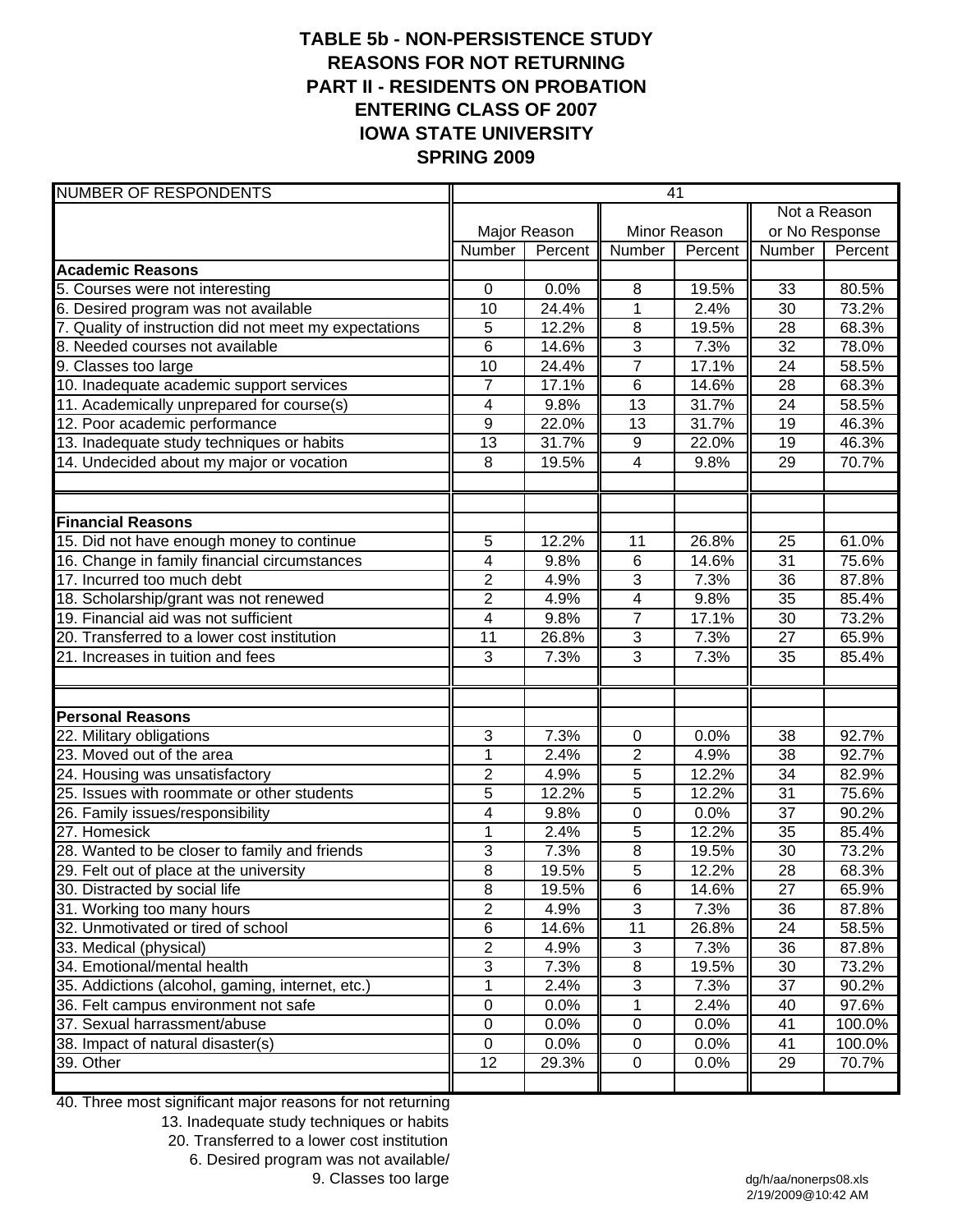# TABLE 5b - NON-PERSISTENCE STUDY
## REASONS FOR NOT RETURNING
## PART II - RESIDENTS ON PROBATION
## ENTERING CLASS OF 2007
## IOWA STATE UNIVERSITY
## SPRING 2009

| NUMBER OF RESPONDENTS | 41 | | | | | |
|---|---|---|---|---|---|---|
| | Major Reason | | Minor Reason | | Not a Reason or No Response | |
| | Number | Percent | Number | Percent | Number | Percent |
| **Academic Reasons** | | | | | | |
| 5. Courses were not interesting | 0 | 0.0% | 8 | 19.5% | 33 | 80.5% |
| 6. Desired program was not available | 10 | 24.4% | 1 | 2.4% | 30 | 73.2% |
| 7. Quality of instruction did not meet my expectations | 5 | 12.2% | 8 | 19.5% | 28 | 68.3% |
| 8. Needed courses not available | 6 | 14.6% | 3 | 7.3% | 32 | 78.0% |
| 9. Classes too large | 10 | 24.4% | 7 | 17.1% | 24 | 58.5% |
| 10. Inadequate academic support services | 7 | 17.1% | 6 | 14.6% | 28 | 68.3% |
| 11. Academically unprepared for course(s) | 4 | 9.8% | 13 | 31.7% | 24 | 58.5% |
| 12. Poor academic performance | 9 | 22.0% | 13 | 31.7% | 19 | 46.3% |
| 13. Inadequate study techniques or habits | 13 | 31.7% | 9 | 22.0% | 19 | 46.3% |
| 14. Undecided about my major or vocation | 8 | 19.5% | 4 | 9.8% | 29 | 70.7% |
| **Financial Reasons** | | | | | | |
| 15. Did not have enough money to continue | 5 | 12.2% | 11 | 26.8% | 25 | 61.0% |
| 16. Change in family financial circumstances | 4 | 9.8% | 6 | 14.6% | 31 | 75.6% |
| 17. Incurred too much debt | 2 | 4.9% | 3 | 7.3% | 36 | 87.8% |
| 18. Scholarship/grant was not renewed | 2 | 4.9% | 4 | 9.8% | 35 | 85.4% |
| 19. Financial aid was not sufficient | 4 | 9.8% | 7 | 17.1% | 30 | 73.2% |
| 20. Transferred to a lower cost institution | 11 | 26.8% | 3 | 7.3% | 27 | 65.9% |
| 21. Increases in tuition and fees | 3 | 7.3% | 3 | 7.3% | 35 | 85.4% |
| **Personal Reasons** | | | | | | |
| 22. Military obligations | 3 | 7.3% | 0 | 0.0% | 38 | 92.7% |
| 23. Moved out of the area | 1 | 2.4% | 2 | 4.9% | 38 | 92.7% |
| 24. Housing was unsatisfactory | 2 | 4.9% | 5 | 12.2% | 34 | 82.9% |
| 25. Issues with roommate or other students | 5 | 12.2% | 5 | 12.2% | 31 | 75.6% |
| 26. Family issues/responsibility | 4 | 9.8% | 0 | 0.0% | 37 | 90.2% |
| 27. Homesick | 1 | 2.4% | 5 | 12.2% | 35 | 85.4% |
| 28. Wanted to be closer to family and friends | 3 | 7.3% | 8 | 19.5% | 30 | 73.2% |
| 29. Felt out of place at the university | 8 | 19.5% | 5 | 12.2% | 28 | 68.3% |
| 30. Distracted by social life | 8 | 19.5% | 6 | 14.6% | 27 | 65.9% |
| 31. Working too many hours | 2 | 4.9% | 3 | 7.3% | 36 | 87.8% |
| 32. Unmotivated or tired of school | 6 | 14.6% | 11 | 26.8% | 24 | 58.5% |
| 33. Medical (physical) | 2 | 4.9% | 3 | 7.3% | 36 | 87.8% |
| 34. Emotional/mental health | 3 | 7.3% | 8 | 19.5% | 30 | 73.2% |
| 35. Addictions (alcohol, gaming, internet, etc.) | 1 | 2.4% | 3 | 7.3% | 37 | 90.2% |
| 36. Felt campus environment not safe | 0 | 0.0% | 1 | 2.4% | 40 | 97.6% |
| 37. Sexual harrassment/abuse | 0 | 0.0% | 0 | 0.0% | 41 | 100.0% |
| 38. Impact of natural disaster(s) | 0 | 0.0% | 0 | 0.0% | 41 | 100.0% |
| 39. Other | 12 | 29.3% | 0 | 0.0% | 29 | 70.7% |

40. Three most significant major reasons for not returning
- 13. Inadequate study techniques or habits
- 20. Transferred to a lower cost institution
- 6. Desired program was not available/ 9. Classes too large

dg/h/aa/nonerps08.xls
2/19/2009@10:42 AM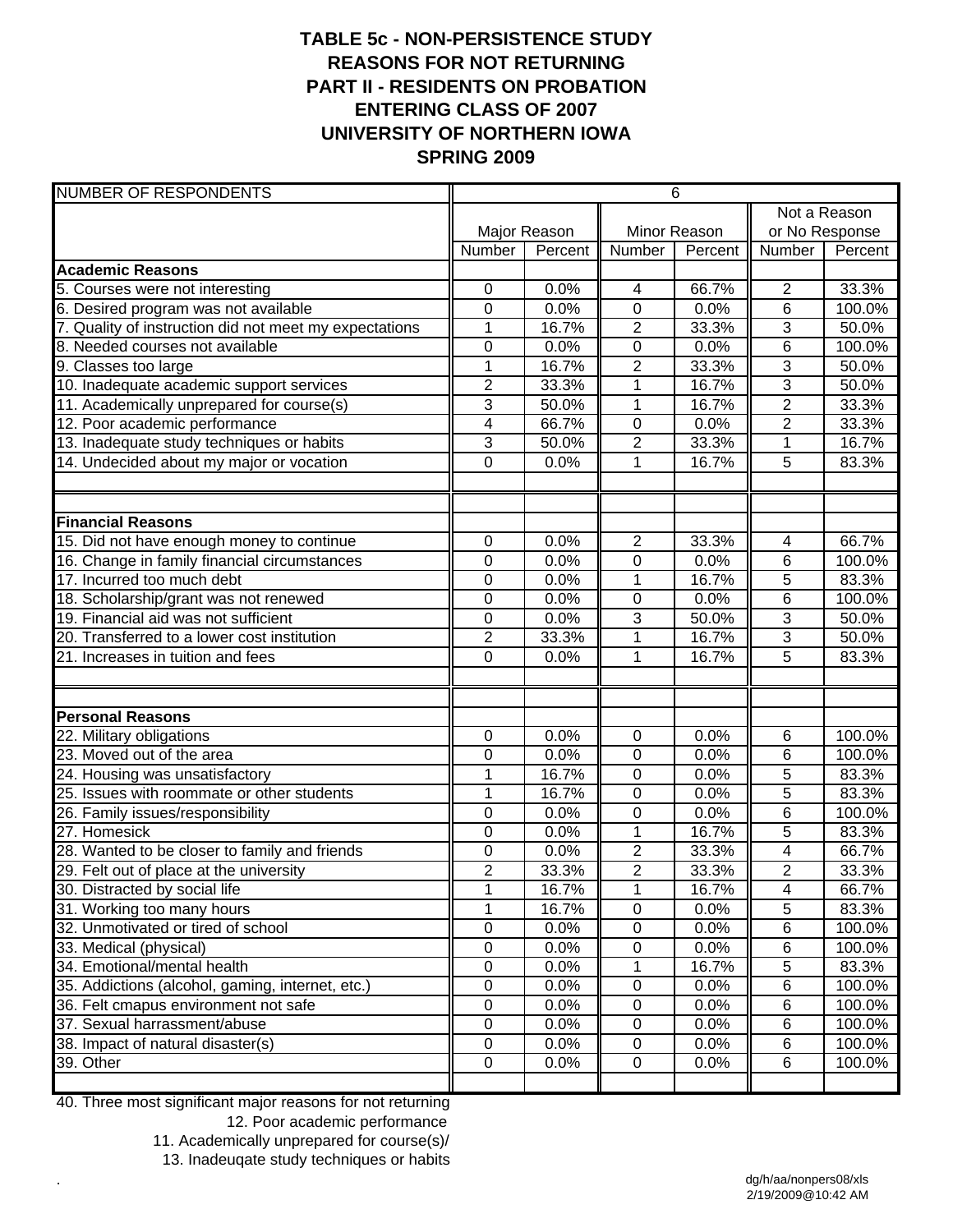# TABLE 5c - NON-PERSISTENCE STUDY
## REASONS FOR NOT RETURNING
## PART II - RESIDENTS ON PROBATION
## ENTERING CLASS OF 2007
## UNIVERSITY OF NORTHERN IOWA
## SPRING 2009

| NUMBER OF RESPONDENTS | 6 | | | | | |
|---|---|---|---|---|---|---|
| | Major Reason | | Minor Reason | | Not a Reason or No Response | |
| | Number | Percent | Number | Percent | Number | Percent |
| **Academic Reasons** | | | | | | |
| 5. Courses were not interesting | 0 | 0.0% | 4 | 66.7% | 2 | 33.3% |
| 6. Desired program was not available | 0 | 0.0% | 0 | 0.0% | 6 | 100.0% |
| 7. Quality of instruction did not meet my expectations | 1 | 16.7% | 2 | 33.3% | 3 | 50.0% |
| 8. Needed courses not available | 0 | 0.0% | 0 | 0.0% | 6 | 100.0% |
| 9. Classes too large | 1 | 16.7% | 2 | 33.3% | 3 | 50.0% |
| 10. Inadequate academic support services | 2 | 33.3% | 1 | 16.7% | 3 | 50.0% |
| 11. Academically unprepared for course(s) | 3 | 50.0% | 1 | 16.7% | 2 | 33.3% |
| 12. Poor academic performance | 4 | 66.7% | 0 | 0.0% | 2 | 33.3% |
| 13. Inadequate study techniques or habits | 3 | 50.0% | 2 | 33.3% | 1 | 16.7% |
| 14. Undecided about my major or vocation | 0 | 0.0% | 1 | 16.7% | 5 | 83.3% |
| | | | | | | |
| | | | | | | |
| **Financial Reasons** | | | | | | |
| 15. Did not have enough money to continue | 0 | 0.0% | 2 | 33.3% | 4 | 66.7% |
| 16. Change in family financial circumstances | 0 | 0.0% | 0 | 0.0% | 6 | 100.0% |
| 17. Incurred too much debt | 0 | 0.0% | 1 | 16.7% | 5 | 83.3% |
| 18. Scholarship/grant was not renewed | 0 | 0.0% | 0 | 0.0% | 6 | 100.0% |
| 19. Financial aid was not sufficient | 0 | 0.0% | 3 | 50.0% | 3 | 50.0% |
| 20. Transferred to a lower cost institution | 2 | 33.3% | 1 | 16.7% | 3 | 50.0% |
| 21. Increases in tuition and fees | 0 | 0.0% | 1 | 16.7% | 5 | 83.3% |
| | | | | | | |
| | | | | | | |
| **Personal Reasons** | | | | | | |
| 22. Military obligations | 0 | 0.0% | 0 | 0.0% | 6 | 100.0% |
| 23. Moved out of the area | 0 | 0.0% | 0 | 0.0% | 6 | 100.0% |
| 24. Housing was unsatisfactory | 1 | 16.7% | 0 | 0.0% | 5 | 83.3% |
| 25. Issues with roommate or other students | 1 | 16.7% | 0 | 0.0% | 5 | 83.3% |
| 26. Family issues/responsibility | 0 | 0.0% | 0 | 0.0% | 6 | 100.0% |
| 27. Homesick | 0 | 0.0% | 1 | 16.7% | 5 | 83.3% |
| 28. Wanted to be closer to family and friends | 0 | 0.0% | 2 | 33.3% | 4 | 66.7% |
| 29. Felt out of place at the university | 2 | 33.3% | 2 | 33.3% | 2 | 33.3% |
| 30. Distracted by social life | 1 | 16.7% | 1 | 16.7% | 4 | 66.7% |
| 31. Working too many hours | 1 | 16.7% | 0 | 0.0% | 5 | 83.3% |
| 32. Unmotivated or tired of school | 0 | 0.0% | 0 | 0.0% | 6 | 100.0% |
| 33. Medical (physical) | 0 | 0.0% | 0 | 0.0% | 6 | 100.0% |
| 34. Emotional/mental health | 0 | 0.0% | 1 | 16.7% | 5 | 83.3% |
| 35. Addictions (alcohol, gaming, internet, etc.) | 0 | 0.0% | 0 | 0.0% | 6 | 100.0% |
| 36. Felt cmapus environment not safe | 0 | 0.0% | 0 | 0.0% | 6 | 100.0% |
| 37. Sexual harrassment/abuse | 0 | 0.0% | 0 | 0.0% | 6 | 100.0% |
| 38. Impact of natural disaster(s) | 0 | 0.0% | 0 | 0.0% | 6 | 100.0% |
| 39. Other | 0 | 0.0% | 0 | 0.0% | 6 | 100.0% |
| | | | | | | |

40. Three most significant major reasons for not returning
12. Poor academic performance
11. Academically unprepared for course(s)/
13. Inadeuqate study techniques or habits

dg/h/aa/nonpers08/xls
2/19/2009@10:42 AM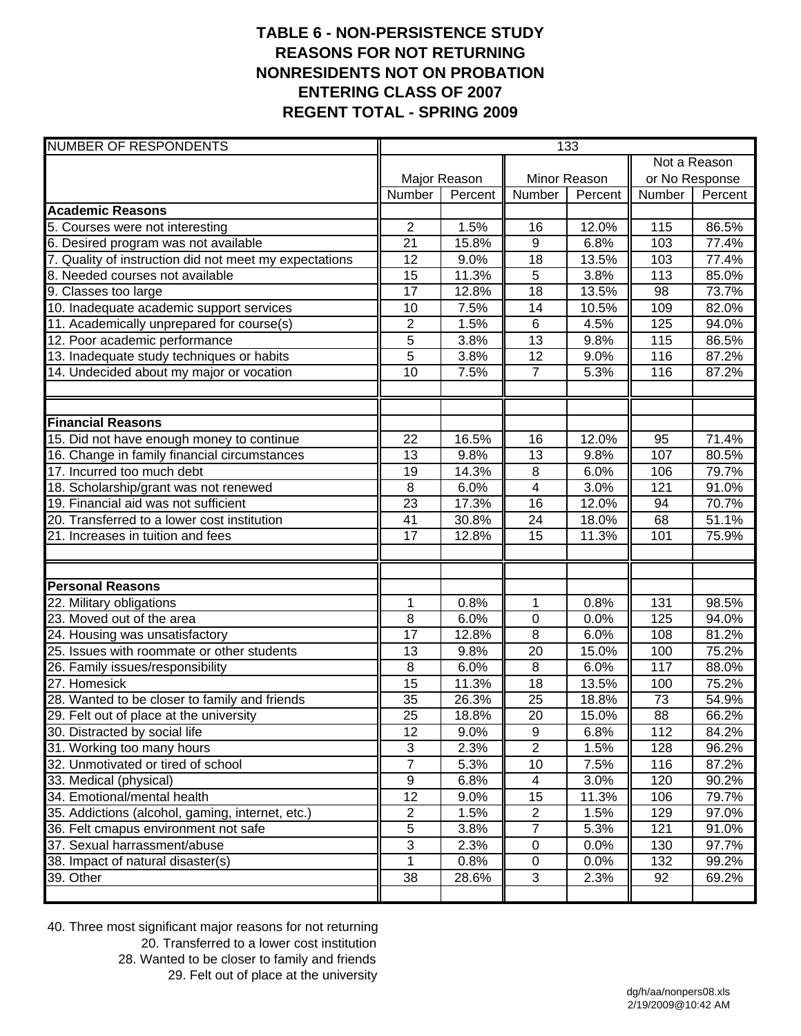# TABLE 6 - NON-PERSISTENCE STUDY
## REASONS FOR NOT RETURNING
## NONRESIDENTS NOT ON PROBATION
## ENTERING CLASS OF 2007
## REGENT TOTAL - SPRING 2009

| NUMBER OF RESPONDENTS | 133 | | | | | |
|---|---|---|---|---|---|---|
| | Major Reason | | Minor Reason | | Not a Reason or No Response | |
| | Number | Percent | Number | Percent | Number | Percent |
| **Academic Reasons** | | | | | | |
| 5. Courses were not interesting | 2 | 1.5% | 16 | 12.0% | 115 | 86.5% |
| 6. Desired program was not available | 21 | 15.8% | 9 | 6.8% | 103 | 77.4% |
| 7. Quality of instruction did not meet my expectations | 12 | 9.0% | 18 | 13.5% | 103 | 77.4% |
| 8. Needed courses not available | 15 | 11.3% | 5 | 3.8% | 113 | 85.0% |
| 9. Classes too large | 17 | 12.8% | 18 | 13.5% | 98 | 73.7% |
| 10. Inadequate academic support services | 10 | 7.5% | 14 | 10.5% | 109 | 82.0% |
| 11. Academically unprepared for course(s) | 2 | 1.5% | 6 | 4.5% | 125 | 94.0% |
| 12. Poor academic performance | 5 | 3.8% | 13 | 9.8% | 115 | 86.5% |
| 13. Inadequate study techniques or habits | 5 | 3.8% | 12 | 9.0% | 116 | 87.2% |
| 14. Undecided about my major or vocation | 10 | 7.5% | 7 | 5.3% | 116 | 87.2% |
| **Financial Reasons** | | | | | | |
| 15. Did not have enough money to continue | 22 | 16.5% | 16 | 12.0% | 95 | 71.4% |
| 16. Change in family financial circumstances | 13 | 9.8% | 13 | 9.8% | 107 | 80.5% |
| 17. Incurred too much debt | 19 | 14.3% | 8 | 6.0% | 106 | 79.7% |
| 18. Scholarship/grant was not renewed | 8 | 6.0% | 4 | 3.0% | 121 | 91.0% |
| 19. Financial aid was not sufficient | 23 | 17.3% | 16 | 12.0% | 94 | 70.7% |
| 20. Transferred to a lower cost institution | 41 | 30.8% | 24 | 18.0% | 68 | 51.1% |
| 21. Increases in tuition and fees | 17 | 12.8% | 15 | 11.3% | 101 | 75.9% |
| **Personal Reasons** | | | | | | |
| 22. Military obligations | 1 | 0.8% | 1 | 0.8% | 131 | 98.5% |
| 23. Moved out of the area | 8 | 6.0% | 0 | 0.0% | 125 | 94.0% |
| 24. Housing was unsatisfactory | 17 | 12.8% | 8 | 6.0% | 108 | 81.2% |
| 25. Issues with roommate or other students | 13 | 9.8% | 20 | 15.0% | 100 | 75.2% |
| 26. Family issues/responsibility | 8 | 6.0% | 8 | 6.0% | 117 | 88.0% |
| 27. Homesick | 15 | 11.3% | 18 | 13.5% | 100 | 75.2% |
| 28. Wanted to be closer to family and friends | 35 | 26.3% | 25 | 18.8% | 73 | 54.9% |
| 29. Felt out of place at the university | 25 | 18.8% | 20 | 15.0% | 88 | 66.2% |
| 30. Distracted by social life | 12 | 9.0% | 9 | 6.8% | 112 | 84.2% |
| 31. Working too many hours | 3 | 2.3% | 2 | 1.5% | 128 | 96.2% |
| 32. Unmotivated or tired of school | 7 | 5.3% | 10 | 7.5% | 116 | 87.2% |
| 33. Medical (physical) | 9 | 6.8% | 4 | 3.0% | 120 | 90.2% |
| 34. Emotional/mental health | 12 | 9.0% | 15 | 11.3% | 106 | 79.7% |
| 35. Addictions (alcohol, gaming, internet, etc.) | 2 | 1.5% | 2 | 1.5% | 129 | 97.0% |
| 36. Felt cmapus environment not safe | 5 | 3.8% | 7 | 5.3% | 121 | 91.0% |
| 37. Sexual harrassment/abuse | 3 | 2.3% | 0 | 0.0% | 130 | 97.7% |
| 38. Impact of natural disaster(s) | 1 | 0.8% | 0 | 0.0% | 132 | 99.2% |
| 39. Other | 38 | 28.6% | 3 | 2.3% | 92 | 69.2% |

40. Three most significant major reasons for not returning
20. Transferred to a lower cost institution
28. Wanted to be closer to family and friends
29. Felt out of place at the university

dg/h/aa/nonpers08.xls
2/19/2009@10:42 AM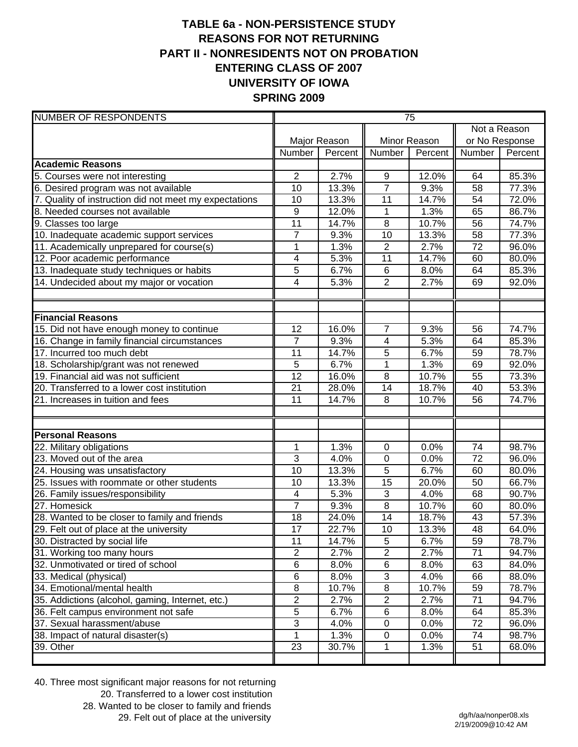# TABLE 6a - NON-PERSISTENCE STUDY
## REASONS FOR NOT RETURNING
## PART II - NONRESIDENTS NOT ON PROBATION
## ENTERING CLASS OF 2007
## UNIVERSITY OF IOWA
## SPRING 2009

| NUMBER OF RESPONDENTS | 75 | | | | | |
|---|---|---|---|---|---|---|
| | Major Reason | | Minor Reason | | Not a Reason or No Response | |
| | Number | Percent | Number | Percent | Number | Percent |
| **Academic Reasons** | | | | | | |
| 5. Courses were not interesting | 2 | 2.7% | 9 | 12.0% | 64 | 85.3% |
| 6. Desired program was not available | 10 | 13.3% | 7 | 9.3% | 58 | 77.3% |
| 7. Quality of instruction did not meet my expectations | 10 | 13.3% | 11 | 14.7% | 54 | 72.0% |
| 8. Needed courses not available | 9 | 12.0% | 1 | 1.3% | 65 | 86.7% |
| 9. Classes too large | 11 | 14.7% | 8 | 10.7% | 56 | 74.7% |
| 10. Inadequate academic support services | 7 | 9.3% | 10 | 13.3% | 58 | 77.3% |
| 11. Academically unprepared for course(s) | 1 | 1.3% | 2 | 2.7% | 72 | 96.0% |
| 12. Poor academic performance | 4 | 5.3% | 11 | 14.7% | 60 | 80.0% |
| 13. Inadequate study techniques or habits | 5 | 6.7% | 6 | 8.0% | 64 | 85.3% |
| 14. Undecided about my major or vocation | 4 | 5.3% | 2 | 2.7% | 69 | 92.0% |
| **Financial Reasons** | | | | | | |
| 15. Did not have enough money to continue | 12 | 16.0% | 7 | 9.3% | 56 | 74.7% |
| 16. Change in family financial circumstances | 7 | 9.3% | 4 | 5.3% | 64 | 85.3% |
| 17. Incurred too much debt | 11 | 14.7% | 5 | 6.7% | 59 | 78.7% |
| 18. Scholarship/grant was not renewed | 5 | 6.7% | 1 | 1.3% | 69 | 92.0% |
| 19. Financial aid was not sufficient | 12 | 16.0% | 8 | 10.7% | 55 | 73.3% |
| 20. Transferred to a lower cost institution | 21 | 28.0% | 14 | 18.7% | 40 | 53.3% |
| 21. Increases in tuition and fees | 11 | 14.7% | 8 | 10.7% | 56 | 74.7% |
| **Personal Reasons** | | | | | | |
| 22. Military obligations | 1 | 1.3% | 0 | 0.0% | 74 | 98.7% |
| 23. Moved out of the area | 3 | 4.0% | 0 | 0.0% | 72 | 96.0% |
| 24. Housing was unsatisfactory | 10 | 13.3% | 5 | 6.7% | 60 | 80.0% |
| 25. Issues with roommate or other students | 10 | 13.3% | 15 | 20.0% | 50 | 66.7% |
| 26. Family issues/responsibility | 4 | 5.3% | 3 | 4.0% | 68 | 90.7% |
| 27. Homesick | 7 | 9.3% | 8 | 10.7% | 60 | 80.0% |
| 28. Wanted to be closer to family and friends | 18 | 24.0% | 14 | 18.7% | 43 | 57.3% |
| 29. Felt out of place at the university | 17 | 22.7% | 10 | 13.3% | 48 | 64.0% |
| 30. Distracted by social life | 11 | 14.7% | 5 | 6.7% | 59 | 78.7% |
| 31. Working too many hours | 2 | 2.7% | 2 | 2.7% | 71 | 94.7% |
| 32. Unmotivated or tired of school | 6 | 8.0% | 6 | 8.0% | 63 | 84.0% |
| 33. Medical (physical) | 6 | 8.0% | 3 | 4.0% | 66 | 88.0% |
| 34. Emotional/mental health | 8 | 10.7% | 8 | 10.7% | 59 | 78.7% |
| 35. Addictions (alcohol, gaming, Internet, etc.) | 2 | 2.7% | 2 | 2.7% | 71 | 94.7% |
| 36. Felt campus environment not safe | 5 | 6.7% | 6 | 8.0% | 64 | 85.3% |
| 37. Sexual harassment/abuse | 3 | 4.0% | 0 | 0.0% | 72 | 96.0% |
| 38. Impact of natural disaster(s) | 1 | 1.3% | 0 | 0.0% | 74 | 98.7% |
| 39. Other | 23 | 30.7% | 1 | 1.3% | 51 | 68.0% |

40. Three most significant major reasons for not returning

20. Transferred to a lower cost institution
28. Wanted to be closer to family and friends
29. Felt out of place at the university

dg/h/aa/nonper08.xls
2/19/2009@10:42 AM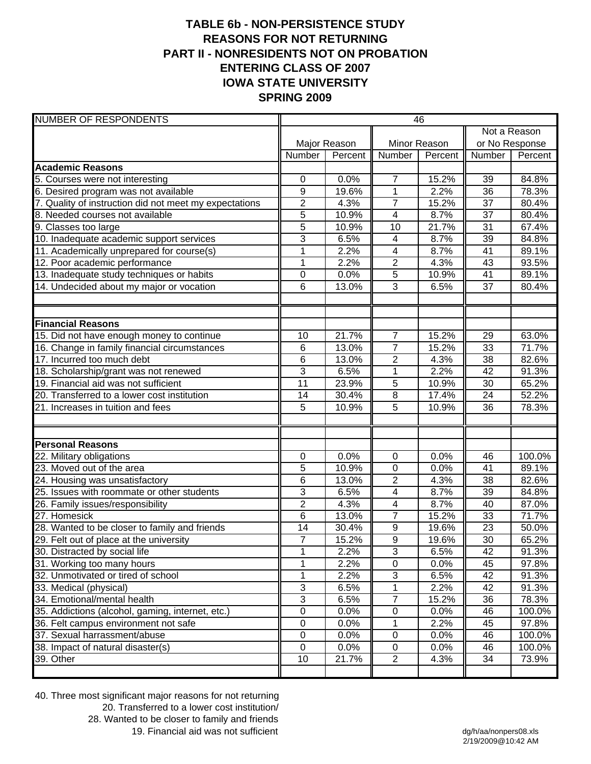# TABLE 6b - NON-PERSISTENCE STUDY
## REASONS FOR NOT RETURNING
## PART II - NONRESIDENTS NOT ON PROBATION
## ENTERING CLASS OF 2007
## IOWA STATE UNIVERSITY
## SPRING 2009

| NUMBER OF RESPONDENTS | 46 | | | | | |
|---|---|---|---|---|---|---|
| | Major Reason | | Minor Reason | | Not a Reason or No Response | |
| | Number | Percent | Number | Percent | Number | Percent |
| **Academic Reasons** | | | | | | |
| 5. Courses were not interesting | 0 | 0.0% | 7 | 15.2% | 39 | 84.8% |
| 6. Desired program was not available | 9 | 19.6% | 1 | 2.2% | 36 | 78.3% |
| 7. Quality of instruction did not meet my expectations | 2 | 4.3% | 7 | 15.2% | 37 | 80.4% |
| 8. Needed courses not available | 5 | 10.9% | 4 | 8.7% | 37 | 80.4% |
| 9. Classes too large | 5 | 10.9% | 10 | 21.7% | 31 | 67.4% |
| 10. Inadequate academic support services | 3 | 6.5% | 4 | 8.7% | 39 | 84.8% |
| 11. Academically unprepared for course(s) | 1 | 2.2% | 4 | 8.7% | 41 | 89.1% |
| 12. Poor academic performance | 1 | 2.2% | 2 | 4.3% | 43 | 93.5% |
| 13. Inadequate study techniques or habits | 0 | 0.0% | 5 | 10.9% | 41 | 89.1% |
| 14. Undecided about my major or vocation | 6 | 13.0% | 3 | 6.5% | 37 | 80.4% |
| | | | | | | |
| | | | | | | |
| **Financial Reasons** | | | | | | |
| 15. Did not have enough money to continue | 10 | 21.7% | 7 | 15.2% | 29 | 63.0% |
| 16. Change in family financial circumstances | 6 | 13.0% | 7 | 15.2% | 33 | 71.7% |
| 17. Incurred too much debt | 6 | 13.0% | 2 | 4.3% | 38 | 82.6% |
| 18. Scholarship/grant was not renewed | 3 | 6.5% | 1 | 2.2% | 42 | 91.3% |
| 19. Financial aid was not sufficient | 11 | 23.9% | 5 | 10.9% | 30 | 65.2% |
| 20. Transferred to a lower cost institution | 14 | 30.4% | 8 | 17.4% | 24 | 52.2% |
| 21. Increases in tuition and fees | 5 | 10.9% | 5 | 10.9% | 36 | 78.3% |
| | | | | | | |
| | | | | | | |
| **Personal Reasons** | | | | | | |
| 22. Military obligations | 0 | 0.0% | 0 | 0.0% | 46 | 100.0% |
| 23. Moved out of the area | 5 | 10.9% | 0 | 0.0% | 41 | 89.1% |
| 24. Housing was unsatisfactory | 6 | 13.0% | 2 | 4.3% | 38 | 82.6% |
| 25. Issues with roommate or other students | 3 | 6.5% | 4 | 8.7% | 39 | 84.8% |
| 26. Family issues/responsibility | 2 | 4.3% | 4 | 8.7% | 40 | 87.0% |
| 27. Homesick | 6 | 13.0% | 7 | 15.2% | 33 | 71.7% |
| 28. Wanted to be closer to family and friends | 14 | 30.4% | 9 | 19.6% | 23 | 50.0% |
| 29. Felt out of place at the university | 7 | 15.2% | 9 | 19.6% | 30 | 65.2% |
| 30. Distracted by social life | 1 | 2.2% | 3 | 6.5% | 42 | 91.3% |
| 31. Working too many hours | 1 | 2.2% | 0 | 0.0% | 45 | 97.8% |
| 32. Unmotivated or tired of school | 1 | 2.2% | 3 | 6.5% | 42 | 91.3% |
| 33. Medical (physical) | 3 | 6.5% | 1 | 2.2% | 42 | 91.3% |
| 34. Emotional/mental health | 3 | 6.5% | 7 | 15.2% | 36 | 78.3% |
| 35. Addictions (alcohol, gaming, internet, etc.) | 0 | 0.0% | 0 | 0.0% | 46 | 100.0% |
| 36. Felt campus environment not safe | 0 | 0.0% | 1 | 2.2% | 45 | 97.8% |
| 37. Sexual harrassment/abuse | 0 | 0.0% | 0 | 0.0% | 46 | 100.0% |
| 38. Impact of natural disaster(s) | 0 | 0.0% | 0 | 0.0% | 46 | 100.0% |
| 39. Other | 10 | 21.7% | 2 | 4.3% | 34 | 73.9% |
| | | | | | | |

40. Three most significant major reasons for not returning
20. Transferred to a lower cost institution/
28. Wanted to be closer to family and friends
19. Financial aid was not sufficient

dg/h/aa/nonpers08.xls
2/19/2009@10:42 AM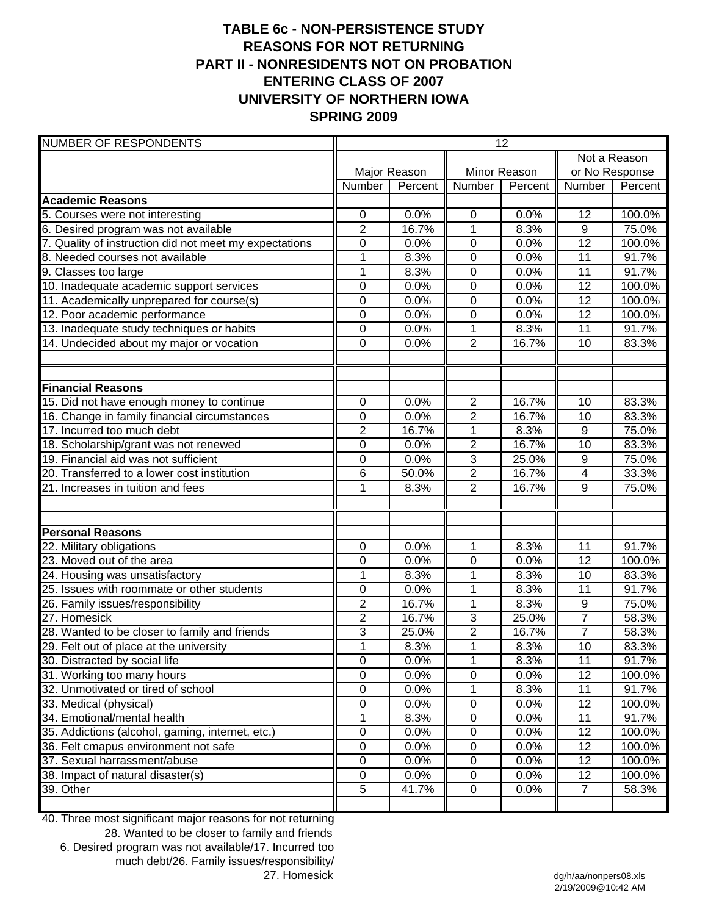# TABLE 6c - NON-PERSISTENCE STUDY
## REASONS FOR NOT RETURNING
## PART II - NONRESIDENTS NOT ON PROBATION
## ENTERING CLASS OF 2007
## UNIVERSITY OF NORTHERN IOWA
## SPRING 2009

| NUMBER OF RESPONDENTS | 12 | | | | | |
|---|---|---|---|---|---|---|
| | Major Reason | | Minor Reason | | Not a Reason or No Response | |
| | Number | Percent | Number | Percent | Number | Percent |
| **Academic Reasons** | | | | | | |
| 5. Courses were not interesting | 0 | 0.0% | 0 | 0.0% | 12 | 100.0% |
| 6. Desired program was not available | 2 | 16.7% | 1 | 8.3% | 9 | 75.0% |
| 7. Quality of instruction did not meet my expectations | 0 | 0.0% | 0 | 0.0% | 12 | 100.0% |
| 8. Needed courses not available | 1 | 8.3% | 0 | 0.0% | 11 | 91.7% |
| 9. Classes too large | 1 | 8.3% | 0 | 0.0% | 11 | 91.7% |
| 10. Inadequate academic support services | 0 | 0.0% | 0 | 0.0% | 12 | 100.0% |
| 11. Academically unprepared for course(s) | 0 | 0.0% | 0 | 0.0% | 12 | 100.0% |
| 12. Poor academic performance | 0 | 0.0% | 0 | 0.0% | 12 | 100.0% |
| 13. Inadequate study techniques or habits | 0 | 0.0% | 1 | 8.3% | 11 | 91.7% |
| 14. Undecided about my major or vocation | 0 | 0.0% | 2 | 16.7% | 10 | 83.3% |
| | | | | | | |
| **Financial Reasons** | | | | | | |
| 15. Did not have enough money to continue | 0 | 0.0% | 2 | 16.7% | 10 | 83.3% |
| 16. Change in family financial circumstances | 0 | 0.0% | 2 | 16.7% | 10 | 83.3% |
| 17. Incurred too much debt | 2 | 16.7% | 1 | 8.3% | 9 | 75.0% |
| 18. Scholarship/grant was not renewed | 0 | 0.0% | 2 | 16.7% | 10 | 83.3% |
| 19. Financial aid was not sufficient | 0 | 0.0% | 3 | 25.0% | 9 | 75.0% |
| 20. Transferred to a lower cost institution | 6 | 50.0% | 2 | 16.7% | 4 | 33.3% |
| 21. Increases in tuition and fees | 1 | 8.3% | 2 | 16.7% | 9 | 75.0% |
| | | | | | | |
| **Personal Reasons** | | | | | | |
| 22. Military obligations | 0 | 0.0% | 1 | 8.3% | 11 | 91.7% |
| 23. Moved out of the area | 0 | 0.0% | 0 | 0.0% | 12 | 100.0% |
| 24. Housing was unsatisfactory | 1 | 8.3% | 1 | 8.3% | 10 | 83.3% |
| 25. Issues with roommate or other students | 0 | 0.0% | 1 | 8.3% | 11 | 91.7% |
| 26. Family issues/responsibility | 2 | 16.7% | 1 | 8.3% | 9 | 75.0% |
| 27. Homesick | 2 | 16.7% | 3 | 25.0% | 7 | 58.3% |
| 28. Wanted to be closer to family and friends | 3 | 25.0% | 2 | 16.7% | 7 | 58.3% |
| 29. Felt out of place at the university | 1 | 8.3% | 1 | 8.3% | 10 | 83.3% |
| 30. Distracted by social life | 0 | 0.0% | 1 | 8.3% | 11 | 91.7% |
| 31. Working too many hours | 0 | 0.0% | 0 | 0.0% | 12 | 100.0% |
| 32. Unmotivated or tired of school | 0 | 0.0% | 1 | 8.3% | 11 | 91.7% |
| 33. Medical (physical) | 0 | 0.0% | 0 | 0.0% | 12 | 100.0% |
| 34. Emotional/mental health | 1 | 8.3% | 0 | 0.0% | 11 | 91.7% |
| 35. Addictions (alcohol, gaming, internet, etc.) | 0 | 0.0% | 0 | 0.0% | 12 | 100.0% |
| 36. Felt cmapus environment not safe | 0 | 0.0% | 0 | 0.0% | 12 | 100.0% |
| 37. Sexual harrassment/abuse | 0 | 0.0% | 0 | 0.0% | 12 | 100.0% |
| 38. Impact of natural disaster(s) | 0 | 0.0% | 0 | 0.0% | 12 | 100.0% |
| 39. Other | 5 | 41.7% | 0 | 0.0% | 7 | 58.3% |

40. Three most significant major reasons for not returning
28. Wanted to be closer to family and friends
6. Desired program was not available/17. Incurred too much debt/26. Family issues/responsibility/ 27. Homesick

dg/h/aa/nonpers08.xls
2/19/2009@10:42 AM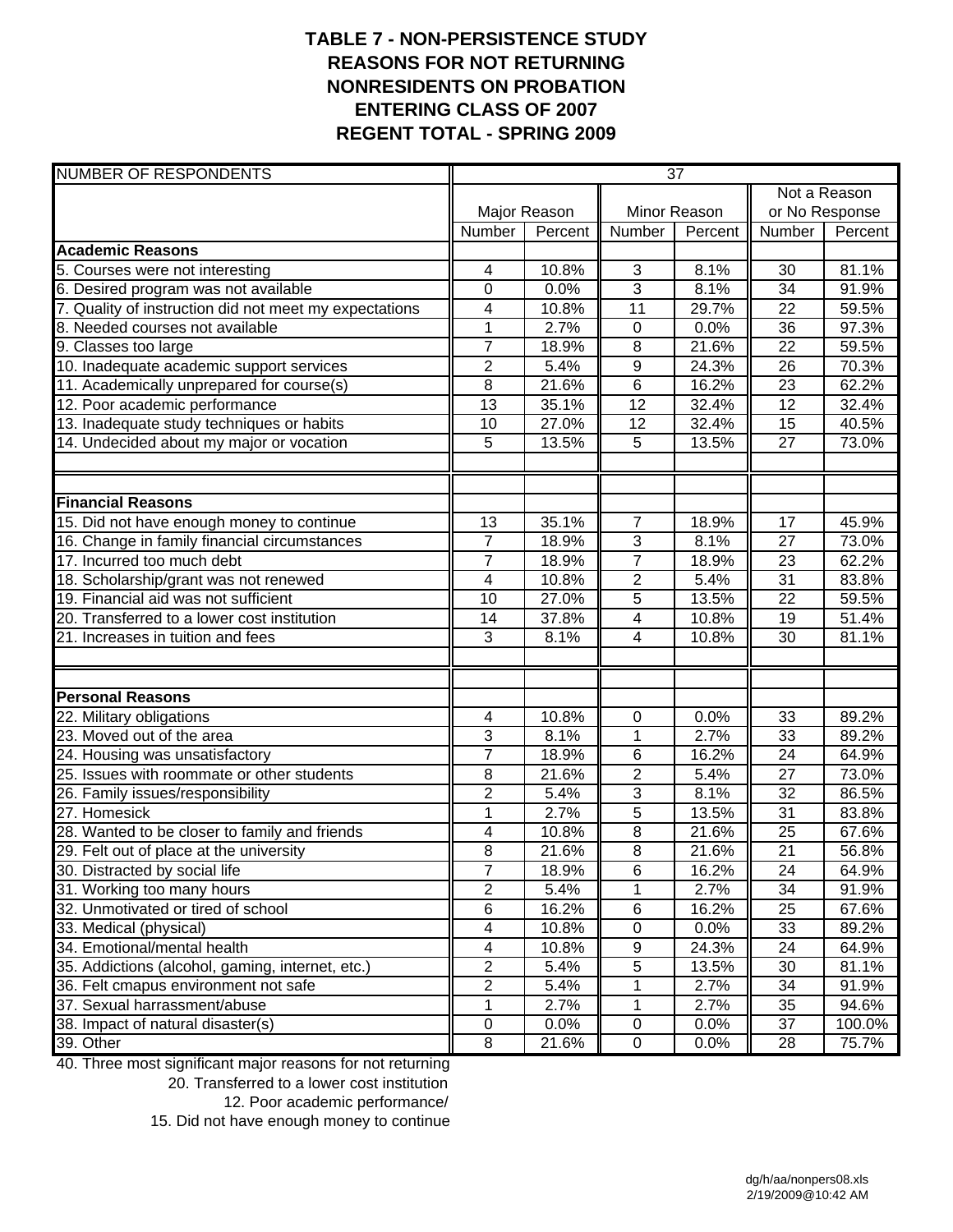# TABLE 7 - NON-PERSISTENCE STUDY
# REASONS FOR NOT RETURNING
# NONRESIDENTS ON PROBATION
# ENTERING CLASS OF 2007
# REGENT TOTAL - SPRING 2009

| NUMBER OF RESPONDENTS | 37 | | | | | |
|---|---|---|---|---|---|---|
| | Major Reason | | Minor Reason | | Not a Reason or No Response | |
| | Number | Percent | Number | Percent | Number | Percent |
| **Academic Reasons** | | | | | | |
| 5. Courses were not interesting | 4 | 10.8% | 3 | 8.1% | 30 | 81.1% |
| 6. Desired program was not available | 0 | 0.0% | 3 | 8.1% | 34 | 91.9% |
| 7. Quality of instruction did not meet my expectations | 4 | 10.8% | 11 | 29.7% | 22 | 59.5% |
| 8. Needed courses not available | 1 | 2.7% | 0 | 0.0% | 36 | 97.3% |
| 9. Classes too large | 7 | 18.9% | 8 | 21.6% | 22 | 59.5% |
| 10. Inadequate academic support services | 2 | 5.4% | 9 | 24.3% | 26 | 70.3% |
| 11. Academically unprepared for course(s) | 8 | 21.6% | 6 | 16.2% | 23 | 62.2% |
| 12. Poor academic performance | 13 | 35.1% | 12 | 32.4% | 12 | 32.4% |
| 13. Inadequate study techniques or habits | 10 | 27.0% | 12 | 32.4% | 15 | 40.5% |
| 14. Undecided about my major or vocation | 5 | 13.5% | 5 | 13.5% | 27 | 73.0% |
| | | | | | | |
| | | | | | | |
| **Financial Reasons** | | | | | | |
| 15. Did not have enough money to continue | 13 | 35.1% | 7 | 18.9% | 17 | 45.9% |
| 16. Change in family financial circumstances | 7 | 18.9% | 3 | 8.1% | 27 | 73.0% |
| 17. Incurred too much debt | 7 | 18.9% | 7 | 18.9% | 23 | 62.2% |
| 18. Scholarship/grant was not renewed | 4 | 10.8% | 2 | 5.4% | 31 | 83.8% |
| 19. Financial aid was not sufficient | 10 | 27.0% | 5 | 13.5% | 22 | 59.5% |
| 20. Transferred to a lower cost institution | 14 | 37.8% | 4 | 10.8% | 19 | 51.4% |
| 21. Increases in tuition and fees | 3 | 8.1% | 4 | 10.8% | 30 | 81.1% |
| | | | | | | |
| | | | | | | |
| **Personal Reasons** | | | | | | |
| 22. Military obligations | 4 | 10.8% | 0 | 0.0% | 33 | 89.2% |
| 23. Moved out of the area | 3 | 8.1% | 1 | 2.7% | 33 | 89.2% |
| 24. Housing was unsatisfactory | 7 | 18.9% | 6 | 16.2% | 24 | 64.9% |
| 25. Issues with roommate or other students | 8 | 21.6% | 2 | 5.4% | 27 | 73.0% |
| 26. Family issues/responsibility | 2 | 5.4% | 3 | 8.1% | 32 | 86.5% |
| 27. Homesick | 1 | 2.7% | 5 | 13.5% | 31 | 83.8% |
| 28. Wanted to be closer to family and friends | 4 | 10.8% | 8 | 21.6% | 25 | 67.6% |
| 29. Felt out of place at the university | 8 | 21.6% | 8 | 21.6% | 21 | 56.8% |
| 30. Distracted by social life | 7 | 18.9% | 6 | 16.2% | 24 | 64.9% |
| 31. Working too many hours | 2 | 5.4% | 1 | 2.7% | 34 | 91.9% |
| 32. Unmotivated or tired of school | 6 | 16.2% | 6 | 16.2% | 25 | 67.6% |
| 33. Medical (physical) | 4 | 10.8% | 0 | 0.0% | 33 | 89.2% |
| 34. Emotional/mental health | 4 | 10.8% | 9 | 24.3% | 24 | 64.9% |
| 35. Addictions (alcohol, gaming, internet, etc.) | 2 | 5.4% | 5 | 13.5% | 30 | 81.1% |
| 36. Felt cmapus environment not safe | 2 | 5.4% | 1 | 2.7% | 34 | 91.9% |
| 37. Sexual harrassment/abuse | 1 | 2.7% | 1 | 2.7% | 35 | 94.6% |
| 38. Impact of natural disaster(s) | 0 | 0.0% | 0 | 0.0% | 37 | 100.0% |
| 39. Other | 8 | 21.6% | 0 | 0.0% | 28 | 75.7% |

40. Three most significant major reasons for not returning

20. Transferred to a lower cost institution

12. Poor academic performance/

15. Did not have enough money to continue

dg/h/aa/nonpers08.xls
2/19/2009@10:42 AM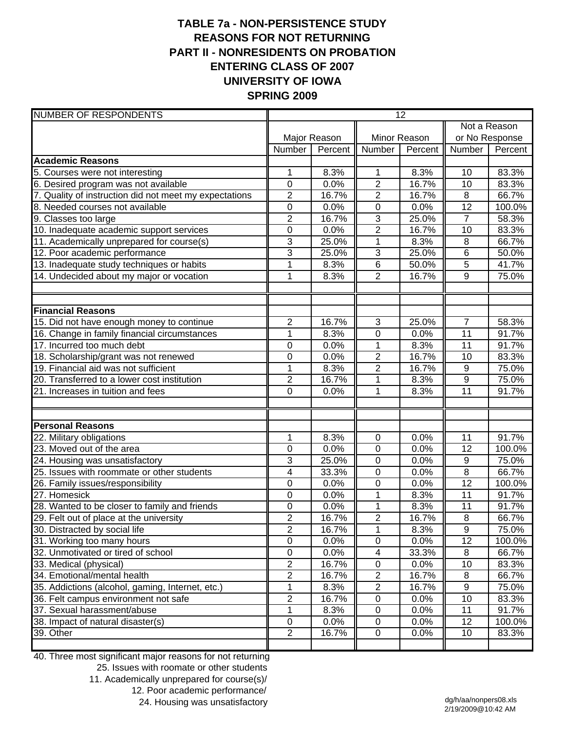# TABLE 7a - NON-PERSISTENCE STUDY
## REASONS FOR NOT RETURNING
## PART II - NONRESIDENTS ON PROBATION
## ENTERING CLASS OF 2007
## UNIVERSITY OF IOWA
## SPRING 2009

| NUMBER OF RESPONDENTS | 12 | | | | | |
|---|---|---|---|---|---|---|
| | Major Reason | | Minor Reason | | Not a Reason or No Response | |
| | Number | Percent | Number | Percent | Number | Percent |
| **Academic Reasons** | | | | | | |
| 5. Courses were not interesting | 1 | 8.3% | 1 | 8.3% | 10 | 83.3% |
| 6. Desired program was not available | 0 | 0.0% | 2 | 16.7% | 10 | 83.3% |
| 7. Quality of instruction did not meet my expectations | 2 | 16.7% | 2 | 16.7% | 8 | 66.7% |
| 8. Needed courses not available | 0 | 0.0% | 0 | 0.0% | 12 | 100.0% |
| 9. Classes too large | 2 | 16.7% | 3 | 25.0% | 7 | 58.3% |
| 10. Inadequate academic support services | 0 | 0.0% | 2 | 16.7% | 10 | 83.3% |
| 11. Academically unprepared for course(s) | 3 | 25.0% | 1 | 8.3% | 8 | 66.7% |
| 12. Poor academic performance | 3 | 25.0% | 3 | 25.0% | 6 | 50.0% |
| 13. Inadequate study techniques or habits | 1 | 8.3% | 6 | 50.0% | 5 | 41.7% |
| 14. Undecided about my major or vocation | 1 | 8.3% | 2 | 16.7% | 9 | 75.0% |
| | | | | | | |
| **Financial Reasons** | | | | | | |
| 15. Did not have enough money to continue | 2 | 16.7% | 3 | 25.0% | 7 | 58.3% |
| 16. Change in family financial circumstances | 1 | 8.3% | 0 | 0.0% | 11 | 91.7% |
| 17. Incurred too much debt | 0 | 0.0% | 1 | 8.3% | 11 | 91.7% |
| 18. Scholarship/grant was not renewed | 0 | 0.0% | 2 | 16.7% | 10 | 83.3% |
| 19. Financial aid was not sufficient | 1 | 8.3% | 2 | 16.7% | 9 | 75.0% |
| 20. Transferred to a lower cost institution | 2 | 16.7% | 1 | 8.3% | 9 | 75.0% |
| 21. Increases in tuition and fees | 0 | 0.0% | 1 | 8.3% | 11 | 91.7% |
| | | | | | | |
| **Personal Reasons** | | | | | | |
| 22. Military obligations | 1 | 8.3% | 0 | 0.0% | 11 | 91.7% |
| 23. Moved out of the area | 0 | 0.0% | 0 | 0.0% | 12 | 100.0% |
| 24. Housing was unsatisfactory | 3 | 25.0% | 0 | 0.0% | 9 | 75.0% |
| 25. Issues with roommate or other students | 4 | 33.3% | 0 | 0.0% | 8 | 66.7% |
| 26. Family issues/responsibility | 0 | 0.0% | 0 | 0.0% | 12 | 100.0% |
| 27. Homesick | 0 | 0.0% | 1 | 8.3% | 11 | 91.7% |
| 28. Wanted to be closer to family and friends | 0 | 0.0% | 1 | 8.3% | 11 | 91.7% |
| 29. Felt out of place at the university | 2 | 16.7% | 2 | 16.7% | 8 | 66.7% |
| 30. Distracted by social life | 2 | 16.7% | 1 | 8.3% | 9 | 75.0% |
| 31. Working too many hours | 0 | 0.0% | 0 | 0.0% | 12 | 100.0% |
| 32. Unmotivated or tired of school | 0 | 0.0% | 4 | 33.3% | 8 | 66.7% |
| 33. Medical (physical) | 2 | 16.7% | 0 | 0.0% | 10 | 83.3% |
| 34. Emotional/mental health | 2 | 16.7% | 2 | 16.7% | 8 | 66.7% |
| 35. Addictions (alcohol, gaming, Internet, etc.) | 1 | 8.3% | 2 | 16.7% | 9 | 75.0% |
| 36. Felt campus environment not safe | 2 | 16.7% | 0 | 0.0% | 10 | 83.3% |
| 37. Sexual harassment/abuse | 1 | 8.3% | 0 | 0.0% | 11 | 91.7% |
| 38. Impact of natural disaster(s) | 0 | 0.0% | 0 | 0.0% | 12 | 100.0% |
| 39. Other | 2 | 16.7% | 0 | 0.0% | 10 | 83.3% |

40. Three most significant major reasons for not returning

25. Issues with roomate or other students
11. Academically unprepared for course(s)/
12. Poor academic performance/
24. Housing was unsatisfactory

dg/h/aa/nonpers08.xls
2/19/2009@10:42 AM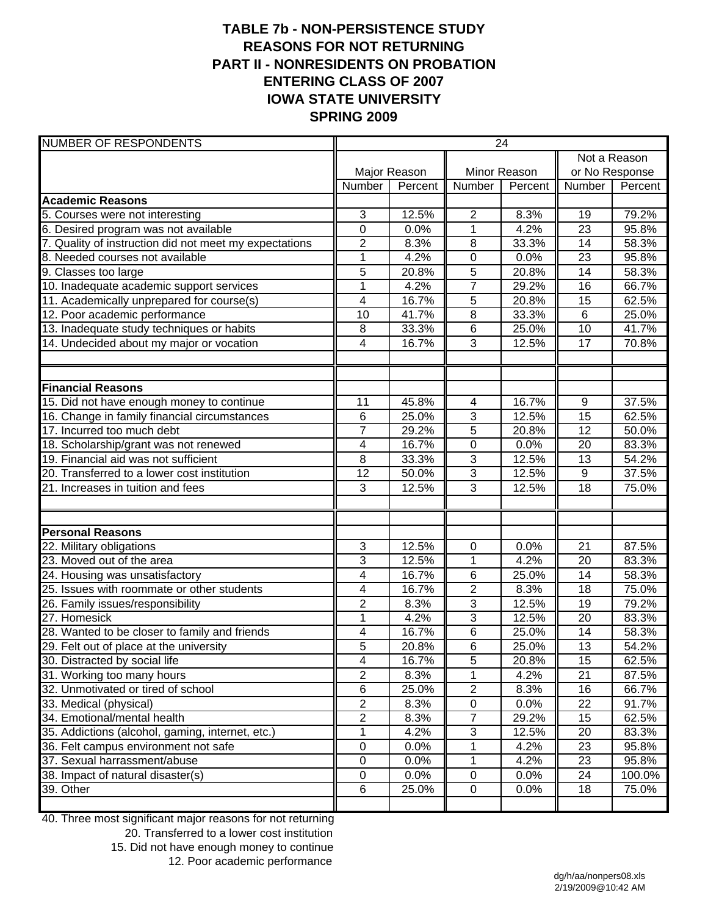# TABLE 7b - NON-PERSISTENCE STUDY
## REASONS FOR NOT RETURNING
## PART II - NONRESIDENTS ON PROBATION
## ENTERING CLASS OF 2007
## IOWA STATE UNIVERSITY
## SPRING 2009

| NUMBER OF RESPONDENTS | 24 | | | | | |
|---|---|---|---|---|---|---|
| | Major Reason | | Minor Reason | | Not a Reason or No Response | |
| | Number | Percent | Number | Percent | Number | Percent |
| **Academic Reasons** | | | | | | |
| 5. Courses were not interesting | 3 | 12.5% | 2 | 8.3% | 19 | 79.2% |
| 6. Desired program was not available | 0 | 0.0% | 1 | 4.2% | 23 | 95.8% |
| 7. Quality of instruction did not meet my expectations | 2 | 8.3% | 8 | 33.3% | 14 | 58.3% |
| 8. Needed courses not available | 1 | 4.2% | 0 | 0.0% | 23 | 95.8% |
| 9. Classes too large | 5 | 20.8% | 5 | 20.8% | 14 | 58.3% |
| 10. Inadequate academic support services | 1 | 4.2% | 7 | 29.2% | 16 | 66.7% |
| 11. Academically unprepared for course(s) | 4 | 16.7% | 5 | 20.8% | 15 | 62.5% |
| 12. Poor academic performance | 10 | 41.7% | 8 | 33.3% | 6 | 25.0% |
| 13. Inadequate study techniques or habits | 8 | 33.3% | 6 | 25.0% | 10 | 41.7% |
| 14. Undecided about my major or vocation | 4 | 16.7% | 3 | 12.5% | 17 | 70.8% |
| | | | | | | |
| | | | | | | |
| **Financial Reasons** | | | | | | |
| 15. Did not have enough money to continue | 11 | 45.8% | 4 | 16.7% | 9 | 37.5% |
| 16. Change in family financial circumstances | 6 | 25.0% | 3 | 12.5% | 15 | 62.5% |
| 17. Incurred too much debt | 7 | 29.2% | 5 | 20.8% | 12 | 50.0% |
| 18. Scholarship/grant was not renewed | 4 | 16.7% | 0 | 0.0% | 20 | 83.3% |
| 19. Financial aid was not sufficient | 8 | 33.3% | 3 | 12.5% | 13 | 54.2% |
| 20. Transferred to a lower cost institution | 12 | 50.0% | 3 | 12.5% | 9 | 37.5% |
| 21. Increases in tuition and fees | 3 | 12.5% | 3 | 12.5% | 18 | 75.0% |
| | | | | | | |
| | | | | | | |
| **Personal Reasons** | | | | | | |
| 22. Military obligations | 3 | 12.5% | 0 | 0.0% | 21 | 87.5% |
| 23. Moved out of the area | 3 | 12.5% | 1 | 4.2% | 20 | 83.3% |
| 24. Housing was unsatisfactory | 4 | 16.7% | 6 | 25.0% | 14 | 58.3% |
| 25. Issues with roommate or other students | 4 | 16.7% | 2 | 8.3% | 18 | 75.0% |
| 26. Family issues/responsibility | 2 | 8.3% | 3 | 12.5% | 19 | 79.2% |
| 27. Homesick | 1 | 4.2% | 3 | 12.5% | 20 | 83.3% |
| 28. Wanted to be closer to family and friends | 4 | 16.7% | 6 | 25.0% | 14 | 58.3% |
| 29. Felt out of place at the university | 5 | 20.8% | 6 | 25.0% | 13 | 54.2% |
| 30. Distracted by social life | 4 | 16.7% | 5 | 20.8% | 15 | 62.5% |
| 31. Working too many hours | 2 | 8.3% | 1 | 4.2% | 21 | 87.5% |
| 32. Unmotivated or tired of school | 6 | 25.0% | 2 | 8.3% | 16 | 66.7% |
| 33. Medical (physical) | 2 | 8.3% | 0 | 0.0% | 22 | 91.7% |
| 34. Emotional/mental health | 2 | 8.3% | 7 | 29.2% | 15 | 62.5% |
| 35. Addictions (alcohol, gaming, internet, etc.) | 1 | 4.2% | 3 | 12.5% | 20 | 83.3% |
| 36. Felt campus environment not safe | 0 | 0.0% | 1 | 4.2% | 23 | 95.8% |
| 37. Sexual harrassment/abuse | 0 | 0.0% | 1 | 4.2% | 23 | 95.8% |
| 38. Impact of natural disaster(s) | 0 | 0.0% | 0 | 0.0% | 24 | 100.0% |
| 39. Other | 6 | 25.0% | 0 | 0.0% | 18 | 75.0% |
| | | | | | | |

40. Three most significant major reasons for not returning

20. Transferred to a lower cost institution
15. Did not have enough money to continue
12. Poor academic performance

dg/h/aa/nonpers08.xls
2/19/2009@10:42 AM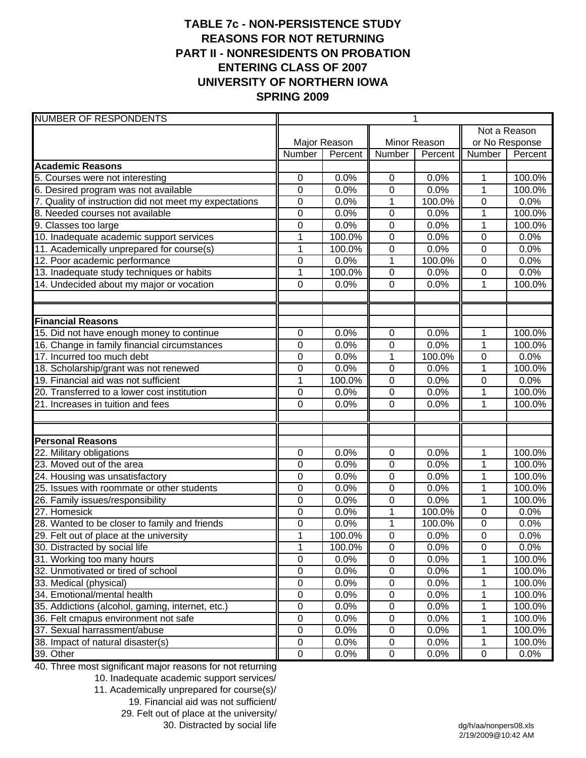# TABLE 7c - NON-PERSISTENCE STUDY
## REASONS FOR NOT RETURNING
## PART II - NONRESIDENTS ON PROBATION
## ENTERING CLASS OF 2007
## UNIVERSITY OF NORTHERN IOWA
## SPRING 2009

| NUMBER OF RESPONDENTS | 1 | | | | | |
|---|---|---|---|---|---|---|
| | Major Reason | | Minor Reason | | Not a Reason or No Response | |
| | Number | Percent | Number | Percent | Number | Percent |
| **Academic Reasons** | | | | | | |
| 5. Courses were not interesting | 0 | 0.0% | 0 | 0.0% | 1 | 100.0% |
| 6. Desired program was not available | 0 | 0.0% | 0 | 0.0% | 1 | 100.0% |
| 7. Quality of instruction did not meet my expectations | 0 | 0.0% | 1 | 100.0% | 0 | 0.0% |
| 8. Needed courses not available | 0 | 0.0% | 0 | 0.0% | 1 | 100.0% |
| 9. Classes too large | 0 | 0.0% | 0 | 0.0% | 1 | 100.0% |
| 10. Inadequate academic support services | 1 | 100.0% | 0 | 0.0% | 0 | 0.0% |
| 11. Academically unprepared for course(s) | 1 | 100.0% | 0 | 0.0% | 0 | 0.0% |
| 12. Poor academic performance | 0 | 0.0% | 1 | 100.0% | 0 | 0.0% |
| 13. Inadequate study techniques or habits | 1 | 100.0% | 0 | 0.0% | 0 | 0.0% |
| 14. Undecided about my major or vocation | 0 | 0.0% | 0 | 0.0% | 1 | 100.0% |
| | | | | | | |
| | | | | | | |
| **Financial Reasons** | | | | | | |
| 15. Did not have enough money to continue | 0 | 0.0% | 0 | 0.0% | 1 | 100.0% |
| 16. Change in family financial circumstances | 0 | 0.0% | 0 | 0.0% | 1 | 100.0% |
| 17. Incurred too much debt | 0 | 0.0% | 1 | 100.0% | 0 | 0.0% |
| 18. Scholarship/grant was not renewed | 0 | 0.0% | 0 | 0.0% | 1 | 100.0% |
| 19. Financial aid was not sufficient | 1 | 100.0% | 0 | 0.0% | 0 | 0.0% |
| 20. Transferred to a lower cost institution | 0 | 0.0% | 0 | 0.0% | 1 | 100.0% |
| 21. Increases in tuition and fees | 0 | 0.0% | 0 | 0.0% | 1 | 100.0% |
| | | | | | | |
| | | | | | | |
| **Personal Reasons** | | | | | | |
| 22. Military obligations | 0 | 0.0% | 0 | 0.0% | 1 | 100.0% |
| 23. Moved out of the area | 0 | 0.0% | 0 | 0.0% | 1 | 100.0% |
| 24. Housing was unsatisfactory | 0 | 0.0% | 0 | 0.0% | 1 | 100.0% |
| 25. Issues with roommate or other students | 0 | 0.0% | 0 | 0.0% | 1 | 100.0% |
| 26. Family issues/responsibility | 0 | 0.0% | 0 | 0.0% | 1 | 100.0% |
| 27. Homesick | 0 | 0.0% | 1 | 100.0% | 0 | 0.0% |
| 28. Wanted to be closer to family and friends | 0 | 0.0% | 1 | 100.0% | 0 | 0.0% |
| 29. Felt out of place at the university | 1 | 100.0% | 0 | 0.0% | 0 | 0.0% |
| 30. Distracted by social life | 1 | 100.0% | 0 | 0.0% | 0 | 0.0% |
| 31. Working too many hours | 0 | 0.0% | 0 | 0.0% | 1 | 100.0% |
| 32. Unmotivated or tired of school | 0 | 0.0% | 0 | 0.0% | 1 | 100.0% |
| 33. Medical (physical) | 0 | 0.0% | 0 | 0.0% | 1 | 100.0% |
| 34. Emotional/mental health | 0 | 0.0% | 0 | 0.0% | 1 | 100.0% |
| 35. Addictions (alcohol, gaming, internet, etc.) | 0 | 0.0% | 0 | 0.0% | 1 | 100.0% |
| 36. Felt cmapus environment not safe | 0 | 0.0% | 0 | 0.0% | 1 | 100.0% |
| 37. Sexual harrassment/abuse | 0 | 0.0% | 0 | 0.0% | 1 | 100.0% |
| 38. Impact of natural disaster(s) | 0 | 0.0% | 0 | 0.0% | 1 | 100.0% |
| 39. Other | 0 | 0.0% | 0 | 0.0% | 0 | 0.0% |

40. Three most significant major reasons for not returning

10. Inadequate academic support services/
11. Academically unprepared for course(s)/
19. Financial aid was not sufficient/
29. Felt out of place at the university/
30. Distracted by social life

dg/h/aa/nonpers08.xls
2/19/2009@10:42 AM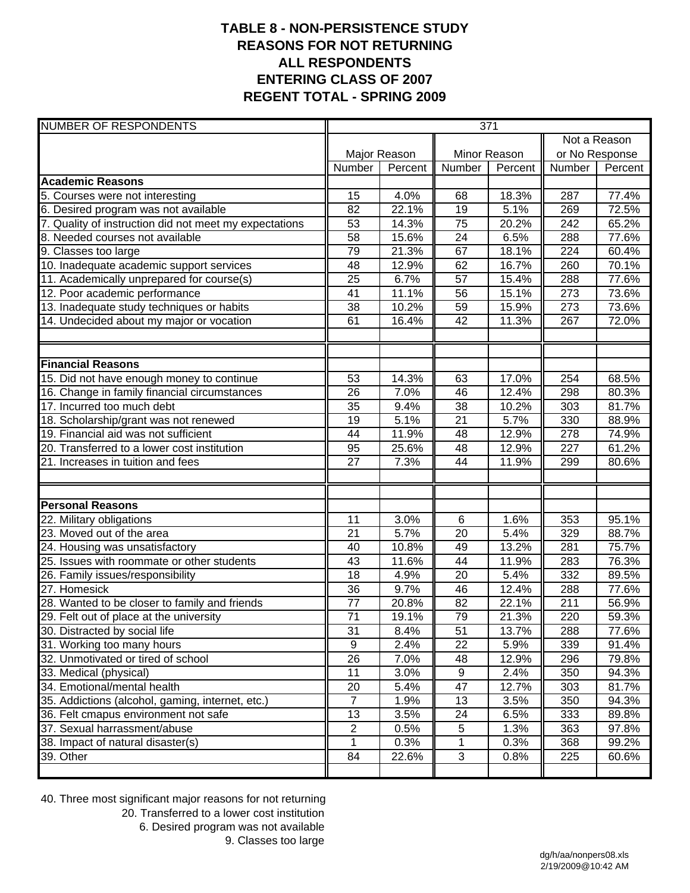# TABLE 8 - NON-PERSISTENCE STUDY
## REASONS FOR NOT RETURNING
## ALL RESPONDENTS
## ENTERING CLASS OF 2007
## REGENT TOTAL - SPRING 2009

| NUMBER OF RESPONDENTS | 371 | | | | | |
|---|---|---|---|---|---|---|
| | Major Reason | | Minor Reason | | Not a Reason or No Response | |
| | Number | Percent | Number | Percent | Number | Percent |
| **Academic Reasons** | | | | | | |
| 5. Courses were not interesting | 15 | 4.0% | 68 | 18.3% | 287 | 77.4% |
| 6. Desired program was not available | 82 | 22.1% | 19 | 5.1% | 269 | 72.5% |
| 7. Quality of instruction did not meet my expectations | 53 | 14.3% | 75 | 20.2% | 242 | 65.2% |
| 8. Needed courses not available | 58 | 15.6% | 24 | 6.5% | 288 | 77.6% |
| 9. Classes too large | 79 | 21.3% | 67 | 18.1% | 224 | 60.4% |
| 10. Inadequate academic support services | 48 | 12.9% | 62 | 16.7% | 260 | 70.1% |
| 11. Academically unprepared for course(s) | 25 | 6.7% | 57 | 15.4% | 288 | 77.6% |
| 12. Poor academic performance | 41 | 11.1% | 56 | 15.1% | 273 | 73.6% |
| 13. Inadequate study techniques or habits | 38 | 10.2% | 59 | 15.9% | 273 | 73.6% |
| 14. Undecided about my major or vocation | 61 | 16.4% | 42 | 11.3% | 267 | 72.0% |
| | | | | | | |
| | | | | | | |
| **Financial Reasons** | | | | | | |
| 15. Did not have enough money to continue | 53 | 14.3% | 63 | 17.0% | 254 | 68.5% |
| 16. Change in family financial circumstances | 26 | 7.0% | 46 | 12.4% | 298 | 80.3% |
| 17. Incurred too much debt | 35 | 9.4% | 38 | 10.2% | 303 | 81.7% |
| 18. Scholarship/grant was not renewed | 19 | 5.1% | 21 | 5.7% | 330 | 88.9% |
| 19. Financial aid was not sufficient | 44 | 11.9% | 48 | 12.9% | 278 | 74.9% |
| 20. Transferred to a lower cost institution | 95 | 25.6% | 48 | 12.9% | 227 | 61.2% |
| 21. Increases in tuition and fees | 27 | 7.3% | 44 | 11.9% | 299 | 80.6% |
| | | | | | | |
| | | | | | | |
| **Personal Reasons** | | | | | | |
| 22. Military obligations | 11 | 3.0% | 6 | 1.6% | 353 | 95.1% |
| 23. Moved out of the area | 21 | 5.7% | 20 | 5.4% | 329 | 88.7% |
| 24. Housing was unsatisfactory | 40 | 10.8% | 49 | 13.2% | 281 | 75.7% |
| 25. Issues with roommate or other students | 43 | 11.6% | 44 | 11.9% | 283 | 76.3% |
| 26. Family issues/responsibility | 18 | 4.9% | 20 | 5.4% | 332 | 89.5% |
| 27. Homesick | 36 | 9.7% | 46 | 12.4% | 288 | 77.6% |
| 28. Wanted to be closer to family and friends | 77 | 20.8% | 82 | 22.1% | 211 | 56.9% |
| 29. Felt out of place at the university | 71 | 19.1% | 79 | 21.3% | 220 | 59.3% |
| 30. Distracted by social life | 31 | 8.4% | 51 | 13.7% | 288 | 77.6% |
| 31. Working too many hours | 9 | 2.4% | 22 | 5.9% | 339 | 91.4% |
| 32. Unmotivated or tired of school | 26 | 7.0% | 48 | 12.9% | 296 | 79.8% |
| 33. Medical (physical) | 11 | 3.0% | 9 | 2.4% | 350 | 94.3% |
| 34. Emotional/mental health | 20 | 5.4% | 47 | 12.7% | 303 | 81.7% |
| 35. Addictions (alcohol, gaming, internet, etc.) | 7 | 1.9% | 13 | 3.5% | 350 | 94.3% |
| 36. Felt cmapus environment not safe | 13 | 3.5% | 24 | 6.5% | 333 | 89.8% |
| 37. Sexual harrassment/abuse | 2 | 0.5% | 5 | 1.3% | 363 | 97.8% |
| 38. Impact of natural disaster(s) | 1 | 0.3% | 1 | 0.3% | 368 | 99.2% |
| 39. Other | 84 | 22.6% | 3 | 0.8% | 225 | 60.6% |
| | | | | | | |

40. Three most significant major reasons for not returning
- 20. Transferred to a lower cost institution
- 6. Desired program was not available
- 9. Classes too large

dg/h/aa/nonpers08.xls
2/19/2009@10:42 AM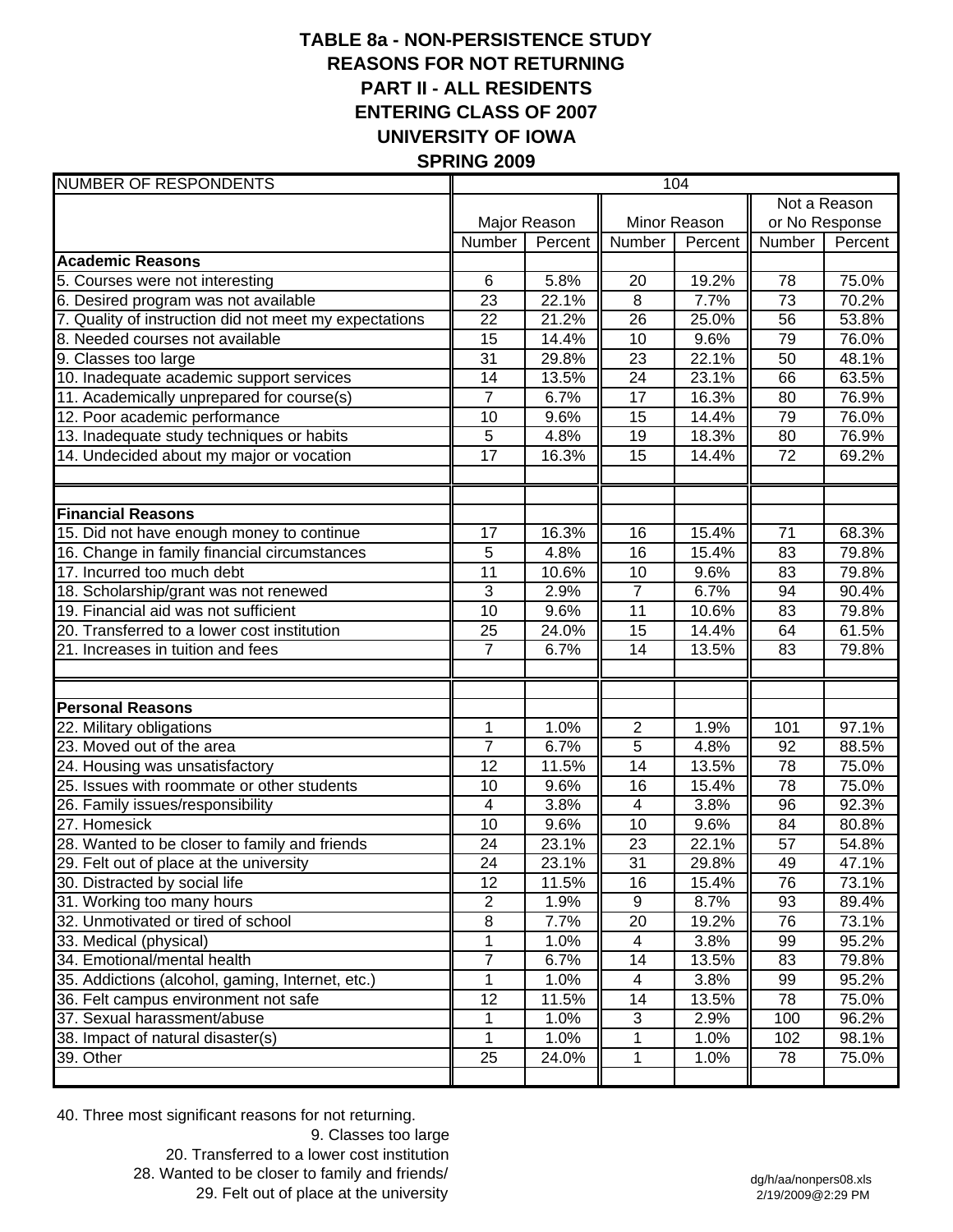# TABLE 8a - NON-PERSISTENCE STUDY
## REASONS FOR NOT RETURNING
## PART II - ALL RESIDENTS
## ENTERING CLASS OF 2007
## UNIVERSITY OF IOWA
## SPRING 2009

| NUMBER OF RESPONDENTS | 104 | | | | | |
|---|---|---|---|---|---|---|
| | Major Reason | | Minor Reason | | Not a Reason or No Response | |
| | Number | Percent | Number | Percent | Number | Percent |
| **Academic Reasons** | | | | | | |
| 5. Courses were not interesting | 6 | 5.8% | 20 | 19.2% | 78 | 75.0% |
| 6. Desired program was not available | 23 | 22.1% | 8 | 7.7% | 73 | 70.2% |
| 7. Quality of instruction did not meet my expectations | 22 | 21.2% | 26 | 25.0% | 56 | 53.8% |
| 8. Needed courses not available | 15 | 14.4% | 10 | 9.6% | 79 | 76.0% |
| 9. Classes too large | 31 | 29.8% | 23 | 22.1% | 50 | 48.1% |
| 10. Inadequate academic support services | 14 | 13.5% | 24 | 23.1% | 66 | 63.5% |
| 11. Academically unprepared for course(s) | 7 | 6.7% | 17 | 16.3% | 80 | 76.9% |
| 12. Poor academic performance | 10 | 9.6% | 15 | 14.4% | 79 | 76.0% |
| 13. Inadequate study techniques or habits | 5 | 4.8% | 19 | 18.3% | 80 | 76.9% |
| 14. Undecided about my major or vocation | 17 | 16.3% | 15 | 14.4% | 72 | 69.2% |
| | | | | | | |
| **Financial Reasons** | | | | | | |
| 15. Did not have enough money to continue | 17 | 16.3% | 16 | 15.4% | 71 | 68.3% |
| 16. Change in family financial circumstances | 5 | 4.8% | 16 | 15.4% | 83 | 79.8% |
| 17. Incurred too much debt | 11 | 10.6% | 10 | 9.6% | 83 | 79.8% |
| 18. Scholarship/grant was not renewed | 3 | 2.9% | 7 | 6.7% | 94 | 90.4% |
| 19. Financial aid was not sufficient | 10 | 9.6% | 11 | 10.6% | 83 | 79.8% |
| 20. Transferred to a lower cost institution | 25 | 24.0% | 15 | 14.4% | 64 | 61.5% |
| 21. Increases in tuition and fees | 7 | 6.7% | 14 | 13.5% | 83 | 79.8% |
| | | | | | | |
| **Personal Reasons** | | | | | | |
| 22. Military obligations | 1 | 1.0% | 2 | 1.9% | 101 | 97.1% |
| 23. Moved out of the area | 7 | 6.7% | 5 | 4.8% | 92 | 88.5% |
| 24. Housing was unsatisfactory | 12 | 11.5% | 14 | 13.5% | 78 | 75.0% |
| 25. Issues with roommate or other students | 10 | 9.6% | 16 | 15.4% | 78 | 75.0% |
| 26. Family issues/responsibility | 4 | 3.8% | 4 | 3.8% | 96 | 92.3% |
| 27. Homesick | 10 | 9.6% | 10 | 9.6% | 84 | 80.8% |
| 28. Wanted to be closer to family and friends | 24 | 23.1% | 23 | 22.1% | 57 | 54.8% |
| 29. Felt out of place at the university | 24 | 23.1% | 31 | 29.8% | 49 | 47.1% |
| 30. Distracted by social life | 12 | 11.5% | 16 | 15.4% | 76 | 73.1% |
| 31. Working too many hours | 2 | 1.9% | 9 | 8.7% | 93 | 89.4% |
| 32. Unmotivated or tired of school | 8 | 7.7% | 20 | 19.2% | 76 | 73.1% |
| 33. Medical (physical) | 1 | 1.0% | 4 | 3.8% | 99 | 95.2% |
| 34. Emotional/mental health | 7 | 6.7% | 14 | 13.5% | 83 | 79.8% |
| 35. Addictions (alcohol, gaming, Internet, etc.) | 1 | 1.0% | 4 | 3.8% | 99 | 95.2% |
| 36. Felt campus environment not safe | 12 | 11.5% | 14 | 13.5% | 78 | 75.0% |
| 37. Sexual harassment/abuse | 1 | 1.0% | 3 | 2.9% | 100 | 96.2% |
| 38. Impact of natural disaster(s) | 1 | 1.0% | 1 | 1.0% | 102 | 98.1% |
| 39. Other | 25 | 24.0% | 1 | 1.0% | 78 | 75.0% |

40. Three most significant reasons for not returning.

9. Classes too large
20. Transferred to a lower cost institution
28. Wanted to be closer to family and friends/
29. Felt out of place at the university

dg/h/aa/nonpers08.xls
2/19/2009@2:29 PM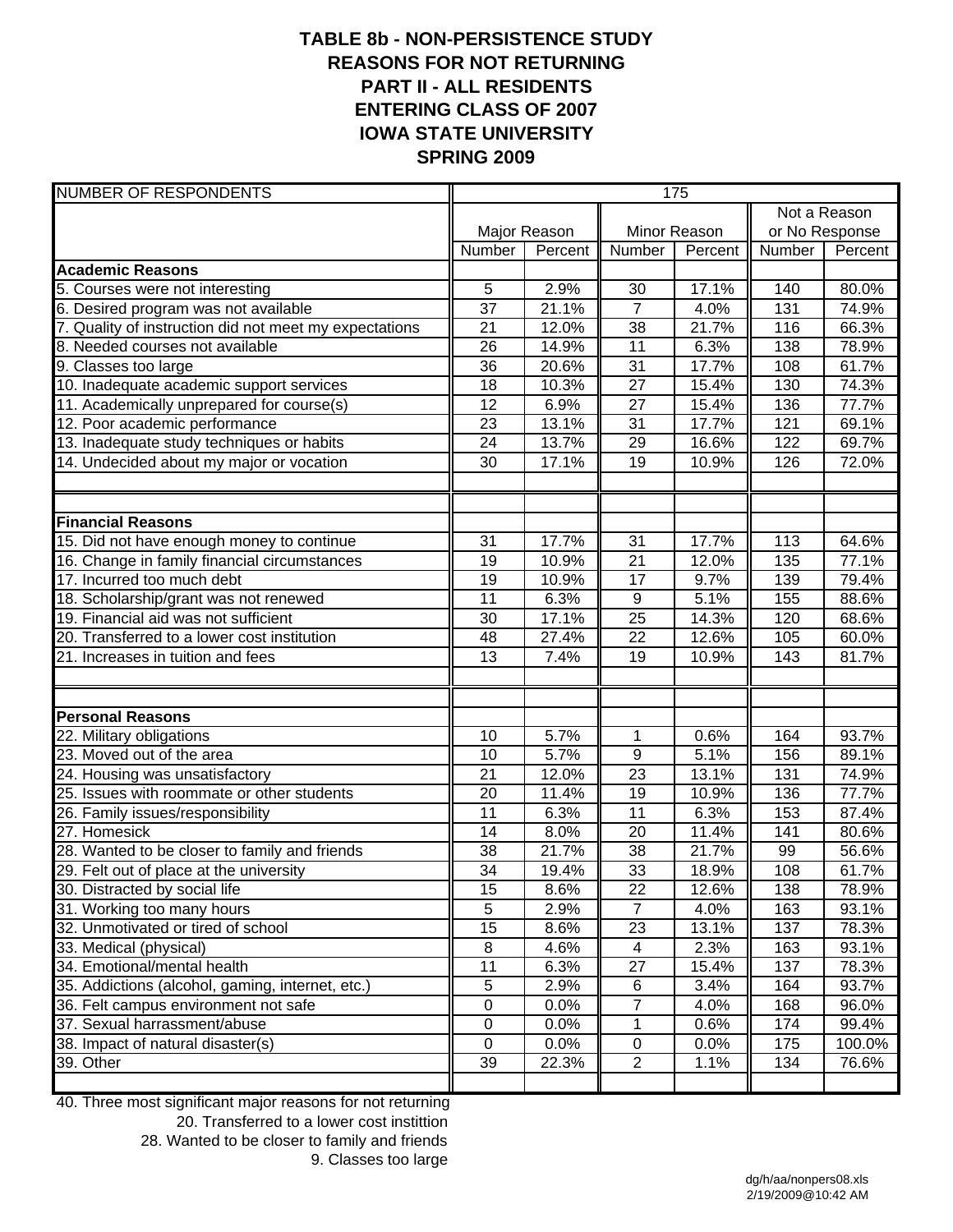# TABLE 8b - NON-PERSISTENCE STUDY
# REASONS FOR NOT RETURNING
# PART II - ALL RESIDENTS
# ENTERING CLASS OF 2007
# IOWA STATE UNIVERSITY
# SPRING 2009

| NUMBER OF RESPONDENTS | 175 | | | | | |
|---|---|---|---|---|---|---|
| | Major Reason | | Minor Reason | | Not a Reason or No Response | |
| | Number | Percent | Number | Percent | Number | Percent |
| **Academic Reasons** | | | | | | |
| 5. Courses were not interesting | 5 | 2.9% | 30 | 17.1% | 140 | 80.0% |
| 6. Desired program was not available | 37 | 21.1% | 7 | 4.0% | 131 | 74.9% |
| 7. Quality of instruction did not meet my expectations | 21 | 12.0% | 38 | 21.7% | 116 | 66.3% |
| 8. Needed courses not available | 26 | 14.9% | 11 | 6.3% | 138 | 78.9% |
| 9. Classes too large | 36 | 20.6% | 31 | 17.7% | 108 | 61.7% |
| 10. Inadequate academic support services | 18 | 10.3% | 27 | 15.4% | 130 | 74.3% |
| 11. Academically unprepared for course(s) | 12 | 6.9% | 27 | 15.4% | 136 | 77.7% |
| 12. Poor academic performance | 23 | 13.1% | 31 | 17.7% | 121 | 69.1% |
| 13. Inadequate study techniques or habits | 24 | 13.7% | 29 | 16.6% | 122 | 69.7% |
| 14. Undecided about my major or vocation | 30 | 17.1% | 19 | 10.9% | 126 | 72.0% |
| | | | | | | |
| | | | | | | |
| **Financial Reasons** | | | | | | |
| 15. Did not have enough money to continue | 31 | 17.7% | 31 | 17.7% | 113 | 64.6% |
| 16. Change in family financial circumstances | 19 | 10.9% | 21 | 12.0% | 135 | 77.1% |
| 17. Incurred too much debt | 19 | 10.9% | 17 | 9.7% | 139 | 79.4% |
| 18. Scholarship/grant was not renewed | 11 | 6.3% | 9 | 5.1% | 155 | 88.6% |
| 19. Financial aid was not sufficient | 30 | 17.1% | 25 | 14.3% | 120 | 68.6% |
| 20. Transferred to a lower cost institution | 48 | 27.4% | 22 | 12.6% | 105 | 60.0% |
| 21. Increases in tuition and fees | 13 | 7.4% | 19 | 10.9% | 143 | 81.7% |
| | | | | | | |
| | | | | | | |
| **Personal Reasons** | | | | | | |
| 22. Military obligations | 10 | 5.7% | 1 | 0.6% | 164 | 93.7% |
| 23. Moved out of the area | 10 | 5.7% | 9 | 5.1% | 156 | 89.1% |
| 24. Housing was unsatisfactory | 21 | 12.0% | 23 | 13.1% | 131 | 74.9% |
| 25. Issues with roommate or other students | 20 | 11.4% | 19 | 10.9% | 136 | 77.7% |
| 26. Family issues/responsibility | 11 | 6.3% | 11 | 6.3% | 153 | 87.4% |
| 27. Homesick | 14 | 8.0% | 20 | 11.4% | 141 | 80.6% |
| 28. Wanted to be closer to family and friends | 38 | 21.7% | 38 | 21.7% | 99 | 56.6% |
| 29. Felt out of place at the university | 34 | 19.4% | 33 | 18.9% | 108 | 61.7% |
| 30. Distracted by social life | 15 | 8.6% | 22 | 12.6% | 138 | 78.9% |
| 31. Working too many hours | 5 | 2.9% | 7 | 4.0% | 163 | 93.1% |
| 32. Unmotivated or tired of school | 15 | 8.6% | 23 | 13.1% | 137 | 78.3% |
| 33. Medical (physical) | 8 | 4.6% | 4 | 2.3% | 163 | 93.1% |
| 34. Emotional/mental health | 11 | 6.3% | 27 | 15.4% | 137 | 78.3% |
| 35. Addictions (alcohol, gaming, internet, etc.) | 5 | 2.9% | 6 | 3.4% | 164 | 93.7% |
| 36. Felt campus environment not safe | 0 | 0.0% | 7 | 4.0% | 168 | 96.0% |
| 37. Sexual harrassment/abuse | 0 | 0.0% | 1 | 0.6% | 174 | 99.4% |
| 38. Impact of natural disaster(s) | 0 | 0.0% | 0 | 0.0% | 175 | 100.0% |
| 39. Other | 39 | 22.3% | 2 | 1.1% | 134 | 76.6% |
| | | | | | | |

40. Three most significant major reasons for not returning

20. Transferred to a lower cost institition
28. Wanted to be closer to family and friends
9. Classes too large

dg/h/aa/nonpers08.xls
2/19/2009@10:42 AM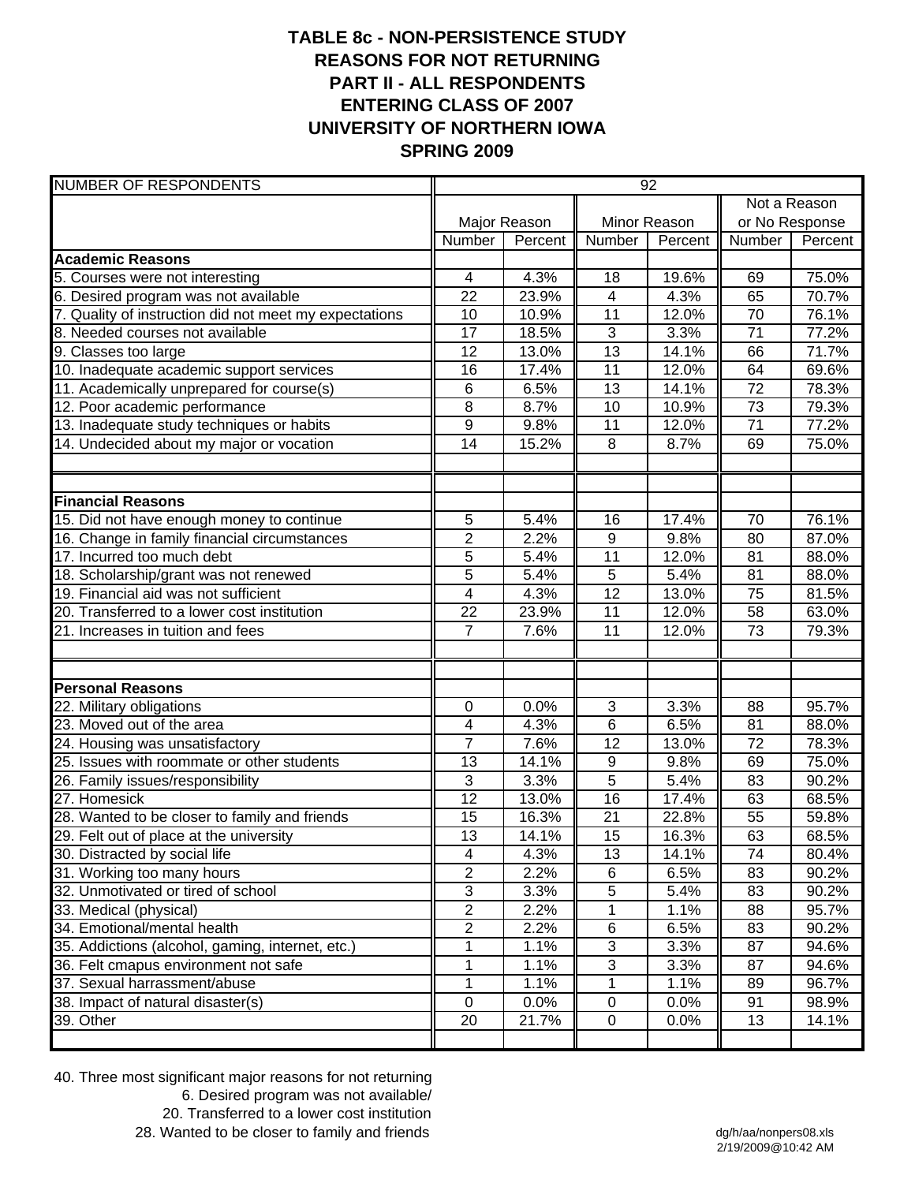# TABLE 8c - NON-PERSISTENCE STUDY
## REASONS FOR NOT RETURNING
## PART II - ALL RESPONDENTS
## ENTERING CLASS OF 2007
## UNIVERSITY OF NORTHERN IOWA
## SPRING 2009

| NUMBER OF RESPONDENTS | 92 | | | | | |
|---|---|---|---|---|---|---|
| | Major Reason | | Minor Reason | | Not a Reason or No Response | |
| | Number | Percent | Number | Percent | Number | Percent |
| **Academic Reasons** | | | | | | |
| 5. Courses were not interesting | 4 | 4.3% | 18 | 19.6% | 69 | 75.0% |
| 6. Desired program was not available | 22 | 23.9% | 4 | 4.3% | 65 | 70.7% |
| 7. Quality of instruction did not meet my expectations | 10 | 10.9% | 11 | 12.0% | 70 | 76.1% |
| 8. Needed courses not available | 17 | 18.5% | 3 | 3.3% | 71 | 77.2% |
| 9. Classes too large | 12 | 13.0% | 13 | 14.1% | 66 | 71.7% |
| 10. Inadequate academic support services | 16 | 17.4% | 11 | 12.0% | 64 | 69.6% |
| 11. Academically unprepared for course(s) | 6 | 6.5% | 13 | 14.1% | 72 | 78.3% |
| 12. Poor academic performance | 8 | 8.7% | 10 | 10.9% | 73 | 79.3% |
| 13. Inadequate study techniques or habits | 9 | 9.8% | 11 | 12.0% | 71 | 77.2% |
| 14. Undecided about my major or vocation | 14 | 15.2% | 8 | 8.7% | 69 | 75.0% |
| | | | | | | |
| **Financial Reasons** | | | | | | |
| 15. Did not have enough money to continue | 5 | 5.4% | 16 | 17.4% | 70 | 76.1% |
| 16. Change in family financial circumstances | 2 | 2.2% | 9 | 9.8% | 80 | 87.0% |
| 17. Incurred too much debt | 5 | 5.4% | 11 | 12.0% | 81 | 88.0% |
| 18. Scholarship/grant was not renewed | 5 | 5.4% | 5 | 5.4% | 81 | 88.0% |
| 19. Financial aid was not sufficient | 4 | 4.3% | 12 | 13.0% | 75 | 81.5% |
| 20. Transferred to a lower cost institution | 22 | 23.9% | 11 | 12.0% | 58 | 63.0% |
| 21. Increases in tuition and fees | 7 | 7.6% | 11 | 12.0% | 73 | 79.3% |
| | | | | | | |
| **Personal Reasons** | | | | | | |
| 22. Military obligations | 0 | 0.0% | 3 | 3.3% | 88 | 95.7% |
| 23. Moved out of the area | 4 | 4.3% | 6 | 6.5% | 81 | 88.0% |
| 24. Housing was unsatisfactory | 7 | 7.6% | 12 | 13.0% | 72 | 78.3% |
| 25. Issues with roommate or other students | 13 | 14.1% | 9 | 9.8% | 69 | 75.0% |
| 26. Family issues/responsibility | 3 | 3.3% | 5 | 5.4% | 83 | 90.2% |
| 27. Homesick | 12 | 13.0% | 16 | 17.4% | 63 | 68.5% |
| 28. Wanted to be closer to family and friends | 15 | 16.3% | 21 | 22.8% | 55 | 59.8% |
| 29. Felt out of place at the university | 13 | 14.1% | 15 | 16.3% | 63 | 68.5% |
| 30. Distracted by social life | 4 | 4.3% | 13 | 14.1% | 74 | 80.4% |
| 31. Working too many hours | 2 | 2.2% | 6 | 6.5% | 83 | 90.2% |
| 32. Unmotivated or tired of school | 3 | 3.3% | 5 | 5.4% | 83 | 90.2% |
| 33. Medical (physical) | 2 | 2.2% | 1 | 1.1% | 88 | 95.7% |
| 34. Emotional/mental health | 2 | 2.2% | 6 | 6.5% | 83 | 90.2% |
| 35. Addictions (alcohol, gaming, internet, etc.) | 1 | 1.1% | 3 | 3.3% | 87 | 94.6% |
| 36. Felt cmapus environment not safe | 1 | 1.1% | 3 | 3.3% | 87 | 94.6% |
| 37. Sexual harrassment/abuse | 1 | 1.1% | 1 | 1.1% | 89 | 96.7% |
| 38. Impact of natural disaster(s) | 0 | 0.0% | 0 | 0.0% | 91 | 98.9% |
| 39. Other | 20 | 21.7% | 0 | 0.0% | 13 | 14.1% |

40. Three most significant major reasons for not returning
6. Desired program was not available/
20. Transferred to a lower cost institution
28. Wanted to be closer to family and friends

dg/h/aa/nonpers08.xls
2/19/2009@10:42 AM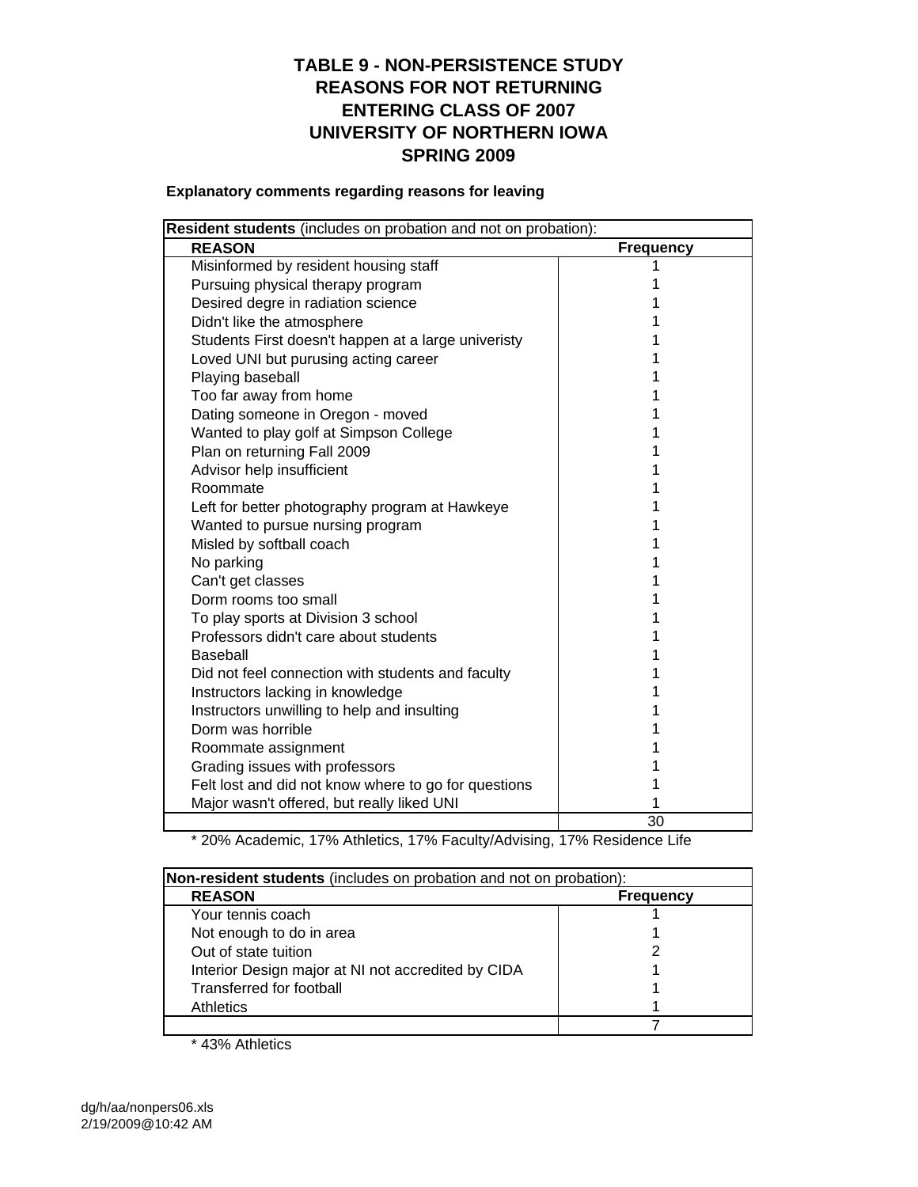# TABLE 9 - NON-PERSISTENCE STUDY
# REASONS FOR NOT RETURNING
# ENTERING CLASS OF 2007
# UNIVERSITY OF NORTHERN IOWA
# SPRING 2009

**Explanatory comments regarding reasons for leaving**

| **Resident students** (includes on probation and not on probation): | |
|---|---|
| **REASON** | **Frequency** |
| Misinformed by resident housing staff | 1 |
| Pursuing physical therapy program | 1 |
| Desired degre in radiation science | 1 |
| Didn't like the atmosphere | 1 |
| Students First doesn't happen at a large univeristy | 1 |
| Loved UNI but purusing acting career | 1 |
| Playing baseball | 1 |
| Too far away from home | 1 |
| Dating someone in Oregon - moved | 1 |
| Wanted to play golf at Simpson College | 1 |
| Plan on returning Fall 2009 | 1 |
| Advisor help insufficient | 1 |
| Roommate | 1 |
| Left for better photography program at Hawkeye | 1 |
| Wanted to pursue nursing program | 1 |
| Misled by softball coach | 1 |
| No parking | 1 |
| Can't get classes | 1 |
| Dorm rooms too small | 1 |
| To play sports at Division 3 school | 1 |
| Professors didn't care about students | 1 |
| Baseball | 1 |
| Did not feel connection with students and faculty | 1 |
| Instructors lacking in knowledge | 1 |
| Instructors unwilling to help and insulting | 1 |
| Dorm was horrible | 1 |
| Roommate assignment | 1 |
| Grading issues with professors | 1 |
| Felt lost and did not know where to go for questions | 1 |
| Major wasn't offered, but really liked UNI | 1 |
| | 30 |

* 20% Academic, 17% Athletics, 17% Faculty/Advising, 17% Residence Life

| **Non-resident students** (includes on probation and not on probation): | |
|---|---|
| **REASON** | **Frequency** |
| Your tennis coach | 1 |
| Not enough to do in area | 1 |
| Out of state tuition | 2 |
| Interior Design major at NI not accredited by CIDA | 1 |
| Transferred for football | 1 |
| Athletics | 1 |
| | 7 |

* 43% Athletics

dg/h/aa/nonpers06.xls
2/19/2009@10:42 AM